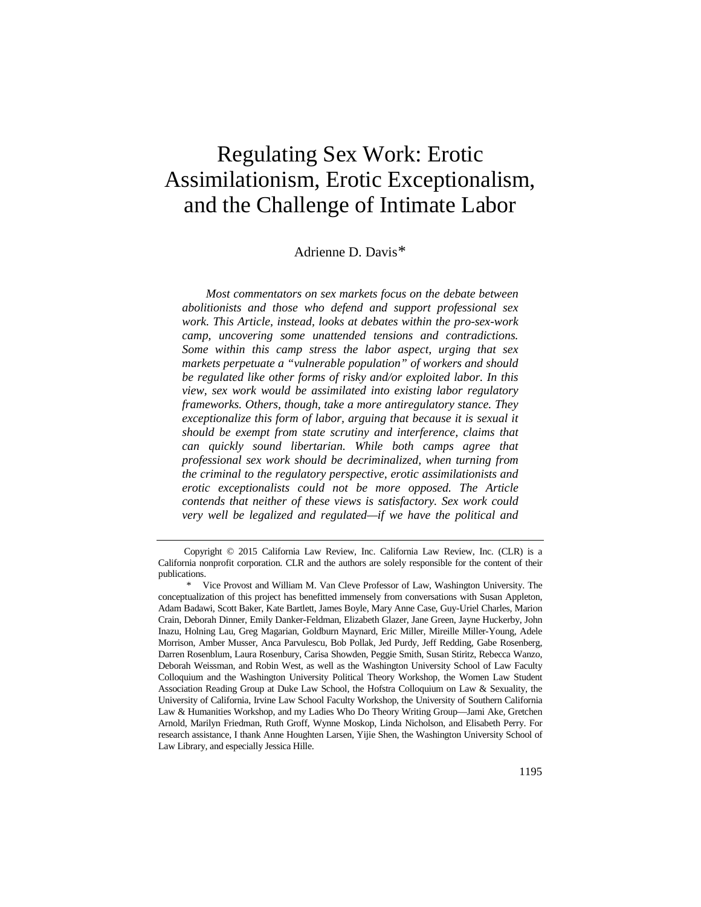# Regulating Sex Work: Erotic Assimilationism, Erotic Exceptionalism, and the Challenge of Intimate Labor

Adrienne D. Davis*

*Most commentators on sex markets focus on the debate between abolitionists and those who defend and support professional sex work. This Article, instead, looks at debates within the pro-sex-work camp, uncovering some unattended tensions and contradictions. Some within this camp stress the labor aspect, urging that sex markets perpetuate a "vulnerable population" of workers and should be regulated like other forms of risky and/or exploited labor. In this view, sex work would be assimilated into existing labor regulatory frameworks. Others, though, take a more antiregulatory stance. They exceptionalize this form of labor, arguing that because it is sexual it should be exempt from state scrutiny and interference, claims that can quickly sound libertarian. While both camps agree that professional sex work should be decriminalized, when turning from the criminal to the regulatory perspective, erotic assimilationists and erotic exceptionalists could not be more opposed. The Article contends that neither of these views is satisfactory. Sex work could very well be legalized and regulated—if we have the political and*

---

Copyright © 2015 California Law Review, Inc. California Law Review, Inc. (CLR) is a California nonprofit corporation. CLR and the authors are solely responsible for the content of their publications.

\* Vice Provost and William M. Van Cleve Professor of Law, Washington University. The conceptualization of this project has benefitted immensely from conversations with Susan Appleton, Adam Badawi, Scott Baker, Kate Bartlett, James Boyle, Mary Anne Case, Guy-Uriel Charles, Marion Crain, Deborah Dinner, Emily Danker-Feldman, Elizabeth Glazer, Jane Green, Jayne Huckerby, John Inazu, Holning Lau, Greg Magarian, Goldburn Maynard, Eric Miller, Mireille Miller-Young, Adele Morrison, Amber Musser, Anca Parvulescu, Bob Pollak, Jed Purdy, Jeff Redding, Gabe Rosenberg, Darren Rosenblum, Laura Rosenbury, Carisa Showden, Peggie Smith, Susan Stiritz, Rebecca Wanzo, Deborah Weissman, and Robin West, as well as the Washington University School of Law Faculty Colloquium and the Washington University Political Theory Workshop, the Women Law Student Association Reading Group at Duke Law School, the Hofstra Colloquium on Law & Sexuality, the University of California, Irvine Law School Faculty Workshop, the University of Southern California Law & Humanities Workshop, and my Ladies Who Do Theory Writing Group—Jami Ake, Gretchen Arnold, Marilyn Friedman, Ruth Groff, Wynne Moskop, Linda Nicholson, and Elisabeth Perry. For research assistance, I thank Anne Houghten Larsen, Yijie Shen, the Washington University School of Law Library, and especially Jessica Hille.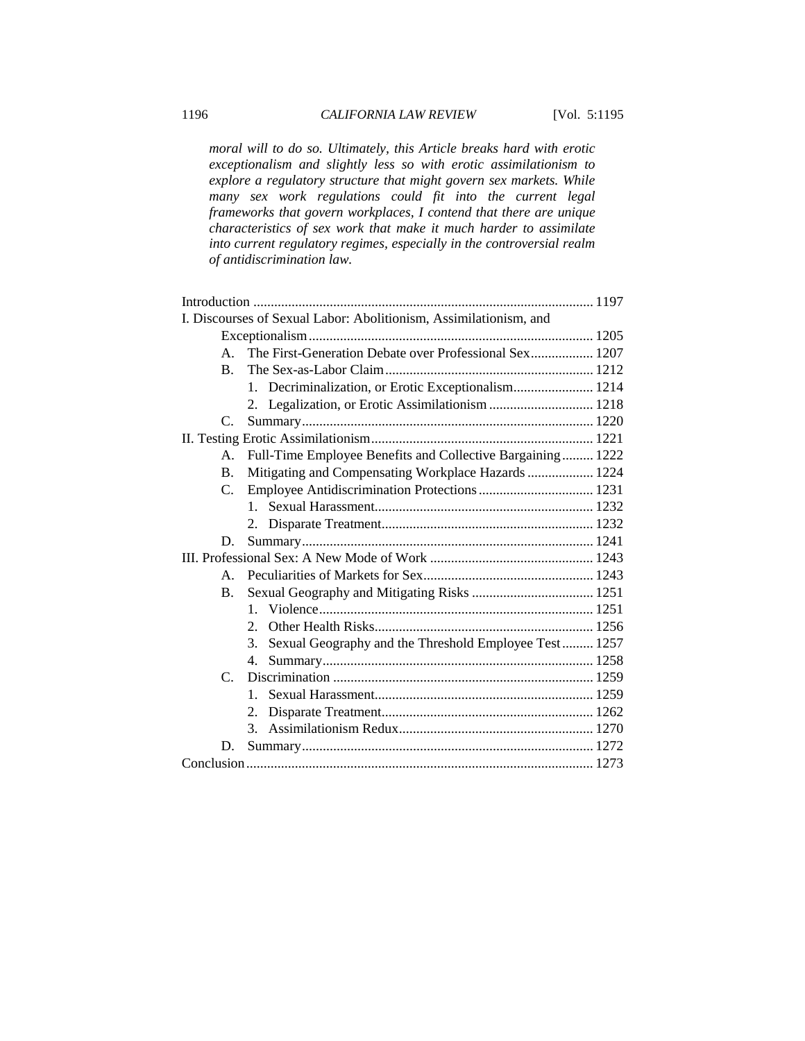*moral will to do so. Ultimately, this Article breaks hard with erotic exceptionalism and slightly less so with erotic assimilationism to explore a regulatory structure that might govern sex markets. While many sex work regulations could fit into the current legal frameworks that govern workplaces, I contend that there are unique characteristics of sex work that make it much harder to assimilate into current regulatory regimes, especially in the controversial realm of antidiscrimination law.*

| | |
|---|---|
| Introduction | 1197 |
| I. Discourses of Sexual Labor: Abolitionism, Assimilationism, and Exceptionalism | 1205 |
| A. The First-Generation Debate over Professional Sex | 1207 |
| B. The Sex-as-Labor Claim | 1212 |
| 1. Decriminalization, or Erotic Exceptionalism | 1214 |
| 2. Legalization, or Erotic Assimilationism | 1218 |
| C. Summary | 1220 |
| II. Testing Erotic Assimilationism | 1221 |
| A. Full-Time Employee Benefits and Collective Bargaining | 1222 |
| B. Mitigating and Compensating Workplace Hazards | 1224 |
| C. Employee Antidiscrimination Protections | 1231 |
| 1. Sexual Harassment | 1232 |
| 2. Disparate Treatment | 1232 |
| D. Summary | 1241 |
| III. Professional Sex: A New Mode of Work | 1243 |
| A. Peculiarities of Markets for Sex | 1243 |
| B. Sexual Geography and Mitigating Risks | 1251 |
| 1. Violence | 1251 |
| 2. Other Health Risks | 1256 |
| 3. Sexual Geography and the Threshold Employee Test | 1257 |
| 4. Summary | 1258 |
| C. Discrimination | 1259 |
| 1. Sexual Harassment | 1259 |
| 2. Disparate Treatment | 1262 |
| 3. Assimilationism Redux | 1270 |
| D. Summary | 1272 |
| Conclusion | 1273 |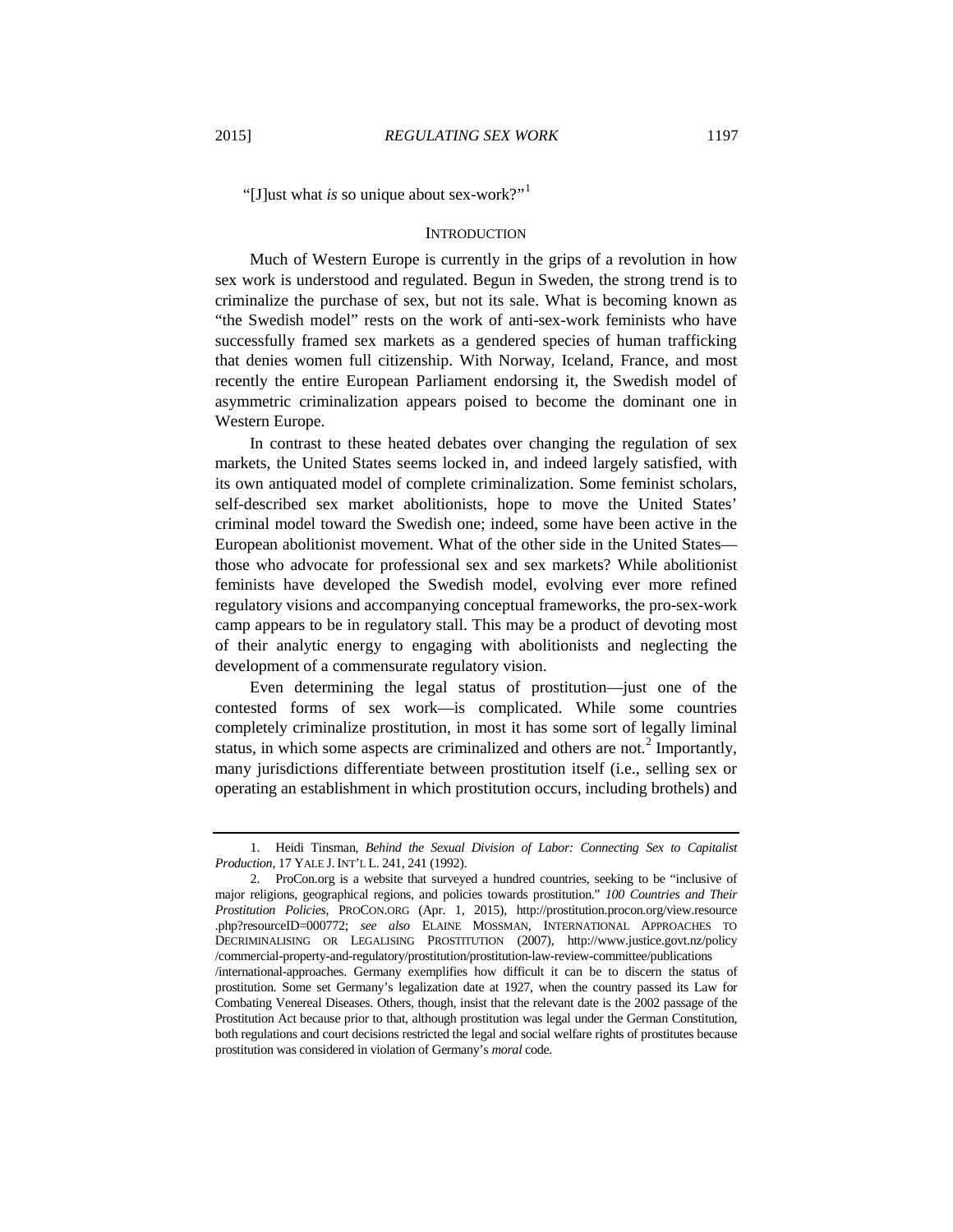"[J]ust what *is* so unique about sex-work?"[1]

## INTRODUCTION

Much of Western Europe is currently in the grips of a revolution in how sex work is understood and regulated. Begun in Sweden, the strong trend is to criminalize the purchase of sex, but not its sale. What is becoming known as "the Swedish model" rests on the work of anti-sex-work feminists who have successfully framed sex markets as a gendered species of human trafficking that denies women full citizenship. With Norway, Iceland, France, and most recently the entire European Parliament endorsing it, the Swedish model of asymmetric criminalization appears poised to become the dominant one in Western Europe.

In contrast to these heated debates over changing the regulation of sex markets, the United States seems locked in, and indeed largely satisfied, with its own antiquated model of complete criminalization. Some feminist scholars, self-described sex market abolitionists, hope to move the United States' criminal model toward the Swedish one; indeed, some have been active in the European abolitionist movement. What of the other side in the United States—those who advocate for professional sex and sex markets? While abolitionist feminists have developed the Swedish model, evolving ever more refined regulatory visions and accompanying conceptual frameworks, the pro-sex-work camp appears to be in regulatory stall. This may be a product of devoting most of their analytic energy to engaging with abolitionists and neglecting the development of a commensurate regulatory vision.

Even determining the legal status of prostitution—just one of the contested forms of sex work—is complicated. While some countries completely criminalize prostitution, in most it has some sort of legally liminal status, in which some aspects are criminalized and others are not.[2] Importantly, many jurisdictions differentiate between prostitution itself (i.e., selling sex or operating an establishment in which prostitution occurs, including brothels) and

---

1. Heidi Tinsman, *Behind the Sexual Division of Labor: Connecting Sex to Capitalist Production*, 17 YALE J. INT'L L. 241, 241 (1992).

2. ProCon.org is a website that surveyed a hundred countries, seeking to be "inclusive of major religions, geographical regions, and policies towards prostitution." *100 Countries and Their Prostitution Policies*, PROCON.ORG (Apr. 1, 2015), http://prostitution.procon.org/view.resource.php?resourceID=000772; *see also* ELAINE MOSSMAN, INTERNATIONAL APPROACHES TO DECRIMINALISING OR LEGALISING PROSTITUTION (2007), http://www.justice.govt.nz/policy/commercial-property-and-regulatory/prostitution/prostitution-law-review-committee/publications/international-approaches. Germany exemplifies how difficult it can be to discern the status of prostitution. Some set Germany's legalization date at 1927, when the country passed its Law for Combating Venereal Diseases. Others, though, insist that the relevant date is the 2002 passage of the Prostitution Act because prior to that, although prostitution was legal under the German Constitution, both regulations and court decisions restricted the legal and social welfare rights of prostitutes because prostitution was considered in violation of Germany's *moral* code.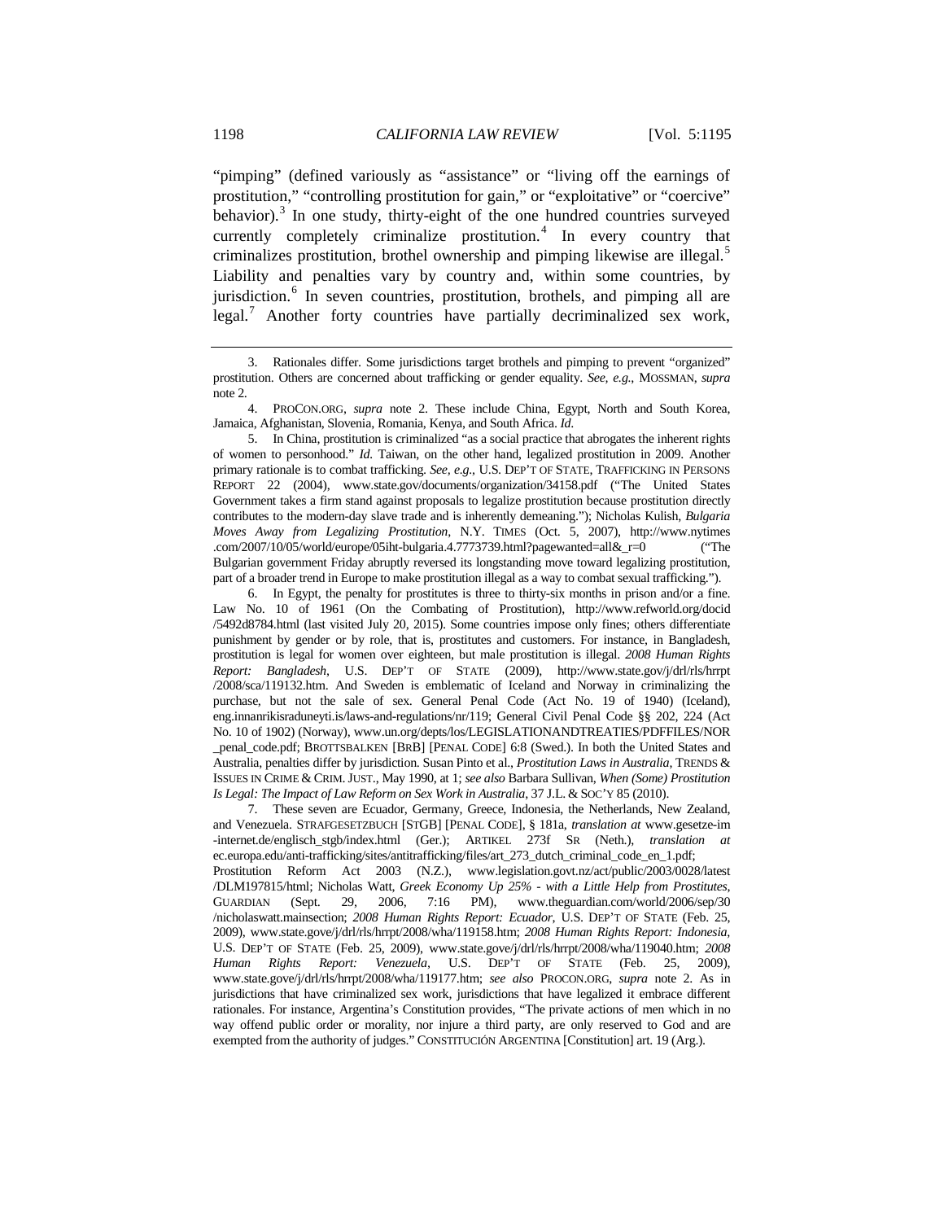"pimping" (defined variously as "assistance" or "living off the earnings of prostitution," "controlling prostitution for gain," or "exploitative" or "coercive" behavior).[3] In one study, thirty-eight of the one hundred countries surveyed currently completely criminalize prostitution.[4] In every country that criminalizes prostitution, brothel ownership and pimping likewise are illegal.[5] Liability and penalties vary by country and, within some countries, by jurisdiction.[6] In seven countries, prostitution, brothels, and pimping all are legal.[7] Another forty countries have partially decriminalized sex work,

---

3. Rationales differ. Some jurisdictions target brothels and pimping to prevent "organized" prostitution. Others are concerned about trafficking or gender equality. *See, e.g.*, MOSSMAN, *supra* note 2.

4. PROCON.ORG, *supra* note 2. These include China, Egypt, North and South Korea, Jamaica, Afghanistan, Slovenia, Romania, Kenya, and South Africa. *Id.*

5. In China, prostitution is criminalized "as a social practice that abrogates the inherent rights of women to personhood." *Id.* Taiwan, on the other hand, legalized prostitution in 2009. Another primary rationale is to combat trafficking. *See, e.g.*, U.S. DEP'T OF STATE, TRAFFICKING IN PERSONS REPORT 22 (2004), www.state.gov/documents/organization/34158.pdf ("The United States Government takes a firm stand against proposals to legalize prostitution because prostitution directly contributes to the modern-day slave trade and is inherently demeaning."); Nicholas Kulish, *Bulgaria Moves Away from Legalizing Prostitution*, N.Y. TIMES (Oct. 5, 2007), http://www.nytimes.com/2007/10/05/world/europe/05iht-bulgaria.4.7773739.html?pagewanted=all&_r=0 ("The Bulgarian government Friday abruptly reversed its longstanding move toward legalizing prostitution, part of a broader trend in Europe to make prostitution illegal as a way to combat sexual trafficking.").

6. In Egypt, the penalty for prostitutes is three to thirty-six months in prison and/or a fine. Law No. 10 of 1961 (On the Combating of Prostitution), http://www.refworld.org/docid/5492d8784.html (last visited July 20, 2015). Some countries impose only fines; others differentiate punishment by gender or by role, that is, prostitutes and customers. For instance, in Bangladesh, prostitution is legal for women over eighteen, but male prostitution is illegal. *2008 Human Rights Report: Bangladesh*, U.S. DEP'T OF STATE (2009), http://www.state.gov/j/drl/rls/hrrpt/2008/sca/119132.htm. And Sweden is emblematic of Iceland and Norway in criminalizing the purchase, but not the sale of sex. General Penal Code (Act No. 19 of 1940) (Iceland), eng.innanrikisraduneyti.is/laws-and-regulations/nr/119; General Civil Penal Code §§ 202, 224 (Act No. 10 of 1902) (Norway), www.un.org/depts/los/LEGISLATIONANDTREATIES/PDFFILES/NOR_penal_code.pdf; BROTTSBALKEN [BRB] [PENAL CODE] 6:8 (Swed.). In both the United States and Australia, penalties differ by jurisdiction. Susan Pinto et al., *Prostitution Laws in Australia*, TRENDS & ISSUES IN CRIME & CRIM. JUST., May 1990, at 1; *see also* Barbara Sullivan, *When (Some) Prostitution Is Legal: The Impact of Law Reform on Sex Work in Australia*, 37 J.L. & SOC'Y 85 (2010).

7. These seven are Ecuador, Germany, Greece, Indonesia, the Netherlands, New Zealand, and Venezuela. STRAFGESETZBUCH [STGB] [PENAL CODE], § 181a, *translation at* www.gesetze-im-internet.de/englisch_stgb/index.html (Ger.); ARTIKEL 273f SR (Neth.), *translation at* ec.europa.edu/anti-trafficking/sites/antitrafficking/files/art_273_dutch_criminal_code_en_1.pdf; Prostitution Reform Act 2003 (N.Z.), www.legislation.govt.nz/act/public/2003/0028/latest/DLM197815/html; Nicholas Watt, *Greek Economy Up 25% - with a Little Help from Prostitutes*, GUARDIAN (Sept. 29, 2006, 7:16 PM), www.theguardian.com/world/2006/sep/30/nicholaswatt.mainsection; *2008 Human Rights Report: Ecuador*, U.S. DEP'T OF STATE (Feb. 25, 2009), www.state.gove/j/drl/rls/hrrpt/2008/wha/119158.htm; *2008 Human Rights Report: Indonesia*, U.S. DEP'T OF STATE (Feb. 25, 2009), www.state.gove/j/drl/rls/hrrpt/2008/wha/119040.htm; *2008 Human Rights Report: Venezuela*, U.S. DEP'T OF STATE (Feb. 25, 2009), www.state.gove/j/drl/rls/hrrpt/2008/wha/119177.htm; *see also* PROCON.ORG, *supra* note 2. As in jurisdictions that have criminalized sex work, jurisdictions that have legalized it embrace different rationales. For instance, Argentina's Constitution provides, "The private actions of men which in no way offend public order or morality, nor injure a third party, are only reserved to God and are exempted from the authority of judges." CONSTITUCIÓN ARGENTINA [Constitution] art. 19 (Arg.).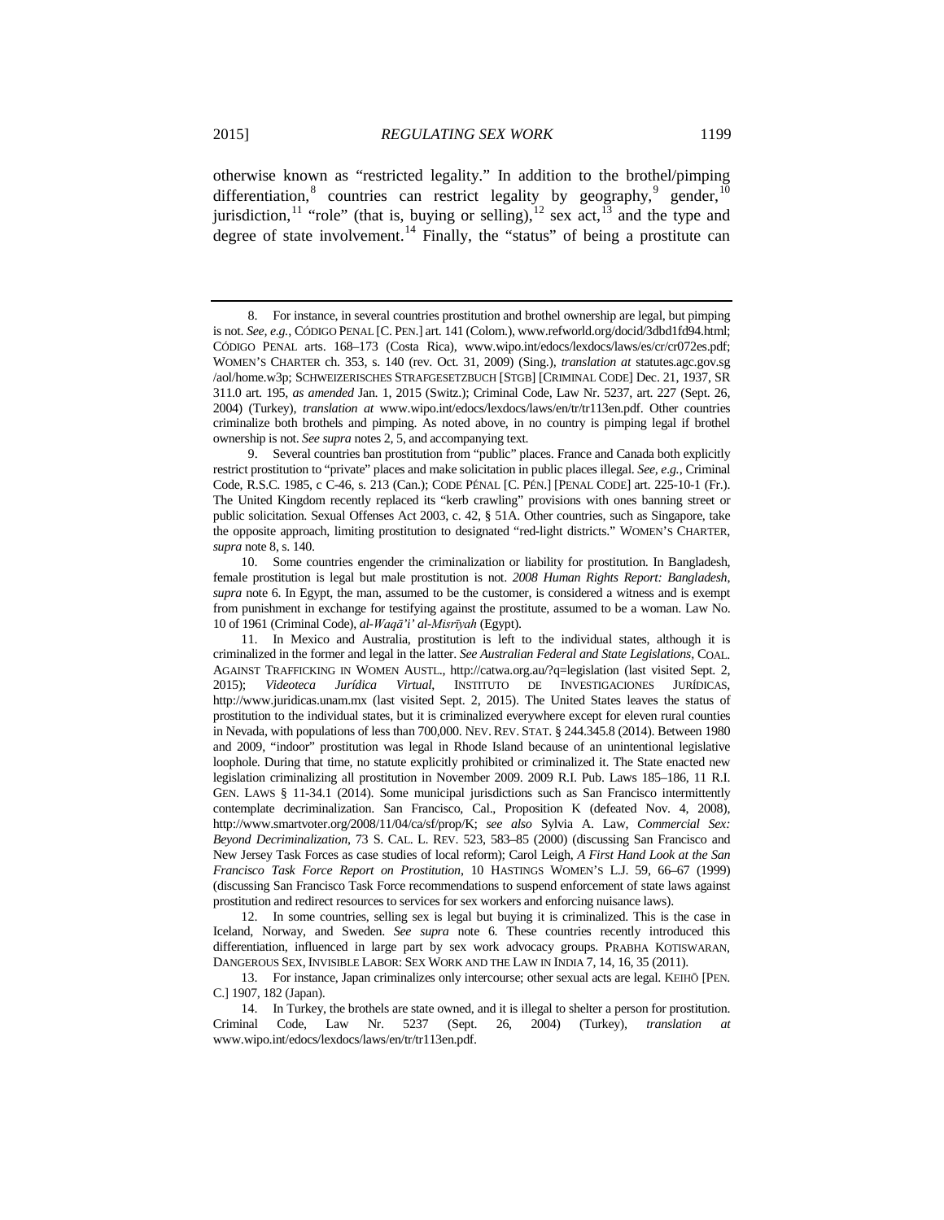otherwise known as "restricted legality." In addition to the brothel/pimping differentiation,[8] countries can restrict legality by geography,[9] gender,[10] jurisdiction,[11] "role" (that is, buying or selling),[12] sex act,[13] and the type and degree of state involvement.[14] Finally, the "status" of being a prostitute can

---

8. For instance, in several countries prostitution and brothel ownership are legal, but pimping is not. *See, e.g.*, CÓDIGO PENAL [C. PEN.] art. 141 (Colom.), www.refworld.org/docid/3dbd1fd94.html; CÓDIGO PENAL arts. 168–173 (Costa Rica), www.wipo.int/edocs/lexdocs/laws/es/cr/cr072es.pdf; WOMEN'S CHARTER ch. 353, s. 140 (rev. Oct. 31, 2009) (Sing.), *translation at* statutes.agc.gov.sg /aol/home.w3p; SCHWEIZERISCHES STRAFGESETZBUCH [STGB] [CRIMINAL CODE] Dec. 21, 1937, SR 311.0 art. 195, *as amended* Jan. 1, 2015 (Switz.); Criminal Code, Law Nr. 5237, art. 227 (Sept. 26, 2004) (Turkey), *translation at* www.wipo.int/edocs/lexdocs/laws/en/tr/tr113en.pdf. Other countries criminalize both brothels and pimping. As noted above, in no country is pimping legal if brothel ownership is not. *See supra* notes 2, 5, and accompanying text.

9. Several countries ban prostitution from "public" places. France and Canada both explicitly restrict prostitution to "private" places and make solicitation in public places illegal. *See, e.g.*, Criminal Code, R.S.C. 1985, c C-46, s. 213 (Can.); CODE PÉNAL [C. PÉN.] [PENAL CODE] art. 225-10-1 (Fr.). The United Kingdom recently replaced its "kerb crawling" provisions with ones banning street or public solicitation. Sexual Offenses Act 2003, c. 42, § 51A. Other countries, such as Singapore, take the opposite approach, limiting prostitution to designated "red-light districts." WOMEN'S CHARTER, *supra* note 8, s. 140.

10. Some countries engender the criminalization or liability for prostitution. In Bangladesh, female prostitution is legal but male prostitution is not. *2008 Human Rights Report: Bangladesh*, *supra* note 6. In Egypt, the man, assumed to be the customer, is considered a witness and is exempt from punishment in exchange for testifying against the prostitute, assumed to be a woman. Law No. 10 of 1961 (Criminal Code), *al-Waqā'i' al-Misrīyah* (Egypt).

11. In Mexico and Australia, prostitution is left to the individual states, although it is criminalized in the former and legal in the latter. *See Australian Federal and State Legislations*, COAL. AGAINST TRAFFICKING IN WOMEN AUSTL., http://catwa.org.au/?q=legislation (last visited Sept. 2, 2015); *Videoteca Jurídica Virtual*, INSTITUTO DE INVESTIGACIONES JURÍDICAS, http://www.juridicas.unam.mx (last visited Sept. 2, 2015). The United States leaves the status of prostitution to the individual states, but it is criminalized everywhere except for eleven rural counties in Nevada, with populations of less than 700,000. NEV. REV. STAT. § 244.345.8 (2014). Between 1980 and 2009, "indoor" prostitution was legal in Rhode Island because of an unintentional legislative loophole. During that time, no statute explicitly prohibited or criminalized it. The State enacted new legislation criminalizing all prostitution in November 2009. 2009 R.I. Pub. Laws 185–186, 11 R.I. GEN. LAWS § 11-34.1 (2014). Some municipal jurisdictions such as San Francisco intermittently contemplate decriminalization. San Francisco, Cal., Proposition K (defeated Nov. 4, 2008), http://www.smartvoter.org/2008/11/04/ca/sf/prop/K; *see also* Sylvia A. Law, *Commercial Sex: Beyond Decriminalization*, 73 S. CAL. L. REV. 523, 583–85 (2000) (discussing San Francisco and New Jersey Task Forces as case studies of local reform); Carol Leigh, *A First Hand Look at the San Francisco Task Force Report on Prostitution*, 10 HASTINGS WOMEN'S L.J. 59, 66–67 (1999) (discussing San Francisco Task Force recommendations to suspend enforcement of state laws against prostitution and redirect resources to services for sex workers and enforcing nuisance laws).

12. In some countries, selling sex is legal but buying it is criminalized. This is the case in Iceland, Norway, and Sweden. *See supra* note 6. These countries recently introduced this differentiation, influenced in large part by sex work advocacy groups. PRABHA KOTISWARAN, DANGEROUS SEX, INVISIBLE LABOR: SEX WORK AND THE LAW IN INDIA 7, 14, 16, 35 (2011).

13. For instance, Japan criminalizes only intercourse; other sexual acts are legal. KEIHŌ [PEN. C.] 1907, 182 (Japan).

14. In Turkey, the brothels are state owned, and it is illegal to shelter a person for prostitution. Criminal Code, Law Nr. 5237 (Sept. 26, 2004) (Turkey), *translation at* www.wipo.int/edocs/lexdocs/laws/en/tr/tr113en.pdf.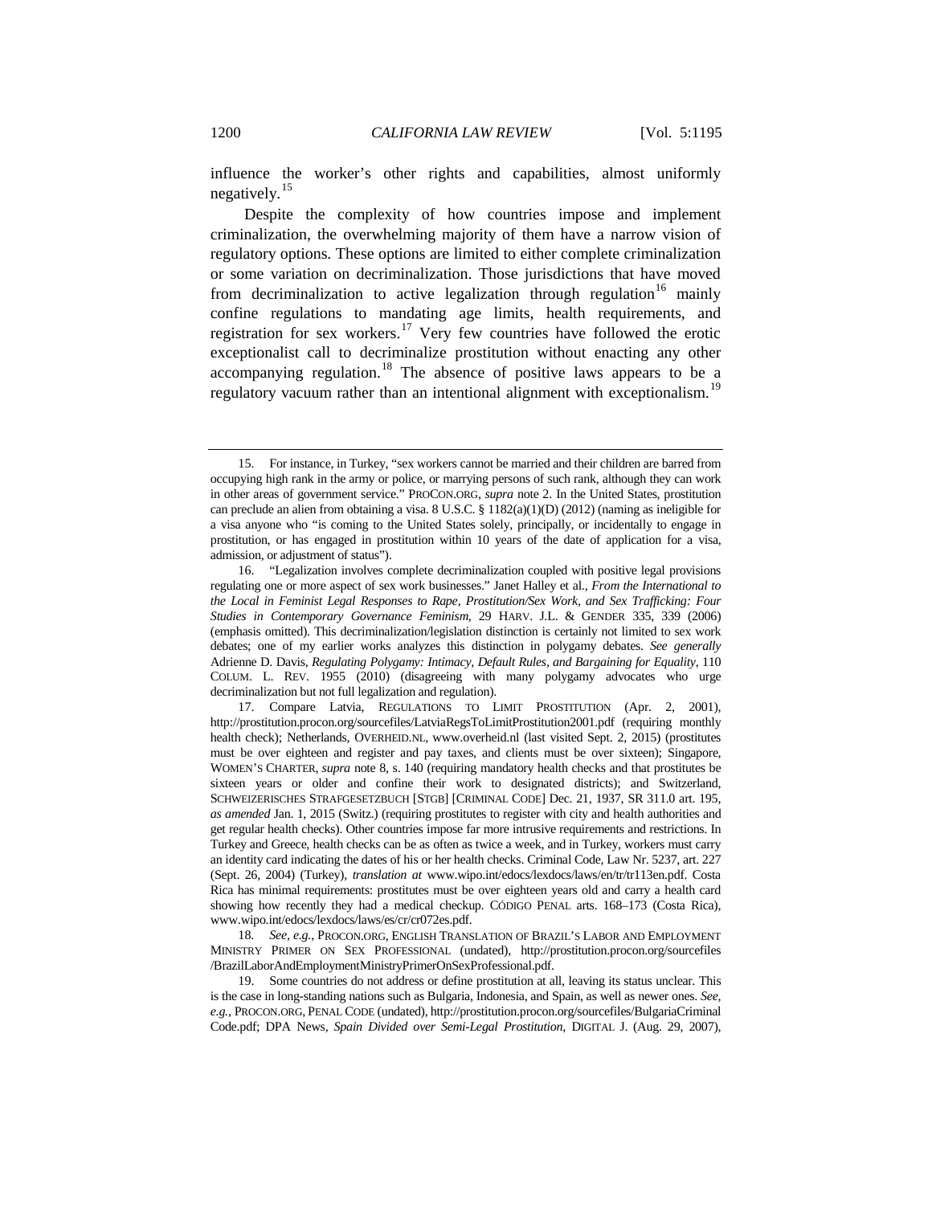influence the worker's other rights and capabilities, almost uniformly negatively.[15]

Despite the complexity of how countries impose and implement criminalization, the overwhelming majority of them have a narrow vision of regulatory options. These options are limited to either complete criminalization or some variation on decriminalization. Those jurisdictions that have moved from decriminalization to active legalization through regulation[16] mainly confine regulations to mandating age limits, health requirements, and registration for sex workers.[17] Very few countries have followed the erotic exceptionalist call to decriminalize prostitution without enacting any other accompanying regulation.[18] The absence of positive laws appears to be a regulatory vacuum rather than an intentional alignment with exceptionalism.[19]

---

15. For instance, in Turkey, "sex workers cannot be married and their children are barred from occupying high rank in the army or police, or marrying persons of such rank, although they can work in other areas of government service." PROCON.ORG, *supra* note 2. In the United States, prostitution can preclude an alien from obtaining a visa. 8 U.S.C. § 1182(a)(1)(D) (2012) (naming as ineligible for a visa anyone who "is coming to the United States solely, principally, or incidentally to engage in prostitution, or has engaged in prostitution within 10 years of the date of application for a visa, admission, or adjustment of status").

16. "Legalization involves complete decriminalization coupled with positive legal provisions regulating one or more aspect of sex work businesses." Janet Halley et al., *From the International to the Local in Feminist Legal Responses to Rape, Prostitution/Sex Work, and Sex Trafficking: Four Studies in Contemporary Governance Feminism*, 29 HARV. J.L. & GENDER 335, 339 (2006) (emphasis omitted). This decriminalization/legislation distinction is certainly not limited to sex work debates; one of my earlier works analyzes this distinction in polygamy debates. *See generally* Adrienne D. Davis, *Regulating Polygamy: Intimacy, Default Rules, and Bargaining for Equality*, 110 COLUM. L. REV. 1955 (2010) (disagreeing with many polygamy advocates who urge decriminalization but not full legalization and regulation).

17. Compare Latvia, REGULATIONS TO LIMIT PROSTITUTION (Apr. 2, 2001), http://prostitution.procon.org/sourcefiles/LatviaRegsToLimitProstitution2001.pdf (requiring monthly health check); Netherlands, OVERHEID.NL, www.overheid.nl (last visited Sept. 2, 2015) (prostitutes must be over eighteen and register and pay taxes, and clients must be over sixteen); Singapore, WOMEN'S CHARTER, *supra* note 8, s. 140 (requiring mandatory health checks and that prostitutes be sixteen years or older and confine their work to designated districts); and Switzerland, SCHWEIZERISCHES STRAFGESETZBUCH [STGB] [CRIMINAL CODE] Dec. 21, 1937, SR 311.0 art. 195, *as amended* Jan. 1, 2015 (Switz.) (requiring prostitutes to register with city and health authorities and get regular health checks). Other countries impose far more intrusive requirements and restrictions. In Turkey and Greece, health checks can be as often as twice a week, and in Turkey, workers must carry an identity card indicating the dates of his or her health checks. Criminal Code, Law Nr. 5237, art. 227 (Sept. 26, 2004) (Turkey), *translation at* www.wipo.int/edocs/lexdocs/laws/en/tr/tr113en.pdf. Costa Rica has minimal requirements: prostitutes must be over eighteen years old and carry a health card showing how recently they had a medical checkup. CÓDIGO PENAL arts. 168–173 (Costa Rica), www.wipo.int/edocs/lexdocs/laws/es/cr/cr072es.pdf.

18. *See, e.g.*, PROCON.ORG, ENGLISH TRANSLATION OF BRAZIL'S LABOR AND EMPLOYMENT MINISTRY PRIMER ON SEX PROFESSIONAL (undated), http://prostitution.procon.org/sourcefiles/BrazilLaborAndEmploymentMinistryPrimerOnSexProfessional.pdf.

19. Some countries do not address or define prostitution at all, leaving its status unclear. This is the case in long-standing nations such as Bulgaria, Indonesia, and Spain, as well as newer ones. *See, e.g.*, PROCON.ORG, PENAL CODE (undated), http://prostitution.procon.org/sourcefiles/BulgariaCriminalCode.pdf; DPA News, *Spain Divided over Semi-Legal Prostitution*, DIGITAL J. (Aug. 29, 2007),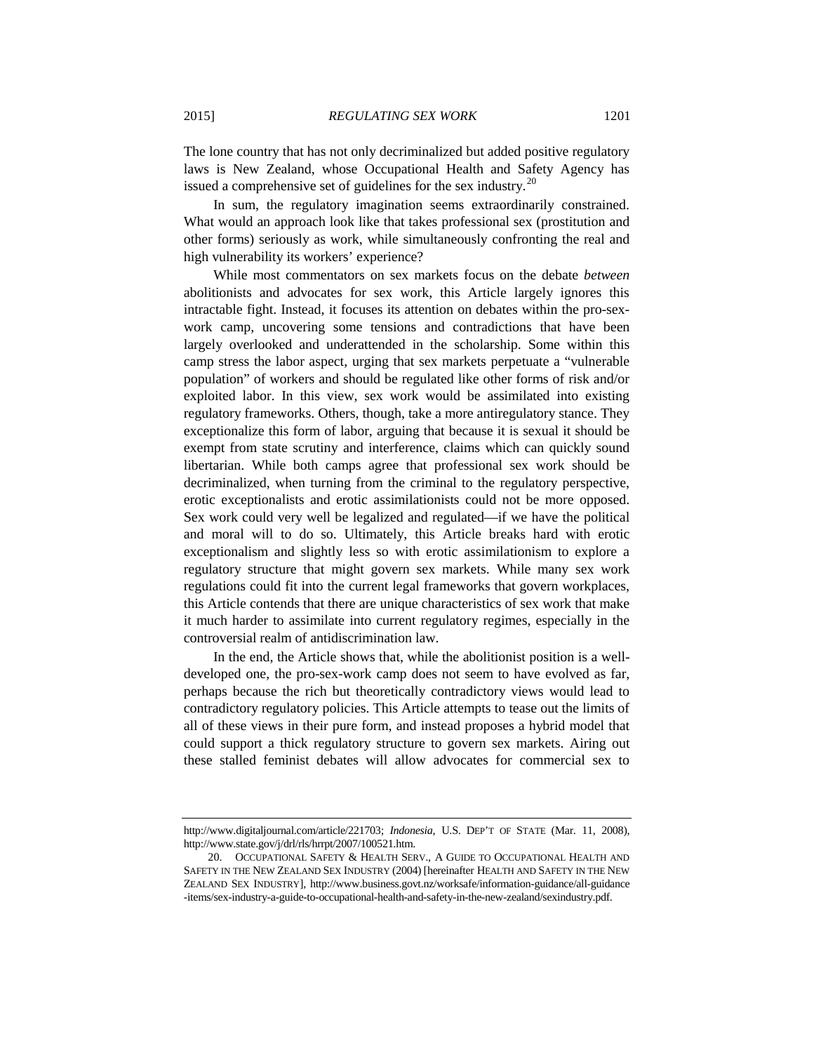The lone country that has not only decriminalized but added positive regulatory laws is New Zealand, whose Occupational Health and Safety Agency has issued a comprehensive set of guidelines for the sex industry.[20]

In sum, the regulatory imagination seems extraordinarily constrained. What would an approach look like that takes professional sex (prostitution and other forms) seriously as work, while simultaneously confronting the real and high vulnerability its workers' experience?

While most commentators on sex markets focus on the debate *between* abolitionists and advocates for sex work, this Article largely ignores this intractable fight. Instead, it focuses its attention on debates within the pro-sex-work camp, uncovering some tensions and contradictions that have been largely overlooked and underattended in the scholarship. Some within this camp stress the labor aspect, urging that sex markets perpetuate a "vulnerable population" of workers and should be regulated like other forms of risk and/or exploited labor. In this view, sex work would be assimilated into existing regulatory frameworks. Others, though, take a more antiregulatory stance. They exceptionalize this form of labor, arguing that because it is sexual it should be exempt from state scrutiny and interference, claims which can quickly sound libertarian. While both camps agree that professional sex work should be decriminalized, when turning from the criminal to the regulatory perspective, erotic exceptionalists and erotic assimilationists could not be more opposed. Sex work could very well be legalized and regulated—if we have the political and moral will to do so. Ultimately, this Article breaks hard with erotic exceptionalism and slightly less so with erotic assimilationism to explore a regulatory structure that might govern sex markets. While many sex work regulations could fit into the current legal frameworks that govern workplaces, this Article contends that there are unique characteristics of sex work that make it much harder to assimilate into current regulatory regimes, especially in the controversial realm of antidiscrimination law.

In the end, the Article shows that, while the abolitionist position is a well-developed one, the pro-sex-work camp does not seem to have evolved as far, perhaps because the rich but theoretically contradictory views would lead to contradictory regulatory policies. This Article attempts to tease out the limits of all of these views in their pure form, and instead proposes a hybrid model that could support a thick regulatory structure to govern sex markets. Airing out these stalled feminist debates will allow advocates for commercial sex to

---

http://www.digitaljournal.com/article/221703; *Indonesia*, U.S. DEP'T OF STATE (Mar. 11, 2008), http://www.state.gov/j/drl/rls/hrrpt/2007/100521.htm.

20. OCCUPATIONAL SAFETY & HEALTH SERV., A GUIDE TO OCCUPATIONAL HEALTH AND SAFETY IN THE NEW ZEALAND SEX INDUSTRY (2004) [hereinafter HEALTH AND SAFETY IN THE NEW ZEALAND SEX INDUSTRY], http://www.business.govt.nz/worksafe/information-guidance/all-guidance-items/sex-industry-a-guide-to-occupational-health-and-safety-in-the-new-zealand/sexindustry.pdf.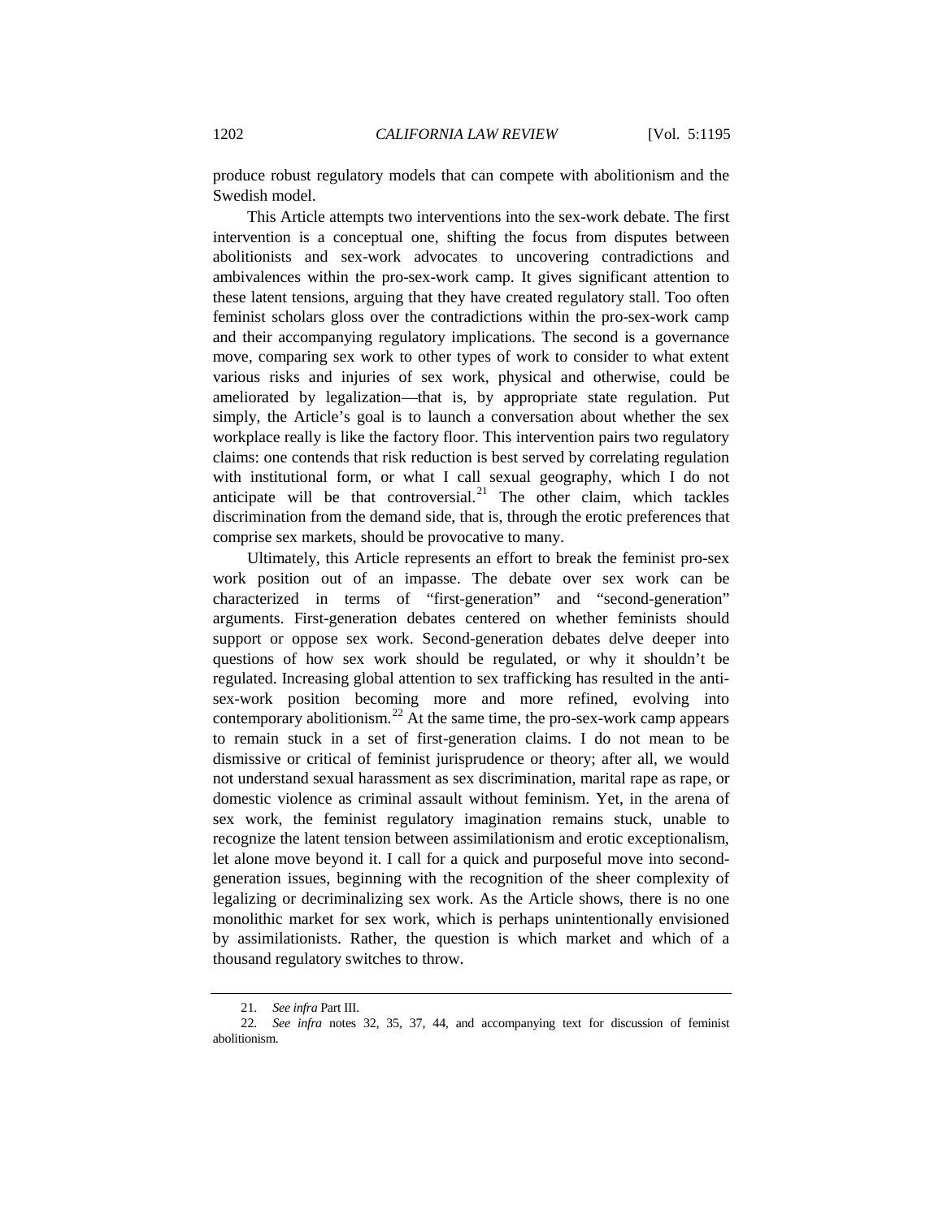produce robust regulatory models that can compete with abolitionism and the Swedish model.

This Article attempts two interventions into the sex-work debate. The first intervention is a conceptual one, shifting the focus from disputes between abolitionists and sex-work advocates to uncovering contradictions and ambivalences within the pro-sex-work camp. It gives significant attention to these latent tensions, arguing that they have created regulatory stall. Too often feminist scholars gloss over the contradictions within the pro-sex-work camp and their accompanying regulatory implications. The second is a governance move, comparing sex work to other types of work to consider to what extent various risks and injuries of sex work, physical and otherwise, could be ameliorated by legalization—that is, by appropriate state regulation. Put simply, the Article's goal is to launch a conversation about whether the sex workplace really is like the factory floor. This intervention pairs two regulatory claims: one contends that risk reduction is best served by correlating regulation with institutional form, or what I call sexual geography, which I do not anticipate will be that controversial.[21] The other claim, which tackles discrimination from the demand side, that is, through the erotic preferences that comprise sex markets, should be provocative to many.

Ultimately, this Article represents an effort to break the feminist pro-sex work position out of an impasse. The debate over sex work can be characterized in terms of "first-generation" and "second-generation" arguments. First-generation debates centered on whether feminists should support or oppose sex work. Second-generation debates delve deeper into questions of how sex work should be regulated, or why it shouldn't be regulated. Increasing global attention to sex trafficking has resulted in the anti-sex-work position becoming more and more refined, evolving into contemporary abolitionism.[22] At the same time, the pro-sex-work camp appears to remain stuck in a set of first-generation claims. I do not mean to be dismissive or critical of feminist jurisprudence or theory; after all, we would not understand sexual harassment as sex discrimination, marital rape as rape, or domestic violence as criminal assault without feminism. Yet, in the arena of sex work, the feminist regulatory imagination remains stuck, unable to recognize the latent tension between assimilationism and erotic exceptionalism, let alone move beyond it. I call for a quick and purposeful move into second-generation issues, beginning with the recognition of the sheer complexity of legalizing or decriminalizing sex work. As the Article shows, there is no one monolithic market for sex work, which is perhaps unintentionally envisioned by assimilationists. Rather, the question is which market and which of a thousand regulatory switches to throw.

21. *See infra* Part III.

22. *See infra* notes 32, 35, 37, 44, and accompanying text for discussion of feminist abolitionism.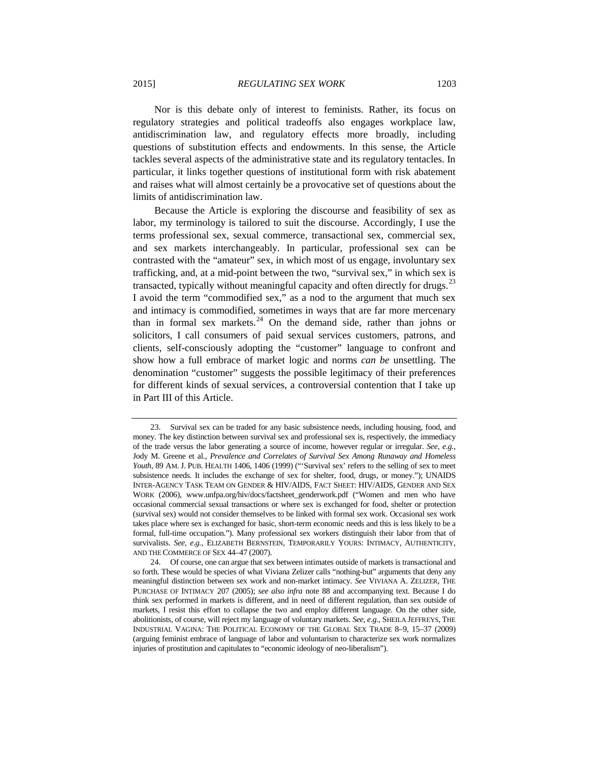Nor is this debate only of interest to feminists. Rather, its focus on regulatory strategies and political tradeoffs also engages workplace law, antidiscrimination law, and regulatory effects more broadly, including questions of substitution effects and endowments. In this sense, the Article tackles several aspects of the administrative state and its regulatory tentacles. In particular, it links together questions of institutional form with risk abatement and raises what will almost certainly be a provocative set of questions about the limits of antidiscrimination law.

Because the Article is exploring the discourse and feasibility of sex as labor, my terminology is tailored to suit the discourse. Accordingly, I use the terms professional sex, sexual commerce, transactional sex, commercial sex, and sex markets interchangeably. In particular, professional sex can be contrasted with the "amateur" sex, in which most of us engage, involuntary sex trafficking, and, at a mid-point between the two, "survival sex," in which sex is transacted, typically without meaningful capacity and often directly for drugs.[23] I avoid the term "commodified sex," as a nod to the argument that much sex and intimacy is commodified, sometimes in ways that are far more mercenary than in formal sex markets.[24] On the demand side, rather than johns or solicitors, I call consumers of paid sexual services customers, patrons, and clients, self-consciously adopting the "customer" language to confront and show how a full embrace of market logic and norms *can be* unsettling. The denomination "customer" suggests the possible legitimacy of their preferences for different kinds of sexual services, a controversial contention that I take up in Part III of this Article.

---

23. Survival sex can be traded for any basic subsistence needs, including housing, food, and money. The key distinction between survival sex and professional sex is, respectively, the immediacy of the trade versus the labor generating a source of income, however regular or irregular. *See, e.g.*, Jody M. Greene et al., *Prevalence and Correlates of Survival Sex Among Runaway and Homeless Youth*, 89 AM. J. PUB. HEALTH 1406, 1406 (1999) ("'Survival sex' refers to the selling of sex to meet subsistence needs. It includes the exchange of sex for shelter, food, drugs, or money."); UNAIDS INTER-AGENCY TASK TEAM ON GENDER & HIV/AIDS, FACT SHEET: HIV/AIDS, GENDER AND SEX WORK (2006), www.unfpa.org/hiv/docs/factsheet_genderwork.pdf ("Women and men who have occasional commercial sexual transactions or where sex is exchanged for food, shelter or protection (survival sex) would not consider themselves to be linked with formal sex work. Occasional sex work takes place where sex is exchanged for basic, short-term economic needs and this is less likely to be a formal, full-time occupation."). Many professional sex workers distinguish their labor from that of survivalists. *See, e.g.*, ELIZABETH BERNSTEIN, TEMPORARILY YOURS: INTIMACY, AUTHENTICITY, AND THE COMMERCE OF SEX 44–47 (2007).

24. Of course, one can argue that sex between intimates outside of markets is transactional and so forth. These would be species of what Viviana Zelizer calls "nothing-but" arguments that deny any meaningful distinction between sex work and non-market intimacy. *See* VIVIANA A. ZELIZER, THE PURCHASE OF INTIMACY 207 (2005); *see also infra* note 88 and accompanying text. Because I do think sex performed in markets is different, and in need of different regulation, than sex outside of markets, I resist this effort to collapse the two and employ different language. On the other side, abolitionists, of course, will reject my language of voluntary markets. *See, e.g.*, SHEILA JEFFREYS, THE INDUSTRIAL VAGINA: THE POLITICAL ECONOMY OF THE GLOBAL SEX TRADE 8–9, 15–37 (2009) (arguing feminist embrace of language of labor and voluntarism to characterize sex work normalizes injuries of prostitution and capitulates to "economic ideology of neo-liberalism").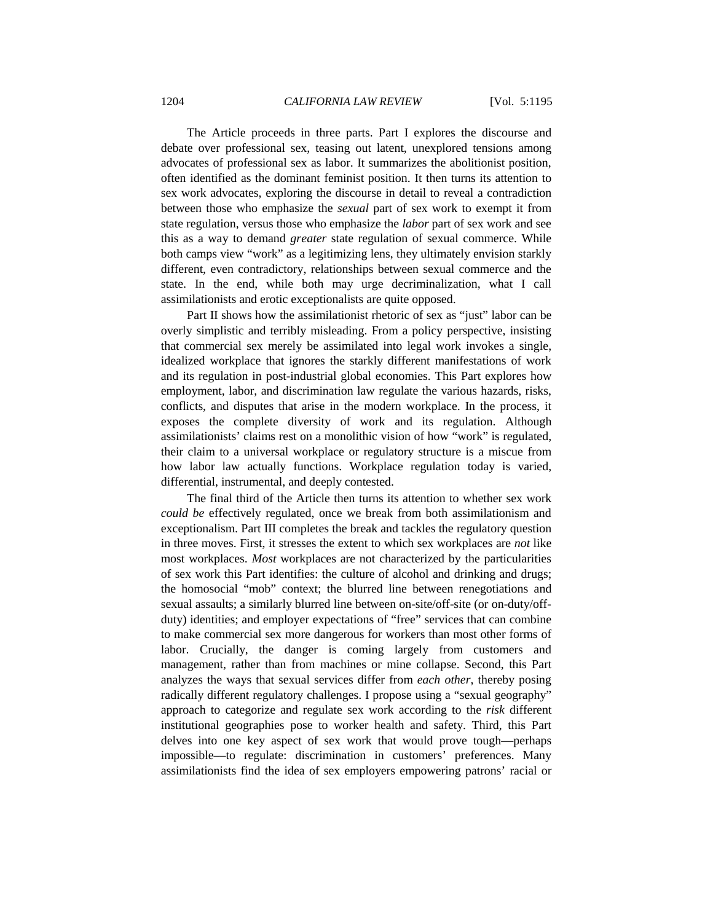The Article proceeds in three parts. Part I explores the discourse and debate over professional sex, teasing out latent, unexplored tensions among advocates of professional sex as labor. It summarizes the abolitionist position, often identified as the dominant feminist position. It then turns its attention to sex work advocates, exploring the discourse in detail to reveal a contradiction between those who emphasize the *sexual* part of sex work to exempt it from state regulation, versus those who emphasize the *labor* part of sex work and see this as a way to demand *greater* state regulation of sexual commerce. While both camps view "work" as a legitimizing lens, they ultimately envision starkly different, even contradictory, relationships between sexual commerce and the state. In the end, while both may urge decriminalization, what I call assimilationists and erotic exceptionalists are quite opposed.

Part II shows how the assimilationist rhetoric of sex as "just" labor can be overly simplistic and terribly misleading. From a policy perspective, insisting that commercial sex merely be assimilated into legal work invokes a single, idealized workplace that ignores the starkly different manifestations of work and its regulation in post-industrial global economies. This Part explores how employment, labor, and discrimination law regulate the various hazards, risks, conflicts, and disputes that arise in the modern workplace. In the process, it exposes the complete diversity of work and its regulation. Although assimilationists' claims rest on a monolithic vision of how "work" is regulated, their claim to a universal workplace or regulatory structure is a miscue from how labor law actually functions. Workplace regulation today is varied, differential, instrumental, and deeply contested.

The final third of the Article then turns its attention to whether sex work *could be* effectively regulated, once we break from both assimilationism and exceptionalism. Part III completes the break and tackles the regulatory question in three moves. First, it stresses the extent to which sex workplaces are *not* like most workplaces. *Most* workplaces are not characterized by the particularities of sex work this Part identifies: the culture of alcohol and drinking and drugs; the homosocial "mob" context; the blurred line between renegotiations and sexual assaults; a similarly blurred line between on-site/off-site (or on-duty/off-duty) identities; and employer expectations of "free" services that can combine to make commercial sex more dangerous for workers than most other forms of labor. Crucially, the danger is coming largely from customers and management, rather than from machines or mine collapse. Second, this Part analyzes the ways that sexual services differ from *each other*, thereby posing radically different regulatory challenges. I propose using a "sexual geography" approach to categorize and regulate sex work according to the *risk* different institutional geographies pose to worker health and safety. Third, this Part delves into one key aspect of sex work that would prove tough—perhaps impossible—to regulate: discrimination in customers' preferences. Many assimilationists find the idea of sex employers empowering patrons' racial or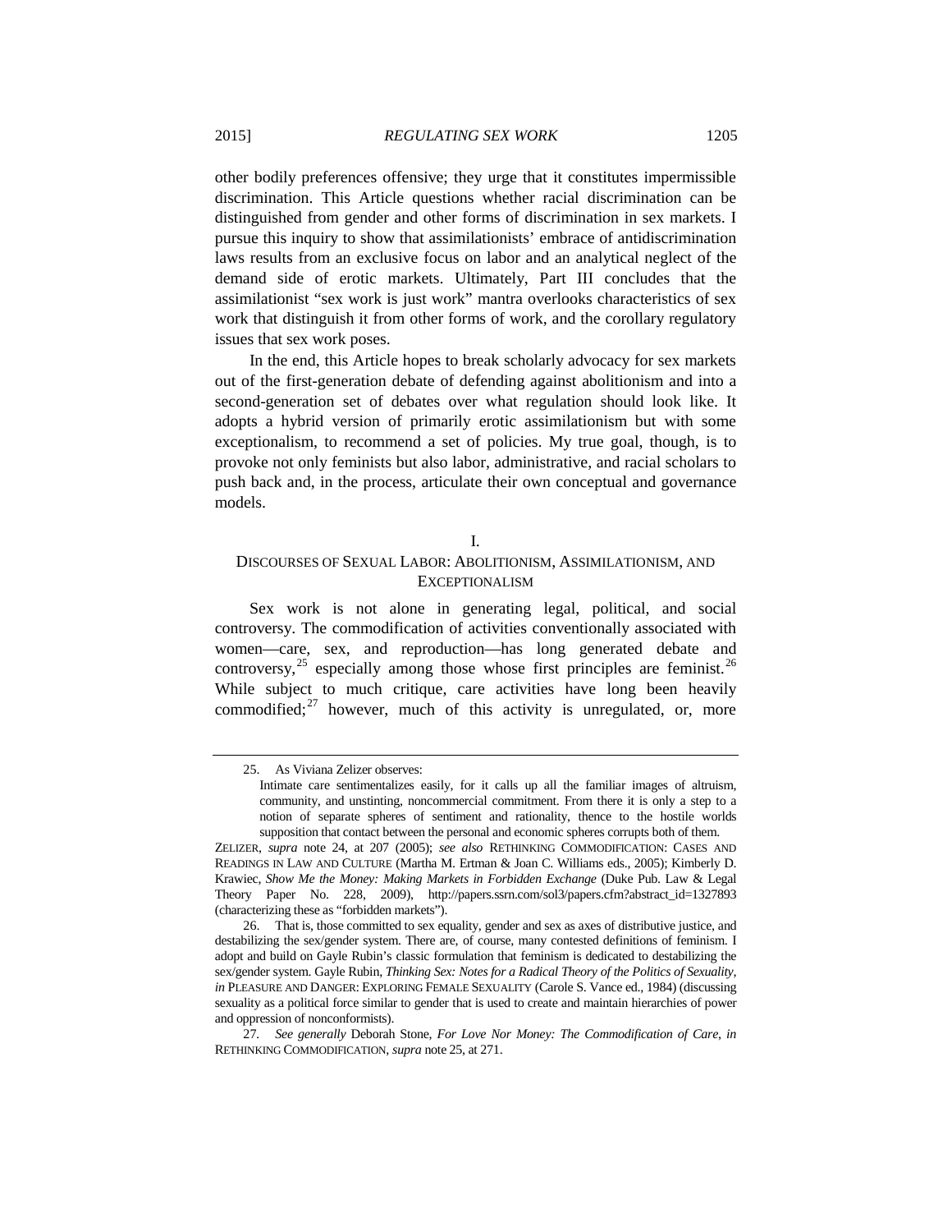other bodily preferences offensive; they urge that it constitutes impermissible discrimination. This Article questions whether racial discrimination can be distinguished from gender and other forms of discrimination in sex markets. I pursue this inquiry to show that assimilationists' embrace of antidiscrimination laws results from an exclusive focus on labor and an analytical neglect of the demand side of erotic markets. Ultimately, Part III concludes that the assimilationist "sex work is just work" mantra overlooks characteristics of sex work that distinguish it from other forms of work, and the corollary regulatory issues that sex work poses.

In the end, this Article hopes to break scholarly advocacy for sex markets out of the first-generation debate of defending against abolitionism and into a second-generation set of debates over what regulation should look like. It adopts a hybrid version of primarily erotic assimilationism but with some exceptionalism, to recommend a set of policies. My true goal, though, is to provoke not only feminists but also labor, administrative, and racial scholars to push back and, in the process, articulate their own conceptual and governance models.

## I.
## DISCOURSES OF SEXUAL LABOR: ABOLITIONISM, ASSIMILATIONISM, AND EXCEPTIONALISM

Sex work is not alone in generating legal, political, and social controversy. The commodification of activities conventionally associated with women—care, sex, and reproduction—has long generated debate and controversy,[25] especially among those whose first principles are feminist.[26] While subject to much critique, care activities have long been heavily commodified;[27] however, much of this activity is unregulated, or, more

---

25. As Viviana Zelizer observes:

> Intimate care sentimentalizes easily, for it calls up all the familiar images of altruism, community, and unstinting, noncommercial commitment. From there it is only a step to a notion of separate spheres of sentiment and rationality, thence to the hostile worlds supposition that contact between the personal and economic spheres corrupts both of them.

ZELIZER, *supra* note 24, at 207 (2005); *see also* RETHINKING COMMODIFICATION: CASES AND READINGS IN LAW AND CULTURE (Martha M. Ertman & Joan C. Williams eds., 2005); Kimberly D. Krawiec, *Show Me the Money: Making Markets in Forbidden Exchange* (Duke Pub. Law & Legal Theory Paper No. 228, 2009), http://papers.ssrn.com/sol3/papers.cfm?abstract_id=1327893 (characterizing these as "forbidden markets").

26. That is, those committed to sex equality, gender and sex as axes of distributive justice, and destabilizing the sex/gender system. There are, of course, many contested definitions of feminism. I adopt and build on Gayle Rubin's classic formulation that feminism is dedicated to destabilizing the sex/gender system. Gayle Rubin, *Thinking Sex: Notes for a Radical Theory of the Politics of Sexuality*, *in* PLEASURE AND DANGER: EXPLORING FEMALE SEXUALITY (Carole S. Vance ed., 1984) (discussing sexuality as a political force similar to gender that is used to create and maintain hierarchies of power and oppression of nonconformists).

27. *See generally* Deborah Stone, *For Love Nor Money: The Commodification of Care*, *in* RETHINKING COMMODIFICATION, *supra* note 25, at 271.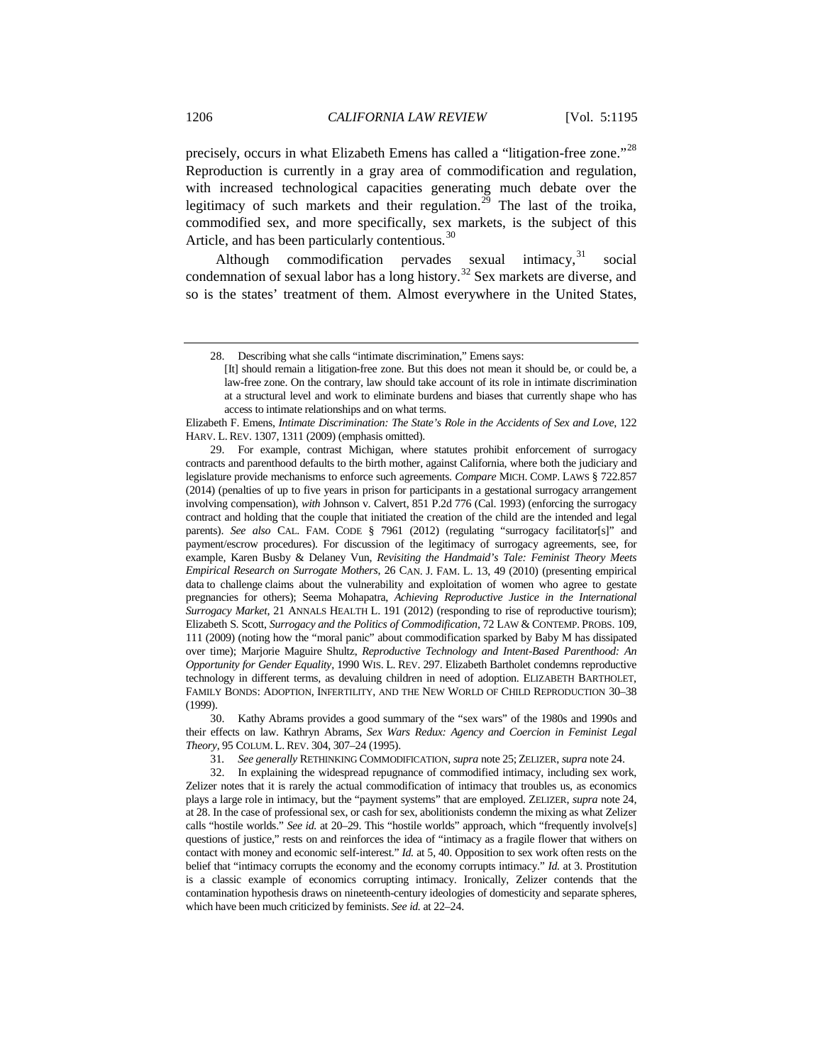precisely, occurs in what Elizabeth Emens has called a "litigation-free zone."[28] Reproduction is currently in a gray area of commodification and regulation, with increased technological capacities generating much debate over the legitimacy of such markets and their regulation.[29] The last of the troika, commodified sex, and more specifically, sex markets, is the subject of this Article, and has been particularly contentious.[30]

Although commodification pervades sexual intimacy,[31] social condemnation of sexual labor has a long history.[32] Sex markets are diverse, and so is the states' treatment of them. Almost everywhere in the United States,

---

28. Describing what she calls "intimate discrimination," Emens says:

> [It] should remain a litigation-free zone. But this does not mean it should be, or could be, a law-free zone. On the contrary, law should take account of its role in intimate discrimination at a structural level and work to eliminate burdens and biases that currently shape who has access to intimate relationships and on what terms.

Elizabeth F. Emens, *Intimate Discrimination: The State's Role in the Accidents of Sex and Love*, 122 HARV. L. REV. 1307, 1311 (2009) (emphasis omitted).

29. For example, contrast Michigan, where statutes prohibit enforcement of surrogacy contracts and parenthood defaults to the birth mother, against California, where both the judiciary and legislature provide mechanisms to enforce such agreements. *Compare* MICH. COMP. LAWS § 722.857 (2014) (penalties of up to five years in prison for participants in a gestational surrogacy arrangement involving compensation), *with* Johnson v. Calvert, 851 P.2d 776 (Cal. 1993) (enforcing the surrogacy contract and holding that the couple that initiated the creation of the child are the intended and legal parents). *See also* CAL. FAM. CODE § 7961 (2012) (regulating "surrogacy facilitator[s]" and payment/escrow procedures). For discussion of the legitimacy of surrogacy agreements, see, for example, Karen Busby & Delaney Vun, *Revisiting the Handmaid's Tale: Feminist Theory Meets Empirical Research on Surrogate Mothers*, 26 CAN. J. FAM. L. 13, 49 (2010) (presenting empirical data to challenge claims about the vulnerability and exploitation of women who agree to gestate pregnancies for others); Seema Mohapatra, *Achieving Reproductive Justice in the International Surrogacy Market*, 21 ANNALS HEALTH L. 191 (2012) (responding to rise of reproductive tourism); Elizabeth S. Scott, *Surrogacy and the Politics of Commodification*, 72 LAW & CONTEMP. PROBS. 109, 111 (2009) (noting how the "moral panic" about commodification sparked by Baby M has dissipated over time); Marjorie Maguire Shultz, *Reproductive Technology and Intent-Based Parenthood: An Opportunity for Gender Equality*, 1990 WIS. L. REV. 297. Elizabeth Bartholet condemns reproductive technology in different terms, as devaluing children in need of adoption. ELIZABETH BARTHOLET, FAMILY BONDS: ADOPTION, INFERTILITY, AND THE NEW WORLD OF CHILD REPRODUCTION 30–38 (1999).

30. Kathy Abrams provides a good summary of the "sex wars" of the 1980s and 1990s and their effects on law. Kathryn Abrams, *Sex Wars Redux: Agency and Coercion in Feminist Legal Theory*, 95 COLUM. L. REV. 304, 307–24 (1995).

31. *See generally* RETHINKING COMMODIFICATION, *supra* note 25; ZELIZER, *supra* note 24.

32. In explaining the widespread repugnance of commodified intimacy, including sex work, Zelizer notes that it is rarely the actual commodification of intimacy that troubles us, as economics plays a large role in intimacy, but the "payment systems" that are employed. ZELIZER, *supra* note 24, at 28. In the case of professional sex, or cash for sex, abolitionists condemn the mixing as what Zelizer calls "hostile worlds." *See id.* at 20–29. This "hostile worlds" approach, which "frequently involve[s] questions of justice," rests on and reinforces the idea of "intimacy as a fragile flower that withers on contact with money and economic self-interest." *Id.* at 5, 40. Opposition to sex work often rests on the belief that "intimacy corrupts the economy and the economy corrupts intimacy." *Id.* at 3. Prostitution is a classic example of economics corrupting intimacy. Ironically, Zelizer contends that the contamination hypothesis draws on nineteenth-century ideologies of domesticity and separate spheres, which have been much criticized by feminists. *See id.* at 22–24.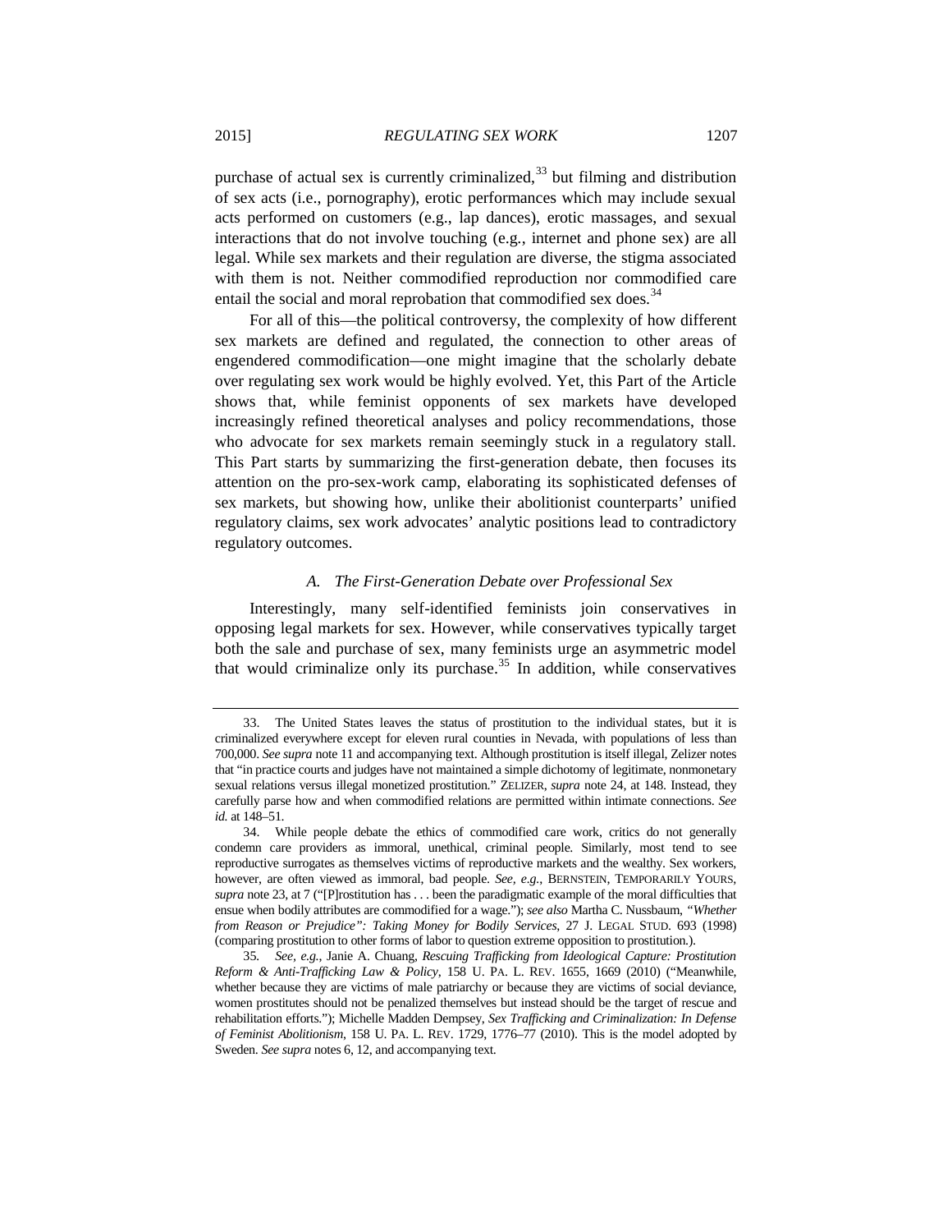purchase of actual sex is currently criminalized,[33] but filming and distribution of sex acts (i.e., pornography), erotic performances which may include sexual acts performed on customers (e.g., lap dances), erotic massages, and sexual interactions that do not involve touching (e.g., internet and phone sex) are all legal. While sex markets and their regulation are diverse, the stigma associated with them is not. Neither commodified reproduction nor commodified care entail the social and moral reprobation that commodified sex does.[34]

For all of this—the political controversy, the complexity of how different sex markets are defined and regulated, the connection to other areas of engendered commodification—one might imagine that the scholarly debate over regulating sex work would be highly evolved. Yet, this Part of the Article shows that, while feminist opponents of sex markets have developed increasingly refined theoretical analyses and policy recommendations, those who advocate for sex markets remain seemingly stuck in a regulatory stall. This Part starts by summarizing the first-generation debate, then focuses its attention on the pro-sex-work camp, elaborating its sophisticated defenses of sex markets, but showing how, unlike their abolitionist counterparts' unified regulatory claims, sex work advocates' analytic positions lead to contradictory regulatory outcomes.

### *A. The First-Generation Debate over Professional Sex*

Interestingly, many self-identified feminists join conservatives in opposing legal markets for sex. However, while conservatives typically target both the sale and purchase of sex, many feminists urge an asymmetric model that would criminalize only its purchase.[35] In addition, while conservatives

---

33. The United States leaves the status of prostitution to the individual states, but it is criminalized everywhere except for eleven rural counties in Nevada, with populations of less than 700,000. *See supra* note 11 and accompanying text. Although prostitution is itself illegal, Zelizer notes that "in practice courts and judges have not maintained a simple dichotomy of legitimate, nonmonetary sexual relations versus illegal monetized prostitution." ZELIZER, *supra* note 24, at 148. Instead, they carefully parse how and when commodified relations are permitted within intimate connections. *See id.* at 148–51.

34. While people debate the ethics of commodified care work, critics do not generally condemn care providers as immoral, unethical, criminal people. Similarly, most tend to see reproductive surrogates as themselves victims of reproductive markets and the wealthy. Sex workers, however, are often viewed as immoral, bad people. *See, e.g.*, BERNSTEIN, TEMPORARILY YOURS, *supra* note 23, at 7 ("[P]rostitution has . . . been the paradigmatic example of the moral difficulties that ensue when bodily attributes are commodified for a wage."); *see also* Martha C. Nussbaum, *"Whether from Reason or Prejudice": Taking Money for Bodily Services*, 27 J. LEGAL STUD. 693 (1998) (comparing prostitution to other forms of labor to question extreme opposition to prostitution.).

35. *See, e.g.*, Janie A. Chuang, *Rescuing Trafficking from Ideological Capture: Prostitution Reform & Anti-Trafficking Law & Policy*, 158 U. PA. L. REV. 1655, 1669 (2010) ("Meanwhile, whether because they are victims of male patriarchy or because they are victims of social deviance, women prostitutes should not be penalized themselves but instead should be the target of rescue and rehabilitation efforts."); Michelle Madden Dempsey, *Sex Trafficking and Criminalization: In Defense of Feminist Abolitionism*, 158 U. PA. L. REV. 1729, 1776–77 (2010). This is the model adopted by Sweden. *See supra* notes 6, 12, and accompanying text.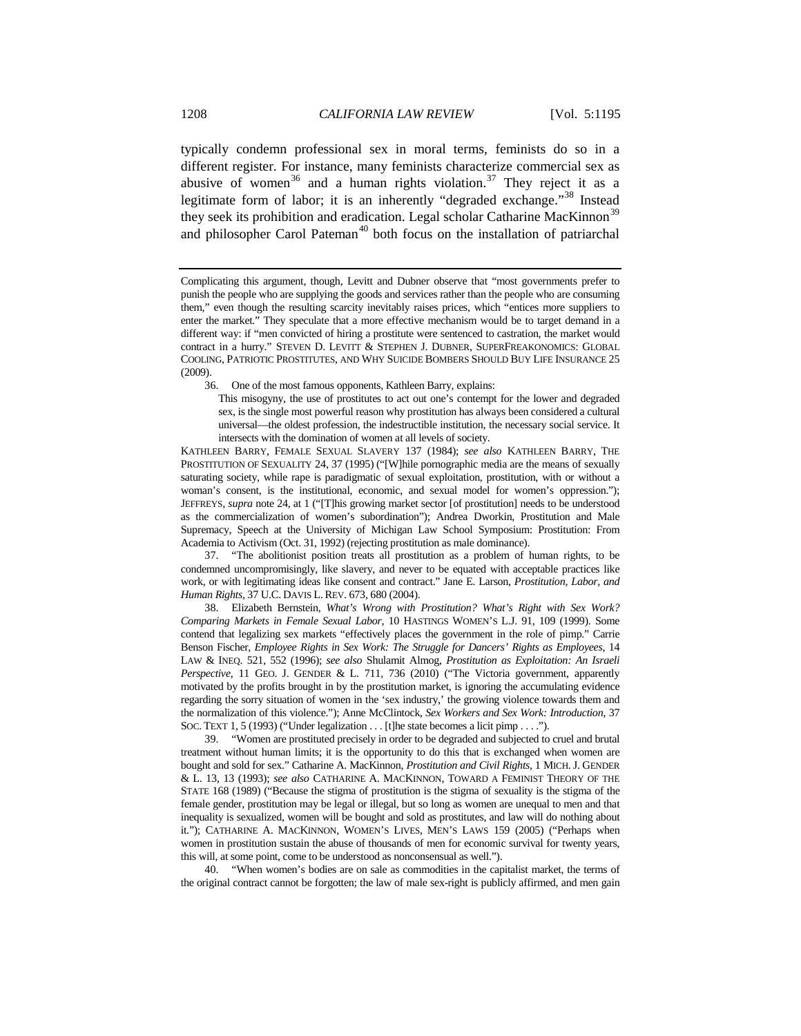typically condemn professional sex in moral terms, feminists do so in a different register. For instance, many feminists characterize commercial sex as abusive of women[36] and a human rights violation.[37] They reject it as a legitimate form of labor; it is an inherently "degraded exchange."[38] Instead they seek its prohibition and eradication. Legal scholar Catharine MacKinnon[39] and philosopher Carol Pateman[40] both focus on the installation of patriarchal

---

Complicating this argument, though, Levitt and Dubner observe that "most governments prefer to punish the people who are supplying the goods and services rather than the people who are consuming them," even though the resulting scarcity inevitably raises prices, which "entices more suppliers to enter the market." They speculate that a more effective mechanism would be to target demand in a different way: if "men convicted of hiring a prostitute were sentenced to castration, the market would contract in a hurry." STEVEN D. LEVITT & STEPHEN J. DUBNER, SUPERFREAKONOMICS: GLOBAL COOLING, PATRIOTIC PROSTITUTES, AND WHY SUICIDE BOMBERS SHOULD BUY LIFE INSURANCE 25 (2009).

36. One of the most famous opponents, Kathleen Barry, explains:

> This misogyny, the use of prostitutes to act out one's contempt for the lower and degraded sex, is the single most powerful reason why prostitution has always been considered a cultural universal—the oldest profession, the indestructible institution, the necessary social service. It intersects with the domination of women at all levels of society.

KATHLEEN BARRY, FEMALE SEXUAL SLAVERY 137 (1984); *see also* KATHLEEN BARRY, THE PROSTITUTION OF SEXUALITY 24, 37 (1995) ("[W]hile pornographic media are the means of sexually saturating society, while rape is paradigmatic of sexual exploitation, prostitution, with or without a woman's consent, is the institutional, economic, and sexual model for women's oppression."); JEFFREYS, *supra* note 24, at 1 ("[T]his growing market sector [of prostitution] needs to be understood as the commercialization of women's subordination"); Andrea Dworkin, Prostitution and Male Supremacy, Speech at the University of Michigan Law School Symposium: Prostitution: From Academia to Activism (Oct. 31, 1992) (rejecting prostitution as male dominance).

37. "The abolitionist position treats all prostitution as a problem of human rights, to be condemned uncompromisingly, like slavery, and never to be equated with acceptable practices like work, or with legitimating ideas like consent and contract." Jane E. Larson, *Prostitution, Labor, and Human Rights*, 37 U.C. DAVIS L. REV. 673, 680 (2004).

38. Elizabeth Bernstein, *What's Wrong with Prostitution? What's Right with Sex Work? Comparing Markets in Female Sexual Labor*, 10 HASTINGS WOMEN'S L.J. 91, 109 (1999). Some contend that legalizing sex markets "effectively places the government in the role of pimp." Carrie Benson Fischer, *Employee Rights in Sex Work: The Struggle for Dancers' Rights as Employees*, 14 LAW & INEQ. 521, 552 (1996); *see also* Shulamit Almog, *Prostitution as Exploitation: An Israeli Perspective*, 11 GEO. J. GENDER & L. 711, 736 (2010) ("The Victoria government, apparently motivated by the profits brought in by the prostitution market, is ignoring the accumulating evidence regarding the sorry situation of women in the 'sex industry,' the growing violence towards them and the normalization of this violence."); Anne McClintock, *Sex Workers and Sex Work: Introduction*, 37 SOC. TEXT 1, 5 (1993) ("Under legalization . . . [t]he state becomes a licit pimp . . . .").

39. "Women are prostituted precisely in order to be degraded and subjected to cruel and brutal treatment without human limits; it is the opportunity to do this that is exchanged when women are bought and sold for sex." Catharine A. MacKinnon, *Prostitution and Civil Rights*, 1 MICH. J. GENDER & L. 13, 13 (1993); *see also* CATHARINE A. MACKINNON, TOWARD A FEMINIST THEORY OF THE STATE 168 (1989) ("Because the stigma of prostitution is the stigma of sexuality is the stigma of the female gender, prostitution may be legal or illegal, but so long as women are unequal to men and that inequality is sexualized, women will be bought and sold as prostitutes, and law will do nothing about it."); CATHARINE A. MACKINNON, WOMEN'S LIVES, MEN'S LAWS 159 (2005) ("Perhaps when women in prostitution sustain the abuse of thousands of men for economic survival for twenty years, this will, at some point, come to be understood as nonconsensual as well.").

40. "When women's bodies are on sale as commodities in the capitalist market, the terms of the original contract cannot be forgotten; the law of male sex-right is publicly affirmed, and men gain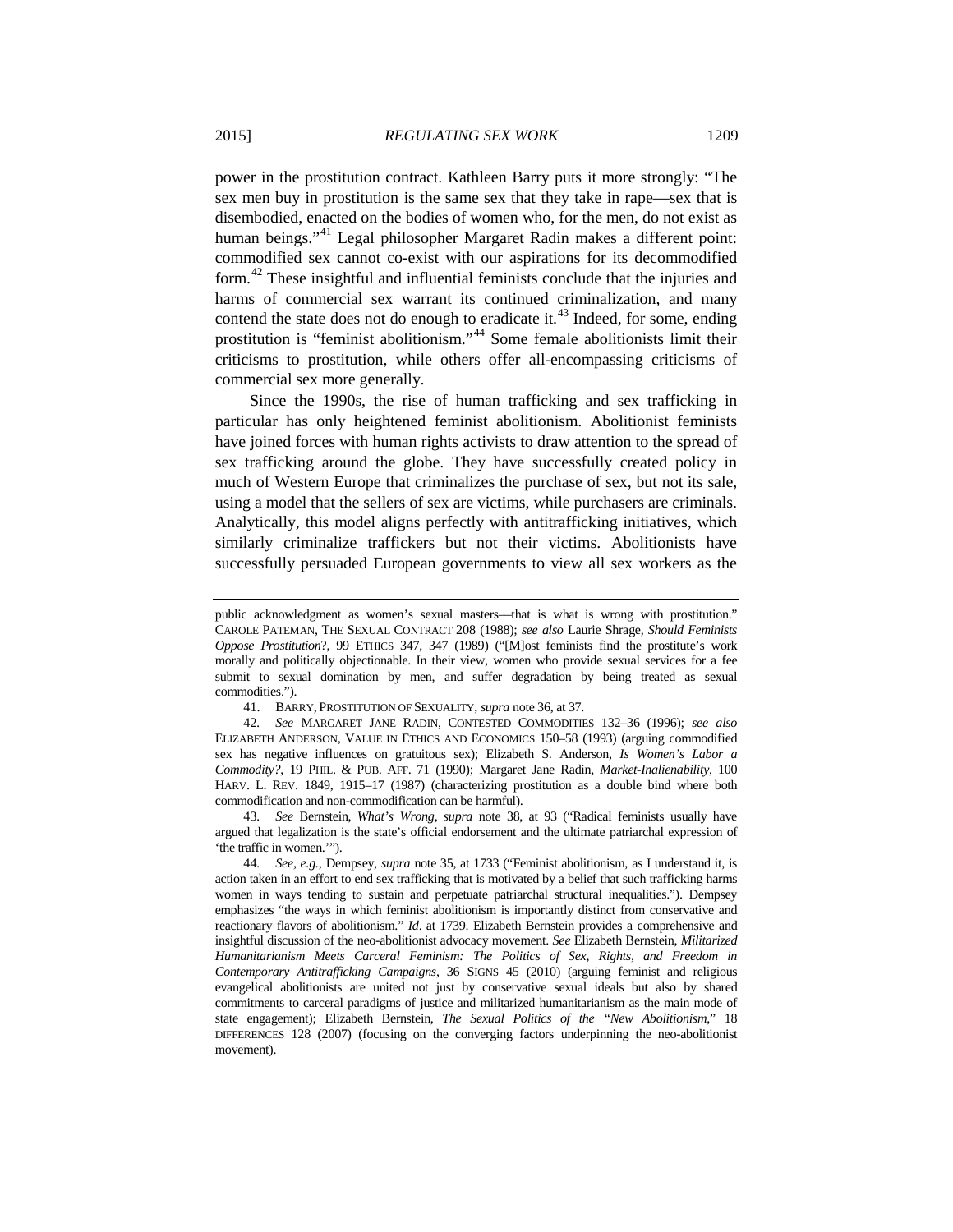power in the prostitution contract. Kathleen Barry puts it more strongly: "The sex men buy in prostitution is the same sex that they take in rape—sex that is disembodied, enacted on the bodies of women who, for the men, do not exist as human beings."[41] Legal philosopher Margaret Radin makes a different point: commodified sex cannot co-exist with our aspirations for its decommodified form.[42] These insightful and influential feminists conclude that the injuries and harms of commercial sex warrant its continued criminalization, and many contend the state does not do enough to eradicate it.[43] Indeed, for some, ending prostitution is "feminist abolitionism."[44] Some female abolitionists limit their criticisms to prostitution, while others offer all-encompassing criticisms of commercial sex more generally.

Since the 1990s, the rise of human trafficking and sex trafficking in particular has only heightened feminist abolitionism. Abolitionist feminists have joined forces with human rights activists to draw attention to the spread of sex trafficking around the globe. They have successfully created policy in much of Western Europe that criminalizes the purchase of sex, but not its sale, using a model that the sellers of sex are victims, while purchasers are criminals. Analytically, this model aligns perfectly with antitrafficking initiatives, which similarly criminalize traffickers but not their victims. Abolitionists have successfully persuaded European governments to view all sex workers as the

---

public acknowledgment as women's sexual masters—that is what is wrong with prostitution." CAROLE PATEMAN, THE SEXUAL CONTRACT 208 (1988); *see also* Laurie Shrage, *Should Feminists Oppose Prostitution*?, 99 ETHICS 347, 347 (1989) ("[M]ost feminists find the prostitute's work morally and politically objectionable. In their view, women who provide sexual services for a fee submit to sexual domination by men, and suffer degradation by being treated as sexual commodities.").

41. BARRY, PROSTITUTION OF SEXUALITY, *supra* note 36, at 37.

42. *See* MARGARET JANE RADIN, CONTESTED COMMODITIES 132–36 (1996); *see also* ELIZABETH ANDERSON, VALUE IN ETHICS AND ECONOMICS 150–58 (1993) (arguing commodified sex has negative influences on gratuitous sex); Elizabeth S. Anderson, *Is Women's Labor a Commodity?*, 19 PHIL. & PUB. AFF. 71 (1990); Margaret Jane Radin, *Market-Inalienability*, 100 HARV. L. REV. 1849, 1915–17 (1987) (characterizing prostitution as a double bind where both commodification and non-commodification can be harmful).

43. *See* Bernstein, *What's Wrong*, *supra* note 38, at 93 ("Radical feminists usually have argued that legalization is the state's official endorsement and the ultimate patriarchal expression of 'the traffic in women.'").

44. *See, e.g.*, Dempsey, *supra* note 35, at 1733 ("Feminist abolitionism, as I understand it, is action taken in an effort to end sex trafficking that is motivated by a belief that such trafficking harms women in ways tending to sustain and perpetuate patriarchal structural inequalities."). Dempsey emphasizes "the ways in which feminist abolitionism is importantly distinct from conservative and reactionary flavors of abolitionism." *Id*. at 1739. Elizabeth Bernstein provides a comprehensive and insightful discussion of the neo-abolitionist advocacy movement. *See* Elizabeth Bernstein, *Militarized Humanitarianism Meets Carceral Feminism: The Politics of Sex, Rights, and Freedom in Contemporary Antitrafficking Campaigns*, 36 SIGNS 45 (2010) (arguing feminist and religious evangelical abolitionists are united not just by conservative sexual ideals but also by shared commitments to carceral paradigms of justice and militarized humanitarianism as the main mode of state engagement); Elizabeth Bernstein, *The Sexual Politics of the "New Abolitionism*," 18 DIFFERENCES 128 (2007) (focusing on the converging factors underpinning the neo-abolitionist movement).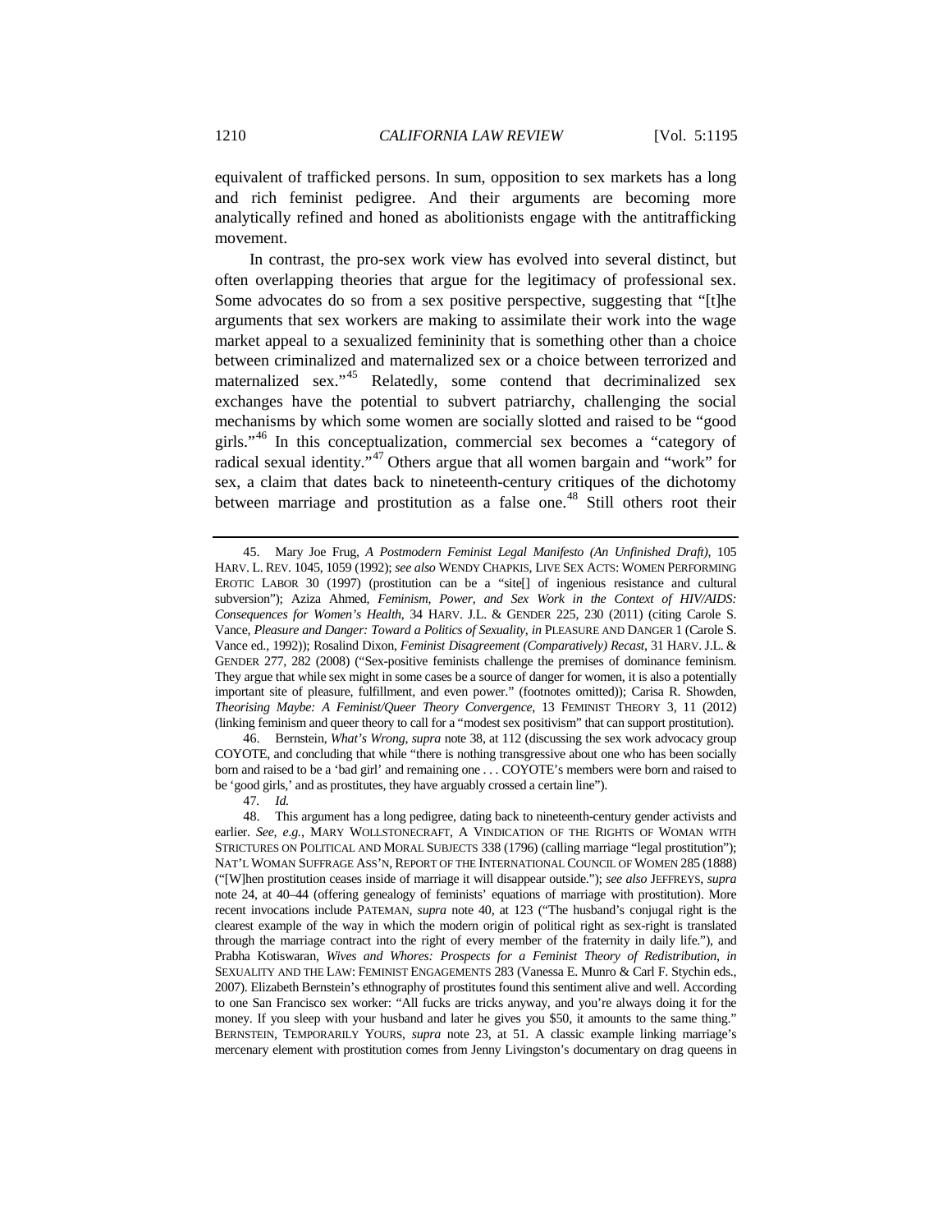equivalent of trafficked persons. In sum, opposition to sex markets has a long and rich feminist pedigree. And their arguments are becoming more analytically refined and honed as abolitionists engage with the antitrafficking movement.

In contrast, the pro-sex work view has evolved into several distinct, but often overlapping theories that argue for the legitimacy of professional sex. Some advocates do so from a sex positive perspective, suggesting that "[t]he arguments that sex workers are making to assimilate their work into the wage market appeal to a sexualized femininity that is something other than a choice between criminalized and maternalized sex or a choice between terrorized and maternalized sex."[45] Relatedly, some contend that decriminalized sex exchanges have the potential to subvert patriarchy, challenging the social mechanisms by which some women are socially slotted and raised to be "good girls."[46] In this conceptualization, commercial sex becomes a "category of radical sexual identity."[47] Others argue that all women bargain and "work" for sex, a claim that dates back to nineteenth-century critiques of the dichotomy between marriage and prostitution as a false one.[48] Still others root their

---

45. Mary Joe Frug, *A Postmodern Feminist Legal Manifesto (An Unfinished Draft)*, 105 HARV. L. REV. 1045, 1059 (1992); *see also* WENDY CHAPKIS, LIVE SEX ACTS: WOMEN PERFORMING EROTIC LABOR 30 (1997) (prostitution can be a "site[] of ingenious resistance and cultural subversion"); Aziza Ahmed, *Feminism, Power, and Sex Work in the Context of HIV/AIDS: Consequences for Women's Health*, 34 HARV. J.L. & GENDER 225, 230 (2011) (citing Carole S. Vance, *Pleasure and Danger: Toward a Politics of Sexuality*, *in* PLEASURE AND DANGER 1 (Carole S. Vance ed., 1992)); Rosalind Dixon, *Feminist Disagreement (Comparatively) Recast*, 31 HARV. J.L. & GENDER 277, 282 (2008) ("Sex-positive feminists challenge the premises of dominance feminism. They argue that while sex might in some cases be a source of danger for women, it is also a potentially important site of pleasure, fulfillment, and even power." (footnotes omitted)); Carisa R. Showden, *Theorising Maybe: A Feminist/Queer Theory Convergence*, 13 FEMINIST THEORY 3, 11 (2012) (linking feminism and queer theory to call for a "modest sex positivism" that can support prostitution).

46. Bernstein, *What's Wrong*, *supra* note 38, at 112 (discussing the sex work advocacy group COYOTE, and concluding that while "there is nothing transgressive about one who has been socially born and raised to be a 'bad girl' and remaining one . . . COYOTE's members were born and raised to be 'good girls,' and as prostitutes, they have arguably crossed a certain line").

47. *Id.*

48. This argument has a long pedigree, dating back to nineteenth-century gender activists and earlier. *See, e.g.*, MARY WOLLSTONECRAFT, A VINDICATION OF THE RIGHTS OF WOMAN WITH STRICTURES ON POLITICAL AND MORAL SUBJECTS 338 (1796) (calling marriage "legal prostitution"); NAT'L WOMAN SUFFRAGE ASS'N, REPORT OF THE INTERNATIONAL COUNCIL OF WOMEN 285 (1888) ("[W]hen prostitution ceases inside of marriage it will disappear outside."); *see also* JEFFREYS, *supra* note 24, at 40–44 (offering genealogy of feminists' equations of marriage with prostitution). More recent invocations include PATEMAN, *supra* note 40, at 123 ("The husband's conjugal right is the clearest example of the way in which the modern origin of political right as sex-right is translated through the marriage contract into the right of every member of the fraternity in daily life."), and Prabha Kotiswaran, *Wives and Whores: Prospects for a Feminist Theory of Redistribution*, *in* SEXUALITY AND THE LAW: FEMINIST ENGAGEMENTS 283 (Vanessa E. Munro & Carl F. Stychin eds., 2007). Elizabeth Bernstein's ethnography of prostitutes found this sentiment alive and well. According to one San Francisco sex worker: "All fucks are tricks anyway, and you're always doing it for the money. If you sleep with your husband and later he gives you $50, it amounts to the same thing." BERNSTEIN, TEMPORARILY YOURS, *supra* note 23, at 51. A classic example linking marriage's mercenary element with prostitution comes from Jenny Livingston's documentary on drag queens in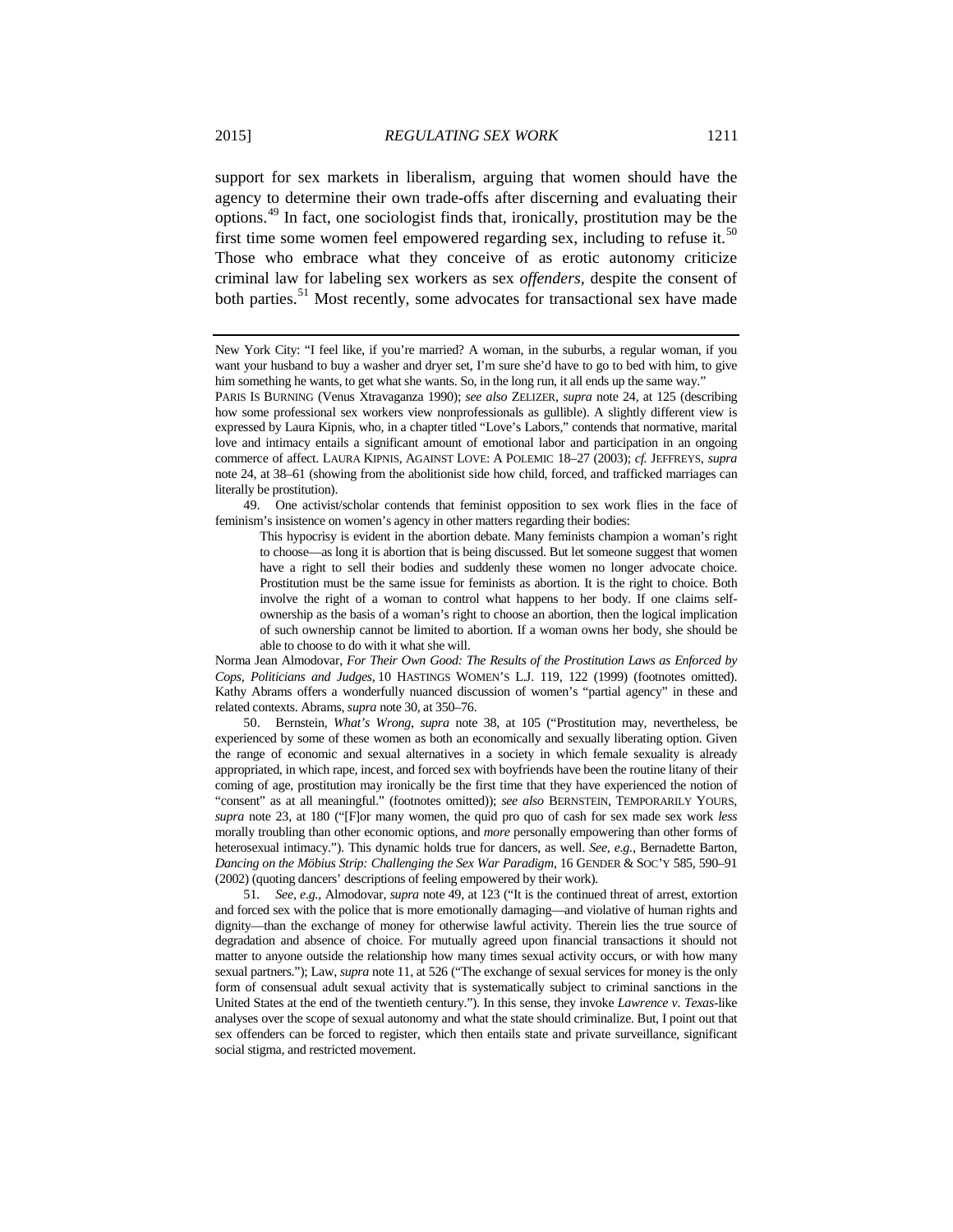support for sex markets in liberalism, arguing that women should have the agency to determine their own trade-offs after discerning and evaluating their options.[49] In fact, one sociologist finds that, ironically, prostitution may be the first time some women feel empowered regarding sex, including to refuse it.[50] Those who embrace what they conceive of as erotic autonomy criticize criminal law for labeling sex workers as sex *offenders*, despite the consent of both parties.[51] Most recently, some advocates for transactional sex have made

---

New York City: "I feel like, if you're married? A woman, in the suburbs, a regular woman, if you want your husband to buy a washer and dryer set, I'm sure she'd have to go to bed with him, to give him something he wants, to get what she wants. So, in the long run, it all ends up the same way."

PARIS IS BURNING (Venus Xtravaganza 1990); *see also* ZELIZER, *supra* note 24, at 125 (describing how some professional sex workers view nonprofessionals as gullible). A slightly different view is expressed by Laura Kipnis, who, in a chapter titled "Love's Labors," contends that normative, marital love and intimacy entails a significant amount of emotional labor and participation in an ongoing commerce of affect. LAURA KIPNIS, AGAINST LOVE: A POLEMIC 18–27 (2003); *cf.* JEFFREYS, *supra* note 24, at 38–61 (showing from the abolitionist side how child, forced, and trafficked marriages can literally be prostitution).

49. One activist/scholar contends that feminist opposition to sex work flies in the face of feminism's insistence on women's agency in other matters regarding their bodies:

> This hypocrisy is evident in the abortion debate. Many feminists champion a woman's right to choose—as long it is abortion that is being discussed. But let someone suggest that women have a right to sell their bodies and suddenly these women no longer advocate choice. Prostitution must be the same issue for feminists as abortion. It is the right to choice. Both involve the right of a woman to control what happens to her body. If one claims self-ownership as the basis of a woman's right to choose an abortion, then the logical implication of such ownership cannot be limited to abortion. If a woman owns her body, she should be able to choose to do with it what she will.

Norma Jean Almodovar, *For Their Own Good: The Results of the Prostitution Laws as Enforced by Cops, Politicians and Judges*, 10 HASTINGS WOMEN'S L.J. 119, 122 (1999) (footnotes omitted). Kathy Abrams offers a wonderfully nuanced discussion of women's "partial agency" in these and related contexts. Abrams, *supra* note 30, at 350–76.

50. Bernstein, *What's Wrong*, *supra* note 38, at 105 ("Prostitution may, nevertheless, be experienced by some of these women as both an economically and sexually liberating option. Given the range of economic and sexual alternatives in a society in which female sexuality is already appropriated, in which rape, incest, and forced sex with boyfriends have been the routine litany of their coming of age, prostitution may ironically be the first time that they have experienced the notion of "consent" as at all meaningful." (footnotes omitted)); *see also* BERNSTEIN, TEMPORARILY YOURS, *supra* note 23, at 180 ("[F]or many women, the quid pro quo of cash for sex made sex work *less* morally troubling than other economic options, and *more* personally empowering than other forms of heterosexual intimacy."). This dynamic holds true for dancers, as well. *See, e.g.*, Bernadette Barton, *Dancing on the Möbius Strip: Challenging the Sex War Paradigm*, 16 GENDER & SOC'Y 585, 590–91 (2002) (quoting dancers' descriptions of feeling empowered by their work).

51. *See, e.g.*, Almodovar, *supra* note 49, at 123 ("It is the continued threat of arrest, extortion and forced sex with the police that is more emotionally damaging—and violative of human rights and dignity—than the exchange of money for otherwise lawful activity. Therein lies the true source of degradation and absence of choice. For mutually agreed upon financial transactions it should not matter to anyone outside the relationship how many times sexual activity occurs, or with how many sexual partners."); Law, *supra* note 11, at 526 ("The exchange of sexual services for money is the only form of consensual adult sexual activity that is systematically subject to criminal sanctions in the United States at the end of the twentieth century."). In this sense, they invoke *Lawrence v. Texas*-like analyses over the scope of sexual autonomy and what the state should criminalize. But, I point out that sex offenders can be forced to register, which then entails state and private surveillance, significant social stigma, and restricted movement.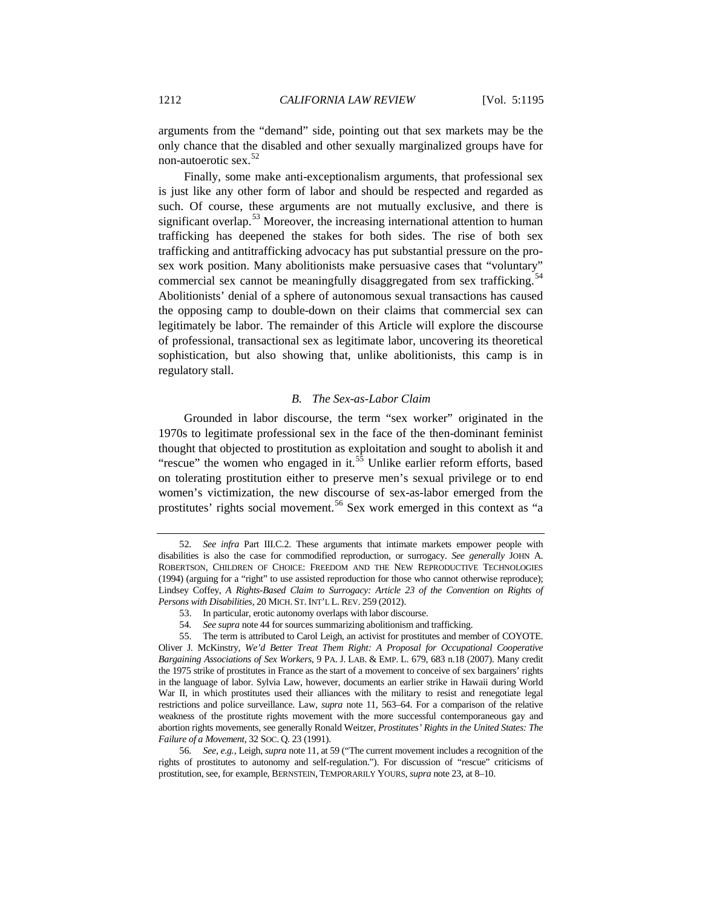arguments from the "demand" side, pointing out that sex markets may be the only chance that the disabled and other sexually marginalized groups have for non-autoerotic sex.[52]

Finally, some make anti-exceptionalism arguments, that professional sex is just like any other form of labor and should be respected and regarded as such. Of course, these arguments are not mutually exclusive, and there is significant overlap.[53] Moreover, the increasing international attention to human trafficking has deepened the stakes for both sides. The rise of both sex trafficking and antitrafficking advocacy has put substantial pressure on the pro-sex work position. Many abolitionists make persuasive cases that "voluntary" commercial sex cannot be meaningfully disaggregated from sex trafficking.[54] Abolitionists' denial of a sphere of autonomous sexual transactions has caused the opposing camp to double-down on their claims that commercial sex can legitimately be labor. The remainder of this Article will explore the discourse of professional, transactional sex as legitimate labor, uncovering its theoretical sophistication, but also showing that, unlike abolitionists, this camp is in regulatory stall.

### *B. The Sex-as-Labor Claim*

Grounded in labor discourse, the term "sex worker" originated in the 1970s to legitimate professional sex in the face of the then-dominant feminist thought that objected to prostitution as exploitation and sought to abolish it and "rescue" the women who engaged in it.[55] Unlike earlier reform efforts, based on tolerating prostitution either to preserve men's sexual privilege or to end women's victimization, the new discourse of sex-as-labor emerged from the prostitutes' rights social movement.[56] Sex work emerged in this context as "a

---

52. *See infra* Part III.C.2. These arguments that intimate markets empower people with disabilities is also the case for commodified reproduction, or surrogacy. *See generally* JOHN A. ROBERTSON, CHILDREN OF CHOICE: FREEDOM AND THE NEW REPRODUCTIVE TECHNOLOGIES (1994) (arguing for a "right" to use assisted reproduction for those who cannot otherwise reproduce); Lindsey Coffey, *A Rights-Based Claim to Surrogacy: Article 23 of the Convention on Rights of Persons with Disabilities*, 20 MICH. ST. INT'L L. REV. 259 (2012).

53. In particular, erotic autonomy overlaps with labor discourse.

54. *See supra* note 44 for sources summarizing abolitionism and trafficking.

55. The term is attributed to Carol Leigh, an activist for prostitutes and member of COYOTE. Oliver J. McKinstry, *We'd Better Treat Them Right: A Proposal for Occupational Cooperative Bargaining Associations of Sex Workers*, 9 PA. J. LAB. & EMP. L. 679, 683 n.18 (2007). Many credit the 1975 strike of prostitutes in France as the start of a movement to conceive of sex bargainers' rights in the language of labor. Sylvia Law, however, documents an earlier strike in Hawaii during World War II, in which prostitutes used their alliances with the military to resist and renegotiate legal restrictions and police surveillance. Law, *supra* note 11, 563–64. For a comparison of the relative weakness of the prostitute rights movement with the more successful contemporaneous gay and abortion rights movements, see generally Ronald Weitzer, *Prostitutes' Rights in the United States: The Failure of a Movement*, 32 SOC. Q. 23 (1991).

56. *See, e.g.*, Leigh, *supra* note 11, at 59 ("The current movement includes a recognition of the rights of prostitutes to autonomy and self-regulation."). For discussion of "rescue" criticisms of prostitution, see, for example, BERNSTEIN, TEMPORARILY YOURS, *supra* note 23, at 8–10.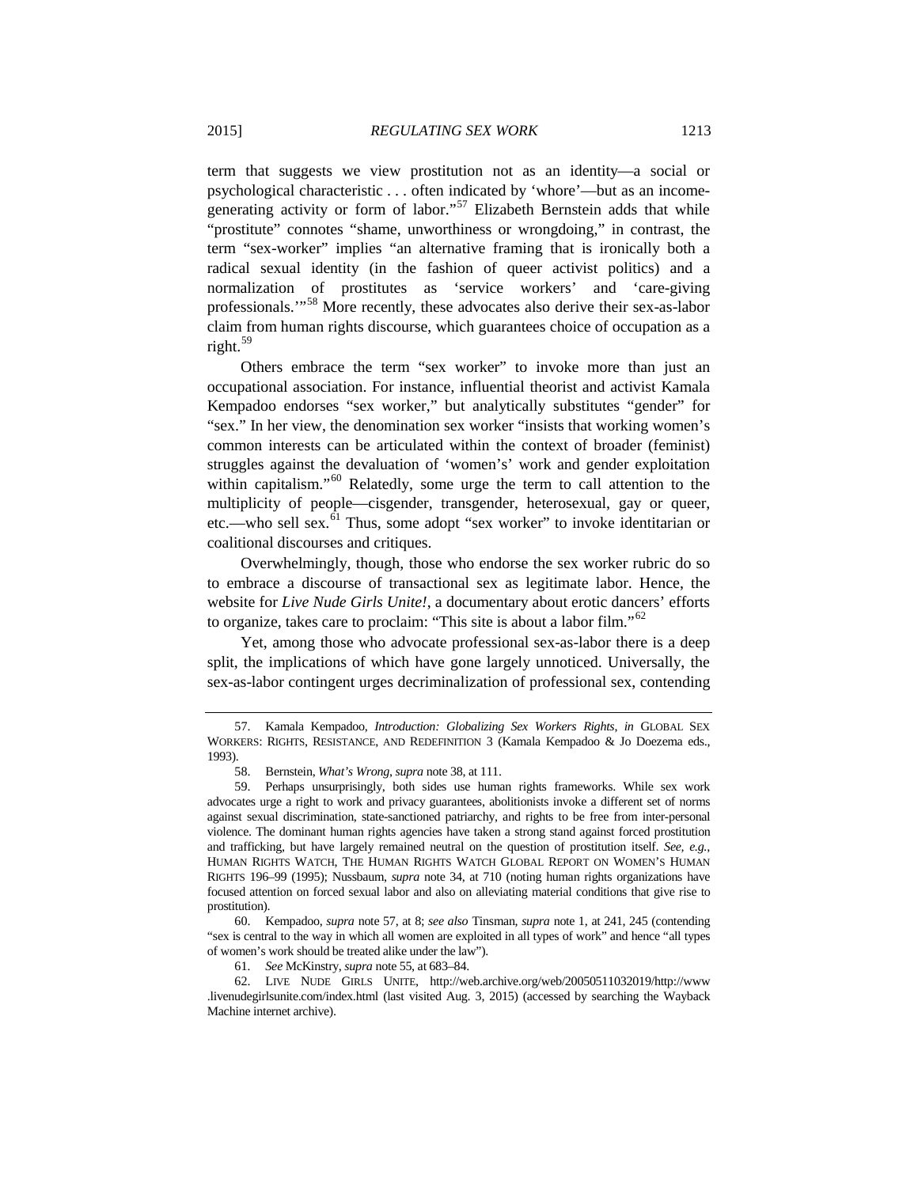term that suggests we view prostitution not as an identity—a social or psychological characteristic . . . often indicated by 'whore'—but as an income-generating activity or form of labor."[57] Elizabeth Bernstein adds that while "prostitute" connotes "shame, unworthiness or wrongdoing," in contrast, the term "sex-worker" implies "an alternative framing that is ironically both a radical sexual identity (in the fashion of queer activist politics) and a normalization of prostitutes as 'service workers' and 'care-giving professionals.'"[58] More recently, these advocates also derive their sex-as-labor claim from human rights discourse, which guarantees choice of occupation as a right.[59]

Others embrace the term "sex worker" to invoke more than just an occupational association. For instance, influential theorist and activist Kamala Kempadoo endorses "sex worker," but analytically substitutes "gender" for "sex." In her view, the denomination sex worker "insists that working women's common interests can be articulated within the context of broader (feminist) struggles against the devaluation of 'women's' work and gender exploitation within capitalism."[60] Relatedly, some urge the term to call attention to the multiplicity of people—cisgender, transgender, heterosexual, gay or queer, etc.—who sell sex.[61] Thus, some adopt "sex worker" to invoke identitarian or coalitional discourses and critiques.

Overwhelmingly, though, those who endorse the sex worker rubric do so to embrace a discourse of transactional sex as legitimate labor. Hence, the website for *Live Nude Girls Unite!*, a documentary about erotic dancers' efforts to organize, takes care to proclaim: "This site is about a labor film."[62]

Yet, among those who advocate professional sex-as-labor there is a deep split, the implications of which have gone largely unnoticed. Universally, the sex-as-labor contingent urges decriminalization of professional sex, contending

---

57. Kamala Kempadoo, *Introduction: Globalizing Sex Workers Rights*, *in* GLOBAL SEX WORKERS: RIGHTS, RESISTANCE, AND REDEFINITION 3 (Kamala Kempadoo & Jo Doezema eds., 1993).

58. Bernstein, *What's Wrong*, *supra* note 38, at 111.

59. Perhaps unsurprisingly, both sides use human rights frameworks. While sex work advocates urge a right to work and privacy guarantees, abolitionists invoke a different set of norms against sexual discrimination, state-sanctioned patriarchy, and rights to be free from inter-personal violence. The dominant human rights agencies have taken a strong stand against forced prostitution and trafficking, but have largely remained neutral on the question of prostitution itself. *See, e.g.*, HUMAN RIGHTS WATCH, THE HUMAN RIGHTS WATCH GLOBAL REPORT ON WOMEN'S HUMAN RIGHTS 196–99 (1995); Nussbaum, *supra* note 34, at 710 (noting human rights organizations have focused attention on forced sexual labor and also on alleviating material conditions that give rise to prostitution).

60. Kempadoo, *supra* note 57, at 8; *see also* Tinsman, *supra* note 1, at 241, 245 (contending "sex is central to the way in which all women are exploited in all types of work" and hence "all types of women's work should be treated alike under the law").

61. *See* McKinstry, *supra* note 55, at 683–84.

62. LIVE NUDE GIRLS UNITE, http://web.archive.org/web/20050511032019/http://www.livenudegirlsunite.com/index.html (last visited Aug. 3, 2015) (accessed by searching the Wayback Machine internet archive).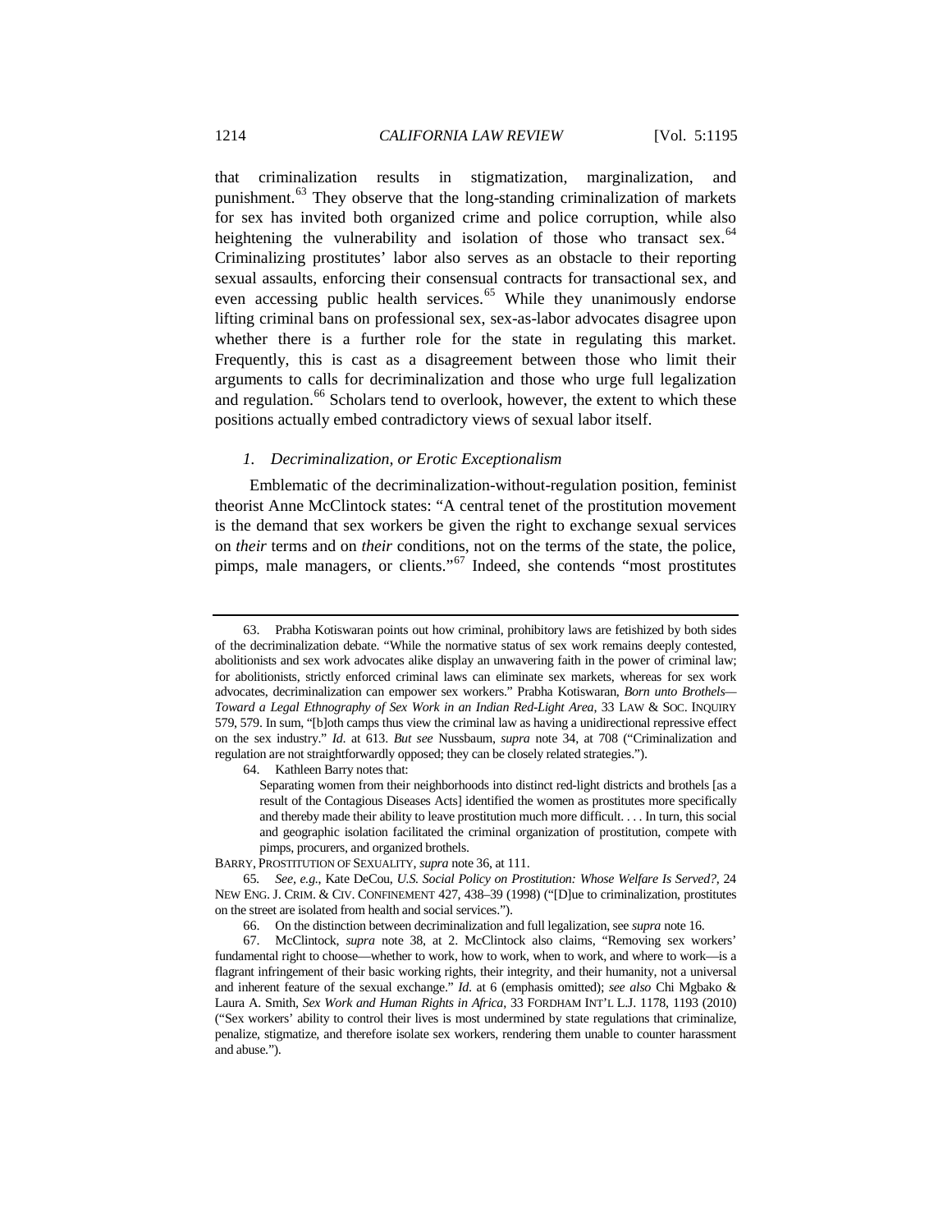that criminalization results in stigmatization, marginalization, and punishment.[63] They observe that the long-standing criminalization of markets for sex has invited both organized crime and police corruption, while also heightening the vulnerability and isolation of those who transact sex.[64] Criminalizing prostitutes' labor also serves as an obstacle to their reporting sexual assaults, enforcing their consensual contracts for transactional sex, and even accessing public health services.[65] While they unanimously endorse lifting criminal bans on professional sex, sex-as-labor advocates disagree upon whether there is a further role for the state in regulating this market. Frequently, this is cast as a disagreement between those who limit their arguments to calls for decriminalization and those who urge full legalization and regulation.[66] Scholars tend to overlook, however, the extent to which these positions actually embed contradictory views of sexual labor itself.

### *1. Decriminalization, or Erotic Exceptionalism*

Emblematic of the decriminalization-without-regulation position, feminist theorist Anne McClintock states: "A central tenet of the prostitution movement is the demand that sex workers be given the right to exchange sexual services on *their* terms and on *their* conditions, not on the terms of the state, the police, pimps, male managers, or clients."[67] Indeed, she contends "most prostitutes

---

63. Prabha Kotiswaran points out how criminal, prohibitory laws are fetishized by both sides of the decriminalization debate. "While the normative status of sex work remains deeply contested, abolitionists and sex work advocates alike display an unwavering faith in the power of criminal law; for abolitionists, strictly enforced criminal laws can eliminate sex markets, whereas for sex work advocates, decriminalization can empower sex workers." Prabha Kotiswaran, *Born unto Brothels—Toward a Legal Ethnography of Sex Work in an Indian Red-Light Area*, 33 LAW & SOC. INQUIRY 579, 579. In sum, "[b]oth camps thus view the criminal law as having a unidirectional repressive effect on the sex industry." *Id.* at 613. *But see* Nussbaum, *supra* note 34, at 708 ("Criminalization and regulation are not straightforwardly opposed; they can be closely related strategies.").

64. Kathleen Barry notes that:

> Separating women from their neighborhoods into distinct red-light districts and brothels [as a result of the Contagious Diseases Acts] identified the women as prostitutes more specifically and thereby made their ability to leave prostitution much more difficult. . . . In turn, this social and geographic isolation facilitated the criminal organization of prostitution, compete with pimps, procurers, and organized brothels.

BARRY, PROSTITUTION OF SEXUALITY, *supra* note 36, at 111.

65. *See, e.g.*, Kate DeCou, *U.S. Social Policy on Prostitution: Whose Welfare Is Served?*, 24 NEW ENG. J. CRIM. & CIV. CONFINEMENT 427, 438–39 (1998) ("[D]ue to criminalization, prostitutes on the street are isolated from health and social services.").

66. On the distinction between decriminalization and full legalization, see *supra* note 16.

67. McClintock, *supra* note 38, at 2. McClintock also claims, "Removing sex workers' fundamental right to choose—whether to work, how to work, when to work, and where to work—is a flagrant infringement of their basic working rights, their integrity, and their humanity, not a universal and inherent feature of the sexual exchange." *Id.* at 6 (emphasis omitted); *see also* Chi Mgbako & Laura A. Smith, *Sex Work and Human Rights in Africa*, 33 FORDHAM INT'L L.J. 1178, 1193 (2010) ("Sex workers' ability to control their lives is most undermined by state regulations that criminalize, penalize, stigmatize, and therefore isolate sex workers, rendering them unable to counter harassment and abuse.").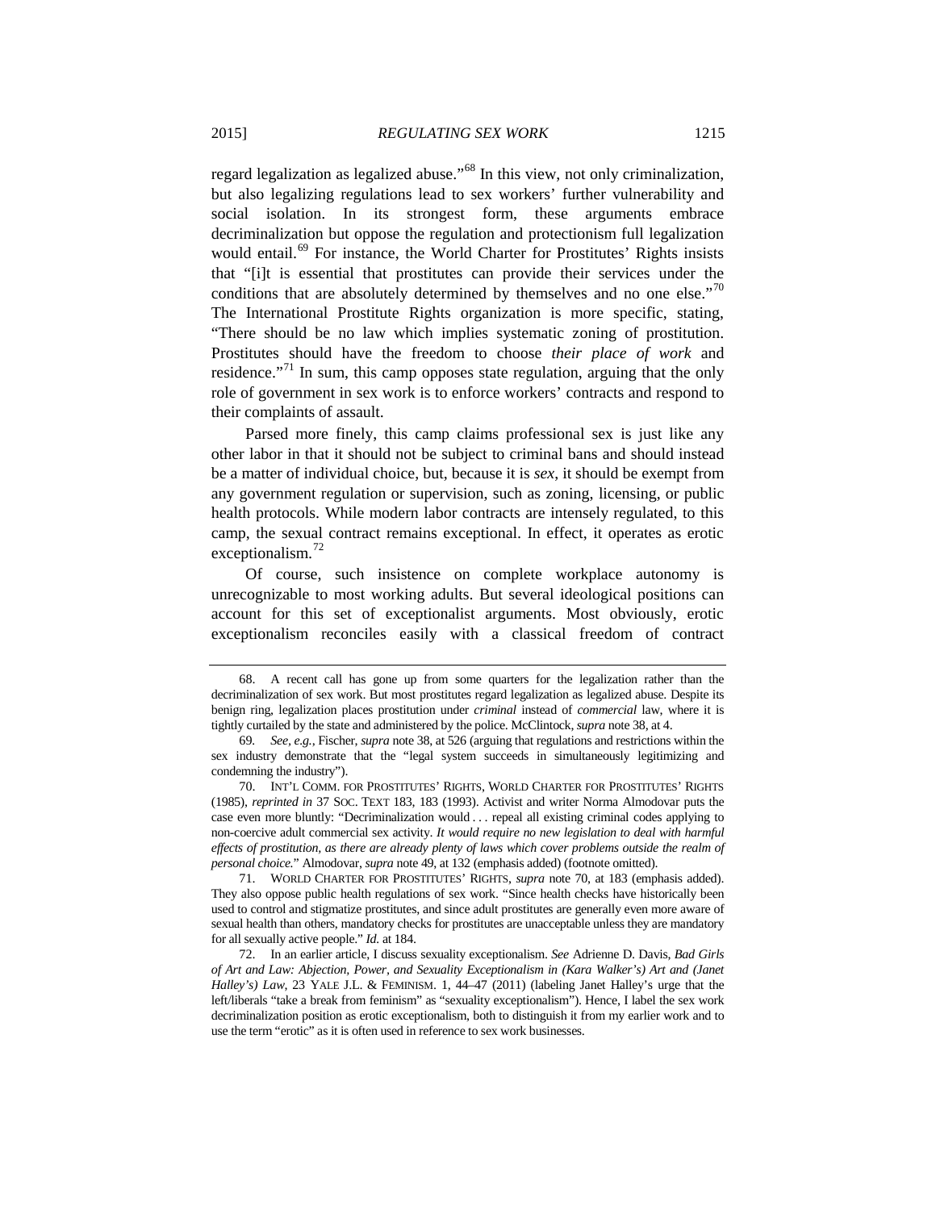regard legalization as legalized abuse."[68] In this view, not only criminalization, but also legalizing regulations lead to sex workers' further vulnerability and social isolation. In its strongest form, these arguments embrace decriminalization but oppose the regulation and protectionism full legalization would entail.[69] For instance, the World Charter for Prostitutes' Rights insists that "[i]t is essential that prostitutes can provide their services under the conditions that are absolutely determined by themselves and no one else."[70] The International Prostitute Rights organization is more specific, stating, "There should be no law which implies systematic zoning of prostitution. Prostitutes should have the freedom to choose *their place of work* and residence."[71] In sum, this camp opposes state regulation, arguing that the only role of government in sex work is to enforce workers' contracts and respond to their complaints of assault.

Parsed more finely, this camp claims professional sex is just like any other labor in that it should not be subject to criminal bans and should instead be a matter of individual choice, but, because it is *sex*, it should be exempt from any government regulation or supervision, such as zoning, licensing, or public health protocols. While modern labor contracts are intensely regulated, to this camp, the sexual contract remains exceptional. In effect, it operates as erotic exceptionalism.[72]

Of course, such insistence on complete workplace autonomy is unrecognizable to most working adults. But several ideological positions can account for this set of exceptionalist arguments. Most obviously, erotic exceptionalism reconciles easily with a classical freedom of contract

---

68. A recent call has gone up from some quarters for the legalization rather than the decriminalization of sex work. But most prostitutes regard legalization as legalized abuse. Despite its benign ring, legalization places prostitution under *criminal* instead of *commercial* law, where it is tightly curtailed by the state and administered by the police. McClintock, *supra* note 38, at 4.

69. *See, e.g.*, Fischer, *supra* note 38, at 526 (arguing that regulations and restrictions within the sex industry demonstrate that the "legal system succeeds in simultaneously legitimizing and condemning the industry").

70. INT'L COMM. FOR PROSTITUTES' RIGHTS, WORLD CHARTER FOR PROSTITUTES' RIGHTS (1985), *reprinted in* 37 SOC. TEXT 183, 183 (1993). Activist and writer Norma Almodovar puts the case even more bluntly: "Decriminalization would . . . repeal all existing criminal codes applying to non-coercive adult commercial sex activity. *It would require no new legislation to deal with harmful effects of prostitution, as there are already plenty of laws which cover problems outside the realm of personal choice.*" Almodovar, *supra* note 49, at 132 (emphasis added) (footnote omitted).

71. WORLD CHARTER FOR PROSTITUTES' RIGHTS, *supra* note 70, at 183 (emphasis added). They also oppose public health regulations of sex work. "Since health checks have historically been used to control and stigmatize prostitutes, and since adult prostitutes are generally even more aware of sexual health than others, mandatory checks for prostitutes are unacceptable unless they are mandatory for all sexually active people." *Id.* at 184.

72. In an earlier article, I discuss sexuality exceptionalism. *See* Adrienne D. Davis, *Bad Girls of Art and Law: Abjection, Power, and Sexuality Exceptionalism in (Kara Walker's) Art and (Janet Halley's) Law*, 23 YALE J.L. & FEMINISM. 1, 44–47 (2011) (labeling Janet Halley's urge that the left/liberals "take a break from feminism" as "sexuality exceptionalism"). Hence, I label the sex work decriminalization position as erotic exceptionalism, both to distinguish it from my earlier work and to use the term "erotic" as it is often used in reference to sex work businesses.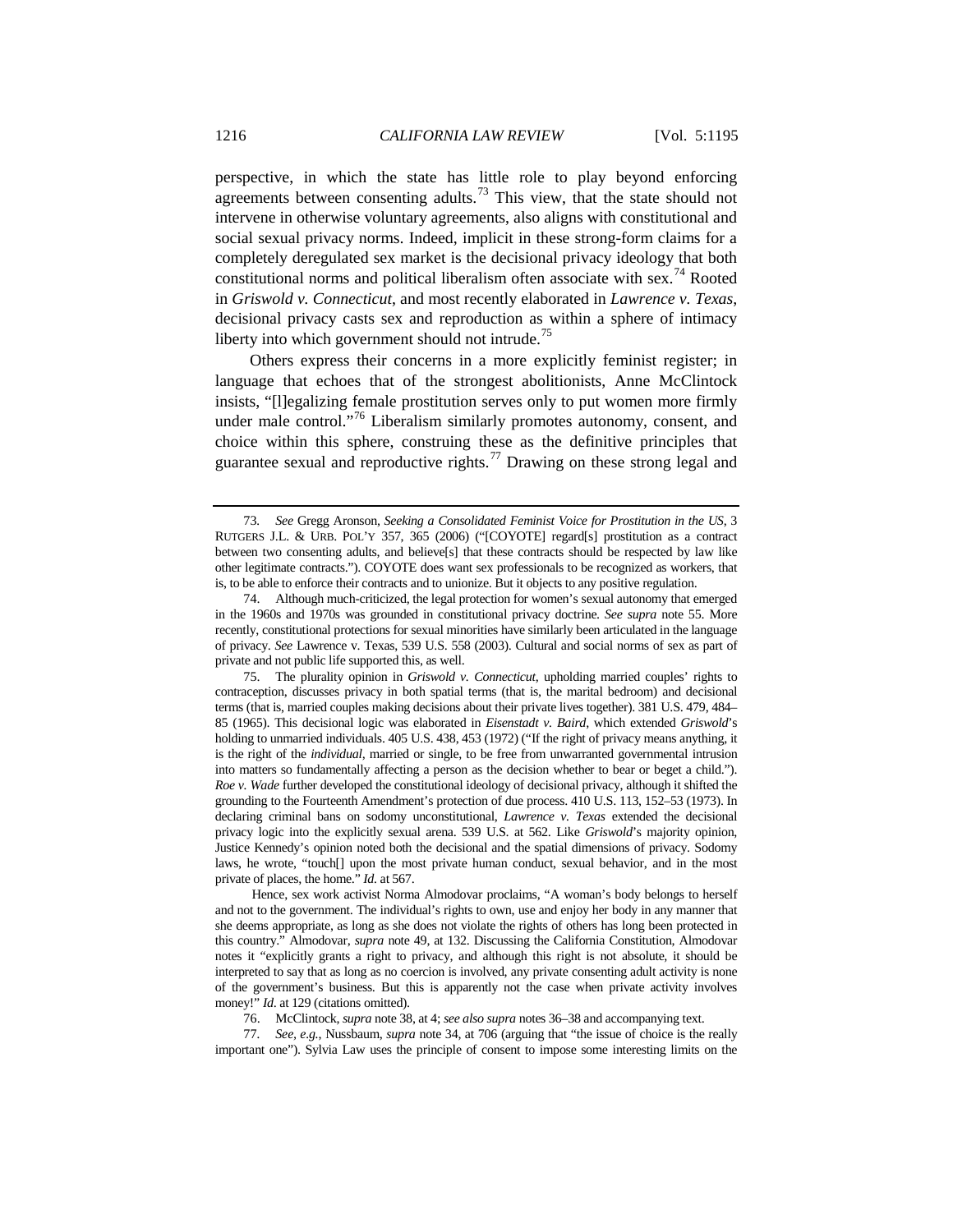perspective, in which the state has little role to play beyond enforcing agreements between consenting adults.[73] This view, that the state should not intervene in otherwise voluntary agreements, also aligns with constitutional and social sexual privacy norms. Indeed, implicit in these strong-form claims for a completely deregulated sex market is the decisional privacy ideology that both constitutional norms and political liberalism often associate with sex.[74] Rooted in *Griswold v. Connecticut*, and most recently elaborated in *Lawrence v. Texas*, decisional privacy casts sex and reproduction as within a sphere of intimacy liberty into which government should not intrude.[75]

Others express their concerns in a more explicitly feminist register; in language that echoes that of the strongest abolitionists, Anne McClintock insists, "[l]egalizing female prostitution serves only to put women more firmly under male control."[76] Liberalism similarly promotes autonomy, consent, and choice within this sphere, construing these as the definitive principles that guarantee sexual and reproductive rights.[77] Drawing on these strong legal and

---

73. *See* Gregg Aronson, *Seeking a Consolidated Feminist Voice for Prostitution in the US*, 3 RUTGERS J.L. & URB. POL'Y 357, 365 (2006) ("[COYOTE] regard[s] prostitution as a contract between two consenting adults, and believe[s] that these contracts should be respected by law like other legitimate contracts."). COYOTE does want sex professionals to be recognized as workers, that is, to be able to enforce their contracts and to unionize. But it objects to any positive regulation.

74. Although much-criticized, the legal protection for women's sexual autonomy that emerged in the 1960s and 1970s was grounded in constitutional privacy doctrine. *See supra* note 55. More recently, constitutional protections for sexual minorities have similarly been articulated in the language of privacy. *See* Lawrence v. Texas, 539 U.S. 558 (2003). Cultural and social norms of sex as part of private and not public life supported this, as well.

75. The plurality opinion in *Griswold v. Connecticut*, upholding married couples' rights to contraception, discusses privacy in both spatial terms (that is, the marital bedroom) and decisional terms (that is, married couples making decisions about their private lives together). 381 U.S. 479, 484–85 (1965). This decisional logic was elaborated in *Eisenstadt v. Baird*, which extended *Griswold*'s holding to unmarried individuals. 405 U.S. 438, 453 (1972) ("If the right of privacy means anything, it is the right of the *individual*, married or single, to be free from unwarranted governmental intrusion into matters so fundamentally affecting a person as the decision whether to bear or beget a child."). *Roe v. Wade* further developed the constitutional ideology of decisional privacy, although it shifted the grounding to the Fourteenth Amendment's protection of due process. 410 U.S. 113, 152–53 (1973). In declaring criminal bans on sodomy unconstitutional, *Lawrence v. Texas* extended the decisional privacy logic into the explicitly sexual arena. 539 U.S. at 562. Like *Griswold*'s majority opinion, Justice Kennedy's opinion noted both the decisional and the spatial dimensions of privacy. Sodomy laws, he wrote, "touch[] upon the most private human conduct, sexual behavior, and in the most private of places, the home." *Id.* at 567.

Hence, sex work activist Norma Almodovar proclaims, "A woman's body belongs to herself and not to the government. The individual's rights to own, use and enjoy her body in any manner that she deems appropriate, as long as she does not violate the rights of others has long been protected in this country." Almodovar, *supra* note 49, at 132. Discussing the California Constitution, Almodovar notes it "explicitly grants a right to privacy, and although this right is not absolute, it should be interpreted to say that as long as no coercion is involved, any private consenting adult activity is none of the government's business. But this is apparently not the case when private activity involves money!" *Id.* at 129 (citations omitted).

76. McClintock, *supra* note 38, at 4; *see also supra* notes 36–38 and accompanying text.

77. *See, e.g.*, Nussbaum, *supra* note 34, at 706 (arguing that "the issue of choice is the really important one"). Sylvia Law uses the principle of consent to impose some interesting limits on the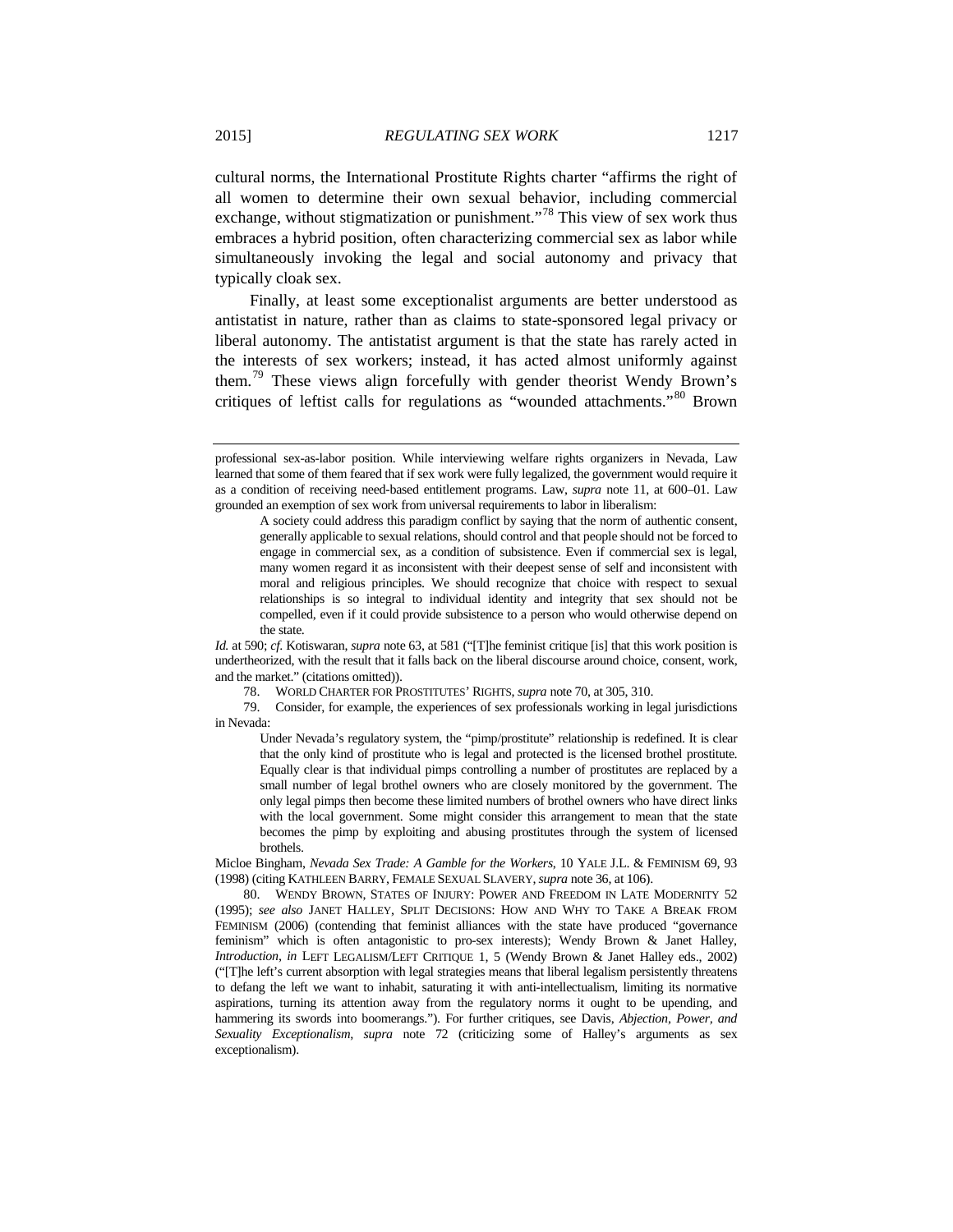cultural norms, the International Prostitute Rights charter "affirms the right of all women to determine their own sexual behavior, including commercial exchange, without stigmatization or punishment."[78] This view of sex work thus embraces a hybrid position, often characterizing commercial sex as labor while simultaneously invoking the legal and social autonomy and privacy that typically cloak sex.

Finally, at least some exceptionalist arguments are better understood as antistatist in nature, rather than as claims to state-sponsored legal privacy or liberal autonomy. The antistatist argument is that the state has rarely acted in the interests of sex workers; instead, it has acted almost uniformly against them.[79] These views align forcefully with gender theorist Wendy Brown's critiques of leftist calls for regulations as "wounded attachments."[80] Brown

---

professional sex-as-labor position. While interviewing welfare rights organizers in Nevada, Law learned that some of them feared that if sex work were fully legalized, the government would require it as a condition of receiving need-based entitlement programs. Law, *supra* note 11, at 600–01. Law grounded an exemption of sex work from universal requirements to labor in liberalism:

> A society could address this paradigm conflict by saying that the norm of authentic consent, generally applicable to sexual relations, should control and that people should not be forced to engage in commercial sex, as a condition of subsistence. Even if commercial sex is legal, many women regard it as inconsistent with their deepest sense of self and inconsistent with moral and religious principles. We should recognize that choice with respect to sexual relationships is so integral to individual identity and integrity that sex should not be compelled, even if it could provide subsistence to a person who would otherwise depend on the state.

*Id.* at 590; *cf.* Kotiswaran, *supra* note 63, at 581 ("[T]he feminist critique [is] that this work position is undertheorized, with the result that it falls back on the liberal discourse around choice, consent, work, and the market." (citations omitted)).

78. WORLD CHARTER FOR PROSTITUTES' RIGHTS, *supra* note 70, at 305, 310.

79. Consider, for example, the experiences of sex professionals working in legal jurisdictions in Nevada:

> Under Nevada's regulatory system, the "pimp/prostitute" relationship is redefined. It is clear that the only kind of prostitute who is legal and protected is the licensed brothel prostitute. Equally clear is that individual pimps controlling a number of prostitutes are replaced by a small number of legal brothel owners who are closely monitored by the government. The only legal pimps then become these limited numbers of brothel owners who have direct links with the local government. Some might consider this arrangement to mean that the state becomes the pimp by exploiting and abusing prostitutes through the system of licensed brothels.

Micloe Bingham, *Nevada Sex Trade: A Gamble for the Workers*, 10 YALE J.L. & FEMINISM 69, 93 (1998) (citing KATHLEEN BARRY, FEMALE SEXUAL SLAVERY, *supra* note 36, at 106).

80. WENDY BROWN, STATES OF INJURY: POWER AND FREEDOM IN LATE MODERNITY 52 (1995); *see also* JANET HALLEY, SPLIT DECISIONS: HOW AND WHY TO TAKE A BREAK FROM FEMINISM (2006) (contending that feminist alliances with the state have produced "governance feminism" which is often antagonistic to pro-sex interests); Wendy Brown & Janet Halley, *Introduction*, *in* LEFT LEGALISM/LEFT CRITIQUE 1, 5 (Wendy Brown & Janet Halley eds., 2002) ("[T]he left's current absorption with legal strategies means that liberal legalism persistently threatens to defang the left we want to inhabit, saturating it with anti-intellectualism, limiting its normative aspirations, turning its attention away from the regulatory norms it ought to be upending, and hammering its swords into boomerangs."). For further critiques, see Davis, *Abjection, Power, and Sexuality Exceptionalism*, *supra* note 72 (criticizing some of Halley's arguments as sex exceptionalism).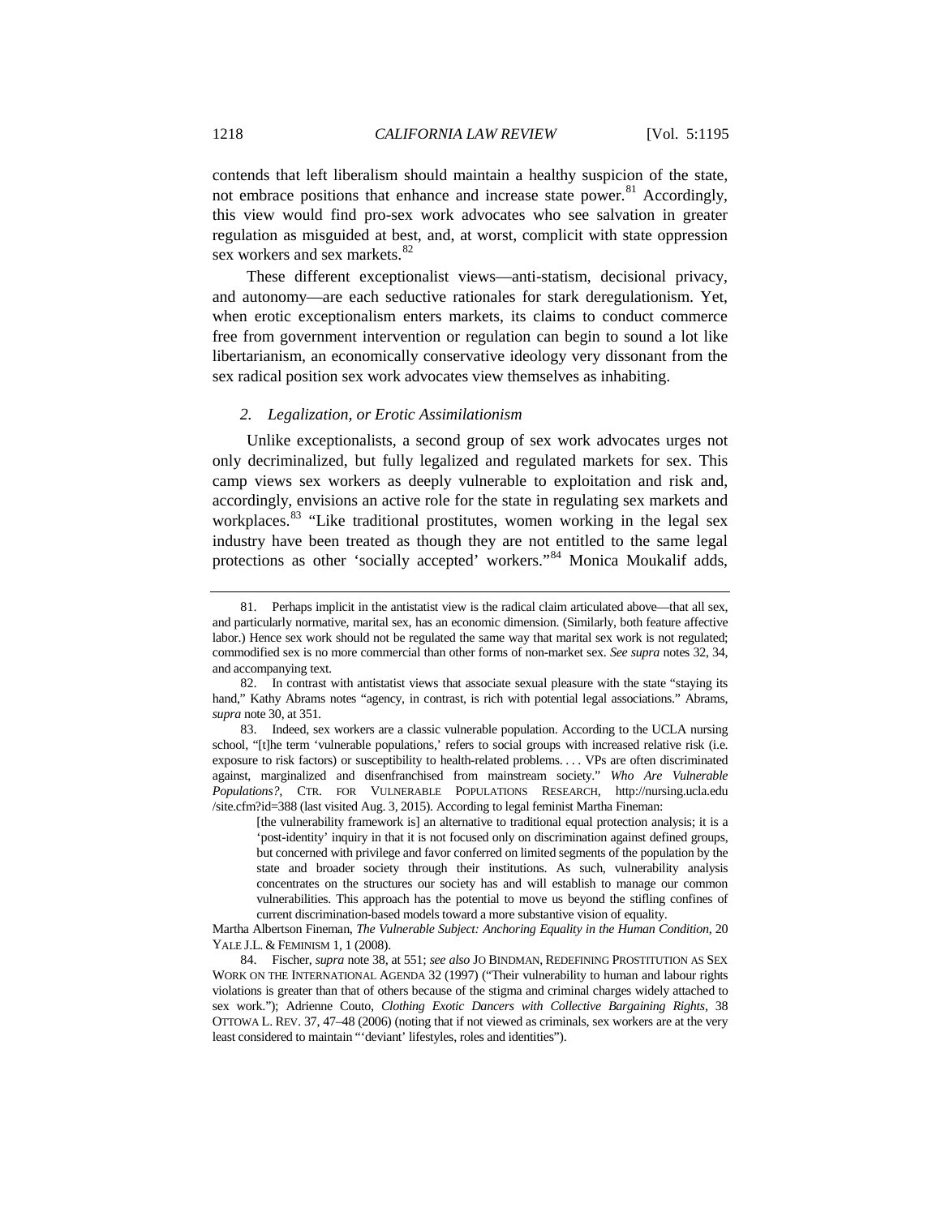contends that left liberalism should maintain a healthy suspicion of the state, not embrace positions that enhance and increase state power.[81] Accordingly, this view would find pro-sex work advocates who see salvation in greater regulation as misguided at best, and, at worst, complicit with state oppression sex workers and sex markets.[82]

These different exceptionalist views—anti-statism, decisional privacy, and autonomy—are each seductive rationales for stark deregulationism. Yet, when erotic exceptionalism enters markets, its claims to conduct commerce free from government intervention or regulation can begin to sound a lot like libertarianism, an economically conservative ideology very dissonant from the sex radical position sex work advocates view themselves as inhabiting.

### *2. Legalization, or Erotic Assimilationism*

Unlike exceptionalists, a second group of sex work advocates urges not only decriminalized, but fully legalized and regulated markets for sex. This camp views sex workers as deeply vulnerable to exploitation and risk and, accordingly, envisions an active role for the state in regulating sex markets and workplaces.[83] "Like traditional prostitutes, women working in the legal sex industry have been treated as though they are not entitled to the same legal protections as other 'socially accepted' workers."[84] Monica Moukalif adds,

---

81. Perhaps implicit in the antistatist view is the radical claim articulated above—that all sex, and particularly normative, marital sex, has an economic dimension. (Similarly, both feature affective labor.) Hence sex work should not be regulated the same way that marital sex work is not regulated; commodified sex is no more commercial than other forms of non-market sex. *See supra* notes 32, 34, and accompanying text.

82. In contrast with antistatist views that associate sexual pleasure with the state "staying its hand," Kathy Abrams notes "agency, in contrast, is rich with potential legal associations." Abrams, *supra* note 30, at 351.

83. Indeed, sex workers are a classic vulnerable population. According to the UCLA nursing school, "[t]he term 'vulnerable populations,' refers to social groups with increased relative risk (i.e. exposure to risk factors) or susceptibility to health-related problems. . . . VPs are often discriminated against, marginalized and disenfranchised from mainstream society." *Who Are Vulnerable Populations?*, CTR. FOR VULNERABLE POPULATIONS RESEARCH, http://nursing.ucla.edu/site.cfm?id=388 (last visited Aug. 3, 2015). According to legal feminist Martha Fineman:

> [the vulnerability framework is] an alternative to traditional equal protection analysis; it is a 'post-identity' inquiry in that it is not focused only on discrimination against defined groups, but concerned with privilege and favor conferred on limited segments of the population by the state and broader society through their institutions. As such, vulnerability analysis concentrates on the structures our society has and will establish to manage our common vulnerabilities. This approach has the potential to move us beyond the stifling confines of current discrimination-based models toward a more substantive vision of equality.

Martha Albertson Fineman, *The Vulnerable Subject: Anchoring Equality in the Human Condition*, 20 YALE J.L. & FEMINISM 1, 1 (2008).

84. Fischer, *supra* note 38, at 551; *see also* JO BINDMAN, REDEFINING PROSTITUTION AS SEX WORK ON THE INTERNATIONAL AGENDA 32 (1997) ("Their vulnerability to human and labour rights violations is greater than that of others because of the stigma and criminal charges widely attached to sex work."); Adrienne Couto, *Clothing Exotic Dancers with Collective Bargaining Rights*, 38 OTTOWA L. REV. 37, 47–48 (2006) (noting that if not viewed as criminals, sex workers are at the very least considered to maintain "'deviant' lifestyles, roles and identities").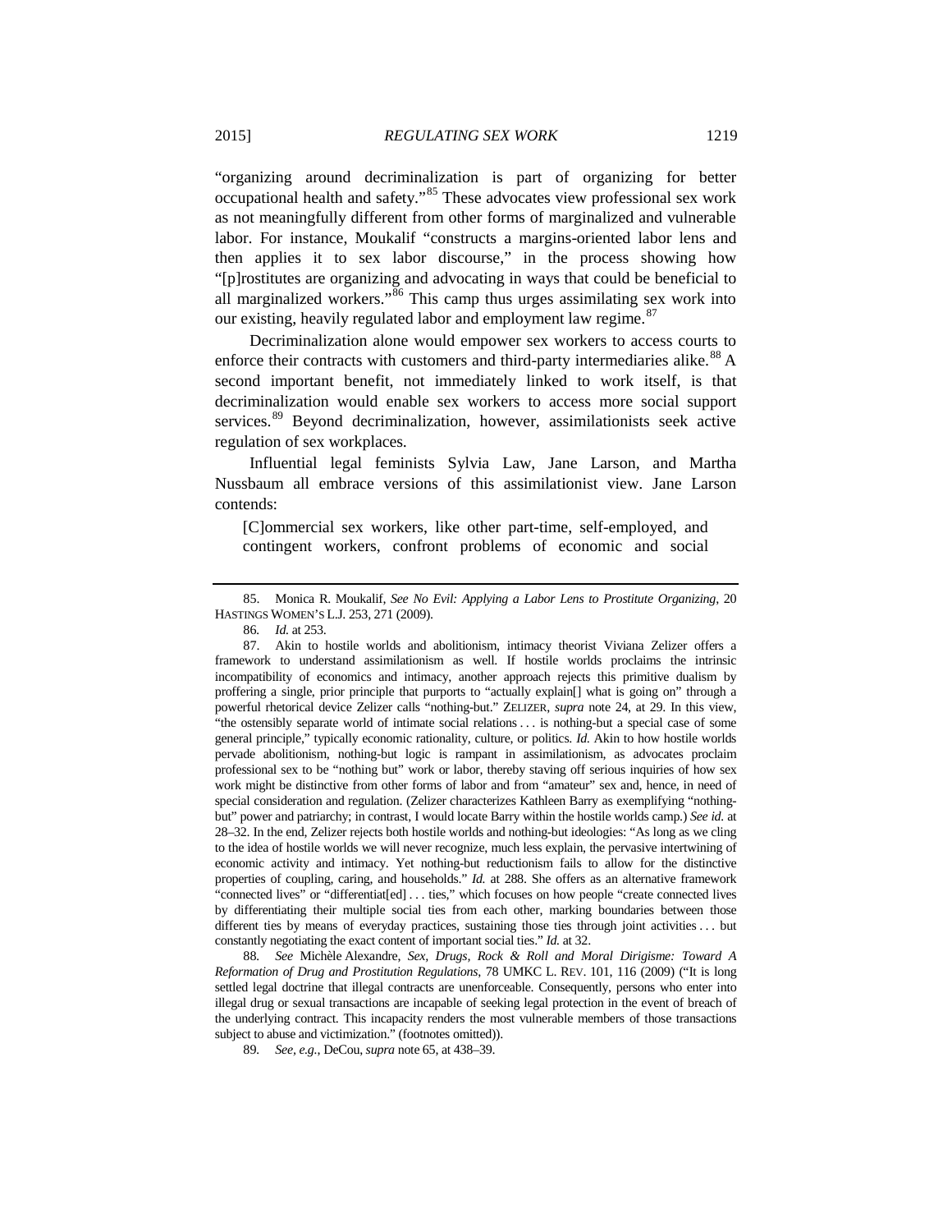"organizing around decriminalization is part of organizing for better occupational health and safety."[85] These advocates view professional sex work as not meaningfully different from other forms of marginalized and vulnerable labor. For instance, Moukalif "constructs a margins-oriented labor lens and then applies it to sex labor discourse," in the process showing how "[p]rostitutes are organizing and advocating in ways that could be beneficial to all marginalized workers."[86] This camp thus urges assimilating sex work into our existing, heavily regulated labor and employment law regime.[87]

Decriminalization alone would empower sex workers to access courts to enforce their contracts with customers and third-party intermediaries alike.[88] A second important benefit, not immediately linked to work itself, is that decriminalization would enable sex workers to access more social support services.[89] Beyond decriminalization, however, assimilationists seek active regulation of sex workplaces.

Influential legal feminists Sylvia Law, Jane Larson, and Martha Nussbaum all embrace versions of this assimilationist view. Jane Larson contends:

> [C]ommercial sex workers, like other part-time, self-employed, and contingent workers, confront problems of economic and social

---

85. Monica R. Moukalif, *See No Evil: Applying a Labor Lens to Prostitute Organizing*, 20 HASTINGS WOMEN'S L.J. 253, 271 (2009).

86. *Id.* at 253.

87. Akin to hostile worlds and abolitionism, intimacy theorist Viviana Zelizer offers a framework to understand assimilationism as well. If hostile worlds proclaims the intrinsic incompatibility of economics and intimacy, another approach rejects this primitive dualism by proffering a single, prior principle that purports to "actually explain[] what is going on" through a powerful rhetorical device Zelizer calls "nothing-but." ZELIZER, *supra* note 24, at 29. In this view, "the ostensibly separate world of intimate social relations . . . is nothing-but a special case of some general principle," typically economic rationality, culture, or politics. *Id.* Akin to how hostile worlds pervade abolitionism, nothing-but logic is rampant in assimilationism, as advocates proclaim professional sex to be "nothing but" work or labor, thereby staving off serious inquiries of how sex work might be distinctive from other forms of labor and from "amateur" sex and, hence, in need of special consideration and regulation. (Zelizer characterizes Kathleen Barry as exemplifying "nothing-but" power and patriarchy; in contrast, I would locate Barry within the hostile worlds camp.) *See id.* at 28–32. In the end, Zelizer rejects both hostile worlds and nothing-but ideologies: "As long as we cling to the idea of hostile worlds we will never recognize, much less explain, the pervasive intertwining of economic activity and intimacy. Yet nothing-but reductionism fails to allow for the distinctive properties of coupling, caring, and households." *Id.* at 288. She offers as an alternative framework "connected lives" or "differentiat[ed] . . . ties," which focuses on how people "create connected lives by differentiating their multiple social ties from each other, marking boundaries between those different ties by means of everyday practices, sustaining those ties through joint activities . . . but constantly negotiating the exact content of important social ties." *Id.* at 32.

88. *See* Michèle Alexandre, *Sex, Drugs, Rock & Roll and Moral Dirigisme: Toward A Reformation of Drug and Prostitution Regulations*, 78 UMKC L. REV. 101, 116 (2009) ("It is long settled legal doctrine that illegal contracts are unenforceable. Consequently, persons who enter into illegal drug or sexual transactions are incapable of seeking legal protection in the event of breach of the underlying contract. This incapacity renders the most vulnerable members of those transactions subject to abuse and victimization." (footnotes omitted)).

89. *See, e.g.*, DeCou, *supra* note 65, at 438–39.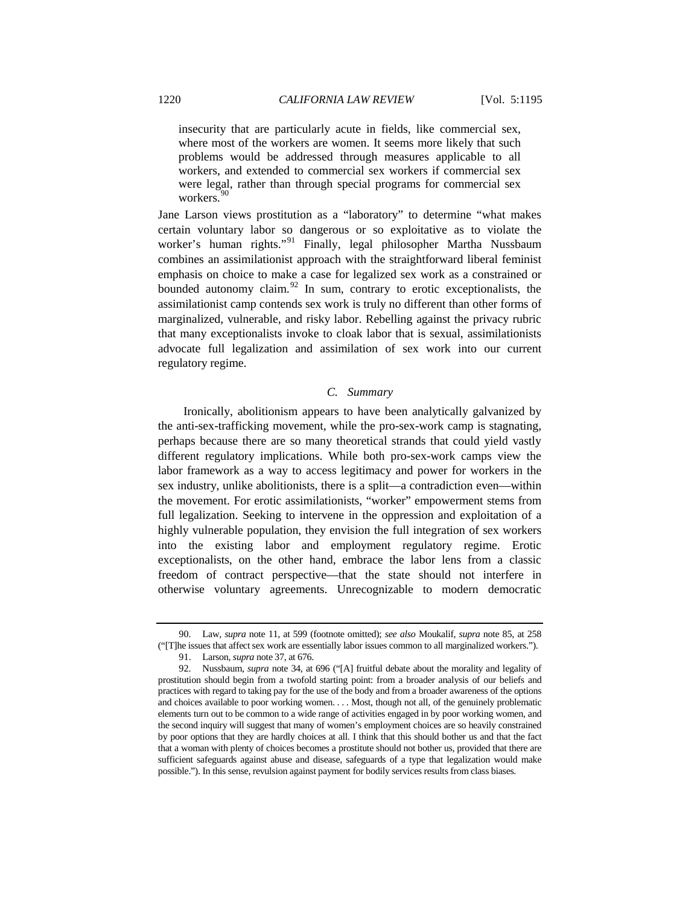> insecurity that are particularly acute in fields, like commercial sex, where most of the workers are women. It seems more likely that such problems would be addressed through measures applicable to all workers, and extended to commercial sex workers if commercial sex were legal, rather than through special programs for commercial sex workers.[90]

Jane Larson views prostitution as a "laboratory" to determine "what makes certain voluntary labor so dangerous or so exploitative as to violate the worker's human rights."[91] Finally, legal philosopher Martha Nussbaum combines an assimilationist approach with the straightforward liberal feminist emphasis on choice to make a case for legalized sex work as a constrained or bounded autonomy claim.[92] In sum, contrary to erotic exceptionalists, the assimilationist camp contends sex work is truly no different than other forms of marginalized, vulnerable, and risky labor. Rebelling against the privacy rubric that many exceptionalists invoke to cloak labor that is sexual, assimilationists advocate full legalization and assimilation of sex work into our current regulatory regime.

### *C. Summary*

Ironically, abolitionism appears to have been analytically galvanized by the anti-sex-trafficking movement, while the pro-sex-work camp is stagnating, perhaps because there are so many theoretical strands that could yield vastly different regulatory implications. While both pro-sex-work camps view the labor framework as a way to access legitimacy and power for workers in the sex industry, unlike abolitionists, there is a split—a contradiction even—within the movement. For erotic assimilationists, "worker" empowerment stems from full legalization. Seeking to intervene in the oppression and exploitation of a highly vulnerable population, they envision the full integration of sex workers into the existing labor and employment regulatory regime. Erotic exceptionalists, on the other hand, embrace the labor lens from a classic freedom of contract perspective—that the state should not interfere in otherwise voluntary agreements. Unrecognizable to modern democratic

---

90. Law, *supra* note 11, at 599 (footnote omitted); *see also* Moukalif, *supra* note 85, at 258 ("[T]he issues that affect sex work are essentially labor issues common to all marginalized workers.").

91. Larson, *supra* note 37, at 676.

92. Nussbaum, *supra* note 34, at 696 ("[A] fruitful debate about the morality and legality of prostitution should begin from a twofold starting point: from a broader analysis of our beliefs and practices with regard to taking pay for the use of the body and from a broader awareness of the options and choices available to poor working women. . . . Most, though not all, of the genuinely problematic elements turn out to be common to a wide range of activities engaged in by poor working women, and the second inquiry will suggest that many of women's employment choices are so heavily constrained by poor options that they are hardly choices at all. I think that this should bother us and that the fact that a woman with plenty of choices becomes a prostitute should not bother us, provided that there are sufficient safeguards against abuse and disease, safeguards of a type that legalization would make possible."). In this sense, revulsion against payment for bodily services results from class biases.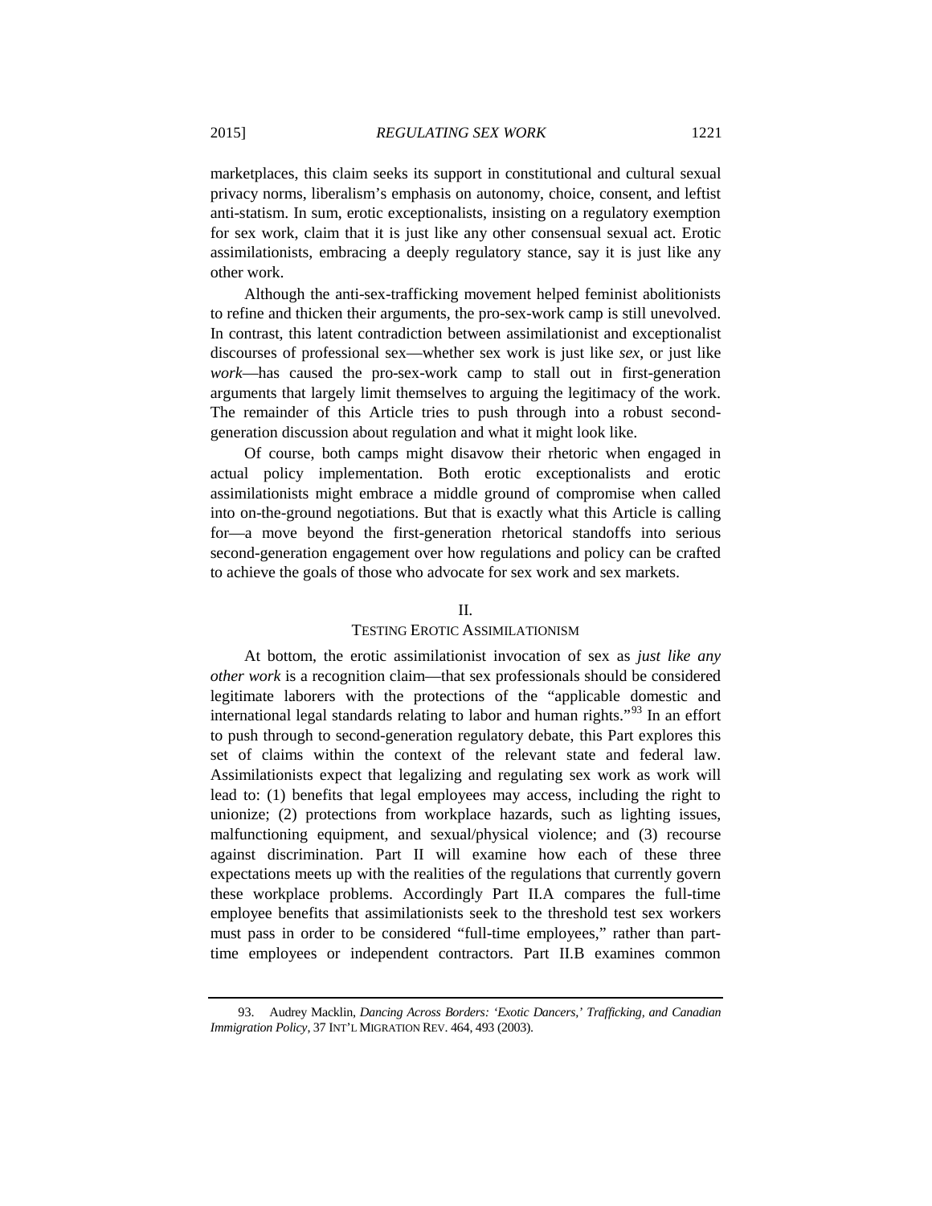marketplaces, this claim seeks its support in constitutional and cultural sexual privacy norms, liberalism's emphasis on autonomy, choice, consent, and leftist anti-statism. In sum, erotic exceptionalists, insisting on a regulatory exemption for sex work, claim that it is just like any other consensual sexual act. Erotic assimilationists, embracing a deeply regulatory stance, say it is just like any other work.

Although the anti-sex-trafficking movement helped feminist abolitionists to refine and thicken their arguments, the pro-sex-work camp is still unevolved. In contrast, this latent contradiction between assimilationist and exceptionalist discourses of professional sex—whether sex work is just like *sex*, or just like *work*—has caused the pro-sex-work camp to stall out in first-generation arguments that largely limit themselves to arguing the legitimacy of the work. The remainder of this Article tries to push through into a robust second-generation discussion about regulation and what it might look like.

Of course, both camps might disavow their rhetoric when engaged in actual policy implementation. Both erotic exceptionalists and erotic assimilationists might embrace a middle ground of compromise when called into on-the-ground negotiations. But that is exactly what this Article is calling for—a move beyond the first-generation rhetorical standoffs into serious second-generation engagement over how regulations and policy can be crafted to achieve the goals of those who advocate for sex work and sex markets.

## II.
## TESTING EROTIC ASSIMILATIONISM

At bottom, the erotic assimilationist invocation of sex as *just like any other work* is a recognition claim—that sex professionals should be considered legitimate laborers with the protections of the "applicable domestic and international legal standards relating to labor and human rights."[93] In an effort to push through to second-generation regulatory debate, this Part explores this set of claims within the context of the relevant state and federal law. Assimilationists expect that legalizing and regulating sex work as work will lead to: (1) benefits that legal employees may access, including the right to unionize; (2) protections from workplace hazards, such as lighting issues, malfunctioning equipment, and sexual/physical violence; and (3) recourse against discrimination. Part II will examine how each of these three expectations meets up with the realities of the regulations that currently govern these workplace problems. Accordingly Part II.A compares the full-time employee benefits that assimilationists seek to the threshold test sex workers must pass in order to be considered "full-time employees," rather than part-time employees or independent contractors. Part II.B examines common

93. Audrey Macklin, *Dancing Across Borders: 'Exotic Dancers,' Trafficking, and Canadian Immigration Policy*, 37 INT'L MIGRATION REV. 464, 493 (2003).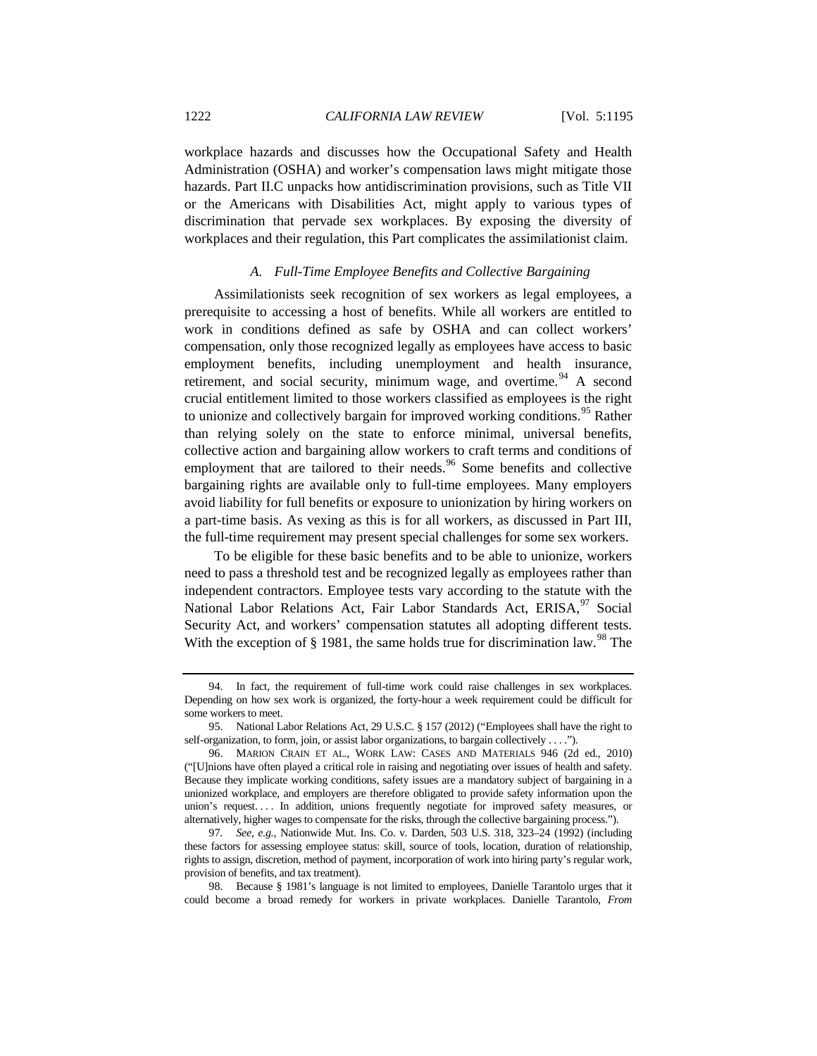workplace hazards and discusses how the Occupational Safety and Health Administration (OSHA) and worker's compensation laws might mitigate those hazards. Part II.C unpacks how antidiscrimination provisions, such as Title VII or the Americans with Disabilities Act, might apply to various types of discrimination that pervade sex workplaces. By exposing the diversity of workplaces and their regulation, this Part complicates the assimilationist claim.

### *A. Full-Time Employee Benefits and Collective Bargaining*

Assimilationists seek recognition of sex workers as legal employees, a prerequisite to accessing a host of benefits. While all workers are entitled to work in conditions defined as safe by OSHA and can collect workers' compensation, only those recognized legally as employees have access to basic employment benefits, including unemployment and health insurance, retirement, and social security, minimum wage, and overtime.[94] A second crucial entitlement limited to those workers classified as employees is the right to unionize and collectively bargain for improved working conditions.[95] Rather than relying solely on the state to enforce minimal, universal benefits, collective action and bargaining allow workers to craft terms and conditions of employment that are tailored to their needs.[96] Some benefits and collective bargaining rights are available only to full-time employees. Many employers avoid liability for full benefits or exposure to unionization by hiring workers on a part-time basis. As vexing as this is for all workers, as discussed in Part III, the full-time requirement may present special challenges for some sex workers.

To be eligible for these basic benefits and to be able to unionize, workers need to pass a threshold test and be recognized legally as employees rather than independent contractors. Employee tests vary according to the statute with the National Labor Relations Act, Fair Labor Standards Act, ERISA,[97] Social Security Act, and workers' compensation statutes all adopting different tests. With the exception of § 1981, the same holds true for discrimination law.[98] The

94. In fact, the requirement of full-time work could raise challenges in sex workplaces. Depending on how sex work is organized, the forty-hour a week requirement could be difficult for some workers to meet.

95. National Labor Relations Act, 29 U.S.C. § 157 (2012) ("Employees shall have the right to self-organization, to form, join, or assist labor organizations, to bargain collectively . . . .").

96. MARION CRAIN ET AL., WORK LAW: CASES AND MATERIALS 946 (2d ed., 2010) ("[U]nions have often played a critical role in raising and negotiating over issues of health and safety. Because they implicate working conditions, safety issues are a mandatory subject of bargaining in a unionized workplace, and employers are therefore obligated to provide safety information upon the union's request. . . . In addition, unions frequently negotiate for improved safety measures, or alternatively, higher wages to compensate for the risks, through the collective bargaining process.").

97. *See, e.g.*, Nationwide Mut. Ins. Co. v. Darden, 503 U.S. 318, 323–24 (1992) (including these factors for assessing employee status: skill, source of tools, location, duration of relationship, rights to assign, discretion, method of payment, incorporation of work into hiring party's regular work, provision of benefits, and tax treatment).

98. Because § 1981's language is not limited to employees, Danielle Tarantolo urges that it could become a broad remedy for workers in private workplaces. Danielle Tarantolo, *From*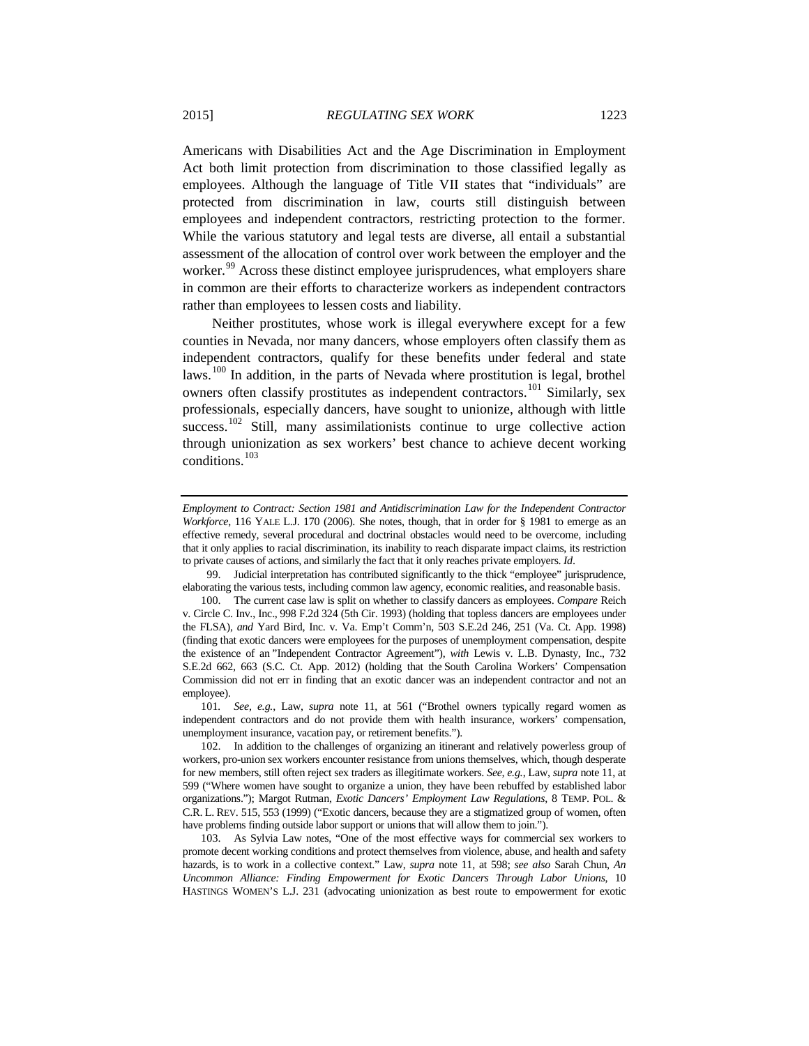Americans with Disabilities Act and the Age Discrimination in Employment Act both limit protection from discrimination to those classified legally as employees. Although the language of Title VII states that "individuals" are protected from discrimination in law, courts still distinguish between employees and independent contractors, restricting protection to the former. While the various statutory and legal tests are diverse, all entail a substantial assessment of the allocation of control over work between the employer and the worker.[99] Across these distinct employee jurisprudences, what employers share in common are their efforts to characterize workers as independent contractors rather than employees to lessen costs and liability.

Neither prostitutes, whose work is illegal everywhere except for a few counties in Nevada, nor many dancers, whose employers often classify them as independent contractors, qualify for these benefits under federal and state laws.[100] In addition, in the parts of Nevada where prostitution is legal, brothel owners often classify prostitutes as independent contractors.[101] Similarly, sex professionals, especially dancers, have sought to unionize, although with little success.[102] Still, many assimilationists continue to urge collective action through unionization as sex workers' best chance to achieve decent working conditions.[103]

---

*Employment to Contract: Section 1981 and Antidiscrimination Law for the Independent Contractor Workforce*, 116 YALE L.J. 170 (2006). She notes, though, that in order for § 1981 to emerge as an effective remedy, several procedural and doctrinal obstacles would need to be overcome, including that it only applies to racial discrimination, its inability to reach disparate impact claims, its restriction to private causes of actions, and similarly the fact that it only reaches private employers. *Id*.

99. Judicial interpretation has contributed significantly to the thick "employee" jurisprudence, elaborating the various tests, including common law agency, economic realities, and reasonable basis.

100. The current case law is split on whether to classify dancers as employees. *Compare* Reich v. Circle C. Inv., Inc., 998 F.2d 324 (5th Cir. 1993) (holding that topless dancers are employees under the FLSA), *and* Yard Bird, Inc. v. Va. Emp't Comm'n, 503 S.E.2d 246, 251 (Va. Ct. App. 1998) (finding that exotic dancers were employees for the purposes of unemployment compensation, despite the existence of an "Independent Contractor Agreement"), *with* Lewis v. L.B. Dynasty, Inc., 732 S.E.2d 662, 663 (S.C. Ct. App. 2012) (holding that the South Carolina Workers' Compensation Commission did not err in finding that an exotic dancer was an independent contractor and not an employee).

101. *See, e.g.*, Law, *supra* note 11, at 561 ("Brothel owners typically regard women as independent contractors and do not provide them with health insurance, workers' compensation, unemployment insurance, vacation pay, or retirement benefits.").

102. In addition to the challenges of organizing an itinerant and relatively powerless group of workers, pro-union sex workers encounter resistance from unions themselves, which, though desperate for new members, still often reject sex traders as illegitimate workers. *See, e.g.*, Law, *supra* note 11, at 599 ("Where women have sought to organize a union, they have been rebuffed by established labor organizations."); Margot Rutman, *Exotic Dancers' Employment Law Regulations*, 8 TEMP. POL. & C.R. L. REV. 515, 553 (1999) ("Exotic dancers, because they are a stigmatized group of women, often have problems finding outside labor support or unions that will allow them to join.").

103. As Sylvia Law notes, "One of the most effective ways for commercial sex workers to promote decent working conditions and protect themselves from violence, abuse, and health and safety hazards, is to work in a collective context." Law, *supra* note 11, at 598; *see also* Sarah Chun, *An Uncommon Alliance: Finding Empowerment for Exotic Dancers Through Labor Unions*, 10 HASTINGS WOMEN'S L.J. 231 (advocating unionization as best route to empowerment for exotic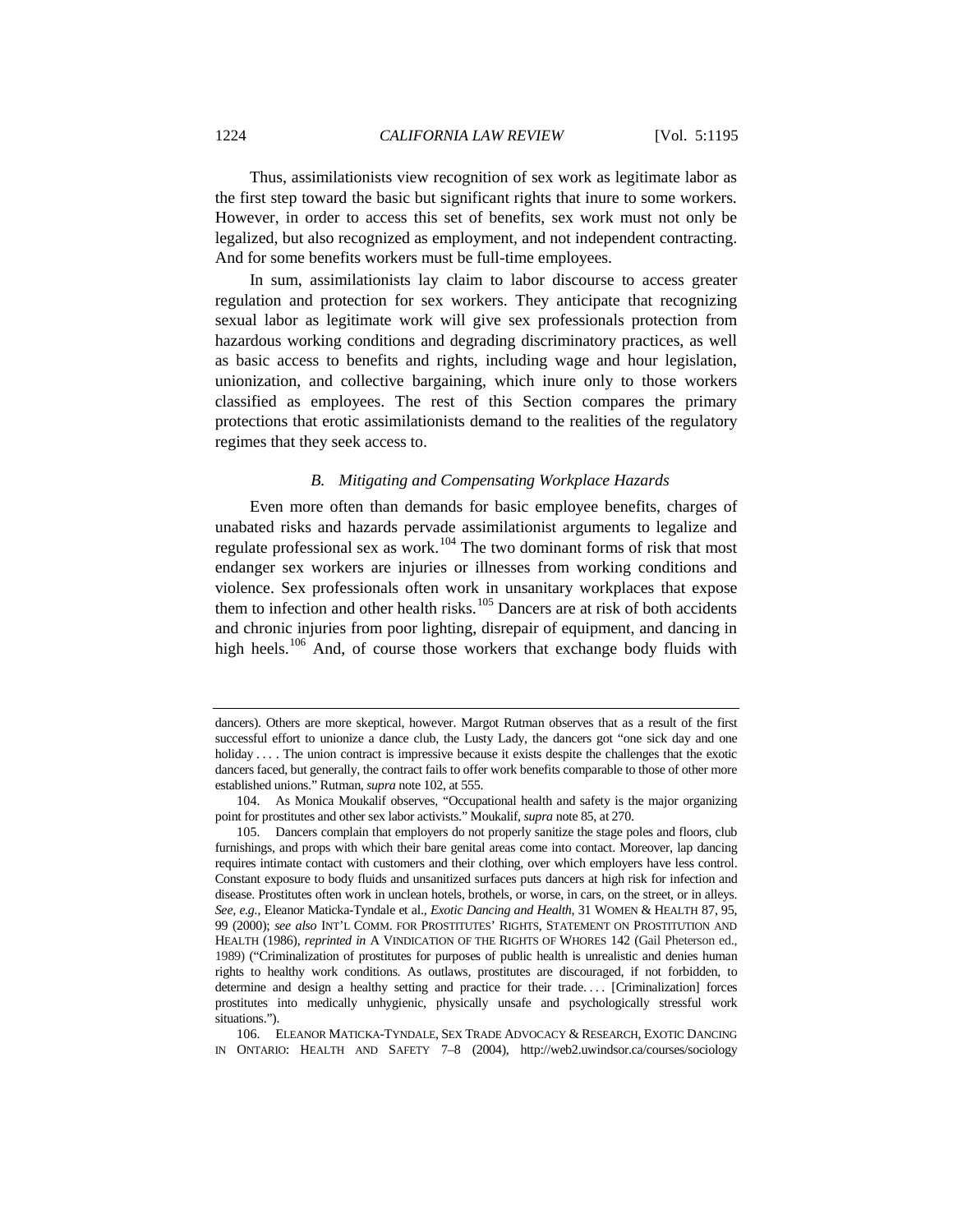Thus, assimilationists view recognition of sex work as legitimate labor as the first step toward the basic but significant rights that inure to some workers. However, in order to access this set of benefits, sex work must not only be legalized, but also recognized as employment, and not independent contracting. And for some benefits workers must be full-time employees.

In sum, assimilationists lay claim to labor discourse to access greater regulation and protection for sex workers. They anticipate that recognizing sexual labor as legitimate work will give sex professionals protection from hazardous working conditions and degrading discriminatory practices, as well as basic access to benefits and rights, including wage and hour legislation, unionization, and collective bargaining, which inure only to those workers classified as employees. The rest of this Section compares the primary protections that erotic assimilationists demand to the realities of the regulatory regimes that they seek access to.

### *B. Mitigating and Compensating Workplace Hazards*

Even more often than demands for basic employee benefits, charges of unabated risks and hazards pervade assimilationist arguments to legalize and regulate professional sex as work.[104] The two dominant forms of risk that most endanger sex workers are injuries or illnesses from working conditions and violence. Sex professionals often work in unsanitary workplaces that expose them to infection and other health risks.[105] Dancers are at risk of both accidents and chronic injuries from poor lighting, disrepair of equipment, and dancing in high heels.[106] And, of course those workers that exchange body fluids with

---

dancers). Others are more skeptical, however. Margot Rutman observes that as a result of the first successful effort to unionize a dance club, the Lusty Lady, the dancers got "one sick day and one holiday . . . . The union contract is impressive because it exists despite the challenges that the exotic dancers faced, but generally, the contract fails to offer work benefits comparable to those of other more established unions." Rutman, *supra* note 102, at 555.

104. As Monica Moukalif observes, "Occupational health and safety is the major organizing point for prostitutes and other sex labor activists." Moukalif, *supra* note 85, at 270.

105. Dancers complain that employers do not properly sanitize the stage poles and floors, club furnishings, and props with which their bare genital areas come into contact. Moreover, lap dancing requires intimate contact with customers and their clothing, over which employers have less control. Constant exposure to body fluids and unsanitized surfaces puts dancers at high risk for infection and disease. Prostitutes often work in unclean hotels, brothels, or worse, in cars, on the street, or in alleys. *See, e.g.*, Eleanor Maticka-Tyndale et al., *Exotic Dancing and Health*, 31 WOMEN & HEALTH 87, 95, 99 (2000); *see also* INT'L COMM. FOR PROSTITUTES' RIGHTS, STATEMENT ON PROSTITUTION AND HEALTH (1986), *reprinted in* A VINDICATION OF THE RIGHTS OF WHORES 142 (Gail Pheterson ed., 1989) ("Criminalization of prostitutes for purposes of public health is unrealistic and denies human rights to healthy work conditions. As outlaws, prostitutes are discouraged, if not forbidden, to determine and design a healthy setting and practice for their trade. . . . [Criminalization] forces prostitutes into medically unhygienic, physically unsafe and psychologically stressful work situations.").

106. ELEANOR MATICKA-TYNDALE, SEX TRADE ADVOCACY & RESEARCH, EXOTIC DANCING IN ONTARIO: HEALTH AND SAFETY 7–8 (2004), http://web2.uwindsor.ca/courses/sociology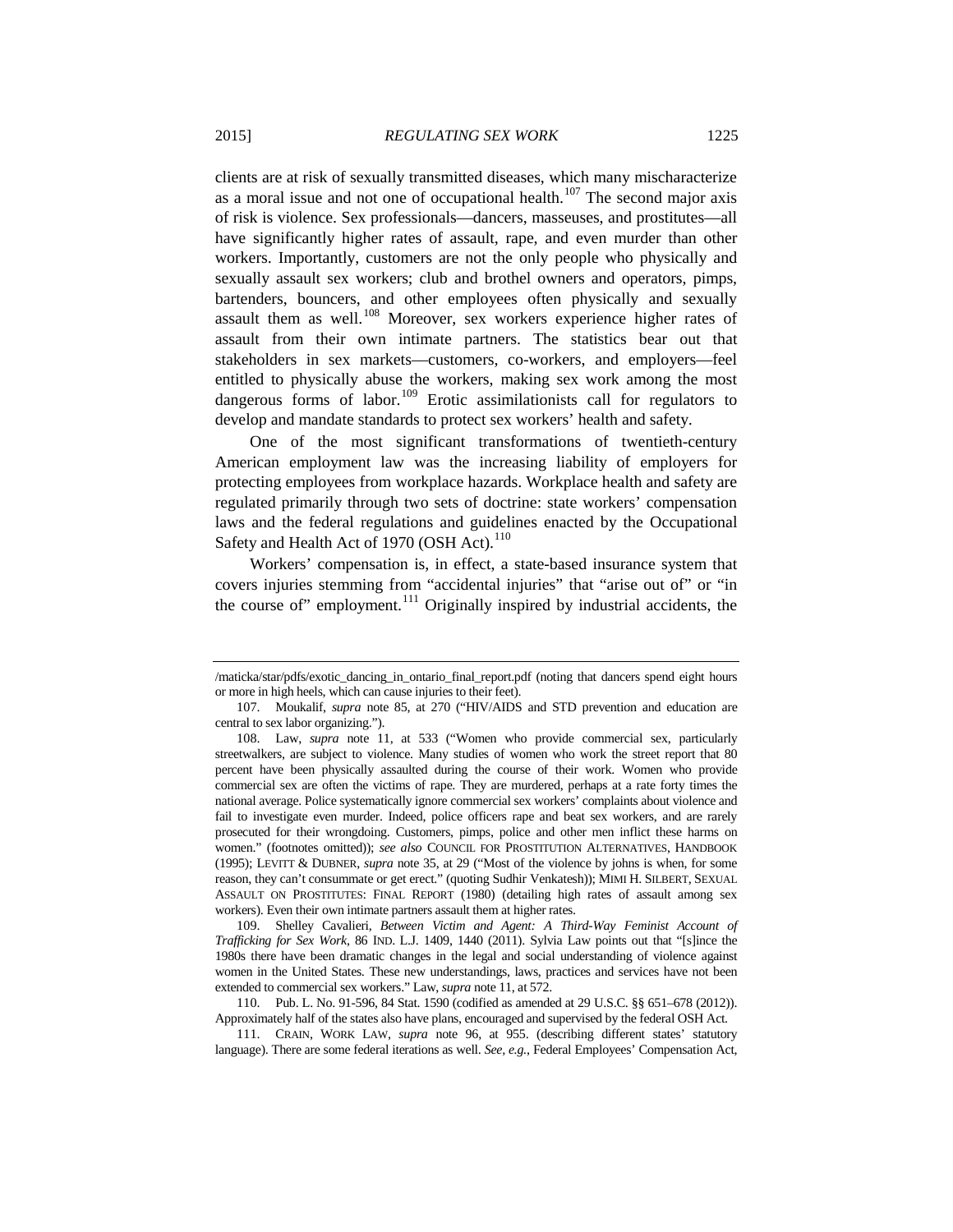clients are at risk of sexually transmitted diseases, which many mischaracterize as a moral issue and not one of occupational health.[107] The second major axis of risk is violence. Sex professionals—dancers, masseuses, and prostitutes—all have significantly higher rates of assault, rape, and even murder than other workers. Importantly, customers are not the only people who physically and sexually assault sex workers; club and brothel owners and operators, pimps, bartenders, bouncers, and other employees often physically and sexually assault them as well.[108] Moreover, sex workers experience higher rates of assault from their own intimate partners. The statistics bear out that stakeholders in sex markets—customers, co-workers, and employers—feel entitled to physically abuse the workers, making sex work among the most dangerous forms of labor.[109] Erotic assimilationists call for regulators to develop and mandate standards to protect sex workers' health and safety.

One of the most significant transformations of twentieth-century American employment law was the increasing liability of employers for protecting employees from workplace hazards. Workplace health and safety are regulated primarily through two sets of doctrine: state workers' compensation laws and the federal regulations and guidelines enacted by the Occupational Safety and Health Act of 1970 (OSH Act).[110]

Workers' compensation is, in effect, a state-based insurance system that covers injuries stemming from "accidental injuries" that "arise out of" or "in the course of" employment.[111] Originally inspired by industrial accidents, the

---

/maticka/star/pdfs/exotic_dancing_in_ontario_final_report.pdf (noting that dancers spend eight hours or more in high heels, which can cause injuries to their feet).

107. Moukalif, *supra* note 85, at 270 ("HIV/AIDS and STD prevention and education are central to sex labor organizing.").

108. Law, *supra* note 11, at 533 ("Women who provide commercial sex, particularly streetwalkers, are subject to violence. Many studies of women who work the street report that 80 percent have been physically assaulted during the course of their work. Women who provide commercial sex are often the victims of rape. They are murdered, perhaps at a rate forty times the national average. Police systematically ignore commercial sex workers' complaints about violence and fail to investigate even murder. Indeed, police officers rape and beat sex workers, and are rarely prosecuted for their wrongdoing. Customers, pimps, police and other men inflict these harms on women." (footnotes omitted)); *see also* COUNCIL FOR PROSTITUTION ALTERNATIVES, HANDBOOK (1995); LEVITT & DUBNER, *supra* note 35, at 29 ("Most of the violence by johns is when, for some reason, they can't consummate or get erect." (quoting Sudhir Venkatesh)); MIMI H. SILBERT, SEXUAL ASSAULT ON PROSTITUTES: FINAL REPORT (1980) (detailing high rates of assault among sex workers). Even their own intimate partners assault them at higher rates.

109. Shelley Cavalieri, *Between Victim and Agent: A Third-Way Feminist Account of Trafficking for Sex Work*, 86 IND. L.J. 1409, 1440 (2011). Sylvia Law points out that "[s]ince the 1980s there have been dramatic changes in the legal and social understanding of violence against women in the United States. These new understandings, laws, practices and services have not been extended to commercial sex workers." Law, *supra* note 11, at 572.

110. Pub. L. No. 91-596, 84 Stat. 1590 (codified as amended at 29 U.S.C. §§ 651–678 (2012)). Approximately half of the states also have plans, encouraged and supervised by the federal OSH Act.

111. CRAIN, WORK LAW, *supra* note 96, at 955. (describing different states' statutory language). There are some federal iterations as well. *See, e.g.*, Federal Employees' Compensation Act,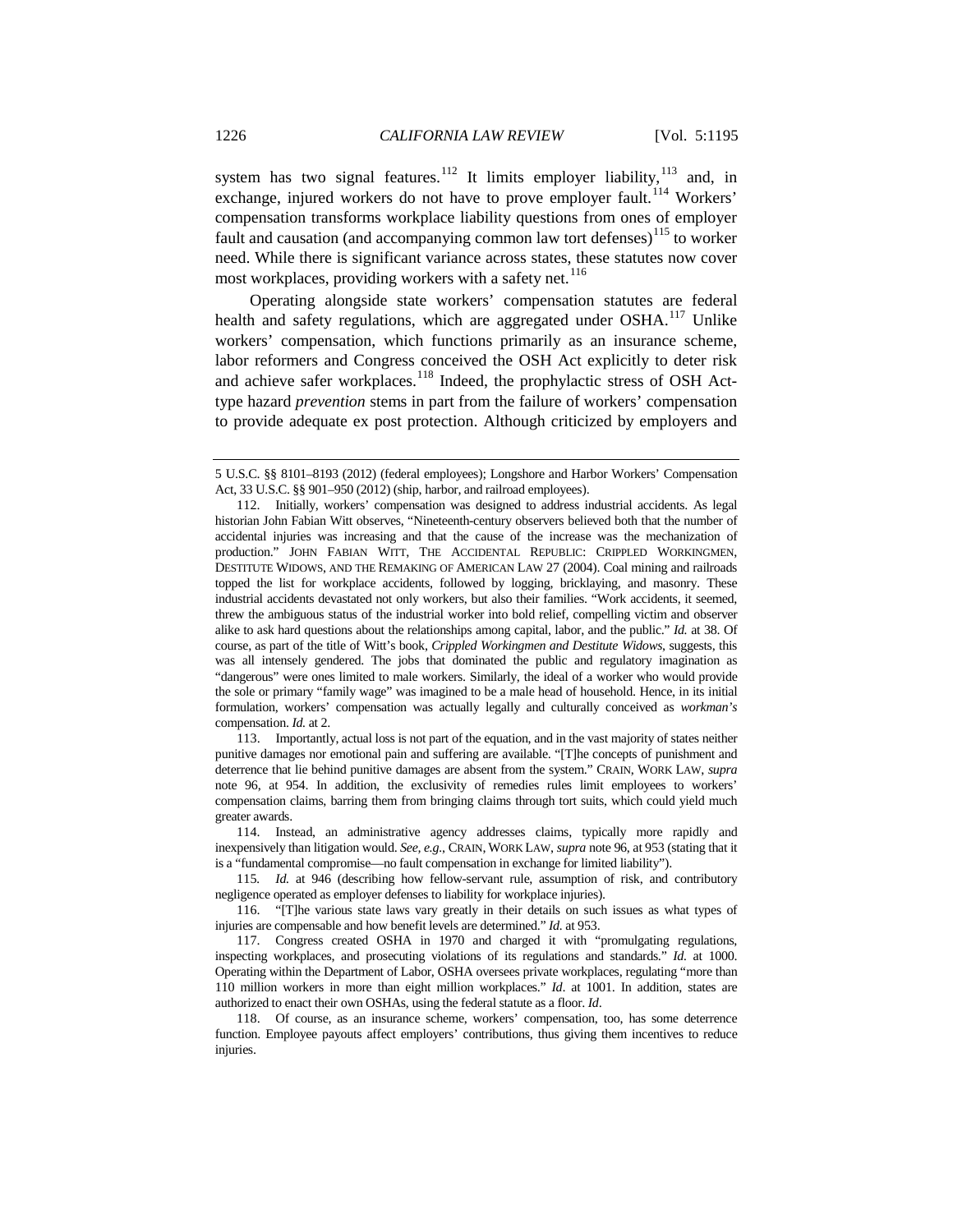system has two signal features.[112] It limits employer liability,[113] and, in exchange, injured workers do not have to prove employer fault.[114] Workers' compensation transforms workplace liability questions from ones of employer fault and causation (and accompanying common law tort defenses)[115] to worker need. While there is significant variance across states, these statutes now cover most workplaces, providing workers with a safety net.[116]

Operating alongside state workers' compensation statutes are federal health and safety regulations, which are aggregated under OSHA.[117] Unlike workers' compensation, which functions primarily as an insurance scheme, labor reformers and Congress conceived the OSH Act explicitly to deter risk and achieve safer workplaces.[118] Indeed, the prophylactic stress of OSH Act-type hazard *prevention* stems in part from the failure of workers' compensation to provide adequate ex post protection. Although criticized by employers and

---

5 U.S.C. §§ 8101–8193 (2012) (federal employees); Longshore and Harbor Workers' Compensation Act, 33 U.S.C. §§ 901–950 (2012) (ship, harbor, and railroad employees).

112. Initially, workers' compensation was designed to address industrial accidents. As legal historian John Fabian Witt observes, "Nineteenth-century observers believed both that the number of accidental injuries was increasing and that the cause of the increase was the mechanization of production." JOHN FABIAN WITT, THE ACCIDENTAL REPUBLIC: CRIPPLED WORKINGMEN, DESTITUTE WIDOWS, AND THE REMAKING OF AMERICAN LAW 27 (2004). Coal mining and railroads topped the list for workplace accidents, followed by logging, bricklaying, and masonry. These industrial accidents devastated not only workers, but also their families. "Work accidents, it seemed, threw the ambiguous status of the industrial worker into bold relief, compelling victim and observer alike to ask hard questions about the relationships among capital, labor, and the public." *Id.* at 38. Of course, as part of the title of Witt's book, *Crippled Workingmen and Destitute Widows*, suggests, this was all intensely gendered. The jobs that dominated the public and regulatory imagination as "dangerous" were ones limited to male workers. Similarly, the ideal of a worker who would provide the sole or primary "family wage" was imagined to be a male head of household. Hence, in its initial formulation, workers' compensation was actually legally and culturally conceived as *workman's* compensation. *Id.* at 2.

113. Importantly, actual loss is not part of the equation, and in the vast majority of states neither punitive damages nor emotional pain and suffering are available. "[T]he concepts of punishment and deterrence that lie behind punitive damages are absent from the system." CRAIN, WORK LAW, *supra* note 96, at 954. In addition, the exclusivity of remedies rules limit employees to workers' compensation claims, barring them from bringing claims through tort suits, which could yield much greater awards.

114. Instead, an administrative agency addresses claims, typically more rapidly and inexpensively than litigation would. *See, e.g.*, CRAIN, WORK LAW, *supra* note 96, at 953 (stating that it is a "fundamental compromise—no fault compensation in exchange for limited liability").

115. *Id.* at 946 (describing how fellow-servant rule, assumption of risk, and contributory negligence operated as employer defenses to liability for workplace injuries).

116. "[T]he various state laws vary greatly in their details on such issues as what types of injuries are compensable and how benefit levels are determined." *Id.* at 953.

117. Congress created OSHA in 1970 and charged it with "promulgating regulations, inspecting workplaces, and prosecuting violations of its regulations and standards." *Id.* at 1000. Operating within the Department of Labor, OSHA oversees private workplaces, regulating "more than 110 million workers in more than eight million workplaces." *Id*. at 1001. In addition, states are authorized to enact their own OSHAs, using the federal statute as a floor. *Id*.

118. Of course, as an insurance scheme, workers' compensation, too, has some deterrence function. Employee payouts affect employers' contributions, thus giving them incentives to reduce injuries.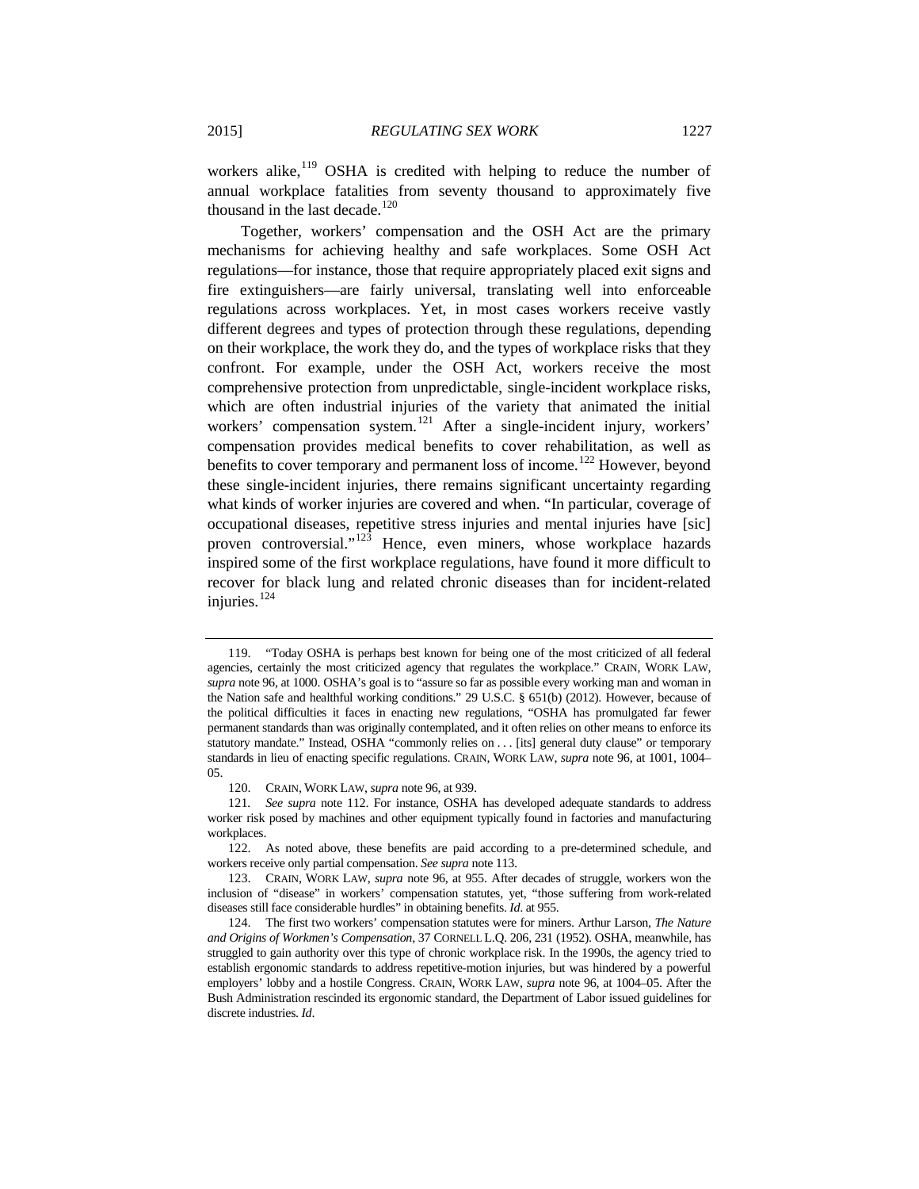workers alike,[119] OSHA is credited with helping to reduce the number of annual workplace fatalities from seventy thousand to approximately five thousand in the last decade.[120]

Together, workers' compensation and the OSH Act are the primary mechanisms for achieving healthy and safe workplaces. Some OSH Act regulations—for instance, those that require appropriately placed exit signs and fire extinguishers—are fairly universal, translating well into enforceable regulations across workplaces. Yet, in most cases workers receive vastly different degrees and types of protection through these regulations, depending on their workplace, the work they do, and the types of workplace risks that they confront. For example, under the OSH Act, workers receive the most comprehensive protection from unpredictable, single-incident workplace risks, which are often industrial injuries of the variety that animated the initial workers' compensation system.[121] After a single-incident injury, workers' compensation provides medical benefits to cover rehabilitation, as well as benefits to cover temporary and permanent loss of income.[122] However, beyond these single-incident injuries, there remains significant uncertainty regarding what kinds of worker injuries are covered and when. "In particular, coverage of occupational diseases, repetitive stress injuries and mental injuries have [sic] proven controversial."[123] Hence, even miners, whose workplace hazards inspired some of the first workplace regulations, have found it more difficult to recover for black lung and related chronic diseases than for incident-related injuries.[124]

---

119. "Today OSHA is perhaps best known for being one of the most criticized of all federal agencies, certainly the most criticized agency that regulates the workplace." CRAIN, WORK LAW, *supra* note 96, at 1000. OSHA's goal is to "assure so far as possible every working man and woman in the Nation safe and healthful working conditions." 29 U.S.C. § 651(b) (2012). However, because of the political difficulties it faces in enacting new regulations, "OSHA has promulgated far fewer permanent standards than was originally contemplated, and it often relies on other means to enforce its statutory mandate." Instead, OSHA "commonly relies on . . . [its] general duty clause" or temporary standards in lieu of enacting specific regulations. CRAIN, WORK LAW, *supra* note 96, at 1001, 1004–05.

120. CRAIN, WORK LAW, *supra* note 96, at 939.

121. *See supra* note 112. For instance, OSHA has developed adequate standards to address worker risk posed by machines and other equipment typically found in factories and manufacturing workplaces.

122. As noted above, these benefits are paid according to a pre-determined schedule, and workers receive only partial compensation. *See supra* note 113.

123. CRAIN, WORK LAW, *supra* note 96, at 955. After decades of struggle, workers won the inclusion of "disease" in workers' compensation statutes, yet, "those suffering from work-related diseases still face considerable hurdles" in obtaining benefits. *Id*. at 955.

124. The first two workers' compensation statutes were for miners. Arthur Larson, *The Nature and Origins of Workmen's Compensation*, 37 CORNELL L.Q. 206, 231 (1952). OSHA, meanwhile, has struggled to gain authority over this type of chronic workplace risk. In the 1990s, the agency tried to establish ergonomic standards to address repetitive-motion injuries, but was hindered by a powerful employers' lobby and a hostile Congress. CRAIN, WORK LAW, *supra* note 96, at 1004–05. After the Bush Administration rescinded its ergonomic standard, the Department of Labor issued guidelines for discrete industries. *Id*.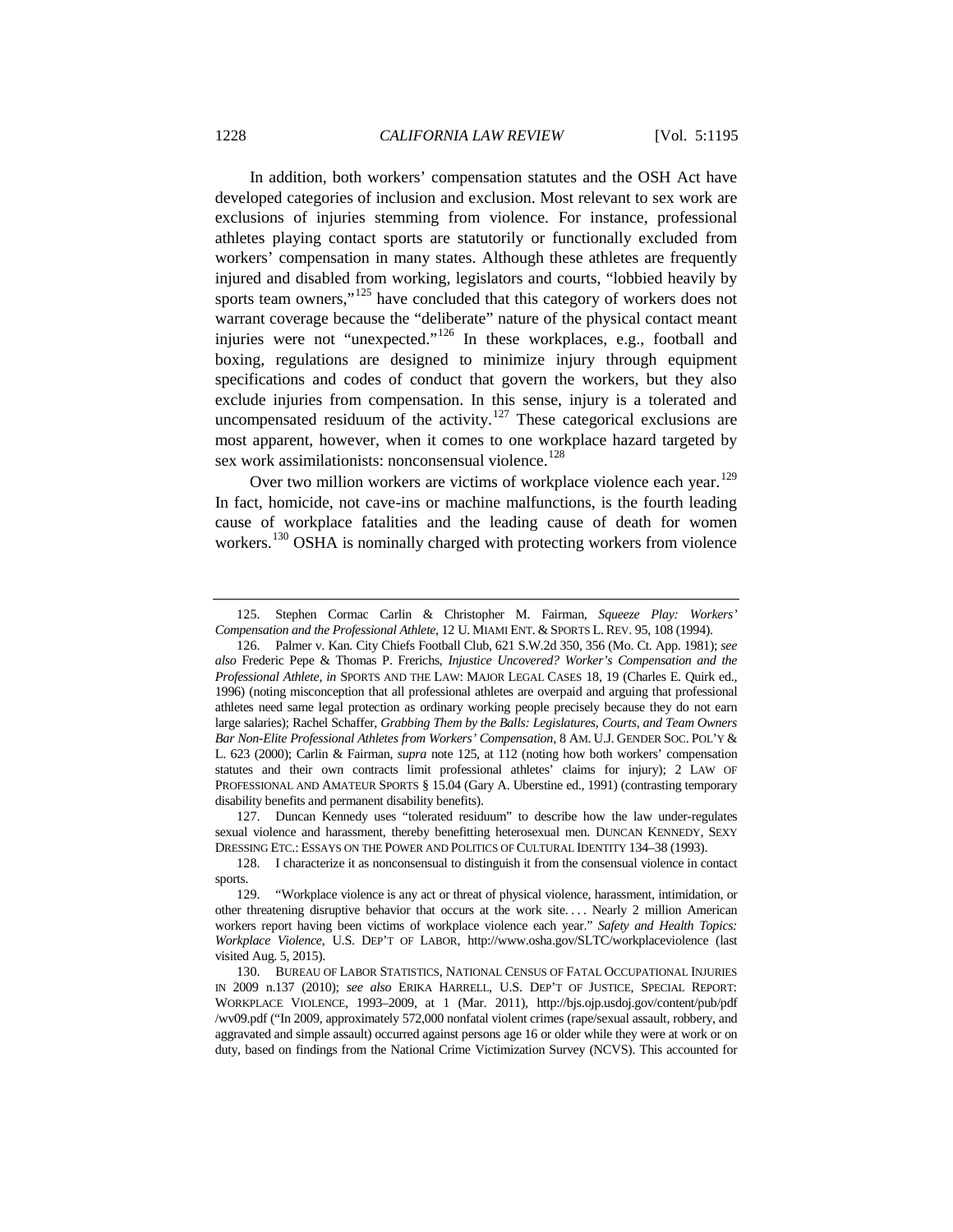In addition, both workers' compensation statutes and the OSH Act have developed categories of inclusion and exclusion. Most relevant to sex work are exclusions of injuries stemming from violence. For instance, professional athletes playing contact sports are statutorily or functionally excluded from workers' compensation in many states. Although these athletes are frequently injured and disabled from working, legislators and courts, "lobbied heavily by sports team owners,"[125] have concluded that this category of workers does not warrant coverage because the "deliberate" nature of the physical contact meant injuries were not "unexpected."[126] In these workplaces, e.g., football and boxing, regulations are designed to minimize injury through equipment specifications and codes of conduct that govern the workers, but they also exclude injuries from compensation. In this sense, injury is a tolerated and uncompensated residuum of the activity.[127] These categorical exclusions are most apparent, however, when it comes to one workplace hazard targeted by sex work assimilationists: nonconsensual violence.[128]

Over two million workers are victims of workplace violence each year.[129] In fact, homicide, not cave-ins or machine malfunctions, is the fourth leading cause of workplace fatalities and the leading cause of death for women workers.[130] OSHA is nominally charged with protecting workers from violence

---

125. Stephen Cormac Carlin & Christopher M. Fairman, *Squeeze Play: Workers' Compensation and the Professional Athlete*, 12 U. MIAMI ENT. & SPORTS L. REV. 95, 108 (1994).

126. Palmer v. Kan. City Chiefs Football Club, 621 S.W.2d 350, 356 (Mo. Ct. App. 1981); *see also* Frederic Pepe & Thomas P. Frerichs, *Injustice Uncovered? Worker's Compensation and the Professional Athlete*, *in* SPORTS AND THE LAW: MAJOR LEGAL CASES 18, 19 (Charles E. Quirk ed., 1996) (noting misconception that all professional athletes are overpaid and arguing that professional athletes need same legal protection as ordinary working people precisely because they do not earn large salaries); Rachel Schaffer, *Grabbing Them by the Balls: Legislatures, Courts, and Team Owners Bar Non-Elite Professional Athletes from Workers' Compensation*, 8 AM. U.J. GENDER SOC. POL'Y & L. 623 (2000); Carlin & Fairman, *supra* note 125, at 112 (noting how both workers' compensation statutes and their own contracts limit professional athletes' claims for injury); 2 LAW OF PROFESSIONAL AND AMATEUR SPORTS § 15.04 (Gary A. Uberstine ed., 1991) (contrasting temporary disability benefits and permanent disability benefits).

127. Duncan Kennedy uses "tolerated residuum" to describe how the law under-regulates sexual violence and harassment, thereby benefitting heterosexual men. DUNCAN KENNEDY, SEXY DRESSING ETC.: ESSAYS ON THE POWER AND POLITICS OF CULTURAL IDENTITY 134–38 (1993).

128. I characterize it as nonconsensual to distinguish it from the consensual violence in contact sports.

129. "Workplace violence is any act or threat of physical violence, harassment, intimidation, or other threatening disruptive behavior that occurs at the work site. . . . Nearly 2 million American workers report having been victims of workplace violence each year." *Safety and Health Topics: Workplace Violence*, U.S. DEP'T OF LABOR, http://www.osha.gov/SLTC/workplaceviolence (last visited Aug. 5, 2015).

130. BUREAU OF LABOR STATISTICS, NATIONAL CENSUS OF FATAL OCCUPATIONAL INJURIES IN 2009 n.137 (2010); *see also* ERIKA HARRELL, U.S. DEP'T OF JUSTICE, SPECIAL REPORT: WORKPLACE VIOLENCE, 1993–2009, at 1 (Mar. 2011), http://bjs.ojp.usdoj.gov/content/pub/pdf/wv09.pdf ("In 2009, approximately 572,000 nonfatal violent crimes (rape/sexual assault, robbery, and aggravated and simple assault) occurred against persons age 16 or older while they were at work or on duty, based on findings from the National Crime Victimization Survey (NCVS). This accounted for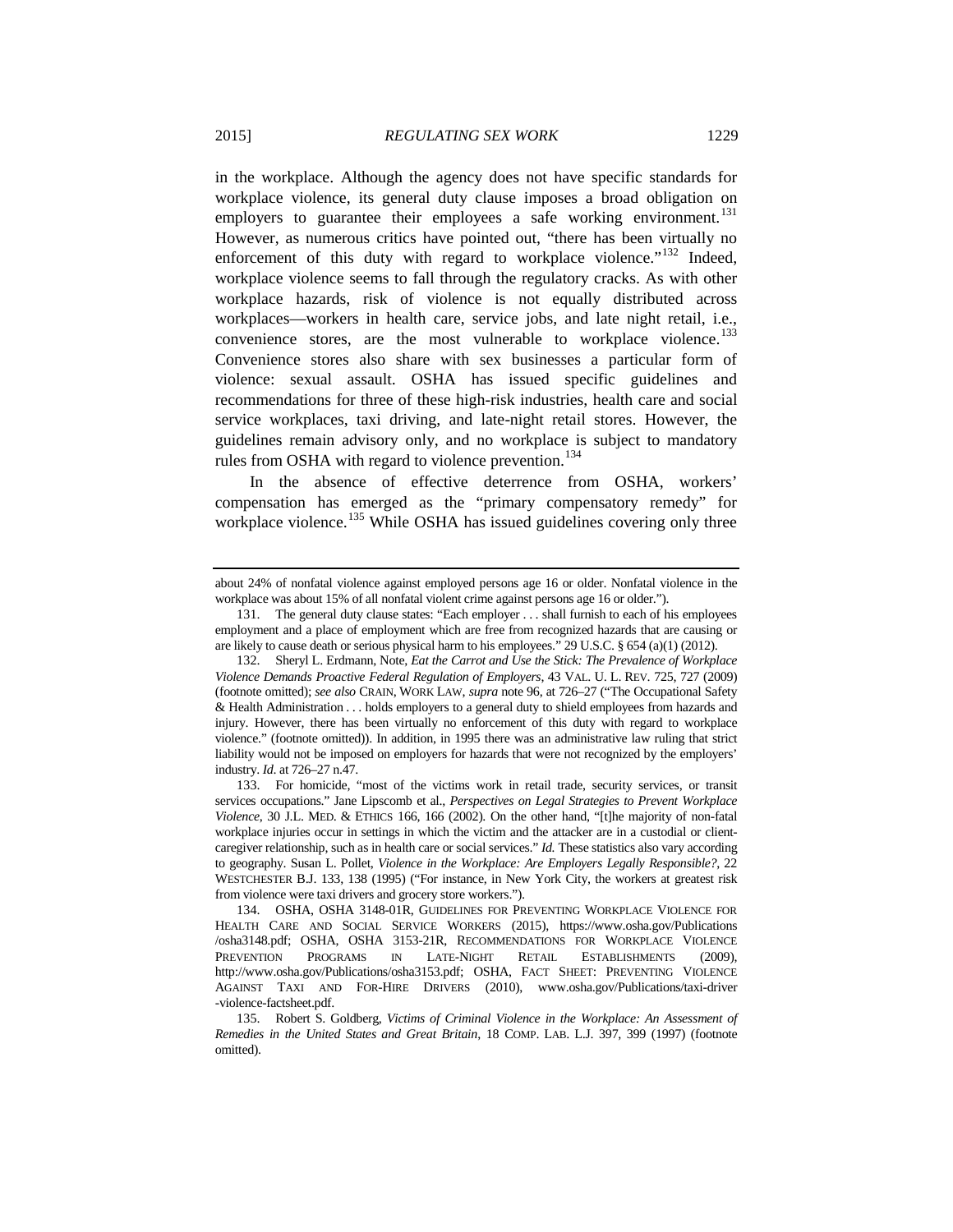in the workplace. Although the agency does not have specific standards for workplace violence, its general duty clause imposes a broad obligation on employers to guarantee their employees a safe working environment.[131] However, as numerous critics have pointed out, "there has been virtually no enforcement of this duty with regard to workplace violence."[132] Indeed, workplace violence seems to fall through the regulatory cracks. As with other workplace hazards, risk of violence is not equally distributed across workplaces—workers in health care, service jobs, and late night retail, i.e., convenience stores, are the most vulnerable to workplace violence.[133] Convenience stores also share with sex businesses a particular form of violence: sexual assault. OSHA has issued specific guidelines and recommendations for three of these high-risk industries, health care and social service workplaces, taxi driving, and late-night retail stores. However, the guidelines remain advisory only, and no workplace is subject to mandatory rules from OSHA with regard to violence prevention.[134]

In the absence of effective deterrence from OSHA, workers' compensation has emerged as the "primary compensatory remedy" for workplace violence.[135] While OSHA has issued guidelines covering only three

---

about 24% of nonfatal violence against employed persons age 16 or older. Nonfatal violence in the workplace was about 15% of all nonfatal violent crime against persons age 16 or older.").

131. The general duty clause states: "Each employer . . . shall furnish to each of his employees employment and a place of employment which are free from recognized hazards that are causing or are likely to cause death or serious physical harm to his employees." 29 U.S.C. § 654 (a)(1) (2012).

132. Sheryl L. Erdmann, Note, *Eat the Carrot and Use the Stick: The Prevalence of Workplace Violence Demands Proactive Federal Regulation of Employers*, 43 VAL. U. L. REV. 725, 727 (2009) (footnote omitted); *see also* CRAIN, WORK LAW, *supra* note 96, at 726–27 ("The Occupational Safety & Health Administration . . . holds employers to a general duty to shield employees from hazards and injury. However, there has been virtually no enforcement of this duty with regard to workplace violence." (footnote omitted)). In addition, in 1995 there was an administrative law ruling that strict liability would not be imposed on employers for hazards that were not recognized by the employers' industry. *Id.* at 726–27 n.47.

133. For homicide, "most of the victims work in retail trade, security services, or transit services occupations." Jane Lipscomb et al., *Perspectives on Legal Strategies to Prevent Workplace Violence*, 30 J.L. MED. & ETHICS 166, 166 (2002). On the other hand, "[t]he majority of non-fatal workplace injuries occur in settings in which the victim and the attacker are in a custodial or client-caregiver relationship, such as in health care or social services." *Id.* These statistics also vary according to geography. Susan L. Pollet, *Violence in the Workplace: Are Employers Legally Responsible?*, 22 WESTCHESTER B.J. 133, 138 (1995) ("For instance, in New York City, the workers at greatest risk from violence were taxi drivers and grocery store workers.").

134. OSHA, OSHA 3148-01R, GUIDELINES FOR PREVENTING WORKPLACE VIOLENCE FOR HEALTH CARE AND SOCIAL SERVICE WORKERS (2015), https://www.osha.gov/Publications/osha3148.pdf; OSHA, OSHA 3153-21R, RECOMMENDATIONS FOR WORKPLACE VIOLENCE PREVENTION PROGRAMS IN LATE-NIGHT RETAIL ESTABLISHMENTS (2009), http://www.osha.gov/Publications/osha3153.pdf; OSHA, FACT SHEET: PREVENTING VIOLENCE AGAINST TAXI AND FOR-HIRE DRIVERS (2010), www.osha.gov/Publications/taxi-driver-violence-factsheet.pdf.

135. Robert S. Goldberg, *Victims of Criminal Violence in the Workplace: An Assessment of Remedies in the United States and Great Britain*, 18 COMP. LAB. L.J. 397, 399 (1997) (footnote omitted).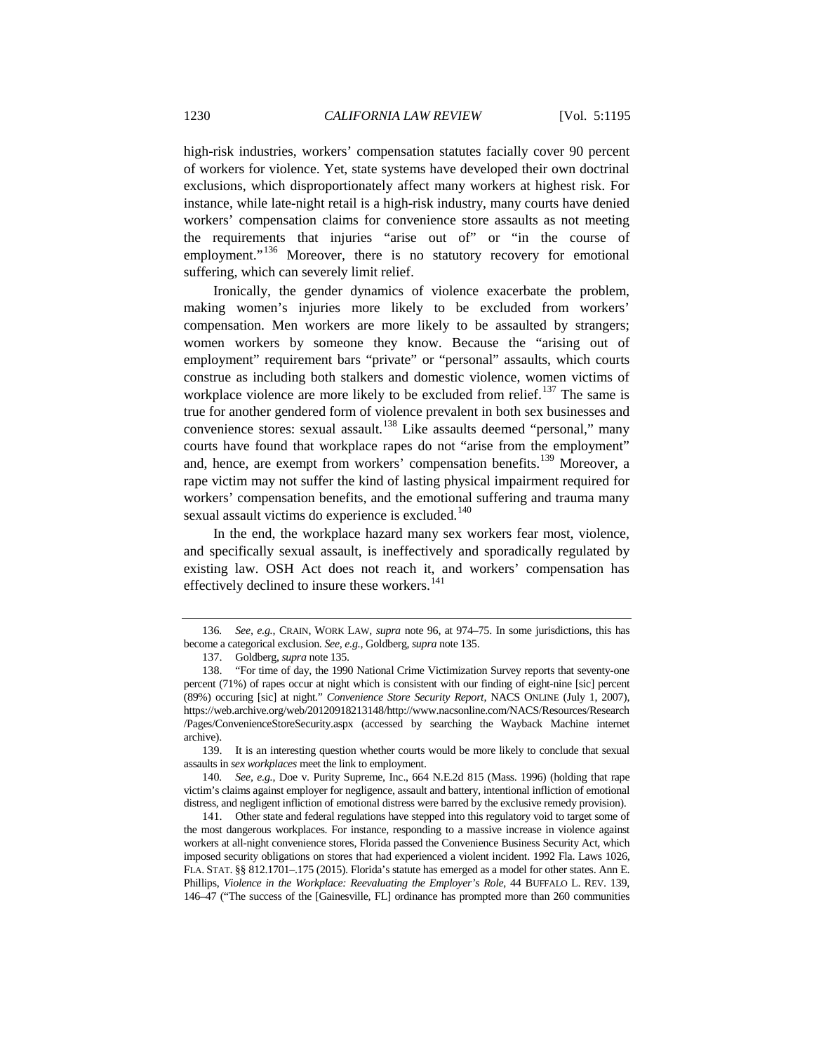high-risk industries, workers' compensation statutes facially cover 90 percent of workers for violence. Yet, state systems have developed their own doctrinal exclusions, which disproportionately affect many workers at highest risk. For instance, while late-night retail is a high-risk industry, many courts have denied workers' compensation claims for convenience store assaults as not meeting the requirements that injuries "arise out of" or "in the course of employment."[136] Moreover, there is no statutory recovery for emotional suffering, which can severely limit relief.

Ironically, the gender dynamics of violence exacerbate the problem, making women's injuries more likely to be excluded from workers' compensation. Men workers are more likely to be assaulted by strangers; women workers by someone they know. Because the "arising out of employment" requirement bars "private" or "personal" assaults, which courts construe as including both stalkers and domestic violence, women victims of workplace violence are more likely to be excluded from relief.[137] The same is true for another gendered form of violence prevalent in both sex businesses and convenience stores: sexual assault.[138] Like assaults deemed "personal," many courts have found that workplace rapes do not "arise from the employment" and, hence, are exempt from workers' compensation benefits.[139] Moreover, a rape victim may not suffer the kind of lasting physical impairment required for workers' compensation benefits, and the emotional suffering and trauma many sexual assault victims do experience is excluded.[140]

In the end, the workplace hazard many sex workers fear most, violence, and specifically sexual assault, is ineffectively and sporadically regulated by existing law. OSH Act does not reach it, and workers' compensation has effectively declined to insure these workers.[141]

---

136. *See, e.g.*, CRAIN, WORK LAW, *supra* note 96, at 974–75. In some jurisdictions, this has become a categorical exclusion. *See, e.g.*, Goldberg, *supra* note 135.

137. Goldberg, *supra* note 135.

138. "For time of day, the 1990 National Crime Victimization Survey reports that seventy-one percent (71%) of rapes occur at night which is consistent with our finding of eight-nine [sic] percent (89%) occuring [sic] at night." *Convenience Store Security Report*, NACS ONLINE (July 1, 2007), https://web.archive.org/web/20120918213148/http://www.nacsonline.com/NACS/Resources/Research/Pages/ConvenienceStoreSecurity.aspx (accessed by searching the Wayback Machine internet archive).

139. It is an interesting question whether courts would be more likely to conclude that sexual assaults in *sex workplaces* meet the link to employment.

140. *See, e.g.*, Doe v. Purity Supreme, Inc., 664 N.E.2d 815 (Mass. 1996) (holding that rape victim's claims against employer for negligence, assault and battery, intentional infliction of emotional distress, and negligent infliction of emotional distress were barred by the exclusive remedy provision).

141. Other state and federal regulations have stepped into this regulatory void to target some of the most dangerous workplaces. For instance, responding to a massive increase in violence against workers at all-night convenience stores, Florida passed the Convenience Business Security Act, which imposed security obligations on stores that had experienced a violent incident. 1992 Fla. Laws 1026, FLA. STAT. §§ 812.1701–.175 (2015). Florida's statute has emerged as a model for other states. Ann E. Phillips, *Violence in the Workplace: Reevaluating the Employer's Role*, 44 BUFFALO L. REV. 139, 146–47 ("The success of the [Gainesville, FL] ordinance has prompted more than 260 communities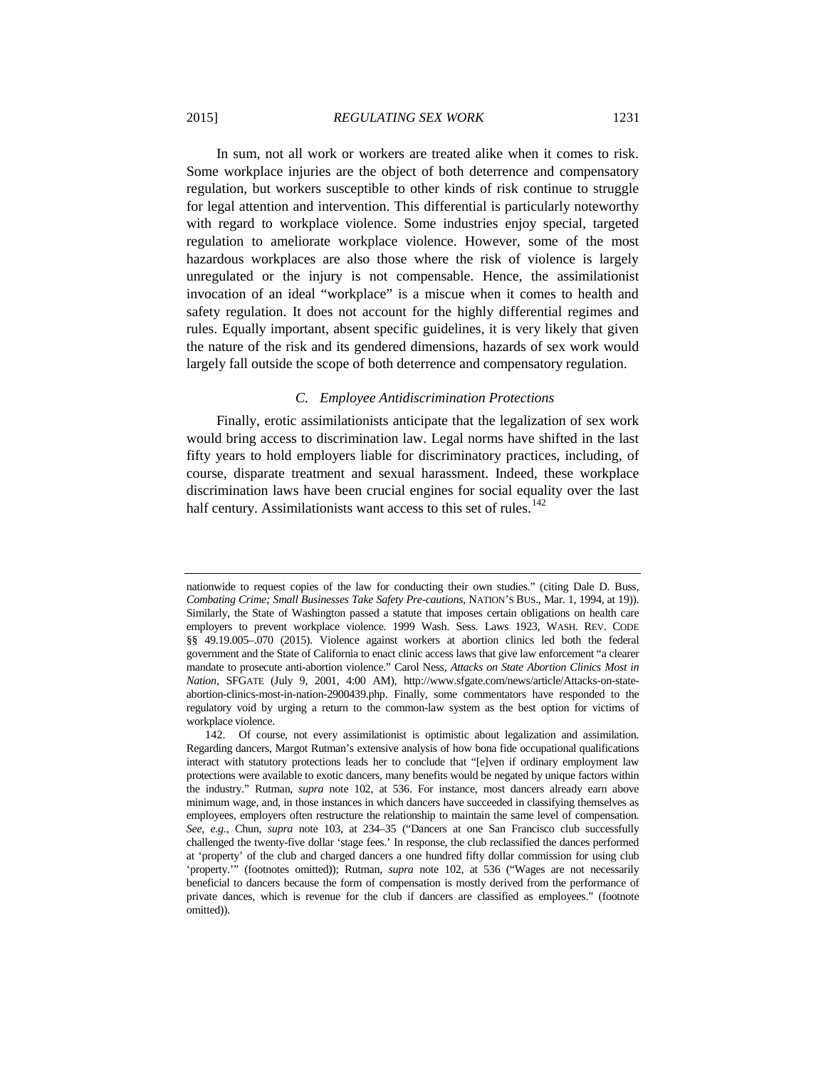In sum, not all work or workers are treated alike when it comes to risk. Some workplace injuries are the object of both deterrence and compensatory regulation, but workers susceptible to other kinds of risk continue to struggle for legal attention and intervention. This differential is particularly noteworthy with regard to workplace violence. Some industries enjoy special, targeted regulation to ameliorate workplace violence. However, some of the most hazardous workplaces are also those where the risk of violence is largely unregulated or the injury is not compensable. Hence, the assimilationist invocation of an ideal "workplace" is a miscue when it comes to health and safety regulation. It does not account for the highly differential regimes and rules. Equally important, absent specific guidelines, it is very likely that given the nature of the risk and its gendered dimensions, hazards of sex work would largely fall outside the scope of both deterrence and compensatory regulation.

### *C. Employee Antidiscrimination Protections*

Finally, erotic assimilationists anticipate that the legalization of sex work would bring access to discrimination law. Legal norms have shifted in the last fifty years to hold employers liable for discriminatory practices, including, of course, disparate treatment and sexual harassment. Indeed, these workplace discrimination laws have been crucial engines for social equality over the last half century. Assimilationists want access to this set of rules.[142]

---

nationwide to request copies of the law for conducting their own studies." (citing Dale D. Buss, *Combating Crime; Small Businesses Take Safety Pre-cautions*, NATION'S BUS., Mar. 1, 1994, at 19)). Similarly, the State of Washington passed a statute that imposes certain obligations on health care employers to prevent workplace violence. 1999 Wash. Sess. Laws 1923, WASH. REV. CODE §§ 49.19.005–.070 (2015). Violence against workers at abortion clinics led both the federal government and the State of California to enact clinic access laws that give law enforcement "a clearer mandate to prosecute anti-abortion violence." Carol Ness, *Attacks on State Abortion Clinics Most in Nation*, SFGATE (July 9, 2001, 4:00 AM), http://www.sfgate.com/news/article/Attacks-on-state-abortion-clinics-most-in-nation-2900439.php. Finally, some commentators have responded to the regulatory void by urging a return to the common-law system as the best option for victims of workplace violence.

142. Of course, not every assimilationist is optimistic about legalization and assimilation. Regarding dancers, Margot Rutman's extensive analysis of how bona fide occupational qualifications interact with statutory protections leads her to conclude that "[e]ven if ordinary employment law protections were available to exotic dancers, many benefits would be negated by unique factors within the industry." Rutman, *supra* note 102, at 536. For instance, most dancers already earn above minimum wage, and, in those instances in which dancers have succeeded in classifying themselves as employees, employers often restructure the relationship to maintain the same level of compensation. *See, e.g.*, Chun, *supra* note 103, at 234–35 ("Dancers at one San Francisco club successfully challenged the twenty-five dollar 'stage fees.' In response, the club reclassified the dances performed at 'property' of the club and charged dancers a one hundred fifty dollar commission for using club 'property.'" (footnotes omitted)); Rutman, *supra* note 102, at 536 ("Wages are not necessarily beneficial to dancers because the form of compensation is mostly derived from the performance of private dances, which is revenue for the club if dancers are classified as employees." (footnote omitted)).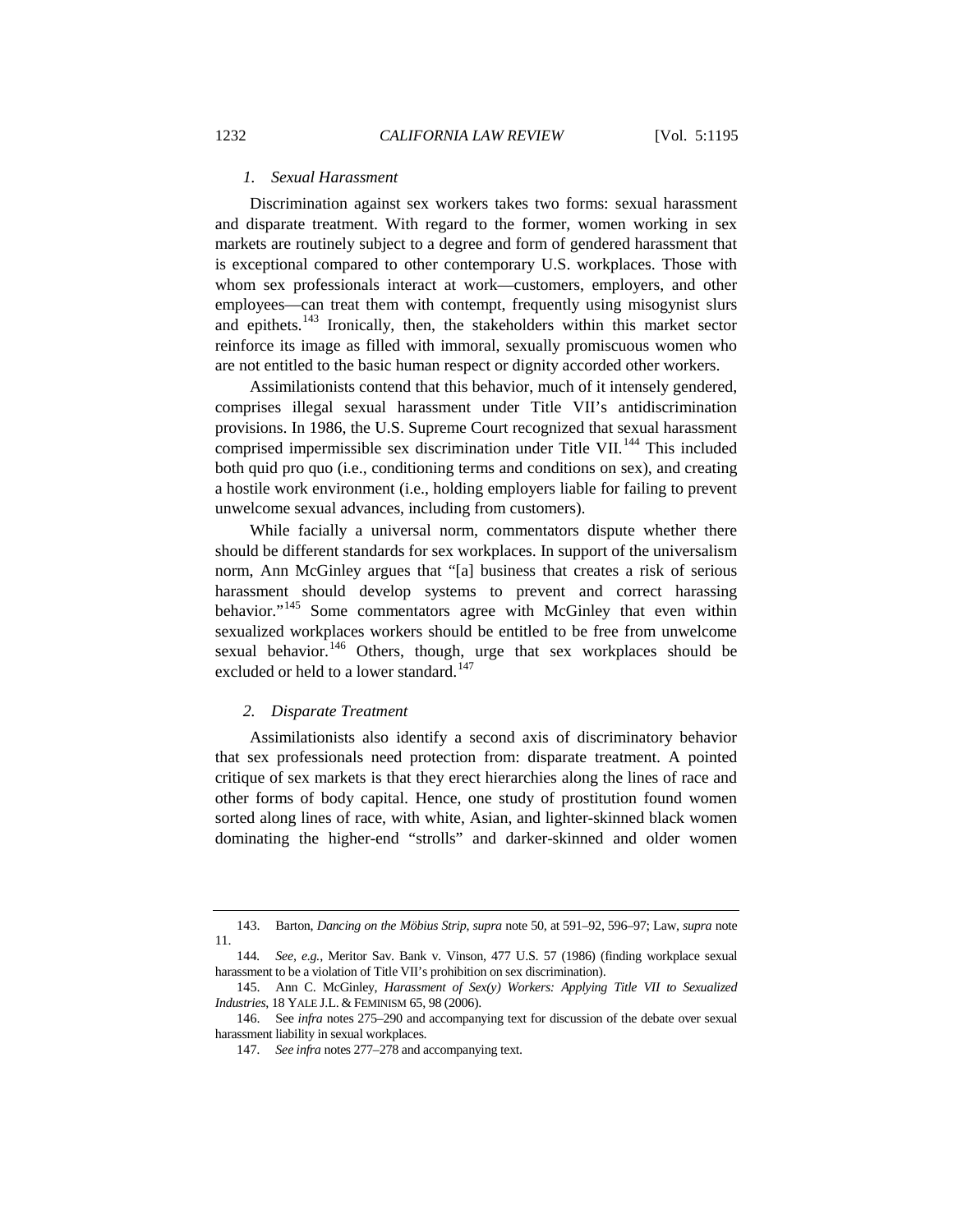### *1. Sexual Harassment*

Discrimination against sex workers takes two forms: sexual harassment and disparate treatment. With regard to the former, women working in sex markets are routinely subject to a degree and form of gendered harassment that is exceptional compared to other contemporary U.S. workplaces. Those with whom sex professionals interact at work—customers, employers, and other employees—can treat them with contempt, frequently using misogynist slurs and epithets.[143] Ironically, then, the stakeholders within this market sector reinforce its image as filled with immoral, sexually promiscuous women who are not entitled to the basic human respect or dignity accorded other workers.

Assimilationists contend that this behavior, much of it intensely gendered, comprises illegal sexual harassment under Title VII's antidiscrimination provisions. In 1986, the U.S. Supreme Court recognized that sexual harassment comprised impermissible sex discrimination under Title VII.[144] This included both quid pro quo (i.e., conditioning terms and conditions on sex), and creating a hostile work environment (i.e., holding employers liable for failing to prevent unwelcome sexual advances, including from customers).

While facially a universal norm, commentators dispute whether there should be different standards for sex workplaces. In support of the universalism norm, Ann McGinley argues that "[a] business that creates a risk of serious harassment should develop systems to prevent and correct harassing behavior."[145] Some commentators agree with McGinley that even within sexualized workplaces workers should be entitled to be free from unwelcome sexual behavior.[146] Others, though, urge that sex workplaces should be excluded or held to a lower standard.[147]

### *2. Disparate Treatment*

Assimilationists also identify a second axis of discriminatory behavior that sex professionals need protection from: disparate treatment. A pointed critique of sex markets is that they erect hierarchies along the lines of race and other forms of body capital. Hence, one study of prostitution found women sorted along lines of race, with white, Asian, and lighter-skinned black women dominating the higher-end "strolls" and darker-skinned and older women

---

143. Barton, *Dancing on the Möbius Strip*, *supra* note 50, at 591–92, 596–97; Law, *supra* note 11.

144. *See, e.g.*, Meritor Sav. Bank v. Vinson, 477 U.S. 57 (1986) (finding workplace sexual harassment to be a violation of Title VII's prohibition on sex discrimination).

145. Ann C. McGinley, *Harassment of Sex(y) Workers: Applying Title VII to Sexualized Industries*, 18 YALE J.L. & FEMINISM 65, 98 (2006).

146. See *infra* notes 275–290 and accompanying text for discussion of the debate over sexual harassment liability in sexual workplaces.

147. *See infra* notes 277–278 and accompanying text.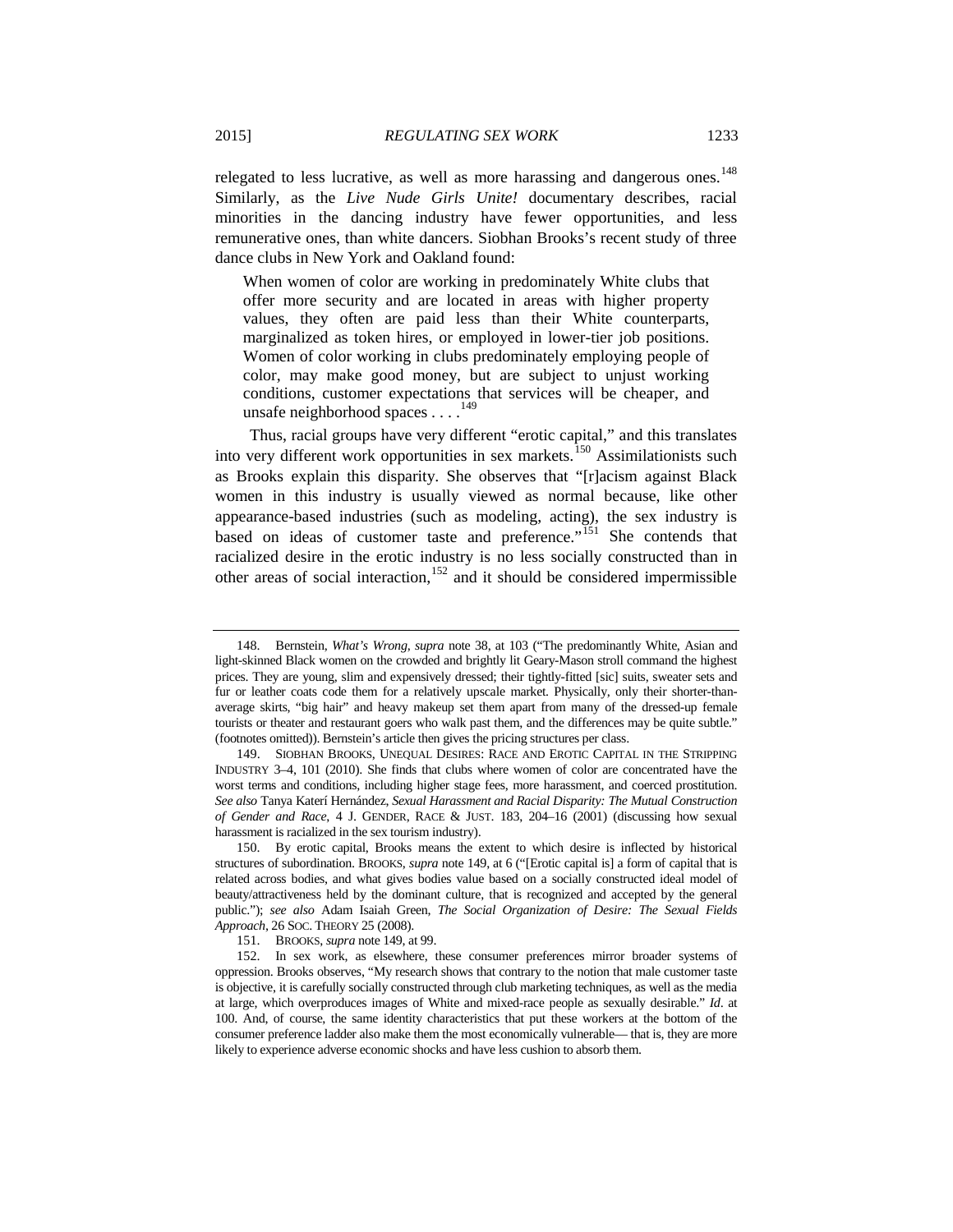relegated to less lucrative, as well as more harassing and dangerous ones.[148] Similarly, as the *Live Nude Girls Unite!* documentary describes, racial minorities in the dancing industry have fewer opportunities, and less remunerative ones, than white dancers. Siobhan Brooks's recent study of three dance clubs in New York and Oakland found:

> When women of color are working in predominately White clubs that offer more security and are located in areas with higher property values, they often are paid less than their White counterparts, marginalized as token hires, or employed in lower-tier job positions. Women of color working in clubs predominately employing people of color, may make good money, but are subject to unjust working conditions, customer expectations that services will be cheaper, and unsafe neighborhood spaces . . . .[149]

Thus, racial groups have very different "erotic capital," and this translates into very different work opportunities in sex markets.[150] Assimilationists such as Brooks explain this disparity. She observes that "[r]acism against Black women in this industry is usually viewed as normal because, like other appearance-based industries (such as modeling, acting), the sex industry is based on ideas of customer taste and preference."[151] She contends that racialized desire in the erotic industry is no less socially constructed than in other areas of social interaction,[152] and it should be considered impermissible

---

148. Bernstein, *What's Wrong*, *supra* note 38, at 103 ("The predominantly White, Asian and light-skinned Black women on the crowded and brightly lit Geary-Mason stroll command the highest prices. They are young, slim and expensively dressed; their tightly-fitted [sic] suits, sweater sets and fur or leather coats code them for a relatively upscale market. Physically, only their shorter-than-average skirts, "big hair" and heavy makeup set them apart from many of the dressed-up female tourists or theater and restaurant goers who walk past them, and the differences may be quite subtle." (footnotes omitted)). Bernstein's article then gives the pricing structures per class.

149. SIOBHAN BROOKS, UNEQUAL DESIRES: RACE AND EROTIC CAPITAL IN THE STRIPPING INDUSTRY 3–4, 101 (2010). She finds that clubs where women of color are concentrated have the worst terms and conditions, including higher stage fees, more harassment, and coerced prostitution. *See also* Tanya Katerí Hernández, *Sexual Harassment and Racial Disparity: The Mutual Construction of Gender and Race*, 4 J. GENDER, RACE & JUST. 183, 204–16 (2001) (discussing how sexual harassment is racialized in the sex tourism industry).

150. By erotic capital, Brooks means the extent to which desire is inflected by historical structures of subordination. BROOKS, *supra* note 149, at 6 ("[Erotic capital is] a form of capital that is related across bodies, and what gives bodies value based on a socially constructed ideal model of beauty/attractiveness held by the dominant culture, that is recognized and accepted by the general public."); *see also* Adam Isaiah Green, *The Social Organization of Desire: The Sexual Fields Approach*, 26 SOC. THEORY 25 (2008).

151. BROOKS, *supra* note 149, at 99.

152. In sex work, as elsewhere, these consumer preferences mirror broader systems of oppression. Brooks observes, "My research shows that contrary to the notion that male customer taste is objective, it is carefully socially constructed through club marketing techniques, as well as the media at large, which overproduces images of White and mixed-race people as sexually desirable." *Id*. at 100. And, of course, the same identity characteristics that put these workers at the bottom of the consumer preference ladder also make them the most economically vulnerable— that is, they are more likely to experience adverse economic shocks and have less cushion to absorb them.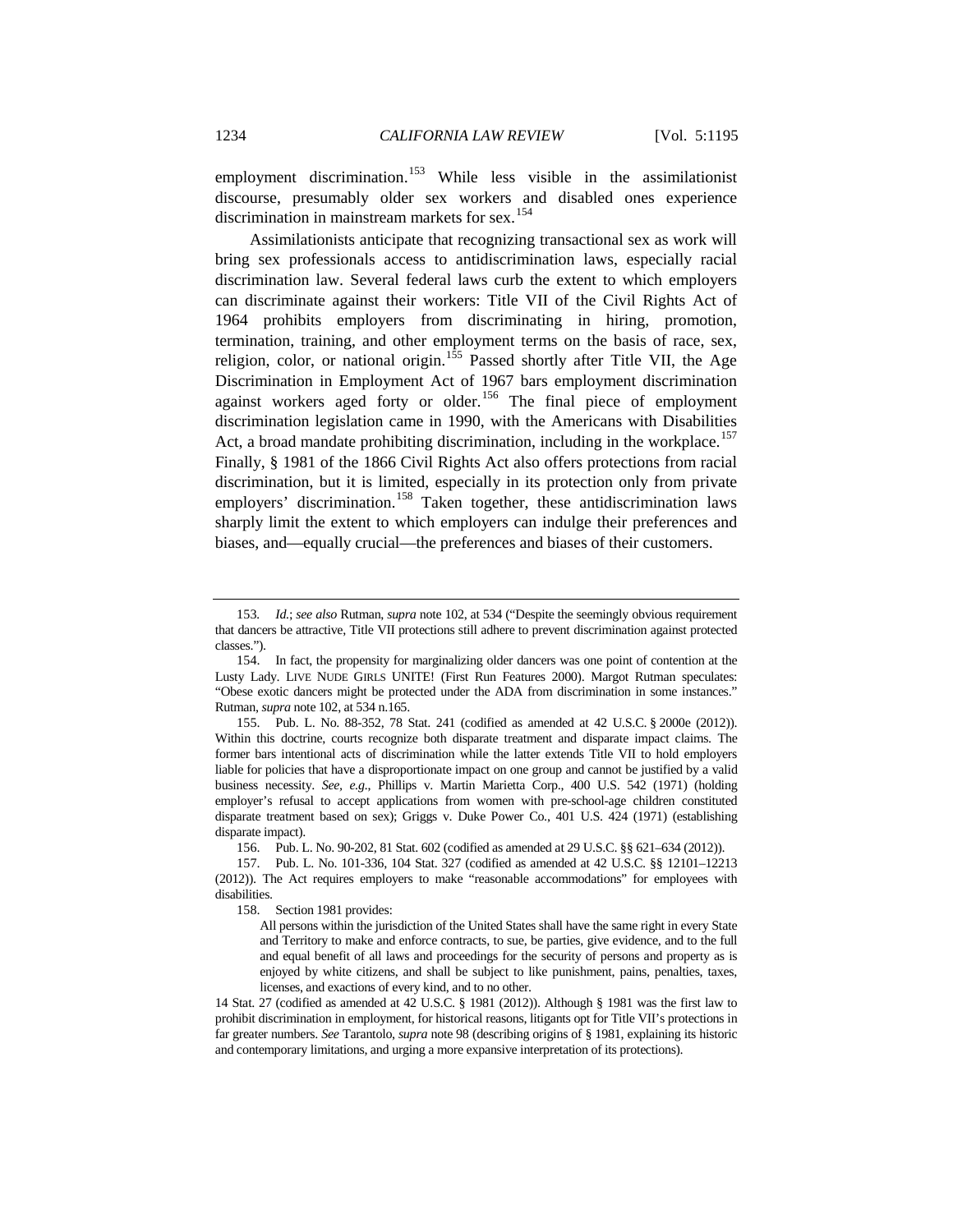employment discrimination.[153] While less visible in the assimilationist discourse, presumably older sex workers and disabled ones experience discrimination in mainstream markets for sex.[154]

Assimilationists anticipate that recognizing transactional sex as work will bring sex professionals access to antidiscrimination laws, especially racial discrimination law. Several federal laws curb the extent to which employers can discriminate against their workers: Title VII of the Civil Rights Act of 1964 prohibits employers from discriminating in hiring, promotion, termination, training, and other employment terms on the basis of race, sex, religion, color, or national origin.[155] Passed shortly after Title VII, the Age Discrimination in Employment Act of 1967 bars employment discrimination against workers aged forty or older.[156] The final piece of employment discrimination legislation came in 1990, with the Americans with Disabilities Act, a broad mandate prohibiting discrimination, including in the workplace.[157] Finally, § 1981 of the 1866 Civil Rights Act also offers protections from racial discrimination, but it is limited, especially in its protection only from private employers' discrimination.[158] Taken together, these antidiscrimination laws sharply limit the extent to which employers can indulge their preferences and biases, and—equally crucial—the preferences and biases of their customers.

---

153. *Id.*; *see also* Rutman, *supra* note 102, at 534 ("Despite the seemingly obvious requirement that dancers be attractive, Title VII protections still adhere to prevent discrimination against protected classes.").

154. In fact, the propensity for marginalizing older dancers was one point of contention at the Lusty Lady. LIVE NUDE GIRLS UNITE! (First Run Features 2000). Margot Rutman speculates: "Obese exotic dancers might be protected under the ADA from discrimination in some instances." Rutman, *supra* note 102, at 534 n.165.

155. Pub. L. No. 88-352, 78 Stat. 241 (codified as amended at 42 U.S.C. § 2000e (2012)). Within this doctrine, courts recognize both disparate treatment and disparate impact claims. The former bars intentional acts of discrimination while the latter extends Title VII to hold employers liable for policies that have a disproportionate impact on one group and cannot be justified by a valid business necessity. *See, e.g.*, Phillips v. Martin Marietta Corp., 400 U.S. 542 (1971) (holding employer's refusal to accept applications from women with pre-school-age children constituted disparate treatment based on sex); Griggs v. Duke Power Co., 401 U.S. 424 (1971) (establishing disparate impact).

156. Pub. L. No. 90-202, 81 Stat. 602 (codified as amended at 29 U.S.C. §§ 621–634 (2012)).

157. Pub. L. No. 101-336, 104 Stat. 327 (codified as amended at 42 U.S.C. §§ 12101–12213 (2012)). The Act requires employers to make "reasonable accommodations" for employees with disabilities.

158. Section 1981 provides:

> All persons within the jurisdiction of the United States shall have the same right in every State and Territory to make and enforce contracts, to sue, be parties, give evidence, and to the full and equal benefit of all laws and proceedings for the security of persons and property as is enjoyed by white citizens, and shall be subject to like punishment, pains, penalties, taxes, licenses, and exactions of every kind, and to no other.

14 Stat. 27 (codified as amended at 42 U.S.C. § 1981 (2012)). Although § 1981 was the first law to prohibit discrimination in employment, for historical reasons, litigants opt for Title VII's protections in far greater numbers. *See* Tarantolo, *supra* note 98 (describing origins of § 1981, explaining its historic and contemporary limitations, and urging a more expansive interpretation of its protections).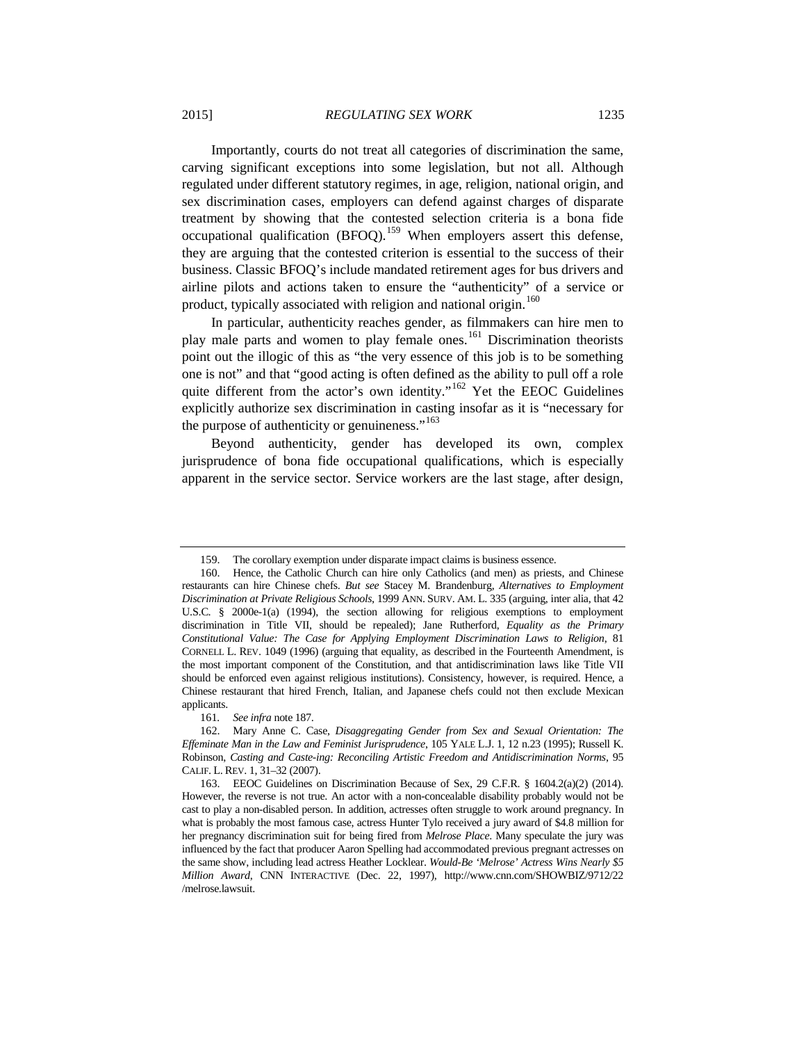Importantly, courts do not treat all categories of discrimination the same, carving significant exceptions into some legislation, but not all. Although regulated under different statutory regimes, in age, religion, national origin, and sex discrimination cases, employers can defend against charges of disparate treatment by showing that the contested selection criteria is a bona fide occupational qualification (BFOQ).[159] When employers assert this defense, they are arguing that the contested criterion is essential to the success of their business. Classic BFOQ's include mandated retirement ages for bus drivers and airline pilots and actions taken to ensure the "authenticity" of a service or product, typically associated with religion and national origin.[160]

In particular, authenticity reaches gender, as filmmakers can hire men to play male parts and women to play female ones.[161] Discrimination theorists point out the illogic of this as "the very essence of this job is to be something one is not" and that "good acting is often defined as the ability to pull off a role quite different from the actor's own identity."[162] Yet the EEOC Guidelines explicitly authorize sex discrimination in casting insofar as it is "necessary for the purpose of authenticity or genuineness."[163]

Beyond authenticity, gender has developed its own, complex jurisprudence of bona fide occupational qualifications, which is especially apparent in the service sector. Service workers are the last stage, after design,

---

159. The corollary exemption under disparate impact claims is business essence.

160. Hence, the Catholic Church can hire only Catholics (and men) as priests, and Chinese restaurants can hire Chinese chefs. *But see* Stacey M. Brandenburg, *Alternatives to Employment Discrimination at Private Religious Schools*, 1999 ANN. SURV. AM. L. 335 (arguing, inter alia, that 42 U.S.C. § 2000e-1(a) (1994), the section allowing for religious exemptions to employment discrimination in Title VII, should be repealed); Jane Rutherford, *Equality as the Primary Constitutional Value: The Case for Applying Employment Discrimination Laws to Religion*, 81 CORNELL L. REV. 1049 (1996) (arguing that equality, as described in the Fourteenth Amendment, is the most important component of the Constitution, and that antidiscrimination laws like Title VII should be enforced even against religious institutions). Consistency, however, is required. Hence, a Chinese restaurant that hired French, Italian, and Japanese chefs could not then exclude Mexican applicants.

161. *See infra* note 187.

162. Mary Anne C. Case, *Disaggregating Gender from Sex and Sexual Orientation: The Effeminate Man in the Law and Feminist Jurisprudence*, 105 YALE L.J. 1, 12 n.23 (1995); Russell K. Robinson, *Casting and Caste-ing: Reconciling Artistic Freedom and Antidiscrimination Norms*, 95 CALIF. L. REV. 1, 31–32 (2007).

163. EEOC Guidelines on Discrimination Because of Sex, 29 C.F.R. § 1604.2(a)(2) (2014). However, the reverse is not true. An actor with a non-concealable disability probably would not be cast to play a non-disabled person. In addition, actresses often struggle to work around pregnancy. In what is probably the most famous case, actress Hunter Tylo received a jury award of $4.8 million for her pregnancy discrimination suit for being fired from *Melrose Place*. Many speculate the jury was influenced by the fact that producer Aaron Spelling had accommodated previous pregnant actresses on the same show, including lead actress Heather Locklear. *Would-Be 'Melrose' Actress Wins Nearly $5 Million Award*, CNN INTERACTIVE (Dec. 22, 1997), http://www.cnn.com/SHOWBIZ/9712/22/melrose.lawsuit.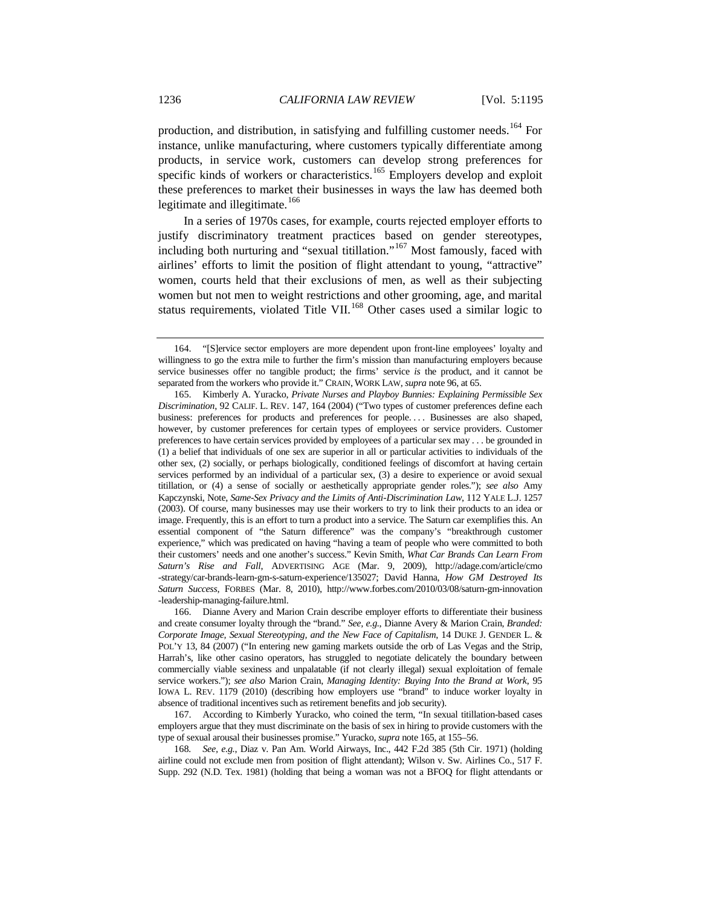production, and distribution, in satisfying and fulfilling customer needs.[164] For instance, unlike manufacturing, where customers typically differentiate among products, in service work, customers can develop strong preferences for specific kinds of workers or characteristics.[165] Employers develop and exploit these preferences to market their businesses in ways the law has deemed both legitimate and illegitimate.[166]

In a series of 1970s cases, for example, courts rejected employer efforts to justify discriminatory treatment practices based on gender stereotypes, including both nurturing and "sexual titillation."[167] Most famously, faced with airlines' efforts to limit the position of flight attendant to young, "attractive" women, courts held that their exclusions of men, as well as their subjecting women but not men to weight restrictions and other grooming, age, and marital status requirements, violated Title VII.[168] Other cases used a similar logic to

---

164. "[S]ervice sector employers are more dependent upon front-line employees' loyalty and willingness to go the extra mile to further the firm's mission than manufacturing employers because service businesses offer no tangible product; the firms' service *is* the product, and it cannot be separated from the workers who provide it." CRAIN, WORK LAW, *supra* note 96, at 65.

165. Kimberly A. Yuracko, *Private Nurses and Playboy Bunnies: Explaining Permissible Sex Discrimination*, 92 CALIF. L. REV. 147, 164 (2004) ("Two types of customer preferences define each business: preferences for products and preferences for people. . . . Businesses are also shaped, however, by customer preferences for certain types of employees or service providers. Customer preferences to have certain services provided by employees of a particular sex may . . . be grounded in (1) a belief that individuals of one sex are superior in all or particular activities to individuals of the other sex, (2) socially, or perhaps biologically, conditioned feelings of discomfort at having certain services performed by an individual of a particular sex, (3) a desire to experience or avoid sexual titillation, or (4) a sense of socially or aesthetically appropriate gender roles."); *see also* Amy Kapczynski, Note, *Same-Sex Privacy and the Limits of Anti-Discrimination Law*, 112 YALE L.J. 1257 (2003). Of course, many businesses may use their workers to try to link their products to an idea or image. Frequently, this is an effort to turn a product into a service. The Saturn car exemplifies this. An essential component of "the Saturn difference" was the company's "breakthrough customer experience," which was predicated on having "having a team of people who were committed to both their customers' needs and one another's success." Kevin Smith, *What Car Brands Can Learn From Saturn's Rise and Fall*, ADVERTISING AGE (Mar. 9, 2009), http://adage.com/article/cmo-strategy/car-brands-learn-gm-s-saturn-experience/135027; David Hanna, *How GM Destroyed Its Saturn Success*, FORBES (Mar. 8, 2010), http://www.forbes.com/2010/03/08/saturn-gm-innovation-leadership-managing-failure.html.

166. Dianne Avery and Marion Crain describe employer efforts to differentiate their business and create consumer loyalty through the "brand." *See, e.g.*, Dianne Avery & Marion Crain, *Branded: Corporate Image, Sexual Stereotyping, and the New Face of Capitalism*, 14 DUKE J. GENDER L. & POL'Y 13, 84 (2007) ("In entering new gaming markets outside the orb of Las Vegas and the Strip, Harrah's, like other casino operators, has struggled to negotiate delicately the boundary between commercially viable sexiness and unpalatable (if not clearly illegal) sexual exploitation of female service workers."); *see also* Marion Crain, *Managing Identity: Buying Into the Brand at Work*, 95 IOWA L. REV. 1179 (2010) (describing how employers use "brand" to induce worker loyalty in absence of traditional incentives such as retirement benefits and job security).

167. According to Kimberly Yuracko, who coined the term, "In sexual titillation-based cases employers argue that they must discriminate on the basis of sex in hiring to provide customers with the type of sexual arousal their businesses promise." Yuracko, *supra* note 165, at 155–56.

168. *See, e.g.*, Diaz v. Pan Am. World Airways, Inc., 442 F.2d 385 (5th Cir. 1971) (holding airline could not exclude men from position of flight attendant); Wilson v. Sw. Airlines Co., 517 F. Supp. 292 (N.D. Tex. 1981) (holding that being a woman was not a BFOQ for flight attendants or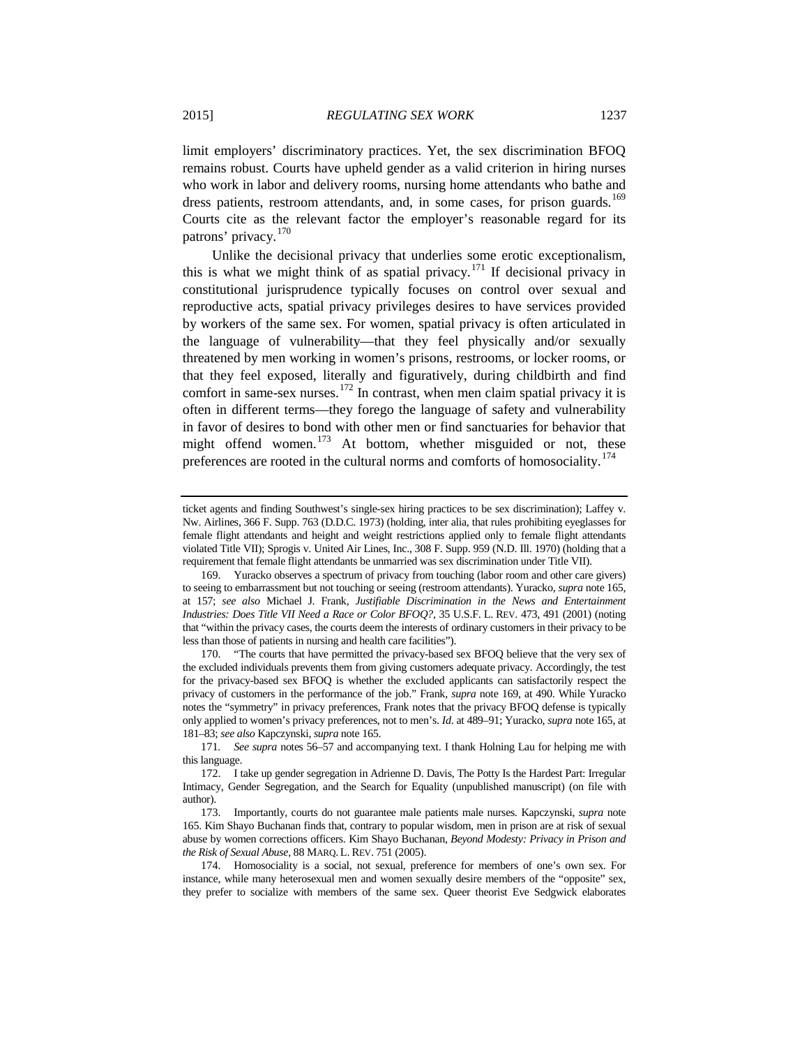limit employers' discriminatory practices. Yet, the sex discrimination BFOQ remains robust. Courts have upheld gender as a valid criterion in hiring nurses who work in labor and delivery rooms, nursing home attendants who bathe and dress patients, restroom attendants, and, in some cases, for prison guards.[169] Courts cite as the relevant factor the employer's reasonable regard for its patrons' privacy.[170]

Unlike the decisional privacy that underlies some erotic exceptionalism, this is what we might think of as spatial privacy.[171] If decisional privacy in constitutional jurisprudence typically focuses on control over sexual and reproductive acts, spatial privacy privileges desires to have services provided by workers of the same sex. For women, spatial privacy is often articulated in the language of vulnerability—that they feel physically and/or sexually threatened by men working in women's prisons, restrooms, or locker rooms, or that they feel exposed, literally and figuratively, during childbirth and find comfort in same-sex nurses.[172] In contrast, when men claim spatial privacy it is often in different terms—they forego the language of safety and vulnerability in favor of desires to bond with other men or find sanctuaries for behavior that might offend women.[173] At bottom, whether misguided or not, these preferences are rooted in the cultural norms and comforts of homosociality.[174]

---

ticket agents and finding Southwest's single-sex hiring practices to be sex discrimination); Laffey v. Nw. Airlines, 366 F. Supp. 763 (D.D.C. 1973) (holding, inter alia, that rules prohibiting eyeglasses for female flight attendants and height and weight restrictions applied only to female flight attendants violated Title VII); Sprogis v. United Air Lines, Inc., 308 F. Supp. 959 (N.D. Ill. 1970) (holding that a requirement that female flight attendants be unmarried was sex discrimination under Title VII).

169. Yuracko observes a spectrum of privacy from touching (labor room and other care givers) to seeing to embarrassment but not touching or seeing (restroom attendants). Yuracko, *supra* note 165, at 157; *see also* Michael J. Frank, *Justifiable Discrimination in the News and Entertainment Industries: Does Title VII Need a Race or Color BFOQ?*, 35 U.S.F. L. REV. 473, 491 (2001) (noting that "within the privacy cases, the courts deem the interests of ordinary customers in their privacy to be less than those of patients in nursing and health care facilities").

170. "The courts that have permitted the privacy-based sex BFOQ believe that the very sex of the excluded individuals prevents them from giving customers adequate privacy. Accordingly, the test for the privacy-based sex BFOQ is whether the excluded applicants can satisfactorily respect the privacy of customers in the performance of the job." Frank, *supra* note 169, at 490. While Yuracko notes the "symmetry" in privacy preferences, Frank notes that the privacy BFOQ defense is typically only applied to women's privacy preferences, not to men's. *Id.* at 489–91; Yuracko, *supra* note 165, at 181–83; *see also* Kapczynski, *supra* note 165.

171. *See supra* notes 56–57 and accompanying text. I thank Holning Lau for helping me with this language.

172. I take up gender segregation in Adrienne D. Davis, The Potty Is the Hardest Part: Irregular Intimacy, Gender Segregation, and the Search for Equality (unpublished manuscript) (on file with author).

173. Importantly, courts do not guarantee male patients male nurses. Kapczynski, *supra* note 165. Kim Shayo Buchanan finds that, contrary to popular wisdom, men in prison are at risk of sexual abuse by women corrections officers. Kim Shayo Buchanan, *Beyond Modesty: Privacy in Prison and the Risk of Sexual Abuse*, 88 MARQ. L. REV. 751 (2005).

174. Homosociality is a social, not sexual, preference for members of one's own sex. For instance, while many heterosexual men and women sexually desire members of the "opposite" sex, they prefer to socialize with members of the same sex. Queer theorist Eve Sedgwick elaborates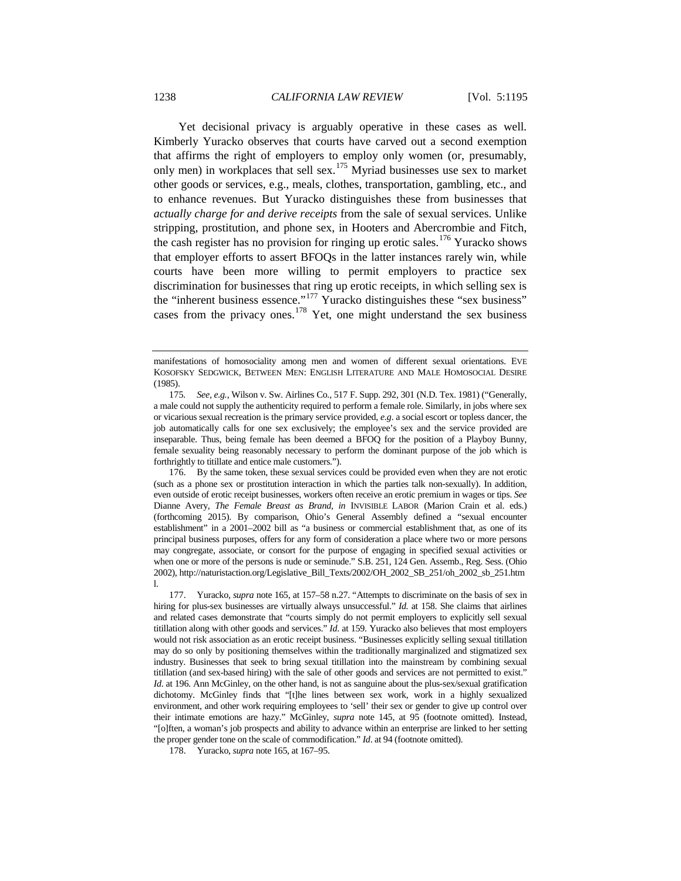Yet decisional privacy is arguably operative in these cases as well. Kimberly Yuracko observes that courts have carved out a second exemption that affirms the right of employers to employ only women (or, presumably, only men) in workplaces that sell sex.[175] Myriad businesses use sex to market other goods or services, e.g., meals, clothes, transportation, gambling, etc., and to enhance revenues. But Yuracko distinguishes these from businesses that *actually charge for and derive receipts* from the sale of sexual services. Unlike stripping, prostitution, and phone sex, in Hooters and Abercrombie and Fitch, the cash register has no provision for ringing up erotic sales.[176] Yuracko shows that employer efforts to assert BFOQs in the latter instances rarely win, while courts have been more willing to permit employers to practice sex discrimination for businesses that ring up erotic receipts, in which selling sex is the "inherent business essence."[177] Yuracko distinguishes these "sex business" cases from the privacy ones.[178] Yet, one might understand the sex business

---

manifestations of homosociality among men and women of different sexual orientations. EVE KOSOFSKY SEDGWICK, BETWEEN MEN: ENGLISH LITERATURE AND MALE HOMOSOCIAL DESIRE (1985).

175. *See, e.g.*, Wilson v. Sw. Airlines Co., 517 F. Supp. 292, 301 (N.D. Tex. 1981) ("Generally, a male could not supply the authenticity required to perform a female role. Similarly, in jobs where sex or vicarious sexual recreation is the primary service provided, *e.g*. a social escort or topless dancer, the job automatically calls for one sex exclusively; the employee's sex and the service provided are inseparable. Thus, being female has been deemed a BFOQ for the position of a Playboy Bunny, female sexuality being reasonably necessary to perform the dominant purpose of the job which is forthrightly to titillate and entice male customers.").

176. By the same token, these sexual services could be provided even when they are not erotic (such as a phone sex or prostitution interaction in which the parties talk non-sexually). In addition, even outside of erotic receipt businesses, workers often receive an erotic premium in wages or tips. *See* Dianne Avery, *The Female Breast as Brand*, *in* INVISIBLE LABOR (Marion Crain et al. eds.) (forthcoming 2015). By comparison, Ohio's General Assembly defined a "sexual encounter establishment" in a 2001–2002 bill as "a business or commercial establishment that, as one of its principal business purposes, offers for any form of consideration a place where two or more persons may congregate, associate, or consort for the purpose of engaging in specified sexual activities or when one or more of the persons is nude or seminude." S.B. 251, 124 Gen. Assemb., Reg. Sess. (Ohio 2002), http://naturistaction.org/Legislative_Bill_Texts/2002/OH_2002_SB_251/oh_2002_sb_251.html.

177. Yuracko, *supra* note 165, at 157–58 n.27. "Attempts to discriminate on the basis of sex in hiring for plus-sex businesses are virtually always unsuccessful." *Id.* at 158. She claims that airlines and related cases demonstrate that "courts simply do not permit employers to explicitly sell sexual titillation along with other goods and services." *Id.* at 159. Yuracko also believes that most employers would not risk association as an erotic receipt business. "Businesses explicitly selling sexual titillation may do so only by positioning themselves within the traditionally marginalized and stigmatized sex industry. Businesses that seek to bring sexual titillation into the mainstream by combining sexual titillation (and sex-based hiring) with the sale of other goods and services are not permitted to exist." *Id*. at 196. Ann McGinley, on the other hand, is not as sanguine about the plus-sex/sexual gratification dichotomy. McGinley finds that "[t]he lines between sex work, work in a highly sexualized environment, and other work requiring employees to 'sell' their sex or gender to give up control over their intimate emotions are hazy." McGinley, *supra* note 145, at 95 (footnote omitted). Instead, "[o]ften, a woman's job prospects and ability to advance within an enterprise are linked to her setting the proper gender tone on the scale of commodification." *Id*. at 94 (footnote omitted).

178. Yuracko, *supra* note 165, at 167–95.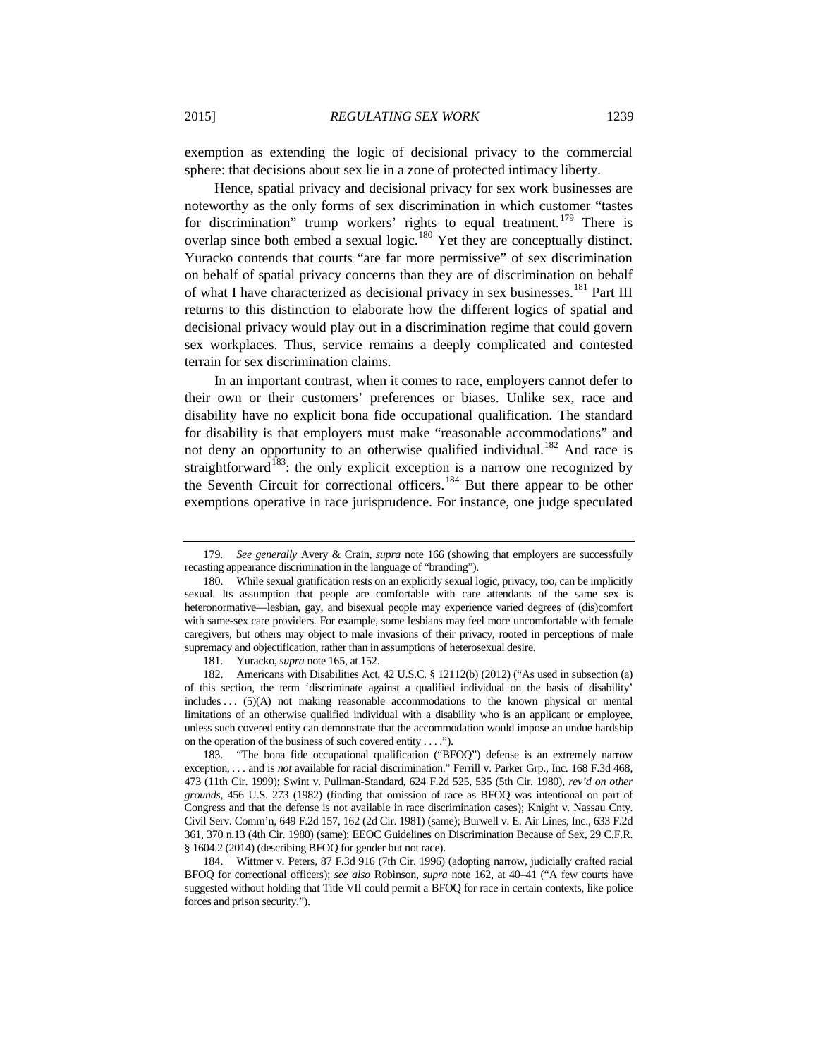exemption as extending the logic of decisional privacy to the commercial sphere: that decisions about sex lie in a zone of protected intimacy liberty.

Hence, spatial privacy and decisional privacy for sex work businesses are noteworthy as the only forms of sex discrimination in which customer "tastes for discrimination" trump workers' rights to equal treatment.[179] There is overlap since both embed a sexual logic.[180] Yet they are conceptually distinct. Yuracko contends that courts "are far more permissive" of sex discrimination on behalf of spatial privacy concerns than they are of discrimination on behalf of what I have characterized as decisional privacy in sex businesses.[181] Part III returns to this distinction to elaborate how the different logics of spatial and decisional privacy would play out in a discrimination regime that could govern sex workplaces. Thus, service remains a deeply complicated and contested terrain for sex discrimination claims.

In an important contrast, when it comes to race, employers cannot defer to their own or their customers' preferences or biases. Unlike sex, race and disability have no explicit bona fide occupational qualification. The standard for disability is that employers must make "reasonable accommodations" and not deny an opportunity to an otherwise qualified individual.[182] And race is straightforward[183]: the only explicit exception is a narrow one recognized by the Seventh Circuit for correctional officers.[184] But there appear to be other exemptions operative in race jurisprudence. For instance, one judge speculated

---

179. *See generally* Avery & Crain, *supra* note 166 (showing that employers are successfully recasting appearance discrimination in the language of "branding").

180. While sexual gratification rests on an explicitly sexual logic, privacy, too, can be implicitly sexual. Its assumption that people are comfortable with care attendants of the same sex is heteronormative—lesbian, gay, and bisexual people may experience varied degrees of (dis)comfort with same-sex care providers. For example, some lesbians may feel more uncomfortable with female caregivers, but others may object to male invasions of their privacy, rooted in perceptions of male supremacy and objectification, rather than in assumptions of heterosexual desire.

181. Yuracko, *supra* note 165, at 152.

182. Americans with Disabilities Act, 42 U.S.C. § 12112(b) (2012) ("As used in subsection (a) of this section, the term 'discriminate against a qualified individual on the basis of disability' includes . . . (5)(A) not making reasonable accommodations to the known physical or mental limitations of an otherwise qualified individual with a disability who is an applicant or employee, unless such covered entity can demonstrate that the accommodation would impose an undue hardship on the operation of the business of such covered entity . . . .").

183. "The bona fide occupational qualification ("BFOQ") defense is an extremely narrow exception, . . . and is *not* available for racial discrimination." Ferrill v. Parker Grp., Inc. 168 F.3d 468, 473 (11th Cir. 1999); Swint v. Pullman-Standard, 624 F.2d 525, 535 (5th Cir. 1980), *rev'd on other grounds*, 456 U.S. 273 (1982) (finding that omission of race as BFOQ was intentional on part of Congress and that the defense is not available in race discrimination cases); Knight v. Nassau Cnty. Civil Serv. Comm'n, 649 F.2d 157, 162 (2d Cir. 1981) (same); Burwell v. E. Air Lines, Inc., 633 F.2d 361, 370 n.13 (4th Cir. 1980) (same); EEOC Guidelines on Discrimination Because of Sex, 29 C.F.R. § 1604.2 (2014) (describing BFOQ for gender but not race).

184. Wittmer v. Peters, 87 F.3d 916 (7th Cir. 1996) (adopting narrow, judicially crafted racial BFOQ for correctional officers); *see also* Robinson, *supra* note 162, at 40–41 ("A few courts have suggested without holding that Title VII could permit a BFOQ for race in certain contexts, like police forces and prison security.").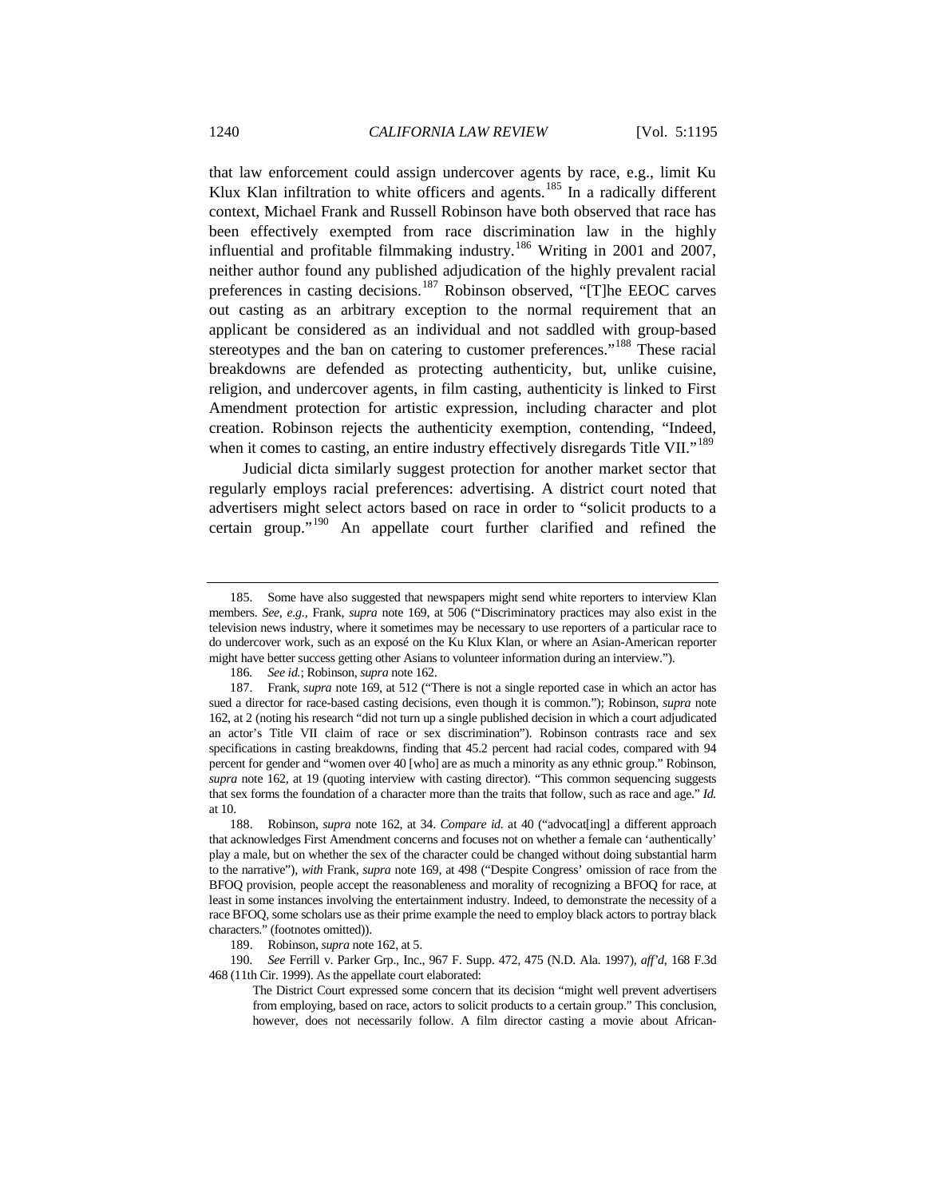that law enforcement could assign undercover agents by race, e.g., limit Ku Klux Klan infiltration to white officers and agents.[185] In a radically different context, Michael Frank and Russell Robinson have both observed that race has been effectively exempted from race discrimination law in the highly influential and profitable filmmaking industry.[186] Writing in 2001 and 2007, neither author found any published adjudication of the highly prevalent racial preferences in casting decisions.[187] Robinson observed, "[T]he EEOC carves out casting as an arbitrary exception to the normal requirement that an applicant be considered as an individual and not saddled with group-based stereotypes and the ban on catering to customer preferences."[188] These racial breakdowns are defended as protecting authenticity, but, unlike cuisine, religion, and undercover agents, in film casting, authenticity is linked to First Amendment protection for artistic expression, including character and plot creation. Robinson rejects the authenticity exemption, contending, "Indeed, when it comes to casting, an entire industry effectively disregards Title VII."[189]

Judicial dicta similarly suggest protection for another market sector that regularly employs racial preferences: advertising. A district court noted that advertisers might select actors based on race in order to "solicit products to a certain group."[190] An appellate court further clarified and refined the

---

185. Some have also suggested that newspapers might send white reporters to interview Klan members. *See, e.g.*, Frank, *supra* note 169, at 506 ("Discriminatory practices may also exist in the television news industry, where it sometimes may be necessary to use reporters of a particular race to do undercover work, such as an exposé on the Ku Klux Klan, or where an Asian-American reporter might have better success getting other Asians to volunteer information during an interview.").

186. *See id.*; Robinson, *supra* note 162.

187. Frank, *supra* note 169, at 512 ("There is not a single reported case in which an actor has sued a director for race-based casting decisions, even though it is common."); Robinson, *supra* note 162, at 2 (noting his research "did not turn up a single published decision in which a court adjudicated an actor's Title VII claim of race or sex discrimination"). Robinson contrasts race and sex specifications in casting breakdowns, finding that 45.2 percent had racial codes, compared with 94 percent for gender and "women over 40 [who] are as much a minority as any ethnic group." Robinson, *supra* note 162, at 19 (quoting interview with casting director). "This common sequencing suggests that sex forms the foundation of a character more than the traits that follow, such as race and age." *Id.* at 10.

188. Robinson, *supra* note 162, at 34. *Compare id.* at 40 ("advocat[ing] a different approach that acknowledges First Amendment concerns and focuses not on whether a female can 'authentically' play a male, but on whether the sex of the character could be changed without doing substantial harm to the narrative"), *with* Frank, *supra* note 169, at 498 ("Despite Congress' omission of race from the BFOQ provision, people accept the reasonableness and morality of recognizing a BFOQ for race, at least in some instances involving the entertainment industry. Indeed, to demonstrate the necessity of a race BFOQ, some scholars use as their prime example the need to employ black actors to portray black characters." (footnotes omitted)).

189. Robinson, *supra* note 162, at 5.

190. *See* Ferrill v. Parker Grp., Inc., 967 F. Supp. 472, 475 (N.D. Ala. 1997), *aff'd*, 168 F.3d 468 (11th Cir. 1999). As the appellate court elaborated:

> The District Court expressed some concern that its decision "might well prevent advertisers from employing, based on race, actors to solicit products to a certain group." This conclusion, however, does not necessarily follow. A film director casting a movie about African-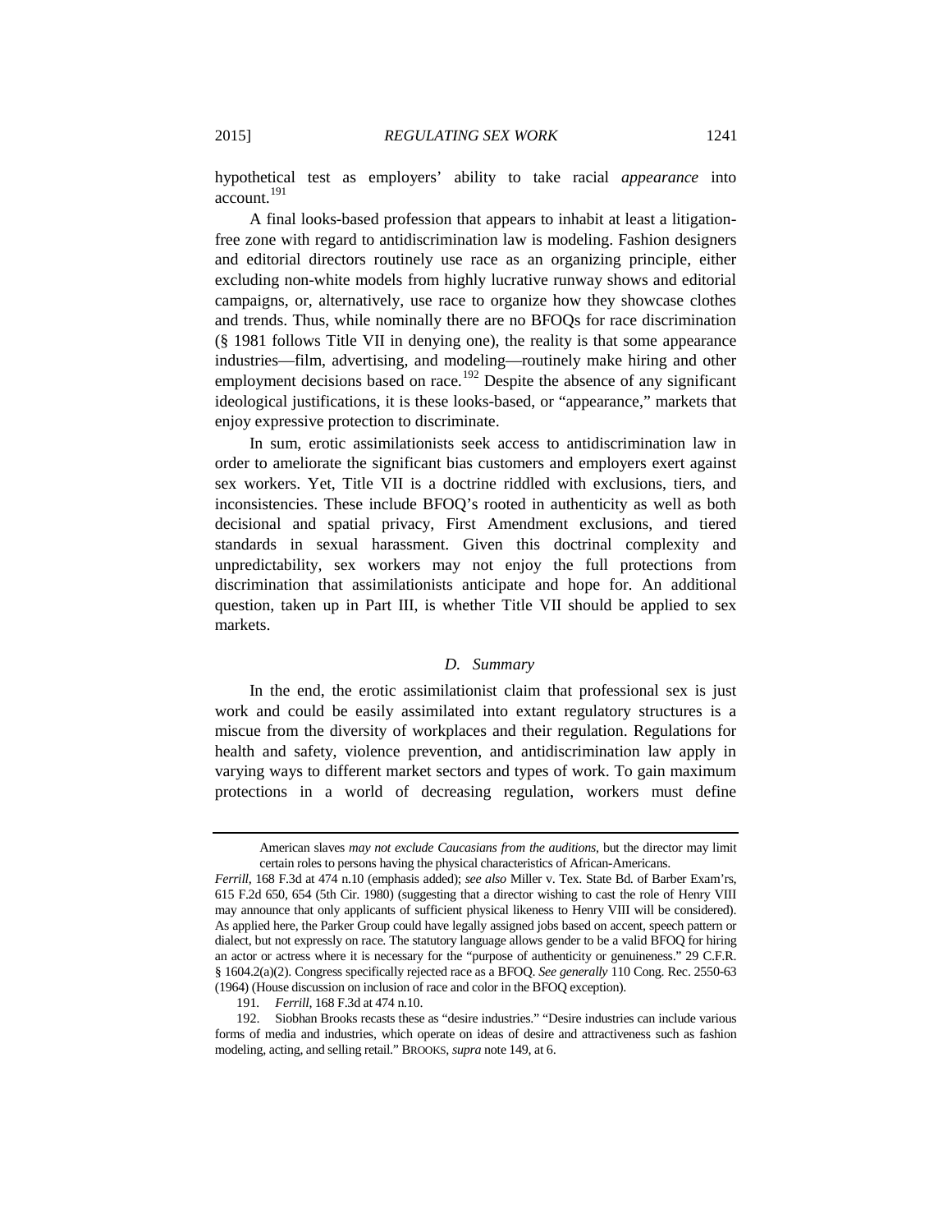hypothetical test as employers' ability to take racial *appearance* into account.[191]

A final looks-based profession that appears to inhabit at least a litigation-free zone with regard to antidiscrimination law is modeling. Fashion designers and editorial directors routinely use race as an organizing principle, either excluding non-white models from highly lucrative runway shows and editorial campaigns, or, alternatively, use race to organize how they showcase clothes and trends. Thus, while nominally there are no BFOQs for race discrimination (§ 1981 follows Title VII in denying one), the reality is that some appearance industries—film, advertising, and modeling—routinely make hiring and other employment decisions based on race.[192] Despite the absence of any significant ideological justifications, it is these looks-based, or "appearance," markets that enjoy expressive protection to discriminate.

In sum, erotic assimilationists seek access to antidiscrimination law in order to ameliorate the significant bias customers and employers exert against sex workers. Yet, Title VII is a doctrine riddled with exclusions, tiers, and inconsistencies. These include BFOQ's rooted in authenticity as well as both decisional and spatial privacy, First Amendment exclusions, and tiered standards in sexual harassment. Given this doctrinal complexity and unpredictability, sex workers may not enjoy the full protections from discrimination that assimilationists anticipate and hope for. An additional question, taken up in Part III, is whether Title VII should be applied to sex markets.

### *D. Summary*

In the end, the erotic assimilationist claim that professional sex is just work and could be easily assimilated into extant regulatory structures is a miscue from the diversity of workplaces and their regulation. Regulations for health and safety, violence prevention, and antidiscrimination law apply in varying ways to different market sectors and types of work. To gain maximum protections in a world of decreasing regulation, workers must define

---

> American slaves *may not exclude Caucasians from the auditions*, but the director may limit certain roles to persons having the physical characteristics of African-Americans.

*Ferrill*, 168 F.3d at 474 n.10 (emphasis added); *see also* Miller v. Tex. State Bd. of Barber Exam'rs, 615 F.2d 650, 654 (5th Cir. 1980) (suggesting that a director wishing to cast the role of Henry VIII may announce that only applicants of sufficient physical likeness to Henry VIII will be considered). As applied here, the Parker Group could have legally assigned jobs based on accent, speech pattern or dialect, but not expressly on race. The statutory language allows gender to be a valid BFOQ for hiring an actor or actress where it is necessary for the "purpose of authenticity or genuineness." 29 C.F.R. § 1604.2(a)(2). Congress specifically rejected race as a BFOQ. *See generally* 110 Cong. Rec. 2550-63 (1964) (House discussion on inclusion of race and color in the BFOQ exception).

191. *Ferrill*, 168 F.3d at 474 n.10.

192. Siobhan Brooks recasts these as "desire industries." "Desire industries can include various forms of media and industries, which operate on ideas of desire and attractiveness such as fashion modeling, acting, and selling retail." BROOKS, *supra* note 149, at 6.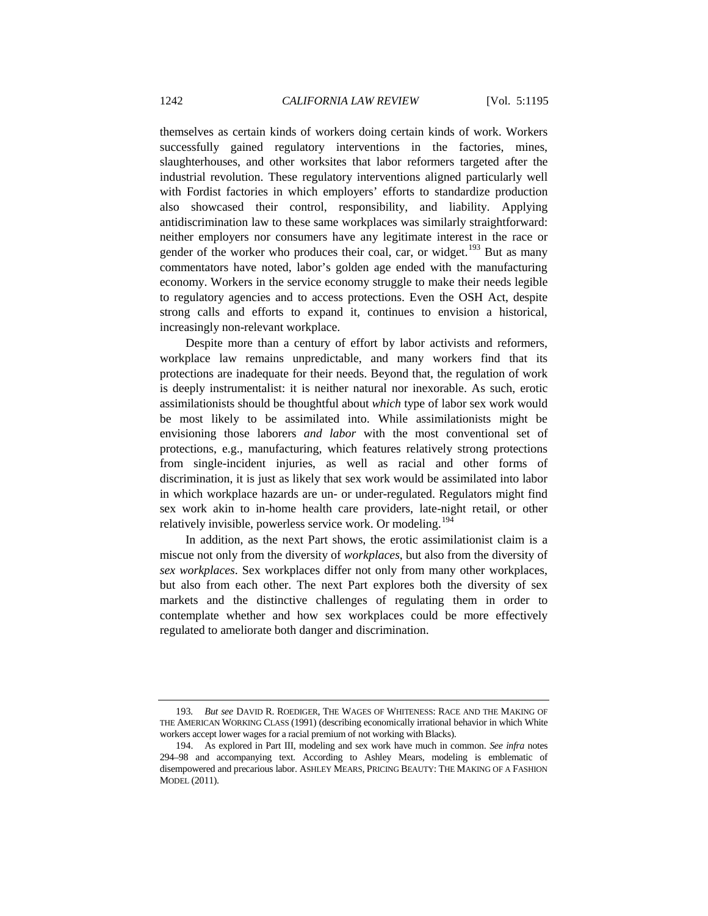themselves as certain kinds of workers doing certain kinds of work. Workers successfully gained regulatory interventions in the factories, mines, slaughterhouses, and other worksites that labor reformers targeted after the industrial revolution. These regulatory interventions aligned particularly well with Fordist factories in which employers' efforts to standardize production also showcased their control, responsibility, and liability. Applying antidiscrimination law to these same workplaces was similarly straightforward: neither employers nor consumers have any legitimate interest in the race or gender of the worker who produces their coal, car, or widget.[193] But as many commentators have noted, labor's golden age ended with the manufacturing economy. Workers in the service economy struggle to make their needs legible to regulatory agencies and to access protections. Even the OSH Act, despite strong calls and efforts to expand it, continues to envision a historical, increasingly non-relevant workplace.

Despite more than a century of effort by labor activists and reformers, workplace law remains unpredictable, and many workers find that its protections are inadequate for their needs. Beyond that, the regulation of work is deeply instrumentalist: it is neither natural nor inexorable. As such, erotic assimilationists should be thoughtful about *which* type of labor sex work would be most likely to be assimilated into. While assimilationists might be envisioning those laborers *and labor* with the most conventional set of protections, e.g., manufacturing, which features relatively strong protections from single-incident injuries, as well as racial and other forms of discrimination, it is just as likely that sex work would be assimilated into labor in which workplace hazards are un- or under-regulated. Regulators might find sex work akin to in-home health care providers, late-night retail, or other relatively invisible, powerless service work. Or modeling.[194]

In addition, as the next Part shows, the erotic assimilationist claim is a miscue not only from the diversity of *workplaces*, but also from the diversity of *sex workplaces*. Sex workplaces differ not only from many other workplaces, but also from each other. The next Part explores both the diversity of sex markets and the distinctive challenges of regulating them in order to contemplate whether and how sex workplaces could be more effectively regulated to ameliorate both danger and discrimination.

---

193. *But see* DAVID R. ROEDIGER, THE WAGES OF WHITENESS: RACE AND THE MAKING OF THE AMERICAN WORKING CLASS (1991) (describing economically irrational behavior in which White workers accept lower wages for a racial premium of not working with Blacks).

194. As explored in Part III, modeling and sex work have much in common. *See infra* notes 294–98 and accompanying text. According to Ashley Mears, modeling is emblematic of disempowered and precarious labor. ASHLEY MEARS, PRICING BEAUTY: THE MAKING OF A FASHION MODEL (2011).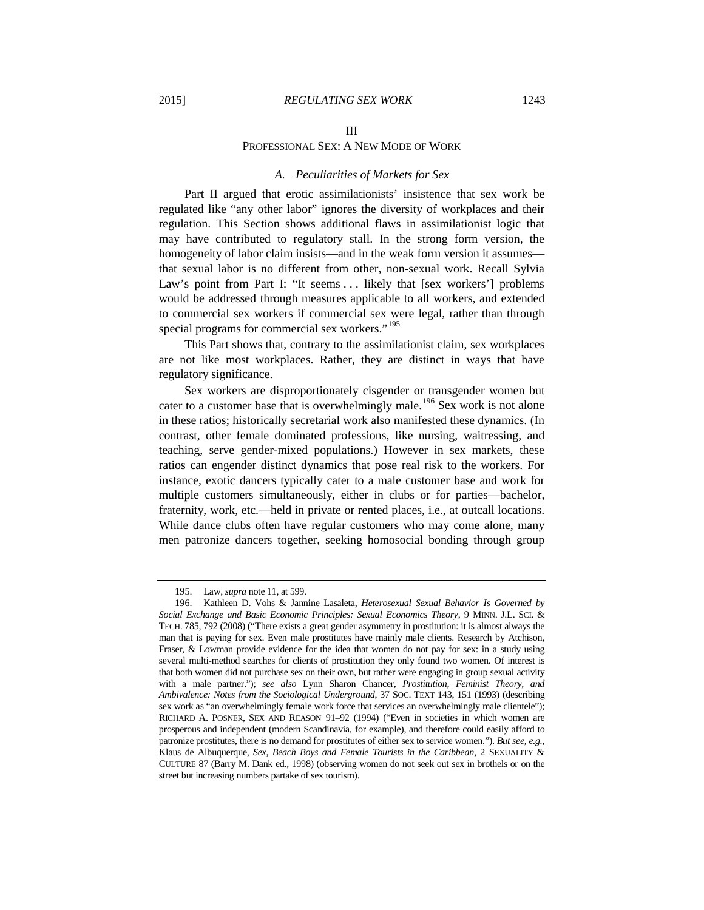## III

## PROFESSIONAL SEX: A NEW MODE OF WORK

### *A. Peculiarities of Markets for Sex*

Part II argued that erotic assimilationists' insistence that sex work be regulated like "any other labor" ignores the diversity of workplaces and their regulation. This Section shows additional flaws in assimilationist logic that may have contributed to regulatory stall. In the strong form version, the homogeneity of labor claim insists—and in the weak form version it assumes—that sexual labor is no different from other, non-sexual work. Recall Sylvia Law's point from Part I: "It seems . . . likely that [sex workers'] problems would be addressed through measures applicable to all workers, and extended to commercial sex workers if commercial sex were legal, rather than through special programs for commercial sex workers."[195]

This Part shows that, contrary to the assimilationist claim, sex workplaces are not like most workplaces. Rather, they are distinct in ways that have regulatory significance.

Sex workers are disproportionately cisgender or transgender women but cater to a customer base that is overwhelmingly male.[196] Sex work is not alone in these ratios; historically secretarial work also manifested these dynamics. (In contrast, other female dominated professions, like nursing, waitressing, and teaching, serve gender-mixed populations.) However in sex markets, these ratios can engender distinct dynamics that pose real risk to the workers. For instance, exotic dancers typically cater to a male customer base and work for multiple customers simultaneously, either in clubs or for parties—bachelor, fraternity, work, etc.—held in private or rented places, i.e., at outcall locations. While dance clubs often have regular customers who may come alone, many men patronize dancers together, seeking homosocial bonding through group

---

195. Law, *supra* note 11, at 599.

196. Kathleen D. Vohs & Jannine Lasaleta, *Heterosexual Sexual Behavior Is Governed by Social Exchange and Basic Economic Principles: Sexual Economics Theory*, 9 MINN. J.L. SCI. & TECH. 785, 792 (2008) ("There exists a great gender asymmetry in prostitution: it is almost always the man that is paying for sex. Even male prostitutes have mainly male clients. Research by Atchison, Fraser, & Lowman provide evidence for the idea that women do not pay for sex: in a study using several multi-method searches for clients of prostitution they only found two women. Of interest is that both women did not purchase sex on their own, but rather were engaging in group sexual activity with a male partner."); *see also* Lynn Sharon Chancer, *Prostitution, Feminist Theory, and Ambivalence: Notes from the Sociological Underground*, 37 SOC. TEXT 143, 151 (1993) (describing sex work as "an overwhelmingly female work force that services an overwhelmingly male clientele"); RICHARD A. POSNER, SEX AND REASON 91–92 (1994) ("Even in societies in which women are prosperous and independent (modern Scandinavia, for example), and therefore could easily afford to patronize prostitutes, there is no demand for prostitutes of either sex to service women."). *But see, e.g.*, Klaus de Albuquerque, *Sex, Beach Boys and Female Tourists in the Caribbean*, 2 SEXUALITY & CULTURE 87 (Barry M. Dank ed., 1998) (observing women do not seek out sex in brothels or on the street but increasing numbers partake of sex tourism).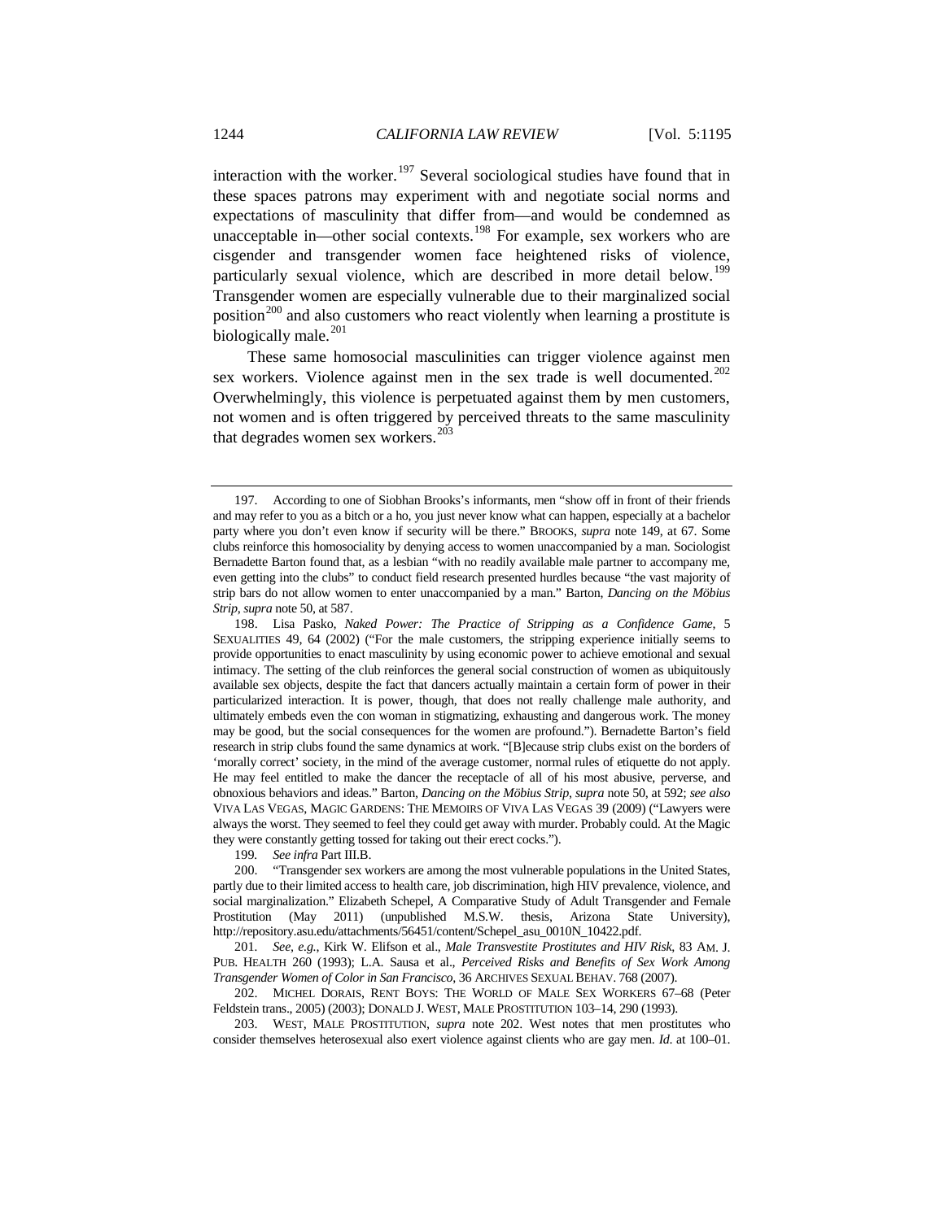interaction with the worker.[197] Several sociological studies have found that in these spaces patrons may experiment with and negotiate social norms and expectations of masculinity that differ from—and would be condemned as unacceptable in—other social contexts.[198] For example, sex workers who are cisgender and transgender women face heightened risks of violence, particularly sexual violence, which are described in more detail below.[199] Transgender women are especially vulnerable due to their marginalized social position[200] and also customers who react violently when learning a prostitute is biologically male.[201]

These same homosocial masculinities can trigger violence against men sex workers. Violence against men in the sex trade is well documented.[202] Overwhelmingly, this violence is perpetuated against them by men customers, not women and is often triggered by perceived threats to the same masculinity that degrades women sex workers.[203]

---

197. According to one of Siobhan Brooks's informants, men "show off in front of their friends and may refer to you as a bitch or a ho, you just never know what can happen, especially at a bachelor party where you don't even know if security will be there." BROOKS, *supra* note 149, at 67. Some clubs reinforce this homosociality by denying access to women unaccompanied by a man. Sociologist Bernadette Barton found that, as a lesbian "with no readily available male partner to accompany me, even getting into the clubs" to conduct field research presented hurdles because "the vast majority of strip bars do not allow women to enter unaccompanied by a man." Barton, *Dancing on the Möbius Strip*, *supra* note 50, at 587.

198. Lisa Pasko, *Naked Power: The Practice of Stripping as a Confidence Game*, 5 SEXUALITIES 49, 64 (2002) ("For the male customers, the stripping experience initially seems to provide opportunities to enact masculinity by using economic power to achieve emotional and sexual intimacy. The setting of the club reinforces the general social construction of women as ubiquitously available sex objects, despite the fact that dancers actually maintain a certain form of power in their particularized interaction. It is power, though, that does not really challenge male authority, and ultimately embeds even the con woman in stigmatizing, exhausting and dangerous work. The money may be good, but the social consequences for the women are profound."). Bernadette Barton's field research in strip clubs found the same dynamics at work. "[B]ecause strip clubs exist on the borders of 'morally correct' society, in the mind of the average customer, normal rules of etiquette do not apply. He may feel entitled to make the dancer the receptacle of all of his most abusive, perverse, and obnoxious behaviors and ideas." Barton, *Dancing on the Möbius Strip*, *supra* note 50, at 592; *see also* VIVA LAS VEGAS, MAGIC GARDENS: THE MEMOIRS OF VIVA LAS VEGAS 39 (2009) ("Lawyers were always the worst. They seemed to feel they could get away with murder. Probably could. At the Magic they were constantly getting tossed for taking out their erect cocks.").

199. *See infra* Part III.B.

200. "Transgender sex workers are among the most vulnerable populations in the United States, partly due to their limited access to health care, job discrimination, high HIV prevalence, violence, and social marginalization." Elizabeth Schepel, A Comparative Study of Adult Transgender and Female Prostitution (May 2011) (unpublished M.S.W. thesis, Arizona State University), http://repository.asu.edu/attachments/56451/content/Schepel_asu_0010N_10422.pdf.

201. *See, e.g.*, Kirk W. Elifson et al., *Male Transvestite Prostitutes and HIV Risk*, 83 AM. J. PUB. HEALTH 260 (1993); L.A. Sausa et al., *Perceived Risks and Benefits of Sex Work Among Transgender Women of Color in San Francisco*, 36 ARCHIVES SEXUAL BEHAV. 768 (2007).

202. MICHEL DORAIS, RENT BOYS: THE WORLD OF MALE SEX WORKERS 67–68 (Peter Feldstein trans., 2005) (2003); DONALD J. WEST, MALE PROSTITUTION 103–14, 290 (1993).

203. WEST, MALE PROSTITUTION, *supra* note 202. West notes that men prostitutes who consider themselves heterosexual also exert violence against clients who are gay men. *Id.* at 100–01.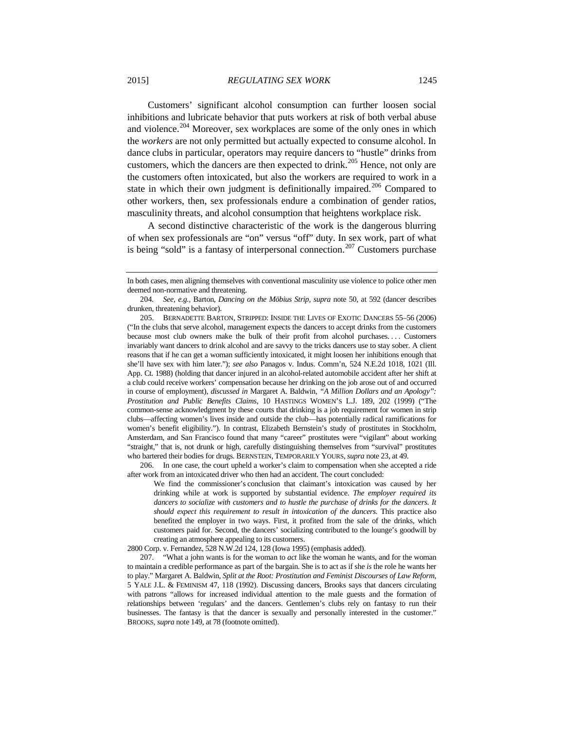Customers' significant alcohol consumption can further loosen social inhibitions and lubricate behavior that puts workers at risk of both verbal abuse and violence.[204] Moreover, sex workplaces are some of the only ones in which the *workers* are not only permitted but actually expected to consume alcohol. In dance clubs in particular, operators may require dancers to "hustle" drinks from customers, which the dancers are then expected to drink.[205] Hence, not only are the customers often intoxicated, but also the workers are required to work in a state in which their own judgment is definitionally impaired.[206] Compared to other workers, then, sex professionals endure a combination of gender ratios, masculinity threats, and alcohol consumption that heightens workplace risk.

A second distinctive characteristic of the work is the dangerous blurring of when sex professionals are "on" versus "off" duty. In sex work, part of what is being "sold" is a fantasy of interpersonal connection.[207] Customers purchase

---

In both cases, men aligning themselves with conventional masculinity use violence to police other men deemed non-normative and threatening.

204. *See, e.g.*, Barton, *Dancing on the Möbius Strip*, *supra* note 50, at 592 (dancer describes drunken, threatening behavior).

205. BERNADETTE BARTON, STRIPPED: INSIDE THE LIVES OF EXOTIC DANCERS 55–56 (2006) ("In the clubs that serve alcohol, management expects the dancers to accept drinks from the customers because most club owners make the bulk of their profit from alcohol purchases. . . . Customers invariably want dancers to drink alcohol and are savvy to the tricks dancers use to stay sober. A client reasons that if he can get a woman sufficiently intoxicated, it might loosen her inhibitions enough that she'll have sex with him later."); *see also* Panagos v. Indus. Comm'n, 524 N.E.2d 1018, 1021 (Ill. App. Ct. 1988) (holding that dancer injured in an alcohol-related automobile accident after her shift at a club could receive workers' compensation because her drinking on the job arose out of and occurred in course of employment), *discussed in* Margaret A. Baldwin, *"A Million Dollars and an Apology": Prostitution and Public Benefits Claims*, 10 HASTINGS WOMEN'S L.J. 189, 202 (1999) ("The common-sense acknowledgment by these courts that drinking is a job requirement for women in strip clubs—affecting women's lives inside and outside the club—has potentially radical ramifications for women's benefit eligibility."). In contrast, Elizabeth Bernstein's study of prostitutes in Stockholm, Amsterdam, and San Francisco found that many "career" prostitutes were "vigilant" about working "straight," that is, not drunk or high, carefully distinguishing themselves from "survival" prostitutes who bartered their bodies for drugs. BERNSTEIN, TEMPORARILY YOURS, *supra* note 23, at 49.

206. In one case, the court upheld a worker's claim to compensation when she accepted a ride after work from an intoxicated driver who then had an accident. The court concluded:

> We find the commissioner's conclusion that claimant's intoxication was caused by her drinking while at work is supported by substantial evidence. *The employer required its dancers to socialize with customers and to hustle the purchase of drinks for the dancers. It should expect this requirement to result in intoxication of the dancers.* This practice also benefited the employer in two ways. First, it profited from the sale of the drinks, which customers paid for. Second, the dancers' socializing contributed to the lounge's goodwill by creating an atmosphere appealing to its customers.

2800 Corp. v. Fernandez, 528 N.W.2d 124, 128 (Iowa 1995) (emphasis added).

207. "What a john wants is for the woman to *act* like the woman he wants, and for the woman to maintain a credible performance as part of the bargain. She is to act as if she *is* the role he wants her to play." Margaret A. Baldwin, *Split at the Root: Prostitution and Feminist Discourses of Law Reform*, 5 YALE J.L. & FEMINISM 47, 118 (1992). Discussing dancers, Brooks says that dancers circulating with patrons "allows for increased individual attention to the male guests and the formation of relationships between 'regulars' and the dancers. Gentlemen's clubs rely on fantasy to run their businesses. The fantasy is that the dancer is sexually and personally interested in the customer." BROOKS, *supra* note 149, at 78 (footnote omitted).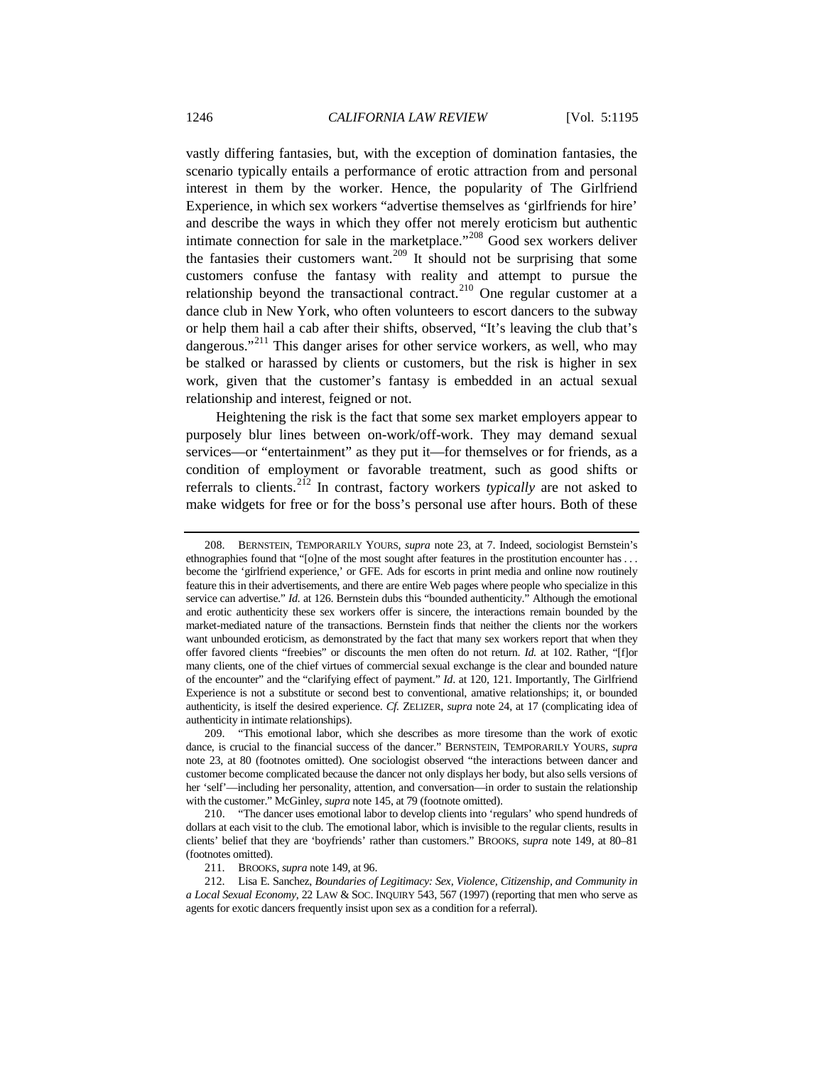vastly differing fantasies, but, with the exception of domination fantasies, the scenario typically entails a performance of erotic attraction from and personal interest in them by the worker. Hence, the popularity of The Girlfriend Experience, in which sex workers "advertise themselves as 'girlfriends for hire' and describe the ways in which they offer not merely eroticism but authentic intimate connection for sale in the marketplace."[208] Good sex workers deliver the fantasies their customers want.[209] It should not be surprising that some customers confuse the fantasy with reality and attempt to pursue the relationship beyond the transactional contract.[210] One regular customer at a dance club in New York, who often volunteers to escort dancers to the subway or help them hail a cab after their shifts, observed, "It's leaving the club that's dangerous."[211] This danger arises for other service workers, as well, who may be stalked or harassed by clients or customers, but the risk is higher in sex work, given that the customer's fantasy is embedded in an actual sexual relationship and interest, feigned or not.

Heightening the risk is the fact that some sex market employers appear to purposely blur lines between on-work/off-work. They may demand sexual services—or "entertainment" as they put it—for themselves or for friends, as a condition of employment or favorable treatment, such as good shifts or referrals to clients.[212] In contrast, factory workers *typically* are not asked to make widgets for free or for the boss's personal use after hours. Both of these

---

208. BERNSTEIN, TEMPORARILY YOURS, *supra* note 23, at 7. Indeed, sociologist Bernstein's ethnographies found that "[o]ne of the most sought after features in the prostitution encounter has . . . become the 'girlfriend experience,' or GFE. Ads for escorts in print media and online now routinely feature this in their advertisements, and there are entire Web pages where people who specialize in this service can advertise." *Id.* at 126. Bernstein dubs this "bounded authenticity." Although the emotional and erotic authenticity these sex workers offer is sincere, the interactions remain bounded by the market-mediated nature of the transactions. Bernstein finds that neither the clients nor the workers want unbounded eroticism, as demonstrated by the fact that many sex workers report that when they offer favored clients "freebies" or discounts the men often do not return. *Id.* at 102. Rather, "[f]or many clients, one of the chief virtues of commercial sexual exchange is the clear and bounded nature of the encounter" and the "clarifying effect of payment." *Id*. at 120, 121. Importantly, The Girlfriend Experience is not a substitute or second best to conventional, amative relationships; it, or bounded authenticity, is itself the desired experience. *Cf.* ZELIZER, *supra* note 24, at 17 (complicating idea of authenticity in intimate relationships).

209. "This emotional labor, which she describes as more tiresome than the work of exotic dance, is crucial to the financial success of the dancer." BERNSTEIN, TEMPORARILY YOURS, *supra* note 23, at 80 (footnotes omitted). One sociologist observed "the interactions between dancer and customer become complicated because the dancer not only displays her body, but also sells versions of her 'self'—including her personality, attention, and conversation—in order to sustain the relationship with the customer." McGinley, *supra* note 145, at 79 (footnote omitted).

210. "The dancer uses emotional labor to develop clients into 'regulars' who spend hundreds of dollars at each visit to the club. The emotional labor, which is invisible to the regular clients, results in clients' belief that they are 'boyfriends' rather than customers." BROOKS, *supra* note 149, at 80–81 (footnotes omitted).

211. BROOKS, *supra* note 149, at 96.

212. Lisa E. Sanchez, *Boundaries of Legitimacy: Sex, Violence, Citizenship, and Community in a Local Sexual Economy*, 22 LAW & SOC. INQUIRY 543, 567 (1997) (reporting that men who serve as agents for exotic dancers frequently insist upon sex as a condition for a referral).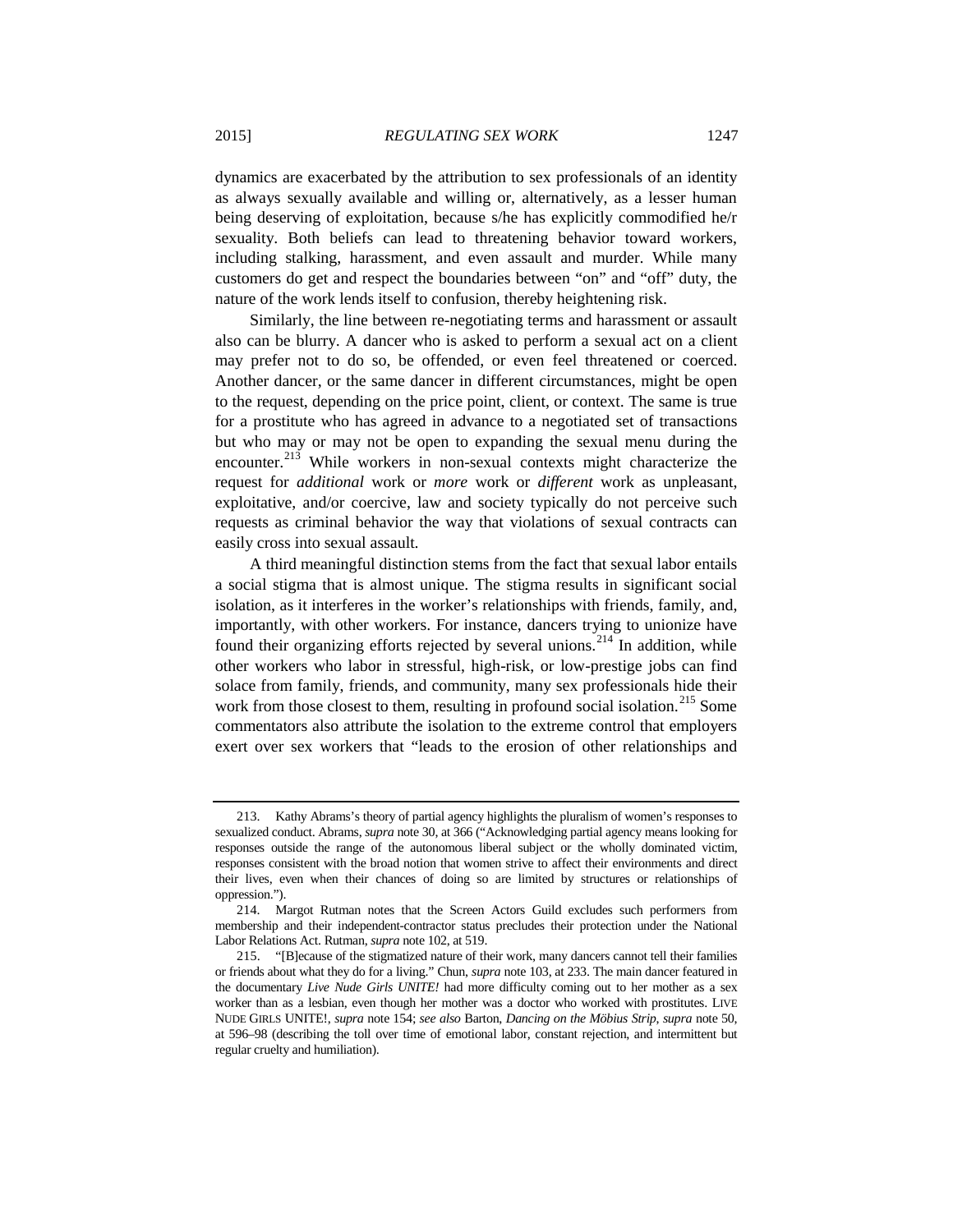dynamics are exacerbated by the attribution to sex professionals of an identity as always sexually available and willing or, alternatively, as a lesser human being deserving of exploitation, because s/he has explicitly commodified he/r sexuality. Both beliefs can lead to threatening behavior toward workers, including stalking, harassment, and even assault and murder. While many customers do get and respect the boundaries between "on" and "off" duty, the nature of the work lends itself to confusion, thereby heightening risk.

Similarly, the line between re-negotiating terms and harassment or assault also can be blurry. A dancer who is asked to perform a sexual act on a client may prefer not to do so, be offended, or even feel threatened or coerced. Another dancer, or the same dancer in different circumstances, might be open to the request, depending on the price point, client, or context. The same is true for a prostitute who has agreed in advance to a negotiated set of transactions but who may or may not be open to expanding the sexual menu during the encounter.[213] While workers in non-sexual contexts might characterize the request for *additional* work or *more* work or *different* work as unpleasant, exploitative, and/or coercive, law and society typically do not perceive such requests as criminal behavior the way that violations of sexual contracts can easily cross into sexual assault.

A third meaningful distinction stems from the fact that sexual labor entails a social stigma that is almost unique. The stigma results in significant social isolation, as it interferes in the worker's relationships with friends, family, and, importantly, with other workers. For instance, dancers trying to unionize have found their organizing efforts rejected by several unions.[214] In addition, while other workers who labor in stressful, high-risk, or low-prestige jobs can find solace from family, friends, and community, many sex professionals hide their work from those closest to them, resulting in profound social isolation.[215] Some commentators also attribute the isolation to the extreme control that employers exert over sex workers that "leads to the erosion of other relationships and

---

213. Kathy Abrams's theory of partial agency highlights the pluralism of women's responses to sexualized conduct. Abrams, *supra* note 30, at 366 ("Acknowledging partial agency means looking for responses outside the range of the autonomous liberal subject or the wholly dominated victim, responses consistent with the broad notion that women strive to affect their environments and direct their lives, even when their chances of doing so are limited by structures or relationships of oppression.").

214. Margot Rutman notes that the Screen Actors Guild excludes such performers from membership and their independent-contractor status precludes their protection under the National Labor Relations Act. Rutman, *supra* note 102, at 519.

215. "[B]ecause of the stigmatized nature of their work, many dancers cannot tell their families or friends about what they do for a living." Chun, *supra* note 103, at 233. The main dancer featured in the documentary *Live Nude Girls UNITE!* had more difficulty coming out to her mother as a sex worker than as a lesbian, even though her mother was a doctor who worked with prostitutes. LIVE NUDE GIRLS UNITE!, *supra* note 154; *see also* Barton, *Dancing on the Möbius Strip*, *supra* note 50, at 596–98 (describing the toll over time of emotional labor, constant rejection, and intermittent but regular cruelty and humiliation).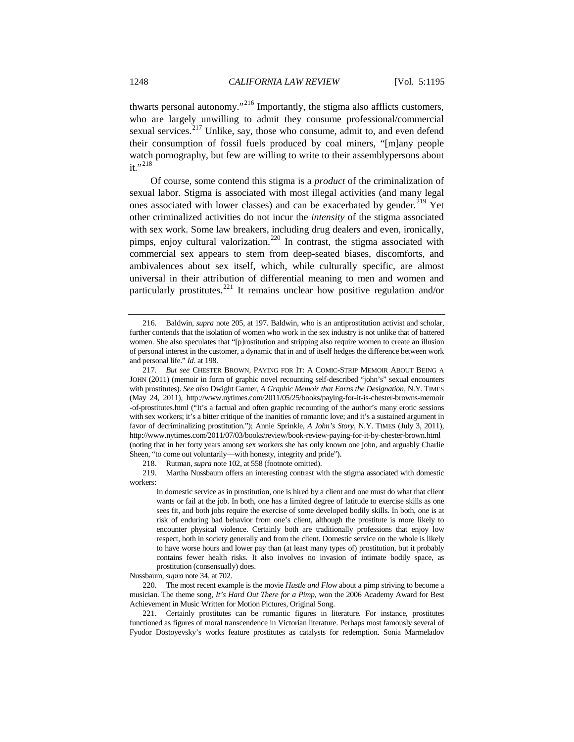thwarts personal autonomy."[216] Importantly, the stigma also afflicts customers, who are largely unwilling to admit they consume professional/commercial sexual services.[217] Unlike, say, those who consume, admit to, and even defend their consumption of fossil fuels produced by coal miners, "[m]any people watch pornography, but few are willing to write to their assemblypersons about it."[218]

Of course, some contend this stigma is a *product* of the criminalization of sexual labor. Stigma is associated with most illegal activities (and many legal ones associated with lower classes) and can be exacerbated by gender.[219] Yet other criminalized activities do not incur the *intensity* of the stigma associated with sex work. Some law breakers, including drug dealers and even, ironically, pimps, enjoy cultural valorization.[220] In contrast, the stigma associated with commercial sex appears to stem from deep-seated biases, discomforts, and ambivalences about sex itself, which, while culturally specific, are almost universal in their attribution of differential meaning to men and women and particularly prostitutes.[221] It remains unclear how positive regulation and/or

---

216. Baldwin, *supra* note 205, at 197. Baldwin, who is an antiprostitution activist and scholar, further contends that the isolation of women who work in the sex industry is not unlike that of battered women. She also speculates that "[p]rostitution and stripping also require women to create an illusion of personal interest in the customer, a dynamic that in and of itself hedges the difference between work and personal life." *Id*. at 198.

217. *But see* CHESTER BROWN, PAYING FOR IT: A COMIC-STRIP MEMOIR ABOUT BEING A JOHN (2011) (memoir in form of graphic novel recounting self-described "john's" sexual encounters with prostitutes). *See also* Dwight Garner, *A Graphic Memoir that Earns the Designation*, N.Y. TIMES (May 24, 2011), http://www.nytimes.com/2011/05/25/books/paying-for-it-is-chester-browns-memoir-of-prostitutes.html ("It's a factual and often graphic recounting of the author's many erotic sessions with sex workers; it's a bitter critique of the inanities of romantic love; and it's a sustained argument in favor of decriminalizing prostitution."); Annie Sprinkle, *A John's Story*, N.Y. TIMES (July 3, 2011), http://www.nytimes.com/2011/07/03/books/review/book-review-paying-for-it-by-chester-brown.html (noting that in her forty years among sex workers she has only known one john, and arguably Charlie Sheen, "to come out voluntarily—with honesty, integrity and pride").

218. Rutman, *supra* note 102, at 558 (footnote omitted).

219. Martha Nussbaum offers an interesting contrast with the stigma associated with domestic workers:

> In domestic service as in prostitution, one is hired by a client and one must do what that client wants or fail at the job. In both, one has a limited degree of latitude to exercise skills as one sees fit, and both jobs require the exercise of some developed bodily skills. In both, one is at risk of enduring bad behavior from one's client, although the prostitute is more likely to encounter physical violence. Certainly both are traditionally professions that enjoy low respect, both in society generally and from the client. Domestic service on the whole is likely to have worse hours and lower pay than (at least many types of) prostitution, but it probably contains fewer health risks. It also involves no invasion of intimate bodily space, as prostitution (consensually) does.

Nussbaum, *supra* note 34, at 702.

220. The most recent example is the movie *Hustle and Flow* about a pimp striving to become a musician. The theme song, *It's Hard Out There for a Pimp*, won the 2006 Academy Award for Best Achievement in Music Written for Motion Pictures, Original Song.

221. Certainly prostitutes can be romantic figures in literature. For instance, prostitutes functioned as figures of moral transcendence in Victorian literature. Perhaps most famously several of Fyodor Dostoyevsky's works feature prostitutes as catalysts for redemption. Sonia Marmeladov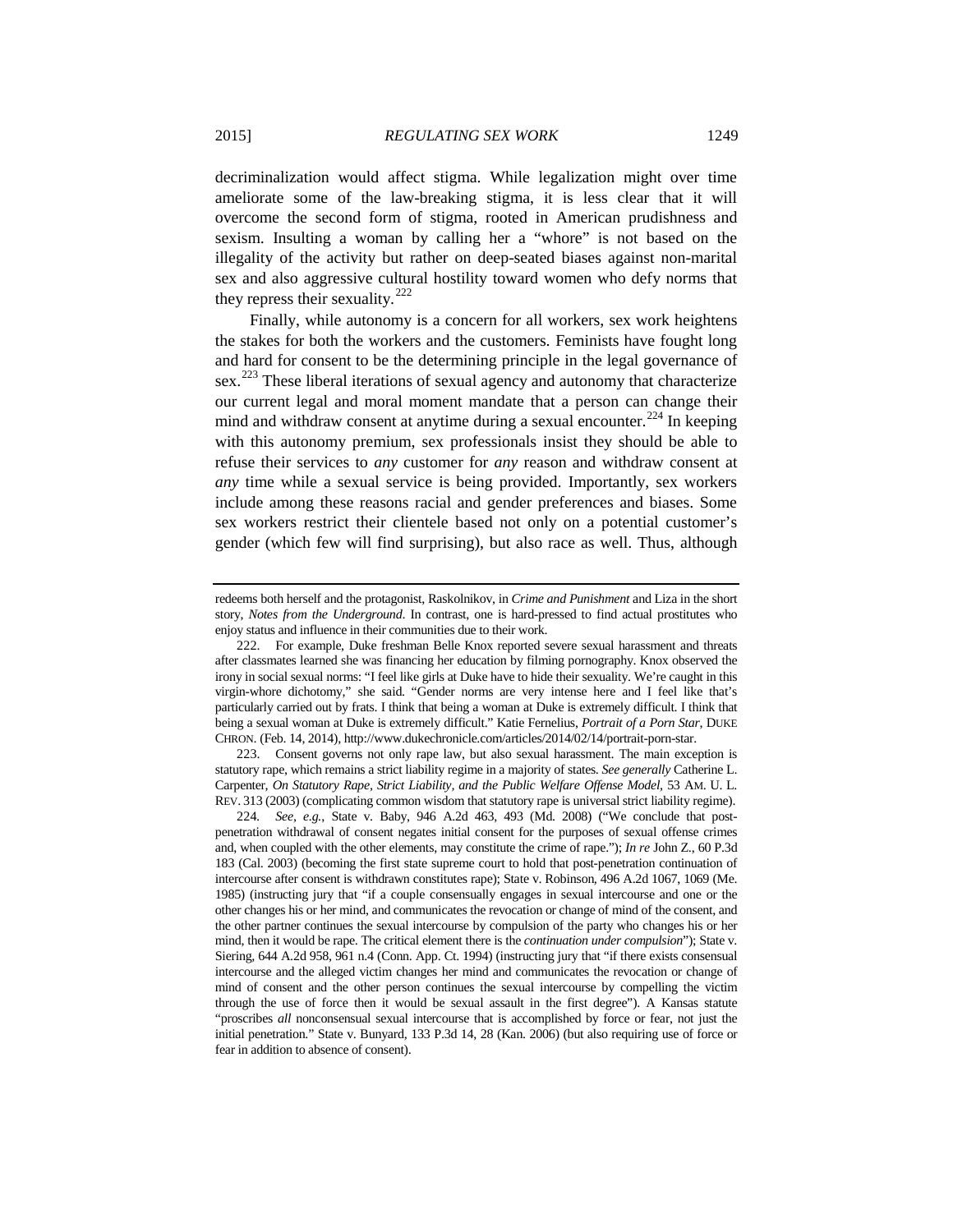decriminalization would affect stigma. While legalization might over time ameliorate some of the law-breaking stigma, it is less clear that it will overcome the second form of stigma, rooted in American prudishness and sexism. Insulting a woman by calling her a "whore" is not based on the illegality of the activity but rather on deep-seated biases against non-marital sex and also aggressive cultural hostility toward women who defy norms that they repress their sexuality.[222]

Finally, while autonomy is a concern for all workers, sex work heightens the stakes for both the workers and the customers. Feminists have fought long and hard for consent to be the determining principle in the legal governance of sex.[223] These liberal iterations of sexual agency and autonomy that characterize our current legal and moral moment mandate that a person can change their mind and withdraw consent at anytime during a sexual encounter.[224] In keeping with this autonomy premium, sex professionals insist they should be able to refuse their services to *any* customer for *any* reason and withdraw consent at *any* time while a sexual service is being provided. Importantly, sex workers include among these reasons racial and gender preferences and biases. Some sex workers restrict their clientele based not only on a potential customer's gender (which few will find surprising), but also race as well. Thus, although

---

redeems both herself and the protagonist, Raskolnikov, in *Crime and Punishment* and Liza in the short story, *Notes from the Underground*. In contrast, one is hard-pressed to find actual prostitutes who enjoy status and influence in their communities due to their work.

222. For example, Duke freshman Belle Knox reported severe sexual harassment and threats after classmates learned she was financing her education by filming pornography. Knox observed the irony in social sexual norms: "I feel like girls at Duke have to hide their sexuality. We're caught in this virgin-whore dichotomy," she said. "Gender norms are very intense here and I feel like that's particularly carried out by frats. I think that being a woman at Duke is extremely difficult. I think that being a sexual woman at Duke is extremely difficult." Katie Fernelius, *Portrait of a Porn Star*, DUKE CHRON. (Feb. 14, 2014), http://www.dukechronicle.com/articles/2014/02/14/portrait-porn-star.

223. Consent governs not only rape law, but also sexual harassment. The main exception is statutory rape, which remains a strict liability regime in a majority of states. *See generally* Catherine L. Carpenter, *On Statutory Rape, Strict Liability, and the Public Welfare Offense Model*, 53 AM. U. L. REV. 313 (2003) (complicating common wisdom that statutory rape is universal strict liability regime).

224. *See, e.g.*, State v. Baby, 946 A.2d 463, 493 (Md. 2008) ("We conclude that post-penetration withdrawal of consent negates initial consent for the purposes of sexual offense crimes and, when coupled with the other elements, may constitute the crime of rape."); *In re* John Z., 60 P.3d 183 (Cal. 2003) (becoming the first state supreme court to hold that post-penetration continuation of intercourse after consent is withdrawn constitutes rape); State v. Robinson, 496 A.2d 1067, 1069 (Me. 1985) (instructing jury that "if a couple consensually engages in sexual intercourse and one or the other changes his or her mind, and communicates the revocation or change of mind of the consent, and the other partner continues the sexual intercourse by compulsion of the party who changes his or her mind, then it would be rape. The critical element there is the *continuation under compulsion*"); State v. Siering, 644 A.2d 958, 961 n.4 (Conn. App. Ct. 1994) (instructing jury that "if there exists consensual intercourse and the alleged victim changes her mind and communicates the revocation or change of mind of consent and the other person continues the sexual intercourse by compelling the victim through the use of force then it would be sexual assault in the first degree"). A Kansas statute "proscribes *all* nonconsensual sexual intercourse that is accomplished by force or fear, not just the initial penetration." State v. Bunyard, 133 P.3d 14, 28 (Kan. 2006) (but also requiring use of force or fear in addition to absence of consent).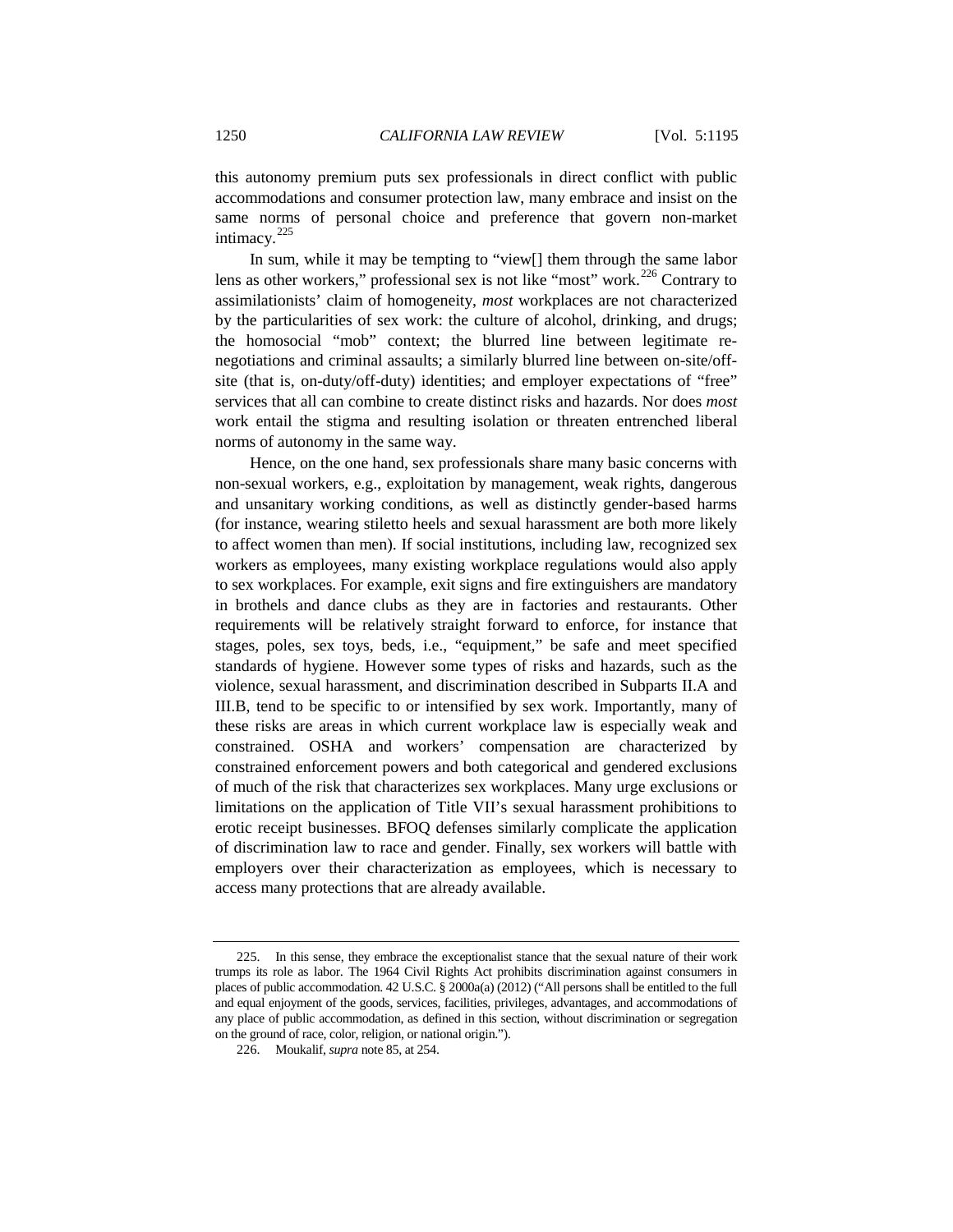this autonomy premium puts sex professionals in direct conflict with public accommodations and consumer protection law, many embrace and insist on the same norms of personal choice and preference that govern non-market intimacy.[225]

In sum, while it may be tempting to "view[] them through the same labor lens as other workers," professional sex is not like "most" work.[226] Contrary to assimilationists' claim of homogeneity, *most* workplaces are not characterized by the particularities of sex work: the culture of alcohol, drinking, and drugs; the homosocial "mob" context; the blurred line between legitimate re-negotiations and criminal assaults; a similarly blurred line between on-site/off-site (that is, on-duty/off-duty) identities; and employer expectations of "free" services that all can combine to create distinct risks and hazards. Nor does *most* work entail the stigma and resulting isolation or threaten entrenched liberal norms of autonomy in the same way.

Hence, on the one hand, sex professionals share many basic concerns with non-sexual workers, e.g., exploitation by management, weak rights, dangerous and unsanitary working conditions, as well as distinctly gender-based harms (for instance, wearing stiletto heels and sexual harassment are both more likely to affect women than men). If social institutions, including law, recognized sex workers as employees, many existing workplace regulations would also apply to sex workplaces. For example, exit signs and fire extinguishers are mandatory in brothels and dance clubs as they are in factories and restaurants. Other requirements will be relatively straight forward to enforce, for instance that stages, poles, sex toys, beds, i.e., "equipment," be safe and meet specified standards of hygiene. However some types of risks and hazards, such as the violence, sexual harassment, and discrimination described in Subparts II.A and III.B, tend to be specific to or intensified by sex work. Importantly, many of these risks are areas in which current workplace law is especially weak and constrained. OSHA and workers' compensation are characterized by constrained enforcement powers and both categorical and gendered exclusions of much of the risk that characterizes sex workplaces. Many urge exclusions or limitations on the application of Title VII's sexual harassment prohibitions to erotic receipt businesses. BFOQ defenses similarly complicate the application of discrimination law to race and gender. Finally, sex workers will battle with employers over their characterization as employees, which is necessary to access many protections that are already available.

---

225. In this sense, they embrace the exceptionalist stance that the sexual nature of their work trumps its role as labor. The 1964 Civil Rights Act prohibits discrimination against consumers in places of public accommodation. 42 U.S.C. § 2000a(a) (2012) ("All persons shall be entitled to the full and equal enjoyment of the goods, services, facilities, privileges, advantages, and accommodations of any place of public accommodation, as defined in this section, without discrimination or segregation on the ground of race, color, religion, or national origin.").

226. Moukalif, *supra* note 85, at 254.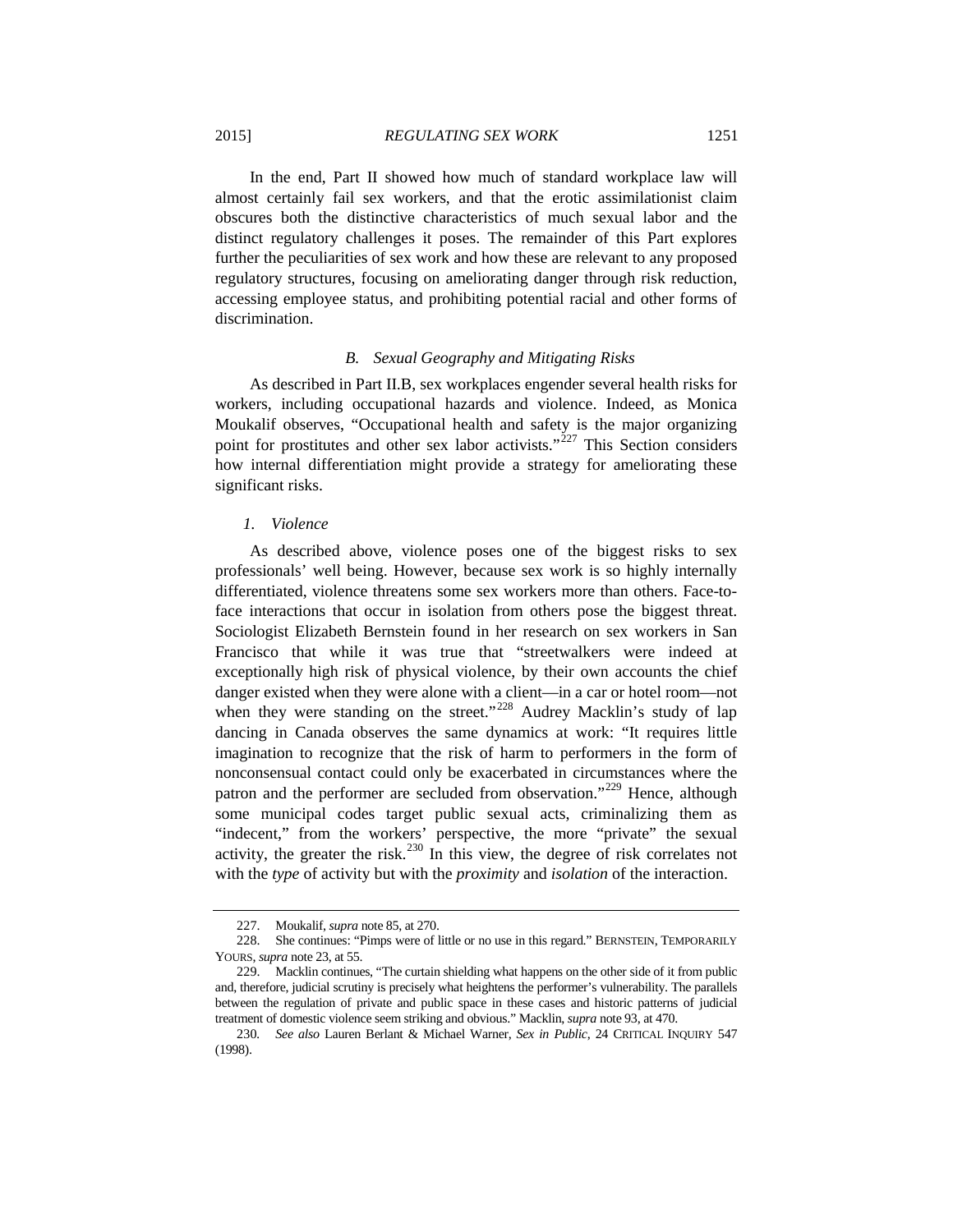In the end, Part II showed how much of standard workplace law will almost certainly fail sex workers, and that the erotic assimilationist claim obscures both the distinctive characteristics of much sexual labor and the distinct regulatory challenges it poses. The remainder of this Part explores further the peculiarities of sex work and how these are relevant to any proposed regulatory structures, focusing on ameliorating danger through risk reduction, accessing employee status, and prohibiting potential racial and other forms of discrimination.

### *B. Sexual Geography and Mitigating Risks*

As described in Part II.B, sex workplaces engender several health risks for workers, including occupational hazards and violence. Indeed, as Monica Moukalif observes, "Occupational health and safety is the major organizing point for prostitutes and other sex labor activists."[227] This Section considers how internal differentiation might provide a strategy for ameliorating these significant risks.

#### *1. Violence*

As described above, violence poses one of the biggest risks to sex professionals' well being. However, because sex work is so highly internally differentiated, violence threatens some sex workers more than others. Face-to-face interactions that occur in isolation from others pose the biggest threat. Sociologist Elizabeth Bernstein found in her research on sex workers in San Francisco that while it was true that "streetwalkers were indeed at exceptionally high risk of physical violence, by their own accounts the chief danger existed when they were alone with a client—in a car or hotel room—not when they were standing on the street."[228] Audrey Macklin's study of lap dancing in Canada observes the same dynamics at work: "It requires little imagination to recognize that the risk of harm to performers in the form of nonconsensual contact could only be exacerbated in circumstances where the patron and the performer are secluded from observation."[229] Hence, although some municipal codes target public sexual acts, criminalizing them as "indecent," from the workers' perspective, the more "private" the sexual activity, the greater the risk.[230] In this view, the degree of risk correlates not with the *type* of activity but with the *proximity* and *isolation* of the interaction.

---

227. Moukalif, *supra* note 85, at 270.

228. She continues: "Pimps were of little or no use in this regard." BERNSTEIN, TEMPORARILY YOURS, *supra* note 23, at 55.

229. Macklin continues, "The curtain shielding what happens on the other side of it from public and, therefore, judicial scrutiny is precisely what heightens the performer's vulnerability. The parallels between the regulation of private and public space in these cases and historic patterns of judicial treatment of domestic violence seem striking and obvious." Macklin, *supra* note 93, at 470.

230. *See also* Lauren Berlant & Michael Warner, *Sex in Public*, 24 CRITICAL INQUIRY 547 (1998).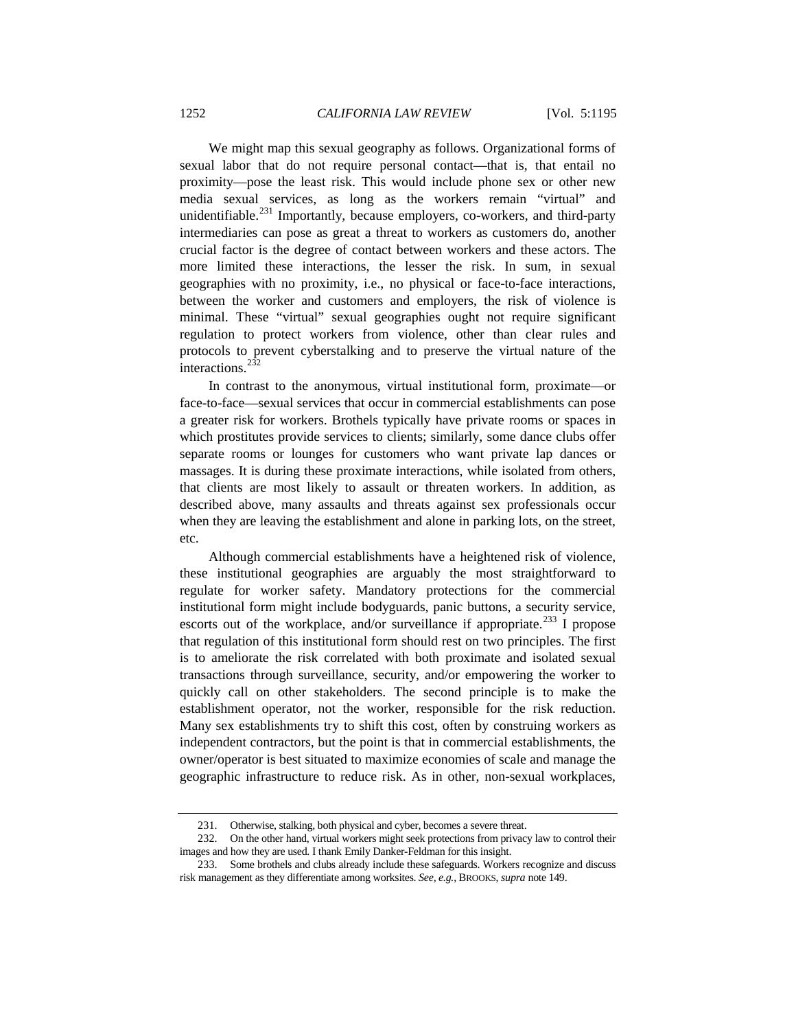We might map this sexual geography as follows. Organizational forms of sexual labor that do not require personal contact—that is, that entail no proximity—pose the least risk. This would include phone sex or other new media sexual services, as long as the workers remain "virtual" and unidentifiable.[231] Importantly, because employers, co-workers, and third-party intermediaries can pose as great a threat to workers as customers do, another crucial factor is the degree of contact between workers and these actors. The more limited these interactions, the lesser the risk. In sum, in sexual geographies with no proximity, i.e., no physical or face-to-face interactions, between the worker and customers and employers, the risk of violence is minimal. These "virtual" sexual geographies ought not require significant regulation to protect workers from violence, other than clear rules and protocols to prevent cyberstalking and to preserve the virtual nature of the interactions.[232]

In contrast to the anonymous, virtual institutional form, proximate—or face-to-face—sexual services that occur in commercial establishments can pose a greater risk for workers. Brothels typically have private rooms or spaces in which prostitutes provide services to clients; similarly, some dance clubs offer separate rooms or lounges for customers who want private lap dances or massages. It is during these proximate interactions, while isolated from others, that clients are most likely to assault or threaten workers. In addition, as described above, many assaults and threats against sex professionals occur when they are leaving the establishment and alone in parking lots, on the street, etc.

Although commercial establishments have a heightened risk of violence, these institutional geographies are arguably the most straightforward to regulate for worker safety. Mandatory protections for the commercial institutional form might include bodyguards, panic buttons, a security service, escorts out of the workplace, and/or surveillance if appropriate.[233] I propose that regulation of this institutional form should rest on two principles. The first is to ameliorate the risk correlated with both proximate and isolated sexual transactions through surveillance, security, and/or empowering the worker to quickly call on other stakeholders. The second principle is to make the establishment operator, not the worker, responsible for the risk reduction. Many sex establishments try to shift this cost, often by construing workers as independent contractors, but the point is that in commercial establishments, the owner/operator is best situated to maximize economies of scale and manage the geographic infrastructure to reduce risk. As in other, non-sexual workplaces,

---

231. Otherwise, stalking, both physical and cyber, becomes a severe threat.

232. On the other hand, virtual workers might seek protections from privacy law to control their images and how they are used. I thank Emily Danker-Feldman for this insight.

233. Some brothels and clubs already include these safeguards. Workers recognize and discuss risk management as they differentiate among worksites. *See, e.g.*, BROOKS, *supra* note 149.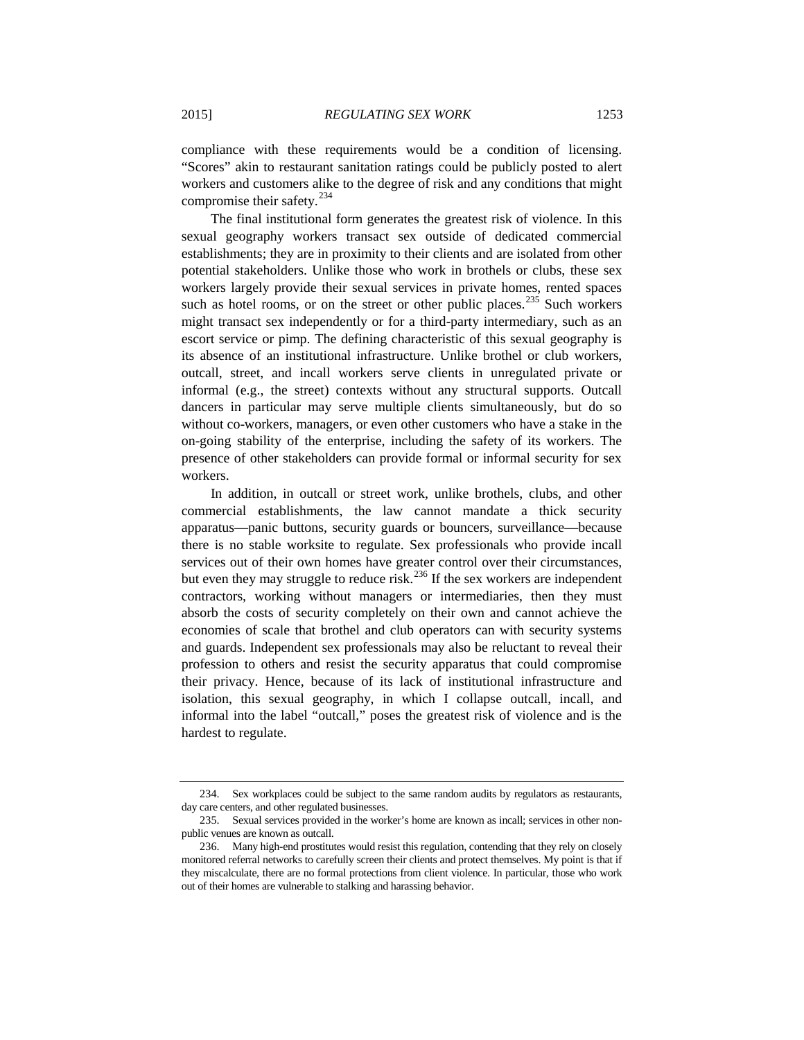compliance with these requirements would be a condition of licensing. "Scores" akin to restaurant sanitation ratings could be publicly posted to alert workers and customers alike to the degree of risk and any conditions that might compromise their safety.[234]

The final institutional form generates the greatest risk of violence. In this sexual geography workers transact sex outside of dedicated commercial establishments; they are in proximity to their clients and are isolated from other potential stakeholders. Unlike those who work in brothels or clubs, these sex workers largely provide their sexual services in private homes, rented spaces such as hotel rooms, or on the street or other public places.[235] Such workers might transact sex independently or for a third-party intermediary, such as an escort service or pimp. The defining characteristic of this sexual geography is its absence of an institutional infrastructure. Unlike brothel or club workers, outcall, street, and incall workers serve clients in unregulated private or informal (e.g., the street) contexts without any structural supports. Outcall dancers in particular may serve multiple clients simultaneously, but do so without co-workers, managers, or even other customers who have a stake in the on-going stability of the enterprise, including the safety of its workers. The presence of other stakeholders can provide formal or informal security for sex workers.

In addition, in outcall or street work, unlike brothels, clubs, and other commercial establishments, the law cannot mandate a thick security apparatus—panic buttons, security guards or bouncers, surveillance—because there is no stable worksite to regulate. Sex professionals who provide incall services out of their own homes have greater control over their circumstances, but even they may struggle to reduce risk.[236] If the sex workers are independent contractors, working without managers or intermediaries, then they must absorb the costs of security completely on their own and cannot achieve the economies of scale that brothel and club operators can with security systems and guards. Independent sex professionals may also be reluctant to reveal their profession to others and resist the security apparatus that could compromise their privacy. Hence, because of its lack of institutional infrastructure and isolation, this sexual geography, in which I collapse outcall, incall, and informal into the label "outcall," poses the greatest risk of violence and is the hardest to regulate.

---

234. Sex workplaces could be subject to the same random audits by regulators as restaurants, day care centers, and other regulated businesses.

235. Sexual services provided in the worker's home are known as incall; services in other non-public venues are known as outcall.

236. Many high-end prostitutes would resist this regulation, contending that they rely on closely monitored referral networks to carefully screen their clients and protect themselves. My point is that if they miscalculate, there are no formal protections from client violence. In particular, those who work out of their homes are vulnerable to stalking and harassing behavior.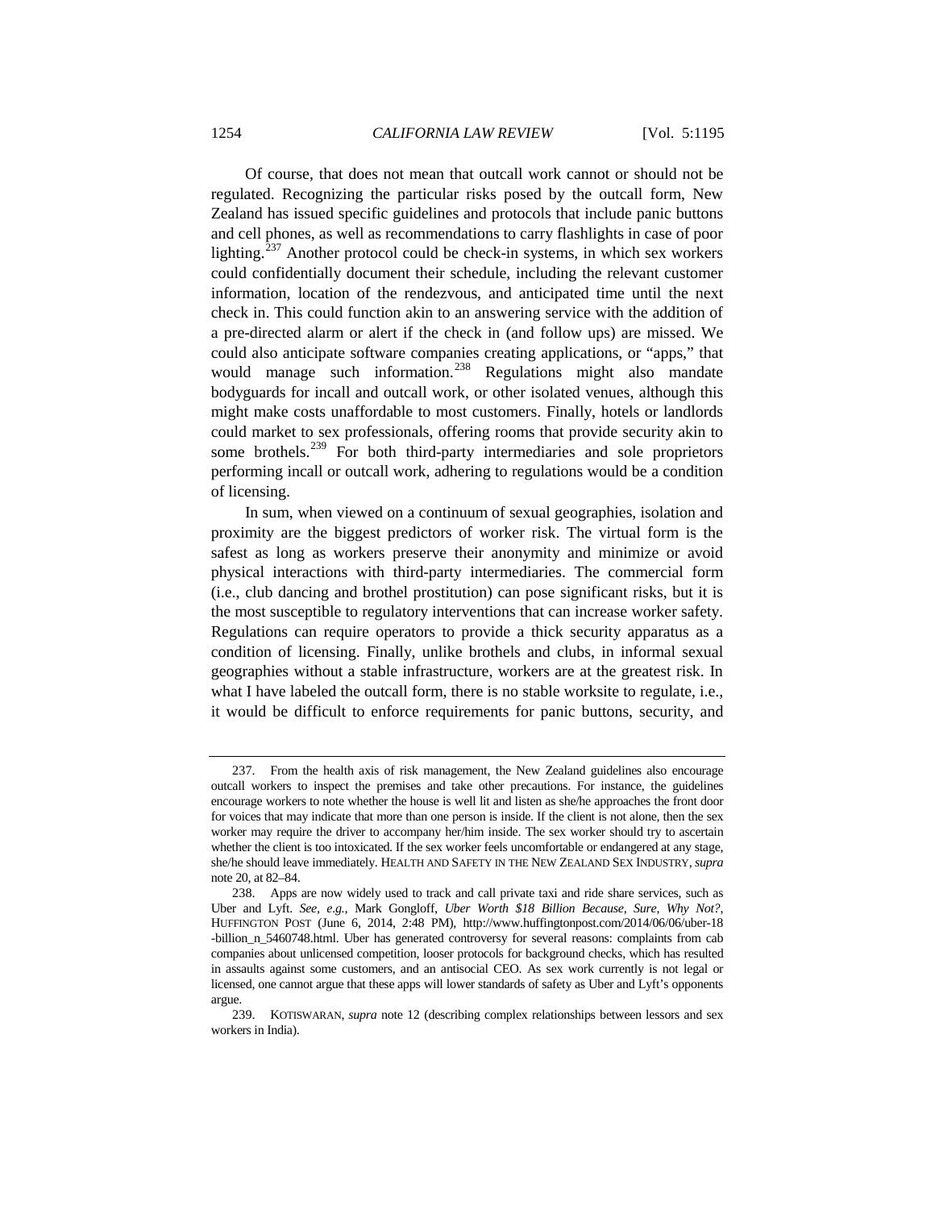Of course, that does not mean that outcall work cannot or should not be regulated. Recognizing the particular risks posed by the outcall form, New Zealand has issued specific guidelines and protocols that include panic buttons and cell phones, as well as recommendations to carry flashlights in case of poor lighting.[237] Another protocol could be check-in systems, in which sex workers could confidentially document their schedule, including the relevant customer information, location of the rendezvous, and anticipated time until the next check in. This could function akin to an answering service with the addition of a pre-directed alarm or alert if the check in (and follow ups) are missed. We could also anticipate software companies creating applications, or "apps," that would manage such information.[238] Regulations might also mandate bodyguards for incall and outcall work, or other isolated venues, although this might make costs unaffordable to most customers. Finally, hotels or landlords could market to sex professionals, offering rooms that provide security akin to some brothels.[239] For both third-party intermediaries and sole proprietors performing incall or outcall work, adhering to regulations would be a condition of licensing.

In sum, when viewed on a continuum of sexual geographies, isolation and proximity are the biggest predictors of worker risk. The virtual form is the safest as long as workers preserve their anonymity and minimize or avoid physical interactions with third-party intermediaries. The commercial form (i.e., club dancing and brothel prostitution) can pose significant risks, but it is the most susceptible to regulatory interventions that can increase worker safety. Regulations can require operators to provide a thick security apparatus as a condition of licensing. Finally, unlike brothels and clubs, in informal sexual geographies without a stable infrastructure, workers are at the greatest risk. In what I have labeled the outcall form, there is no stable worksite to regulate, i.e., it would be difficult to enforce requirements for panic buttons, security, and

---

237. From the health axis of risk management, the New Zealand guidelines also encourage outcall workers to inspect the premises and take other precautions. For instance, the guidelines encourage workers to note whether the house is well lit and listen as she/he approaches the front door for voices that may indicate that more than one person is inside. If the client is not alone, then the sex worker may require the driver to accompany her/him inside. The sex worker should try to ascertain whether the client is too intoxicated. If the sex worker feels uncomfortable or endangered at any stage, she/he should leave immediately. HEALTH AND SAFETY IN THE NEW ZEALAND SEX INDUSTRY, *supra* note 20, at 82–84.

238. Apps are now widely used to track and call private taxi and ride share services, such as Uber and Lyft. *See, e.g.*, Mark Gongloff, *Uber Worth $18 Billion Because, Sure, Why Not?*, HUFFINGTON POST (June 6, 2014, 2:48 PM), http://www.huffingtonpost.com/2014/06/06/uber-18-billion_n_5460748.html. Uber has generated controversy for several reasons: complaints from cab companies about unlicensed competition, looser protocols for background checks, which has resulted in assaults against some customers, and an antisocial CEO. As sex work currently is not legal or licensed, one cannot argue that these apps will lower standards of safety as Uber and Lyft's opponents argue.

239. KOTISWARAN, *supra* note 12 (describing complex relationships between lessors and sex workers in India).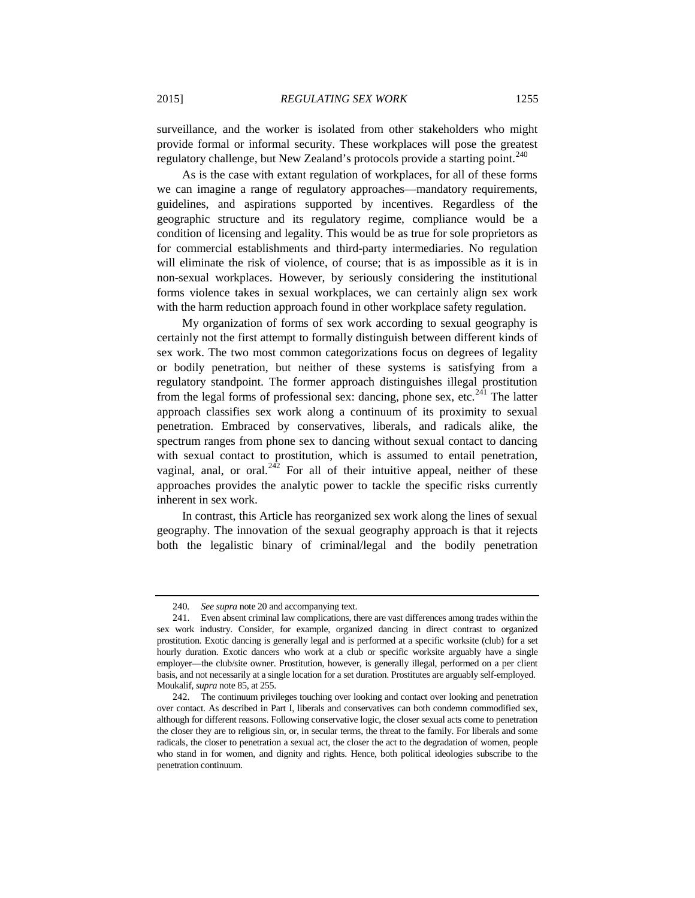surveillance, and the worker is isolated from other stakeholders who might provide formal or informal security. These workplaces will pose the greatest regulatory challenge, but New Zealand's protocols provide a starting point.[240]

As is the case with extant regulation of workplaces, for all of these forms we can imagine a range of regulatory approaches—mandatory requirements, guidelines, and aspirations supported by incentives. Regardless of the geographic structure and its regulatory regime, compliance would be a condition of licensing and legality. This would be as true for sole proprietors as for commercial establishments and third-party intermediaries. No regulation will eliminate the risk of violence, of course; that is as impossible as it is in non-sexual workplaces. However, by seriously considering the institutional forms violence takes in sexual workplaces, we can certainly align sex work with the harm reduction approach found in other workplace safety regulation.

My organization of forms of sex work according to sexual geography is certainly not the first attempt to formally distinguish between different kinds of sex work. The two most common categorizations focus on degrees of legality or bodily penetration, but neither of these systems is satisfying from a regulatory standpoint. The former approach distinguishes illegal prostitution from the legal forms of professional sex: dancing, phone sex, etc.[241] The latter approach classifies sex work along a continuum of its proximity to sexual penetration. Embraced by conservatives, liberals, and radicals alike, the spectrum ranges from phone sex to dancing without sexual contact to dancing with sexual contact to prostitution, which is assumed to entail penetration, vaginal, anal, or oral.[242] For all of their intuitive appeal, neither of these approaches provides the analytic power to tackle the specific risks currently inherent in sex work.

In contrast, this Article has reorganized sex work along the lines of sexual geography. The innovation of the sexual geography approach is that it rejects both the legalistic binary of criminal/legal and the bodily penetration

---

240. *See supra* note 20 and accompanying text.

241. Even absent criminal law complications, there are vast differences among trades within the sex work industry. Consider, for example, organized dancing in direct contrast to organized prostitution. Exotic dancing is generally legal and is performed at a specific worksite (club) for a set hourly duration. Exotic dancers who work at a club or specific worksite arguably have a single employer—the club/site owner. Prostitution, however, is generally illegal, performed on a per client basis, and not necessarily at a single location for a set duration. Prostitutes are arguably self-employed. Moukalif, *supra* note 85, at 255.

242. The continuum privileges touching over looking and contact over looking and penetration over contact. As described in Part I, liberals and conservatives can both condemn commodified sex, although for different reasons. Following conservative logic, the closer sexual acts come to penetration the closer they are to religious sin, or, in secular terms, the threat to the family. For liberals and some radicals, the closer to penetration a sexual act, the closer the act to the degradation of women, people who stand in for women, and dignity and rights. Hence, both political ideologies subscribe to the penetration continuum.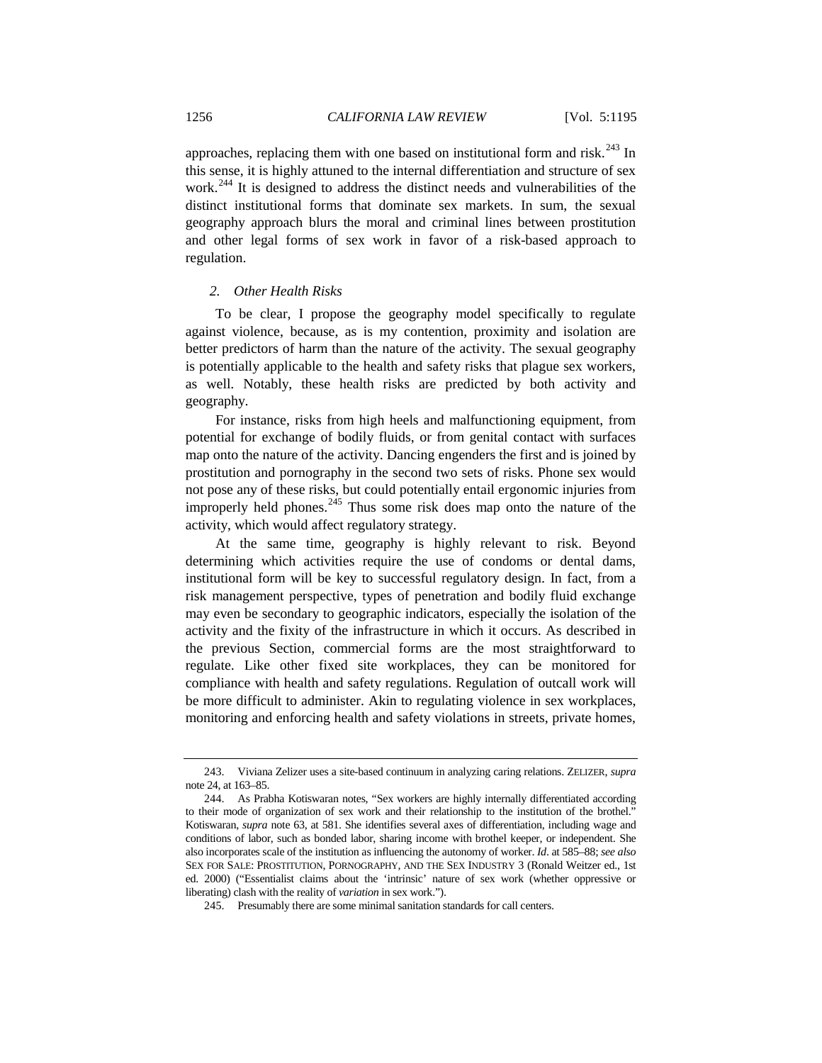approaches, replacing them with one based on institutional form and risk.[243] In this sense, it is highly attuned to the internal differentiation and structure of sex work.[244] It is designed to address the distinct needs and vulnerabilities of the distinct institutional forms that dominate sex markets. In sum, the sexual geography approach blurs the moral and criminal lines between prostitution and other legal forms of sex work in favor of a risk-based approach to regulation.

### *2. Other Health Risks*

To be clear, I propose the geography model specifically to regulate against violence, because, as is my contention, proximity and isolation are better predictors of harm than the nature of the activity. The sexual geography is potentially applicable to the health and safety risks that plague sex workers, as well. Notably, these health risks are predicted by both activity and geography.

For instance, risks from high heels and malfunctioning equipment, from potential for exchange of bodily fluids, or from genital contact with surfaces map onto the nature of the activity. Dancing engenders the first and is joined by prostitution and pornography in the second two sets of risks. Phone sex would not pose any of these risks, but could potentially entail ergonomic injuries from improperly held phones.[245] Thus some risk does map onto the nature of the activity, which would affect regulatory strategy.

At the same time, geography is highly relevant to risk. Beyond determining which activities require the use of condoms or dental dams, institutional form will be key to successful regulatory design. In fact, from a risk management perspective, types of penetration and bodily fluid exchange may even be secondary to geographic indicators, especially the isolation of the activity and the fixity of the infrastructure in which it occurs. As described in the previous Section, commercial forms are the most straightforward to regulate. Like other fixed site workplaces, they can be monitored for compliance with health and safety regulations. Regulation of outcall work will be more difficult to administer. Akin to regulating violence in sex workplaces, monitoring and enforcing health and safety violations in streets, private homes,

---

243. Viviana Zelizer uses a site-based continuum in analyzing caring relations. ZELIZER, *supra* note 24, at 163–85.

244. As Prabha Kotiswaran notes, "Sex workers are highly internally differentiated according to their mode of organization of sex work and their relationship to the institution of the brothel." Kotiswaran, *supra* note 63, at 581. She identifies several axes of differentiation, including wage and conditions of labor, such as bonded labor, sharing income with brothel keeper, or independent. She also incorporates scale of the institution as influencing the autonomy of worker. *Id*. at 585–88; *see also* SEX FOR SALE: PROSTITUTION, PORNOGRAPHY, AND THE SEX INDUSTRY 3 (Ronald Weitzer ed., 1st ed. 2000) ("Essentialist claims about the 'intrinsic' nature of sex work (whether oppressive or liberating) clash with the reality of *variation* in sex work.").

245. Presumably there are some minimal sanitation standards for call centers.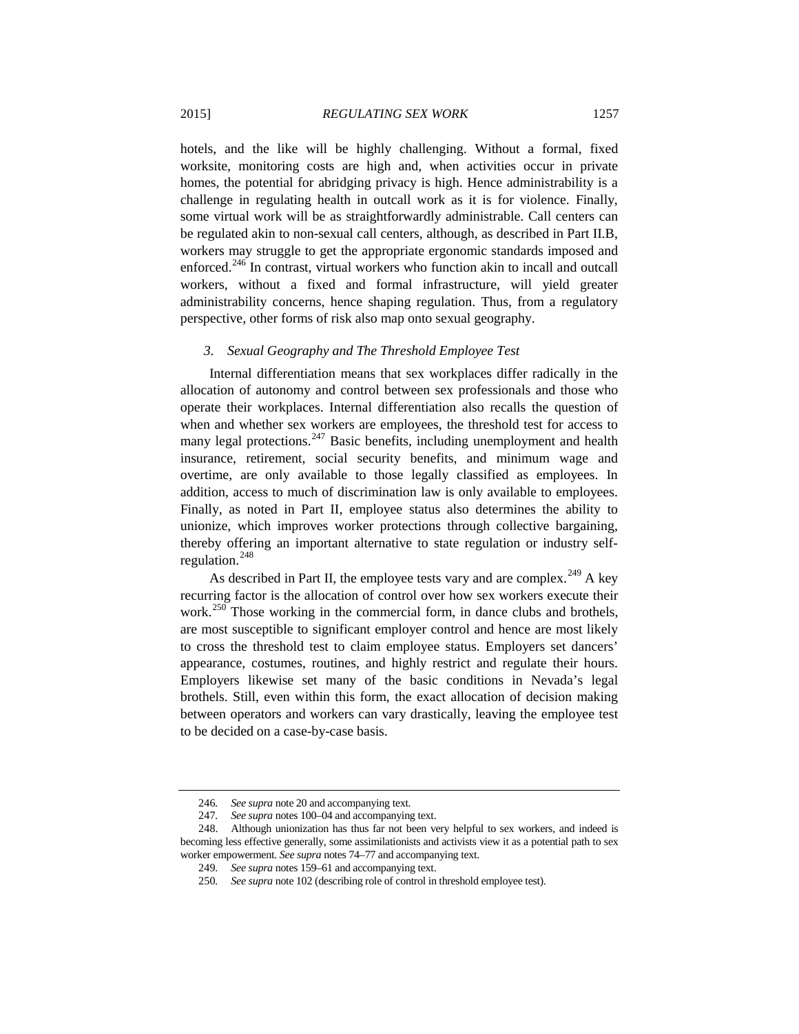hotels, and the like will be highly challenging. Without a formal, fixed worksite, monitoring costs are high and, when activities occur in private homes, the potential for abridging privacy is high. Hence administrability is a challenge in regulating health in outcall work as it is for violence. Finally, some virtual work will be as straightforwardly administrable. Call centers can be regulated akin to non-sexual call centers, although, as described in Part II.B, workers may struggle to get the appropriate ergonomic standards imposed and enforced.[246] In contrast, virtual workers who function akin to incall and outcall workers, without a fixed and formal infrastructure, will yield greater administrability concerns, hence shaping regulation. Thus, from a regulatory perspective, other forms of risk also map onto sexual geography.

### *3. Sexual Geography and The Threshold Employee Test*

Internal differentiation means that sex workplaces differ radically in the allocation of autonomy and control between sex professionals and those who operate their workplaces. Internal differentiation also recalls the question of when and whether sex workers are employees, the threshold test for access to many legal protections.[247] Basic benefits, including unemployment and health insurance, retirement, social security benefits, and minimum wage and overtime, are only available to those legally classified as employees. In addition, access to much of discrimination law is only available to employees. Finally, as noted in Part II, employee status also determines the ability to unionize, which improves worker protections through collective bargaining, thereby offering an important alternative to state regulation or industry self-regulation.[248]

As described in Part II, the employee tests vary and are complex.[249] A key recurring factor is the allocation of control over how sex workers execute their work.[250] Those working in the commercial form, in dance clubs and brothels, are most susceptible to significant employer control and hence are most likely to cross the threshold test to claim employee status. Employers set dancers' appearance, costumes, routines, and highly restrict and regulate their hours. Employers likewise set many of the basic conditions in Nevada's legal brothels. Still, even within this form, the exact allocation of decision making between operators and workers can vary drastically, leaving the employee test to be decided on a case-by-case basis.

---

246. *See supra* note 20 and accompanying text.

247. *See supra* notes 100–04 and accompanying text.

248. Although unionization has thus far not been very helpful to sex workers, and indeed is becoming less effective generally, some assimilationists and activists view it as a potential path to sex worker empowerment. *See supra* notes 74–77 and accompanying text.

249. *See supra* notes 159–61 and accompanying text.

250. *See supra* note 102 (describing role of control in threshold employee test).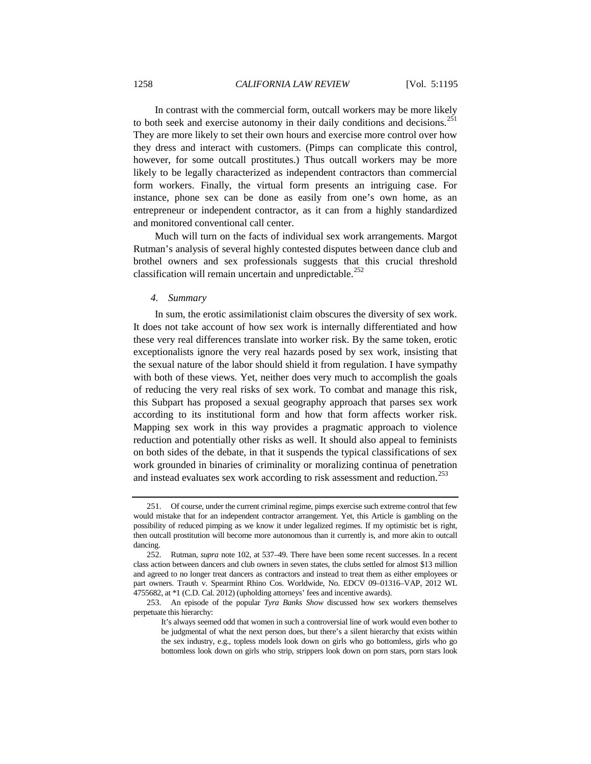In contrast with the commercial form, outcall workers may be more likely to both seek and exercise autonomy in their daily conditions and decisions.[251] They are more likely to set their own hours and exercise more control over how they dress and interact with customers. (Pimps can complicate this control, however, for some outcall prostitutes.) Thus outcall workers may be more likely to be legally characterized as independent contractors than commercial form workers. Finally, the virtual form presents an intriguing case. For instance, phone sex can be done as easily from one's own home, as an entrepreneur or independent contractor, as it can from a highly standardized and monitored conventional call center.

Much will turn on the facts of individual sex work arrangements. Margot Rutman's analysis of several highly contested disputes between dance club and brothel owners and sex professionals suggests that this crucial threshold classification will remain uncertain and unpredictable.[252]

#### *4. Summary*

In sum, the erotic assimilationist claim obscures the diversity of sex work. It does not take account of how sex work is internally differentiated and how these very real differences translate into worker risk. By the same token, erotic exceptionalists ignore the very real hazards posed by sex work, insisting that the sexual nature of the labor should shield it from regulation. I have sympathy with both of these views. Yet, neither does very much to accomplish the goals of reducing the very real risks of sex work. To combat and manage this risk, this Subpart has proposed a sexual geography approach that parses sex work according to its institutional form and how that form affects worker risk. Mapping sex work in this way provides a pragmatic approach to violence reduction and potentially other risks as well. It should also appeal to feminists on both sides of the debate, in that it suspends the typical classifications of sex work grounded in binaries of criminality or moralizing continua of penetration and instead evaluates sex work according to risk assessment and reduction.[253]

---

251. Of course, under the current criminal regime, pimps exercise such extreme control that few would mistake that for an independent contractor arrangement. Yet, this Article is gambling on the possibility of reduced pimping as we know it under legalized regimes. If my optimistic bet is right, then outcall prostitution will become more autonomous than it currently is, and more akin to outcall dancing.

252. Rutman, *supra* note 102, at 537–49. There have been some recent successes. In a recent class action between dancers and club owners in seven states, the clubs settled for almost $13 million and agreed to no longer treat dancers as contractors and instead to treat them as either employees or part owners. Trauth v. Spearmint Rhino Cos. Worldwide, No. EDCV 09–01316–VAP, 2012 WL 4755682, at *1 (C.D. Cal. 2012) (upholding attorneys' fees and incentive awards).

253. An episode of the popular *Tyra Banks Show* discussed how sex workers themselves perpetuate this hierarchy:

> It's always seemed odd that women in such a controversial line of work would even bother to be judgmental of what the next person does, but there's a silent hierarchy that exists within the sex industry, e.g., topless models look down on girls who go bottomless, girls who go bottomless look down on girls who strip, strippers look down on porn stars, porn stars look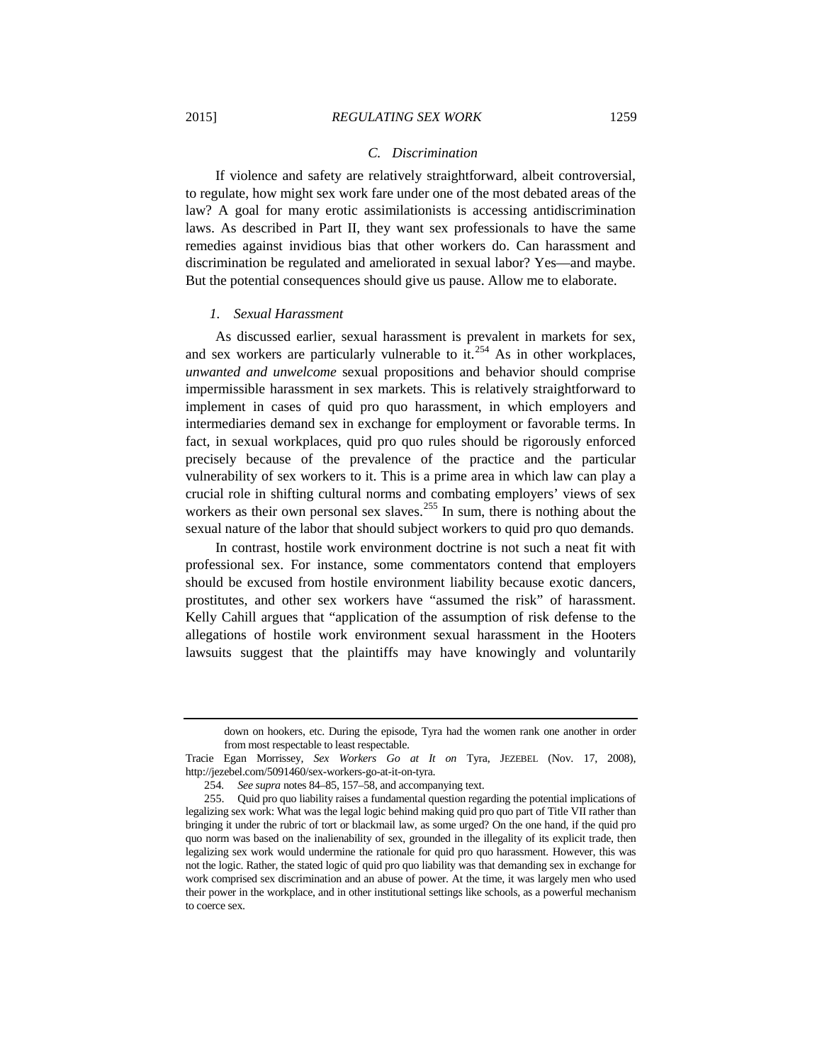### C. *Discrimination*

If violence and safety are relatively straightforward, albeit controversial, to regulate, how might sex work fare under one of the most debated areas of the law? A goal for many erotic assimilationists is accessing antidiscrimination laws. As described in Part II, they want sex professionals to have the same remedies against invidious bias that other workers do. Can harassment and discrimination be regulated and ameliorated in sexual labor? Yes—and maybe. But the potential consequences should give us pause. Allow me to elaborate.

#### 1. *Sexual Harassment*

As discussed earlier, sexual harassment is prevalent in markets for sex, and sex workers are particularly vulnerable to it.[254] As in other workplaces, *unwanted and unwelcome* sexual propositions and behavior should comprise impermissible harassment in sex markets. This is relatively straightforward to implement in cases of quid pro quo harassment, in which employers and intermediaries demand sex in exchange for employment or favorable terms. In fact, in sexual workplaces, quid pro quo rules should be rigorously enforced precisely because of the prevalence of the practice and the particular vulnerability of sex workers to it. This is a prime area in which law can play a crucial role in shifting cultural norms and combating employers' views of sex workers as their own personal sex slaves.[255] In sum, there is nothing about the sexual nature of the labor that should subject workers to quid pro quo demands.

In contrast, hostile work environment doctrine is not such a neat fit with professional sex. For instance, some commentators contend that employers should be excused from hostile environment liability because exotic dancers, prostitutes, and other sex workers have "assumed the risk" of harassment. Kelly Cahill argues that "application of the assumption of risk defense to the allegations of hostile work environment sexual harassment in the Hooters lawsuits suggest that the plaintiffs may have knowingly and voluntarily

---

down on hookers, etc. During the episode, Tyra had the women rank one another in order from most respectable to least respectable.

Tracie Egan Morrissey, *Sex Workers Go at It on* Tyra, JEZEBEL (Nov. 17, 2008), http://jezebel.com/5091460/sex-workers-go-at-it-on-tyra.

254. *See supra* notes 84–85, 157–58, and accompanying text.

255. Quid pro quo liability raises a fundamental question regarding the potential implications of legalizing sex work: What was the legal logic behind making quid pro quo part of Title VII rather than bringing it under the rubric of tort or blackmail law, as some urged? On the one hand, if the quid pro quo norm was based on the inalienability of sex, grounded in the illegality of its explicit trade, then legalizing sex work would undermine the rationale for quid pro quo harassment. However, this was not the logic. Rather, the stated logic of quid pro quo liability was that demanding sex in exchange for work comprised sex discrimination and an abuse of power. At the time, it was largely men who used their power in the workplace, and in other institutional settings like schools, as a powerful mechanism to coerce sex.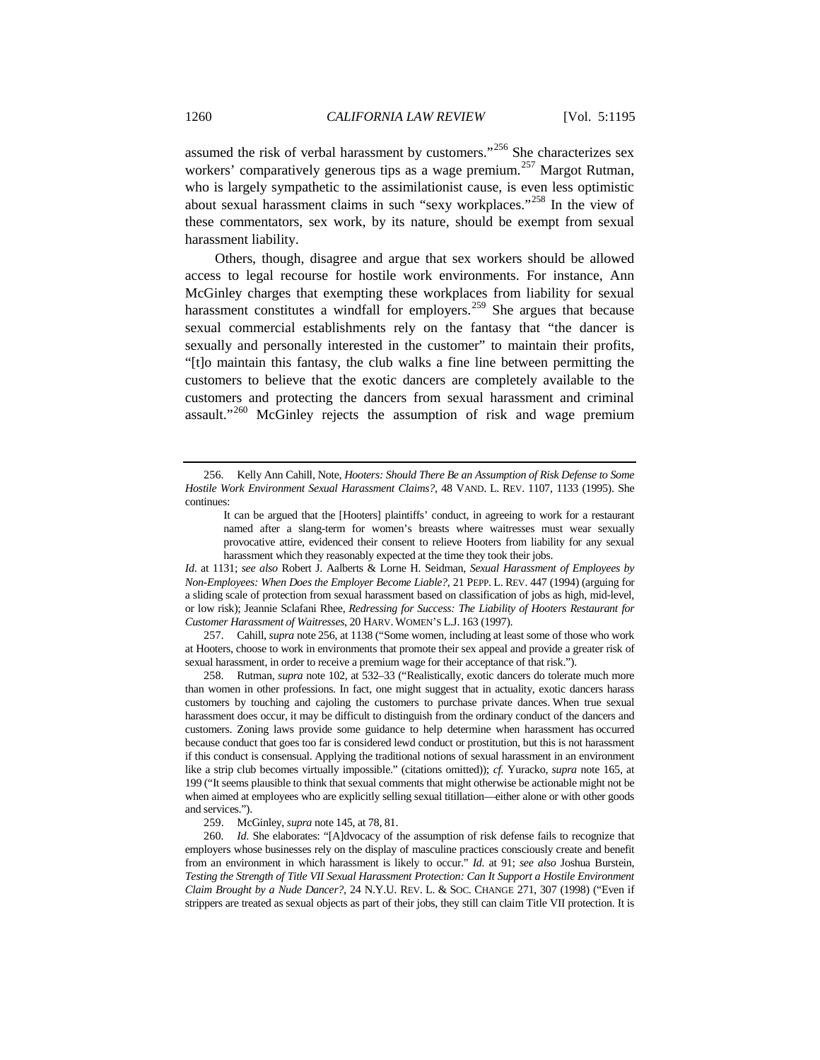assumed the risk of verbal harassment by customers."[256] She characterizes sex workers' comparatively generous tips as a wage premium.[257] Margot Rutman, who is largely sympathetic to the assimilationist cause, is even less optimistic about sexual harassment claims in such "sexy workplaces."[258] In the view of these commentators, sex work, by its nature, should be exempt from sexual harassment liability.

Others, though, disagree and argue that sex workers should be allowed access to legal recourse for hostile work environments. For instance, Ann McGinley charges that exempting these workplaces from liability for sexual harassment constitutes a windfall for employers.[259] She argues that because sexual commercial establishments rely on the fantasy that "the dancer is sexually and personally interested in the customer" to maintain their profits, "[t]o maintain this fantasy, the club walks a fine line between permitting the customers to believe that the exotic dancers are completely available to the customers and protecting the dancers from sexual harassment and criminal assault."[260] McGinley rejects the assumption of risk and wage premium

---

256. Kelly Ann Cahill, Note, *Hooters: Should There Be an Assumption of Risk Defense to Some Hostile Work Environment Sexual Harassment Claims?*, 48 VAND. L. REV. 1107, 1133 (1995). She continues:

> It can be argued that the [Hooters] plaintiffs' conduct, in agreeing to work for a restaurant named after a slang-term for women's breasts where waitresses must wear sexually provocative attire, evidenced their consent to relieve Hooters from liability for any sexual harassment which they reasonably expected at the time they took their jobs.

*Id.* at 1131; *see also* Robert J. Aalberts & Lorne H. Seidman, *Sexual Harassment of Employees by Non-Employees: When Does the Employer Become Liable?*, 21 PEPP. L. REV. 447 (1994) (arguing for a sliding scale of protection from sexual harassment based on classification of jobs as high, mid-level, or low risk); Jeannie Sclafani Rhee, *Redressing for Success: The Liability of Hooters Restaurant for Customer Harassment of Waitresses*, 20 HARV. WOMEN'S L.J. 163 (1997).

257. Cahill, *supra* note 256, at 1138 ("Some women, including at least some of those who work at Hooters, choose to work in environments that promote their sex appeal and provide a greater risk of sexual harassment, in order to receive a premium wage for their acceptance of that risk.").

258. Rutman, *supra* note 102, at 532–33 ("Realistically, exotic dancers do tolerate much more than women in other professions. In fact, one might suggest that in actuality, exotic dancers harass customers by touching and cajoling the customers to purchase private dances. When true sexual harassment does occur, it may be difficult to distinguish from the ordinary conduct of the dancers and customers. Zoning laws provide some guidance to help determine when harassment has occurred because conduct that goes too far is considered lewd conduct or prostitution, but this is not harassment if this conduct is consensual. Applying the traditional notions of sexual harassment in an environment like a strip club becomes virtually impossible." (citations omitted)); *cf.* Yuracko, *supra* note 165, at 199 ("It seems plausible to think that sexual comments that might otherwise be actionable might not be when aimed at employees who are explicitly selling sexual titillation—either alone or with other goods and services.").

259. McGinley, *supra* note 145, at 78, 81.

260. *Id.* She elaborates: "[A]dvocacy of the assumption of risk defense fails to recognize that employers whose businesses rely on the display of masculine practices consciously create and benefit from an environment in which harassment is likely to occur." *Id.* at 91; *see also* Joshua Burstein, *Testing the Strength of Title VII Sexual Harassment Protection: Can It Support a Hostile Environment Claim Brought by a Nude Dancer?*, 24 N.Y.U. REV. L. & SOC. CHANGE 271, 307 (1998) ("Even if strippers are treated as sexual objects as part of their jobs, they still can claim Title VII protection. It is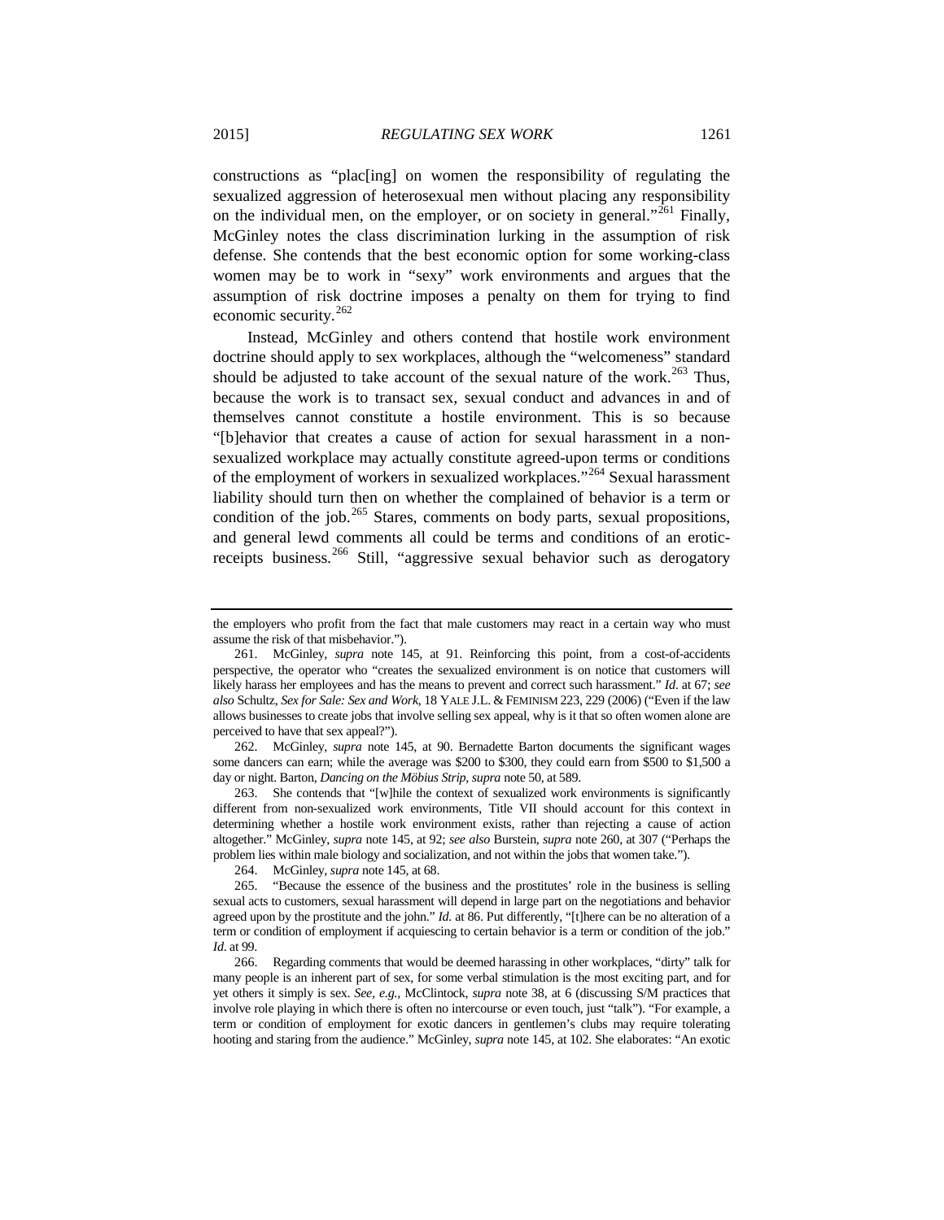constructions as "plac[ing] on women the responsibility of regulating the sexualized aggression of heterosexual men without placing any responsibility on the individual men, on the employer, or on society in general."[261] Finally, McGinley notes the class discrimination lurking in the assumption of risk defense. She contends that the best economic option for some working-class women may be to work in "sexy" work environments and argues that the assumption of risk doctrine imposes a penalty on them for trying to find economic security.[262]

Instead, McGinley and others contend that hostile work environment doctrine should apply to sex workplaces, although the "welcomeness" standard should be adjusted to take account of the sexual nature of the work.[263] Thus, because the work is to transact sex, sexual conduct and advances in and of themselves cannot constitute a hostile environment. This is so because "[b]ehavior that creates a cause of action for sexual harassment in a non-sexualized workplace may actually constitute agreed-upon terms or conditions of the employment of workers in sexualized workplaces."[264] Sexual harassment liability should turn then on whether the complained of behavior is a term or condition of the job.[265] Stares, comments on body parts, sexual propositions, and general lewd comments all could be terms and conditions of an erotic-receipts business.[266] Still, "aggressive sexual behavior such as derogatory

---

the employers who profit from the fact that male customers may react in a certain way who must assume the risk of that misbehavior.").

261. McGinley, *supra* note 145, at 91. Reinforcing this point, from a cost-of-accidents perspective, the operator who "creates the sexualized environment is on notice that customers will likely harass her employees and has the means to prevent and correct such harassment." *Id.* at 67; *see also* Schultz, *Sex for Sale: Sex and Work*, 18 YALE J.L. & FEMINISM 223, 229 (2006) ("Even if the law allows businesses to create jobs that involve selling sex appeal, why is it that so often women alone are perceived to have that sex appeal?").

262. McGinley, *supra* note 145, at 90. Bernadette Barton documents the significant wages some dancers can earn; while the average was $200 to $300, they could earn from $500 to $1,500 a day or night. Barton, *Dancing on the Möbius Strip*, *supra* note 50, at 589.

263. She contends that "[w]hile the context of sexualized work environments is significantly different from non-sexualized work environments, Title VII should account for this context in determining whether a hostile work environment exists, rather than rejecting a cause of action altogether." McGinley, *supra* note 145, at 92; *see also* Burstein, *supra* note 260, at 307 ("Perhaps the problem lies within male biology and socialization, and not within the jobs that women take.").

264. McGinley, *supra* note 145, at 68.

265. "Because the essence of the business and the prostitutes' role in the business is selling sexual acts to customers, sexual harassment will depend in large part on the negotiations and behavior agreed upon by the prostitute and the john." *Id.* at 86. Put differently, "[t]here can be no alteration of a term or condition of employment if acquiescing to certain behavior is a term or condition of the job." *Id.* at 99.

266. Regarding comments that would be deemed harassing in other workplaces, "dirty" talk for many people is an inherent part of sex, for some verbal stimulation is the most exciting part, and for yet others it simply is sex. *See, e.g.*, McClintock, *supra* note 38, at 6 (discussing S/M practices that involve role playing in which there is often no intercourse or even touch, just "talk"). "For example, a term or condition of employment for exotic dancers in gentlemen's clubs may require tolerating hooting and staring from the audience." McGinley, *supra* note 145, at 102. She elaborates: "An exotic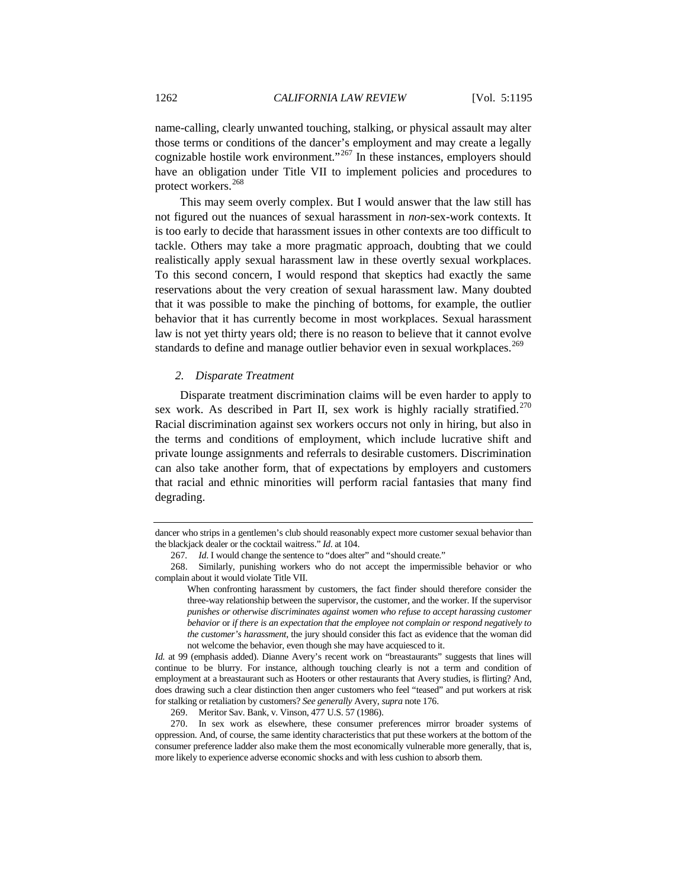name-calling, clearly unwanted touching, stalking, or physical assault may alter those terms or conditions of the dancer's employment and may create a legally cognizable hostile work environment."[267] In these instances, employers should have an obligation under Title VII to implement policies and procedures to protect workers.[268]

This may seem overly complex. But I would answer that the law still has not figured out the nuances of sexual harassment in *non*-sex-work contexts. It is too early to decide that harassment issues in other contexts are too difficult to tackle. Others may take a more pragmatic approach, doubting that we could realistically apply sexual harassment law in these overtly sexual workplaces. To this second concern, I would respond that skeptics had exactly the same reservations about the very creation of sexual harassment law. Many doubted that it was possible to make the pinching of bottoms, for example, the outlier behavior that it has currently become in most workplaces. Sexual harassment law is not yet thirty years old; there is no reason to believe that it cannot evolve standards to define and manage outlier behavior even in sexual workplaces.[269]

### *2. Disparate Treatment*

Disparate treatment discrimination claims will be even harder to apply to sex work. As described in Part II, sex work is highly racially stratified.[270] Racial discrimination against sex workers occurs not only in hiring, but also in the terms and conditions of employment, which include lucrative shift and private lounge assignments and referrals to desirable customers. Discrimination can also take another form, that of expectations by employers and customers that racial and ethnic minorities will perform racial fantasies that many find degrading.

---

dancer who strips in a gentlemen's club should reasonably expect more customer sexual behavior than the blackjack dealer or the cocktail waitress." *Id.* at 104.

267. *Id.* I would change the sentence to "does alter" and "should create."

268. Similarly, punishing workers who do not accept the impermissible behavior or who complain about it would violate Title VII.

> When confronting harassment by customers, the fact finder should therefore consider the three-way relationship between the supervisor, the customer, and the worker. If the supervisor *punishes or otherwise discriminates against women who refuse to accept harassing customer behavior* or *if there is an expectation that the employee not complain or respond negatively to the customer's harassment*, the jury should consider this fact as evidence that the woman did not welcome the behavior, even though she may have acquiesced to it.

*Id.* at 99 (emphasis added). Dianne Avery's recent work on "breastaurants" suggests that lines will continue to be blurry. For instance, although touching clearly is not a term and condition of employment at a breastaurant such as Hooters or other restaurants that Avery studies, is flirting? And, does drawing such a clear distinction then anger customers who feel "teased" and put workers at risk for stalking or retaliation by customers? *See generally* Avery, *supra* note 176.

269. Meritor Sav. Bank, v. Vinson, 477 U.S. 57 (1986).

270. In sex work as elsewhere, these consumer preferences mirror broader systems of oppression. And, of course, the same identity characteristics that put these workers at the bottom of the consumer preference ladder also make them the most economically vulnerable more generally, that is, more likely to experience adverse economic shocks and with less cushion to absorb them.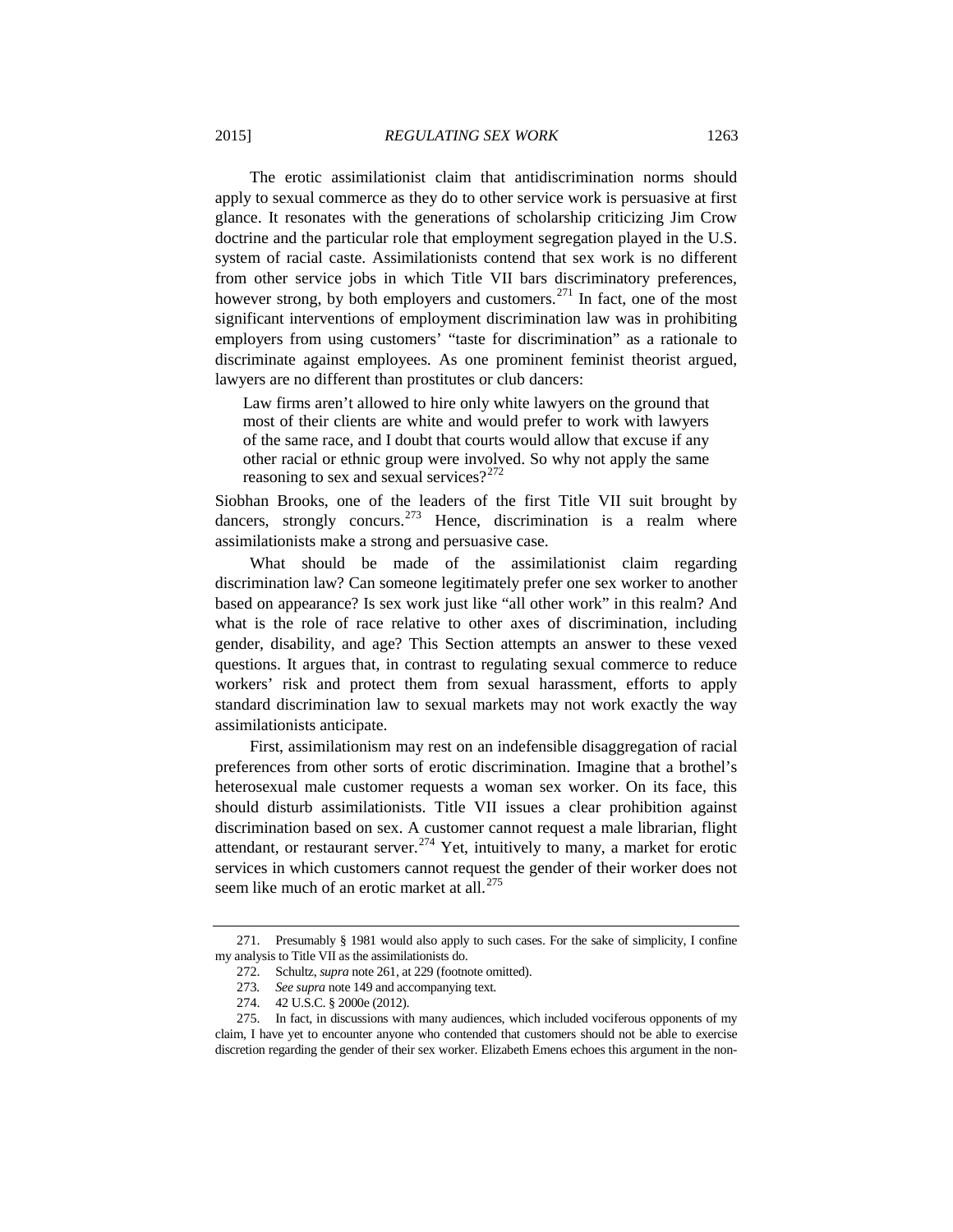The erotic assimilationist claim that antidiscrimination norms should apply to sexual commerce as they do to other service work is persuasive at first glance. It resonates with the generations of scholarship criticizing Jim Crow doctrine and the particular role that employment segregation played in the U.S. system of racial caste. Assimilationists contend that sex work is no different from other service jobs in which Title VII bars discriminatory preferences, however strong, by both employers and customers.[271] In fact, one of the most significant interventions of employment discrimination law was in prohibiting employers from using customers' "taste for discrimination" as a rationale to discriminate against employees. As one prominent feminist theorist argued, lawyers are no different than prostitutes or club dancers:

> Law firms aren't allowed to hire only white lawyers on the ground that most of their clients are white and would prefer to work with lawyers of the same race, and I doubt that courts would allow that excuse if any other racial or ethnic group were involved. So why not apply the same reasoning to sex and sexual services?[272]

Siobhan Brooks, one of the leaders of the first Title VII suit brought by dancers, strongly concurs.[273] Hence, discrimination is a realm where assimilationists make a strong and persuasive case.

What should be made of the assimilationist claim regarding discrimination law? Can someone legitimately prefer one sex worker to another based on appearance? Is sex work just like "all other work" in this realm? And what is the role of race relative to other axes of discrimination, including gender, disability, and age? This Section attempts an answer to these vexed questions. It argues that, in contrast to regulating sexual commerce to reduce workers' risk and protect them from sexual harassment, efforts to apply standard discrimination law to sexual markets may not work exactly the way assimilationists anticipate.

First, assimilationism may rest on an indefensible disaggregation of racial preferences from other sorts of erotic discrimination. Imagine that a brothel's heterosexual male customer requests a woman sex worker. On its face, this should disturb assimilationists. Title VII issues a clear prohibition against discrimination based on sex. A customer cannot request a male librarian, flight attendant, or restaurant server.[274] Yet, intuitively to many, a market for erotic services in which customers cannot request the gender of their worker does not seem like much of an erotic market at all.[275]

---

271. Presumably § 1981 would also apply to such cases. For the sake of simplicity, I confine my analysis to Title VII as the assimilationists do.

272. Schultz, *supra* note 261, at 229 (footnote omitted).

273. *See supra* note 149 and accompanying text.

274. 42 U.S.C. § 2000e (2012).

275. In fact, in discussions with many audiences, which included vociferous opponents of my claim, I have yet to encounter anyone who contended that customers should not be able to exercise discretion regarding the gender of their sex worker. Elizabeth Emens echoes this argument in the non-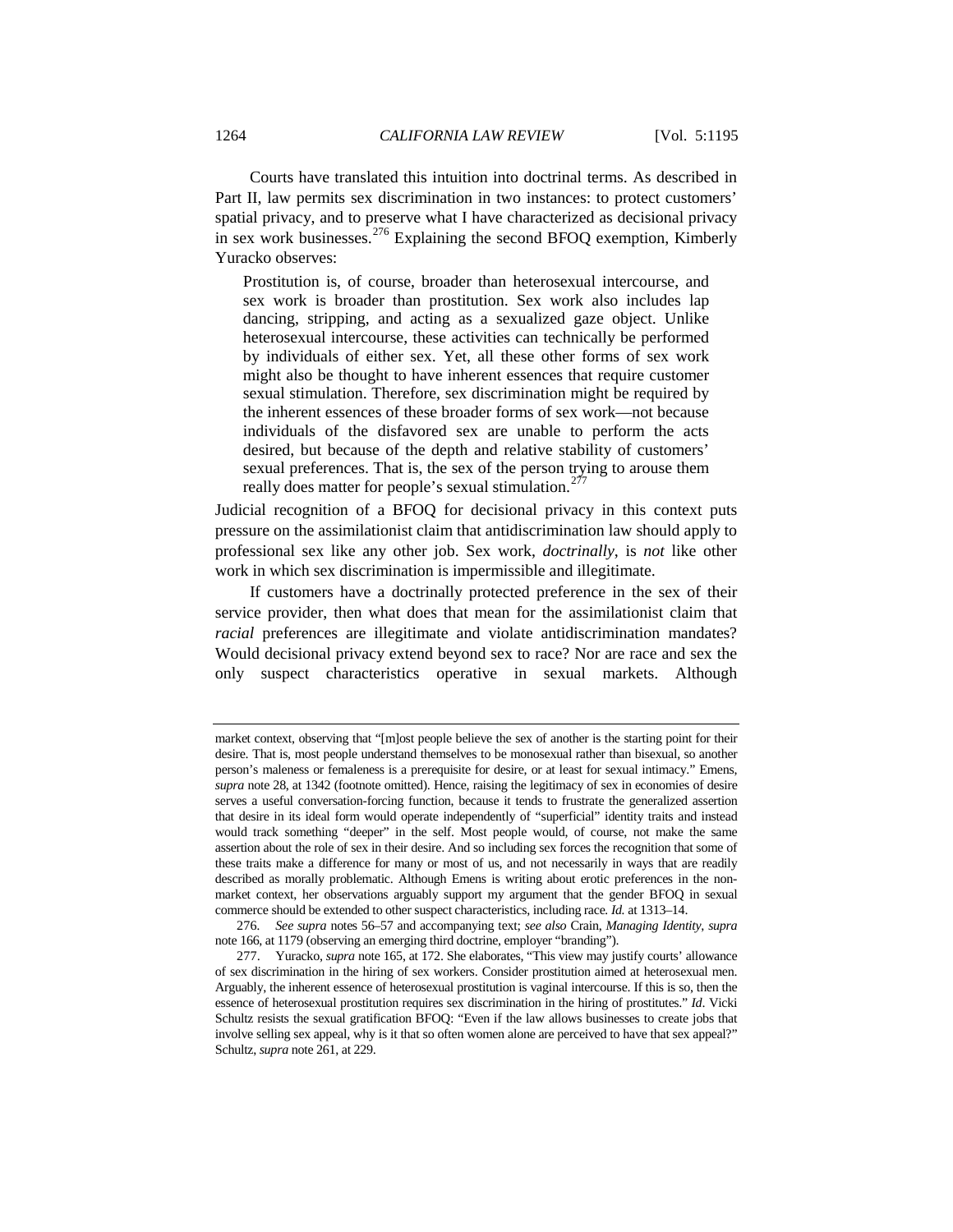Courts have translated this intuition into doctrinal terms. As described in Part II, law permits sex discrimination in two instances: to protect customers' spatial privacy, and to preserve what I have characterized as decisional privacy in sex work businesses.[276] Explaining the second BFOQ exemption, Kimberly Yuracko observes:

> Prostitution is, of course, broader than heterosexual intercourse, and sex work is broader than prostitution. Sex work also includes lap dancing, stripping, and acting as a sexualized gaze object. Unlike heterosexual intercourse, these activities can technically be performed by individuals of either sex. Yet, all these other forms of sex work might also be thought to have inherent essences that require customer sexual stimulation. Therefore, sex discrimination might be required by the inherent essences of these broader forms of sex work—not because individuals of the disfavored sex are unable to perform the acts desired, but because of the depth and relative stability of customers' sexual preferences. That is, the sex of the person trying to arouse them really does matter for people's sexual stimulation.[277]

Judicial recognition of a BFOQ for decisional privacy in this context puts pressure on the assimilationist claim that antidiscrimination law should apply to professional sex like any other job. Sex work, *doctrinally*, is *not* like other work in which sex discrimination is impermissible and illegitimate.

If customers have a doctrinally protected preference in the sex of their service provider, then what does that mean for the assimilationist claim that *racial* preferences are illegitimate and violate antidiscrimination mandates? Would decisional privacy extend beyond sex to race? Nor are race and sex the only suspect characteristics operative in sexual markets. Although

---

market context, observing that "[m]ost people believe the sex of another is the starting point for their desire. That is, most people understand themselves to be monosexual rather than bisexual, so another person's maleness or femaleness is a prerequisite for desire, or at least for sexual intimacy." Emens, *supra* note 28, at 1342 (footnote omitted). Hence, raising the legitimacy of sex in economies of desire serves a useful conversation-forcing function, because it tends to frustrate the generalized assertion that desire in its ideal form would operate independently of "superficial" identity traits and instead would track something "deeper" in the self. Most people would, of course, not make the same assertion about the role of sex in their desire. And so including sex forces the recognition that some of these traits make a difference for many or most of us, and not necessarily in ways that are readily described as morally problematic. Although Emens is writing about erotic preferences in the non-market context, her observations arguably support my argument that the gender BFOQ in sexual commerce should be extended to other suspect characteristics, including race. *Id.* at 1313–14.

276. *See supra* notes 56–57 and accompanying text; *see also* Crain, *Managing Identity*, *supra* note 166, at 1179 (observing an emerging third doctrine, employer "branding").

277. Yuracko, *supra* note 165, at 172. She elaborates, "This view may justify courts' allowance of sex discrimination in the hiring of sex workers. Consider prostitution aimed at heterosexual men. Arguably, the inherent essence of heterosexual prostitution is vaginal intercourse. If this is so, then the essence of heterosexual prostitution requires sex discrimination in the hiring of prostitutes." *Id*. Vicki Schultz resists the sexual gratification BFOQ: "Even if the law allows businesses to create jobs that involve selling sex appeal, why is it that so often women alone are perceived to have that sex appeal?" Schultz, *supra* note 261, at 229.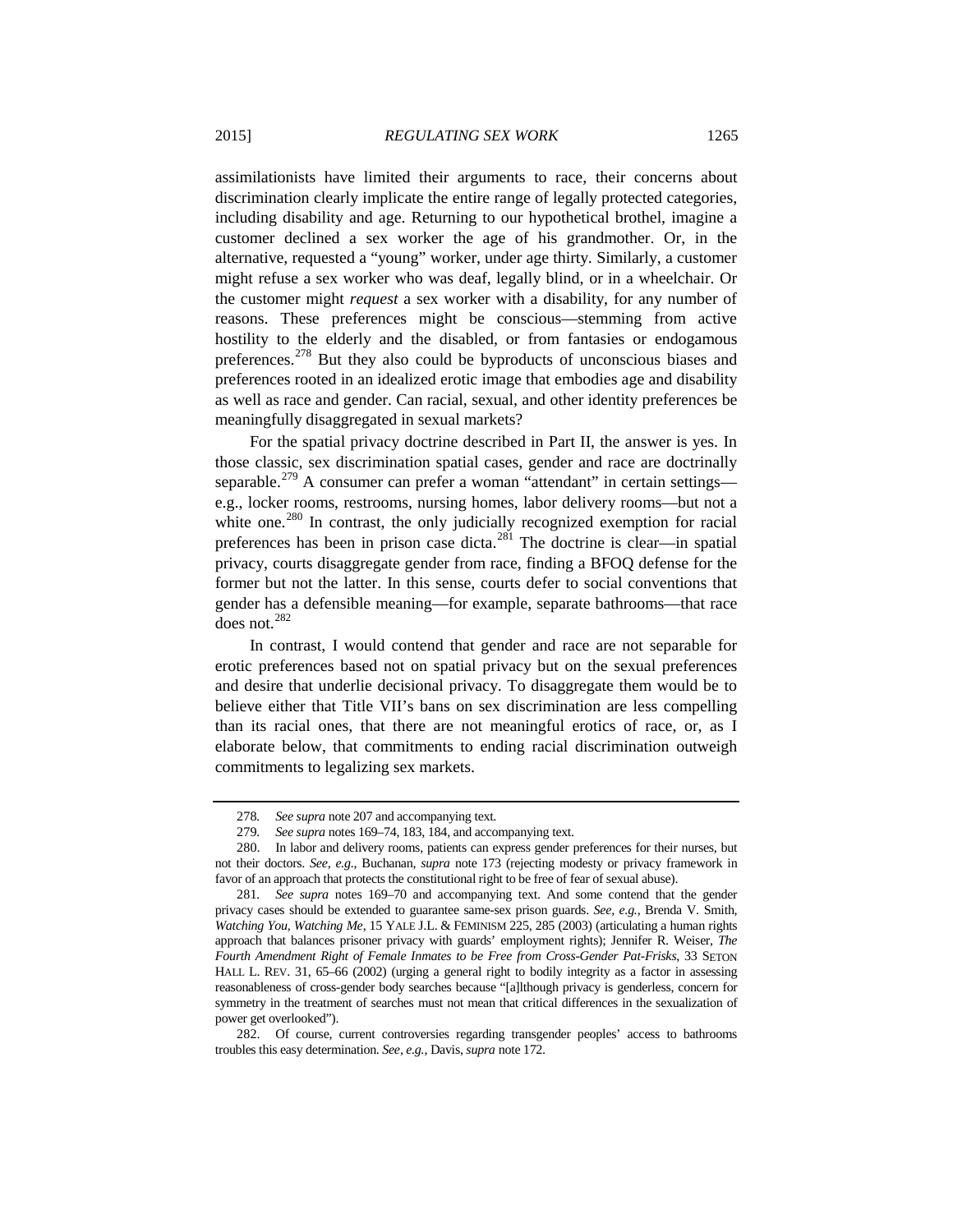assimilationists have limited their arguments to race, their concerns about discrimination clearly implicate the entire range of legally protected categories, including disability and age. Returning to our hypothetical brothel, imagine a customer declined a sex worker the age of his grandmother. Or, in the alternative, requested a "young" worker, under age thirty. Similarly, a customer might refuse a sex worker who was deaf, legally blind, or in a wheelchair. Or the customer might *request* a sex worker with a disability, for any number of reasons. These preferences might be conscious—stemming from active hostility to the elderly and the disabled, or from fantasies or endogamous preferences.[278] But they also could be byproducts of unconscious biases and preferences rooted in an idealized erotic image that embodies age and disability as well as race and gender. Can racial, sexual, and other identity preferences be meaningfully disaggregated in sexual markets?

For the spatial privacy doctrine described in Part II, the answer is yes. In those classic, sex discrimination spatial cases, gender and race are doctrinally separable.[279] A consumer can prefer a woman "attendant" in certain settings—e.g., locker rooms, restrooms, nursing homes, labor delivery rooms—but not a white one.[280] In contrast, the only judicially recognized exemption for racial preferences has been in prison case dicta.[281] The doctrine is clear—in spatial privacy, courts disaggregate gender from race, finding a BFOQ defense for the former but not the latter. In this sense, courts defer to social conventions that gender has a defensible meaning—for example, separate bathrooms—that race does not.[282]

In contrast, I would contend that gender and race are not separable for erotic preferences based not on spatial privacy but on the sexual preferences and desire that underlie decisional privacy. To disaggregate them would be to believe either that Title VII's bans on sex discrimination are less compelling than its racial ones, that there are not meaningful erotics of race, or, as I elaborate below, that commitments to ending racial discrimination outweigh commitments to legalizing sex markets.

---

278. *See supra* note 207 and accompanying text.

279. *See supra* notes 169–74, 183, 184, and accompanying text.

280. In labor and delivery rooms, patients can express gender preferences for their nurses, but not their doctors. *See, e.g.*, Buchanan, *supra* note 173 (rejecting modesty or privacy framework in favor of an approach that protects the constitutional right to be free of fear of sexual abuse).

281. *See supra* notes 169–70 and accompanying text. And some contend that the gender privacy cases should be extended to guarantee same-sex prison guards. *See, e.g.*, Brenda V. Smith, *Watching You, Watching Me*, 15 YALE J.L. & FEMINISM 225, 285 (2003) (articulating a human rights approach that balances prisoner privacy with guards' employment rights); Jennifer R. Weiser, *The Fourth Amendment Right of Female Inmates to be Free from Cross-Gender Pat-Frisks*, 33 SETON HALL L. REV. 31, 65–66 (2002) (urging a general right to bodily integrity as a factor in assessing reasonableness of cross-gender body searches because "[a]lthough privacy is genderless, concern for symmetry in the treatment of searches must not mean that critical differences in the sexualization of power get overlooked").

282. Of course, current controversies regarding transgender peoples' access to bathrooms troubles this easy determination. *See, e.g.*, Davis, *supra* note 172.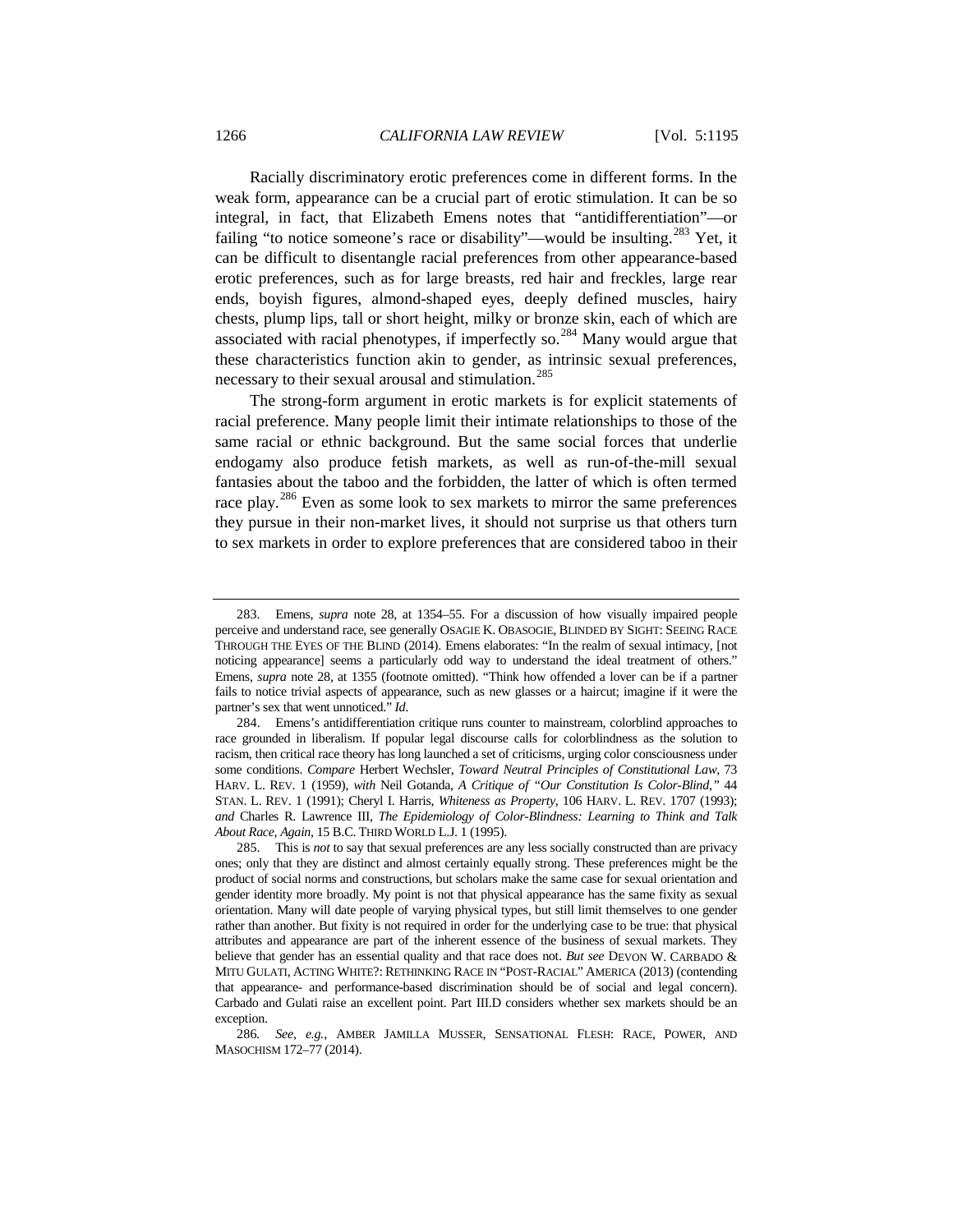Racially discriminatory erotic preferences come in different forms. In the weak form, appearance can be a crucial part of erotic stimulation. It can be so integral, in fact, that Elizabeth Emens notes that "antidifferentiation"—or failing "to notice someone's race or disability"—would be insulting.[283] Yet, it can be difficult to disentangle racial preferences from other appearance-based erotic preferences, such as for large breasts, red hair and freckles, large rear ends, boyish figures, almond-shaped eyes, deeply defined muscles, hairy chests, plump lips, tall or short height, milky or bronze skin, each of which are associated with racial phenotypes, if imperfectly so.[284] Many would argue that these characteristics function akin to gender, as intrinsic sexual preferences, necessary to their sexual arousal and stimulation.[285]

The strong-form argument in erotic markets is for explicit statements of racial preference. Many people limit their intimate relationships to those of the same racial or ethnic background. But the same social forces that underlie endogamy also produce fetish markets, as well as run-of-the-mill sexual fantasies about the taboo and the forbidden, the latter of which is often termed race play.[286] Even as some look to sex markets to mirror the same preferences they pursue in their non-market lives, it should not surprise us that others turn to sex markets in order to explore preferences that are considered taboo in their

---

283. Emens, *supra* note 28, at 1354–55. For a discussion of how visually impaired people perceive and understand race, see generally OSAGIE K. OBASOGIE, BLINDED BY SIGHT: SEEING RACE THROUGH THE EYES OF THE BLIND (2014). Emens elaborates: "In the realm of sexual intimacy, [not noticing appearance] seems a particularly odd way to understand the ideal treatment of others." Emens, *supra* note 28, at 1355 (footnote omitted). "Think how offended a lover can be if a partner fails to notice trivial aspects of appearance, such as new glasses or a haircut; imagine if it were the partner's sex that went unnoticed." *Id.*

284. Emens's antidifferentiation critique runs counter to mainstream, colorblind approaches to race grounded in liberalism. If popular legal discourse calls for colorblindness as the solution to racism, then critical race theory has long launched a set of criticisms, urging color consciousness under some conditions. *Compare* Herbert Wechsler, *Toward Neutral Principles of Constitutional Law*, 73 HARV. L. REV. 1 (1959), *with* Neil Gotanda, *A Critique of "Our Constitution Is Color-Blind,"* 44 STAN. L. REV. 1 (1991); Cheryl I. Harris, *Whiteness as Property*, 106 HARV. L. REV. 1707 (1993); *and* Charles R. Lawrence III, *The Epidemiology of Color-Blindness: Learning to Think and Talk About Race, Again*, 15 B.C. THIRD WORLD L.J. 1 (1995).

285. This is *not* to say that sexual preferences are any less socially constructed than are privacy ones; only that they are distinct and almost certainly equally strong. These preferences might be the product of social norms and constructions, but scholars make the same case for sexual orientation and gender identity more broadly. My point is not that physical appearance has the same fixity as sexual orientation. Many will date people of varying physical types, but still limit themselves to one gender rather than another. But fixity is not required in order for the underlying case to be true: that physical attributes and appearance are part of the inherent essence of the business of sexual markets. They believe that gender has an essential quality and that race does not. *But see* DEVON W. CARBADO & MITU GULATI, ACTING WHITE?: RETHINKING RACE IN "POST-RACIAL" AMERICA (2013) (contending that appearance- and performance-based discrimination should be of social and legal concern). Carbado and Gulati raise an excellent point. Part III.D considers whether sex markets should be an exception.

286. *See, e.g.*, AMBER JAMILLA MUSSER, SENSATIONAL FLESH: RACE, POWER, AND MASOCHISM 172–77 (2014).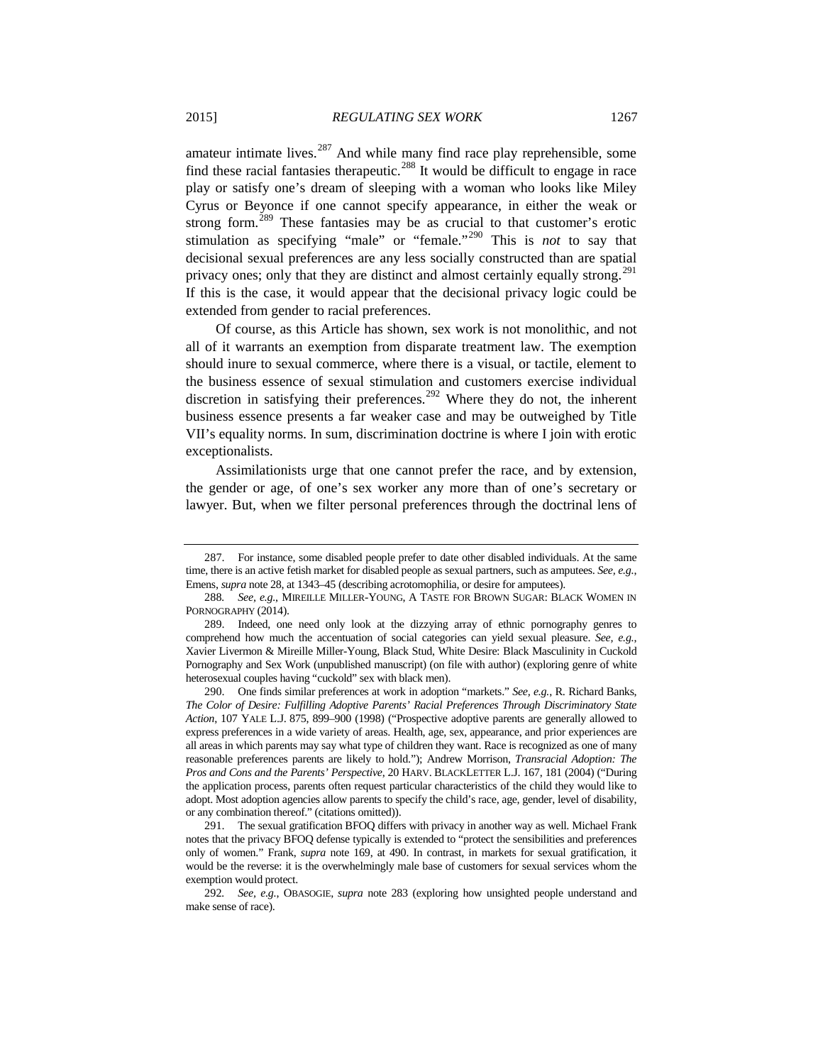amateur intimate lives.[287] And while many find race play reprehensible, some find these racial fantasies therapeutic.[288] It would be difficult to engage in race play or satisfy one's dream of sleeping with a woman who looks like Miley Cyrus or Beyonce if one cannot specify appearance, in either the weak or strong form.[289] These fantasies may be as crucial to that customer's erotic stimulation as specifying "male" or "female."[290] This is *not* to say that decisional sexual preferences are any less socially constructed than are spatial privacy ones; only that they are distinct and almost certainly equally strong.[291] If this is the case, it would appear that the decisional privacy logic could be extended from gender to racial preferences.

Of course, as this Article has shown, sex work is not monolithic, and not all of it warrants an exemption from disparate treatment law. The exemption should inure to sexual commerce, where there is a visual, or tactile, element to the business essence of sexual stimulation and customers exercise individual discretion in satisfying their preferences.[292] Where they do not, the inherent business essence presents a far weaker case and may be outweighed by Title VII's equality norms. In sum, discrimination doctrine is where I join with erotic exceptionalists.

Assimilationists urge that one cannot prefer the race, and by extension, the gender or age, of one's sex worker any more than of one's secretary or lawyer. But, when we filter personal preferences through the doctrinal lens of

---

287. For instance, some disabled people prefer to date other disabled individuals. At the same time, there is an active fetish market for disabled people as sexual partners, such as amputees. *See, e.g.*, Emens, *supra* note 28, at 1343–45 (describing acrotomophilia, or desire for amputees).

288. *See, e.g.*, MIREILLE MILLER-YOUNG, A TASTE FOR BROWN SUGAR: BLACK WOMEN IN PORNOGRAPHY (2014).

289. Indeed, one need only look at the dizzying array of ethnic pornography genres to comprehend how much the accentuation of social categories can yield sexual pleasure. *See, e.g.*, Xavier Livermon & Mireille Miller-Young, Black Stud, White Desire: Black Masculinity in Cuckold Pornography and Sex Work (unpublished manuscript) (on file with author) (exploring genre of white heterosexual couples having "cuckold" sex with black men).

290. One finds similar preferences at work in adoption "markets." *See, e.g.*, R. Richard Banks, *The Color of Desire: Fulfilling Adoptive Parents' Racial Preferences Through Discriminatory State Action*, 107 YALE L.J. 875, 899–900 (1998) ("Prospective adoptive parents are generally allowed to express preferences in a wide variety of areas. Health, age, sex, appearance, and prior experiences are all areas in which parents may say what type of children they want. Race is recognized as one of many reasonable preferences parents are likely to hold."); Andrew Morrison, *Transracial Adoption: The Pros and Cons and the Parents' Perspective*, 20 HARV. BLACKLETTER L.J. 167, 181 (2004) ("During the application process, parents often request particular characteristics of the child they would like to adopt. Most adoption agencies allow parents to specify the child's race, age, gender, level of disability, or any combination thereof." (citations omitted)).

291. The sexual gratification BFOQ differs with privacy in another way as well. Michael Frank notes that the privacy BFOQ defense typically is extended to "protect the sensibilities and preferences only of women." Frank, *supra* note 169, at 490. In contrast, in markets for sexual gratification, it would be the reverse: it is the overwhelmingly male base of customers for sexual services whom the exemption would protect.

292. *See, e.g.*, OBASOGIE, *supra* note 283 (exploring how unsighted people understand and make sense of race).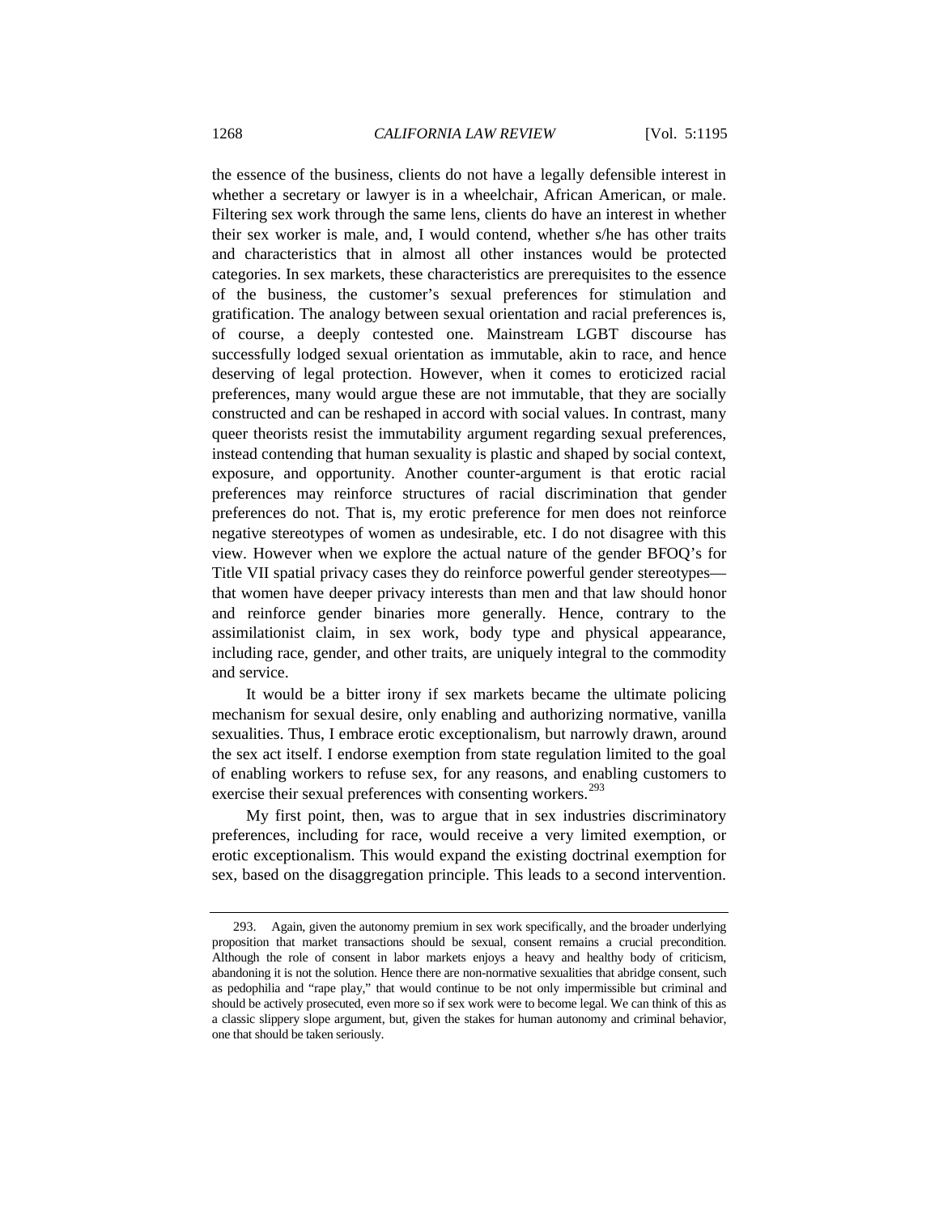the essence of the business, clients do not have a legally defensible interest in whether a secretary or lawyer is in a wheelchair, African American, or male. Filtering sex work through the same lens, clients do have an interest in whether their sex worker is male, and, I would contend, whether s/he has other traits and characteristics that in almost all other instances would be protected categories. In sex markets, these characteristics are prerequisites to the essence of the business, the customer's sexual preferences for stimulation and gratification. The analogy between sexual orientation and racial preferences is, of course, a deeply contested one. Mainstream LGBT discourse has successfully lodged sexual orientation as immutable, akin to race, and hence deserving of legal protection. However, when it comes to eroticized racial preferences, many would argue these are not immutable, that they are socially constructed and can be reshaped in accord with social values. In contrast, many queer theorists resist the immutability argument regarding sexual preferences, instead contending that human sexuality is plastic and shaped by social context, exposure, and opportunity. Another counter-argument is that erotic racial preferences may reinforce structures of racial discrimination that gender preferences do not. That is, my erotic preference for men does not reinforce negative stereotypes of women as undesirable, etc. I do not disagree with this view. However when we explore the actual nature of the gender BFOQ's for Title VII spatial privacy cases they do reinforce powerful gender stereotypes—that women have deeper privacy interests than men and that law should honor and reinforce gender binaries more generally. Hence, contrary to the assimilationist claim, in sex work, body type and physical appearance, including race, gender, and other traits, are uniquely integral to the commodity and service.

It would be a bitter irony if sex markets became the ultimate policing mechanism for sexual desire, only enabling and authorizing normative, vanilla sexualities. Thus, I embrace erotic exceptionalism, but narrowly drawn, around the sex act itself. I endorse exemption from state regulation limited to the goal of enabling workers to refuse sex, for any reasons, and enabling customers to exercise their sexual preferences with consenting workers.[293]

My first point, then, was to argue that in sex industries discriminatory preferences, including for race, would receive a very limited exemption, or erotic exceptionalism. This would expand the existing doctrinal exemption for sex, based on the disaggregation principle. This leads to a second intervention.

---

293. Again, given the autonomy premium in sex work specifically, and the broader underlying proposition that market transactions should be sexual, consent remains a crucial precondition. Although the role of consent in labor markets enjoys a heavy and healthy body of criticism, abandoning it is not the solution. Hence there are non-normative sexualities that abridge consent, such as pedophilia and "rape play," that would continue to be not only impermissible but criminal and should be actively prosecuted, even more so if sex work were to become legal. We can think of this as a classic slippery slope argument, but, given the stakes for human autonomy and criminal behavior, one that should be taken seriously.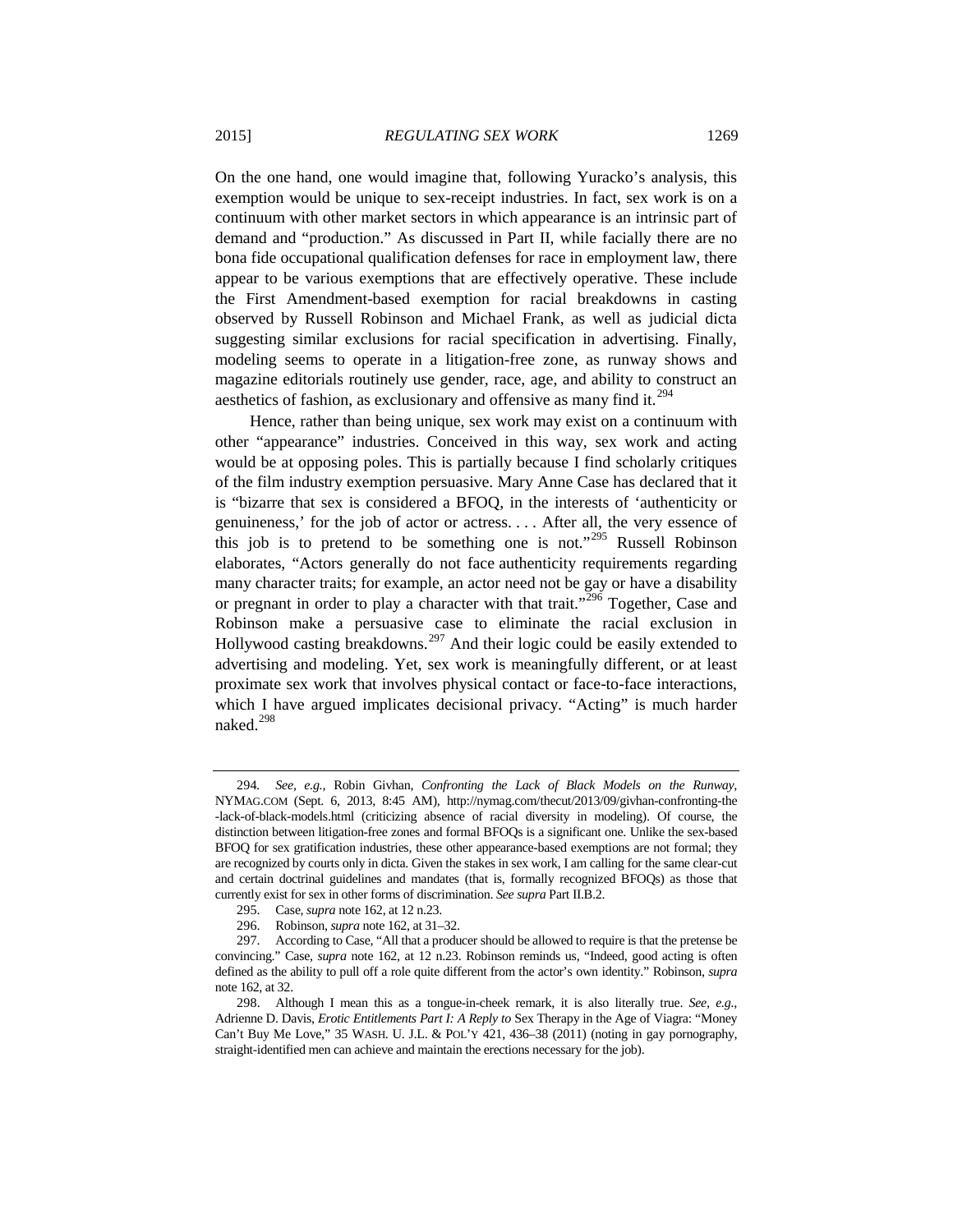On the one hand, one would imagine that, following Yuracko's analysis, this exemption would be unique to sex-receipt industries. In fact, sex work is on a continuum with other market sectors in which appearance is an intrinsic part of demand and "production." As discussed in Part II, while facially there are no bona fide occupational qualification defenses for race in employment law, there appear to be various exemptions that are effectively operative. These include the First Amendment-based exemption for racial breakdowns in casting observed by Russell Robinson and Michael Frank, as well as judicial dicta suggesting similar exclusions for racial specification in advertising. Finally, modeling seems to operate in a litigation-free zone, as runway shows and magazine editorials routinely use gender, race, age, and ability to construct an aesthetics of fashion, as exclusionary and offensive as many find it.[294]

Hence, rather than being unique, sex work may exist on a continuum with other "appearance" industries. Conceived in this way, sex work and acting would be at opposing poles. This is partially because I find scholarly critiques of the film industry exemption persuasive. Mary Anne Case has declared that it is "bizarre that sex is considered a BFOQ, in the interests of 'authenticity or genuineness,' for the job of actor or actress. . . . After all, the very essence of this job is to pretend to be something one is not."[295] Russell Robinson elaborates, "Actors generally do not face authenticity requirements regarding many character traits; for example, an actor need not be gay or have a disability or pregnant in order to play a character with that trait."[296] Together, Case and Robinson make a persuasive case to eliminate the racial exclusion in Hollywood casting breakdowns.[297] And their logic could be easily extended to advertising and modeling. Yet, sex work is meaningfully different, or at least proximate sex work that involves physical contact or face-to-face interactions, which I have argued implicates decisional privacy. "Acting" is much harder naked.[298]

---

294. *See, e.g.*, Robin Givhan, *Confronting the Lack of Black Models on the Runway*, NYMAG.COM (Sept. 6, 2013, 8:45 AM), http://nymag.com/thecut/2013/09/givhan-confronting-the-lack-of-black-models.html (criticizing absence of racial diversity in modeling). Of course, the distinction between litigation-free zones and formal BFOQs is a significant one. Unlike the sex-based BFOQ for sex gratification industries, these other appearance-based exemptions are not formal; they are recognized by courts only in dicta. Given the stakes in sex work, I am calling for the same clear-cut and certain doctrinal guidelines and mandates (that is, formally recognized BFOQs) as those that currently exist for sex in other forms of discrimination. *See supra* Part II.B.2.

295. Case, *supra* note 162, at 12 n.23.

296. Robinson, *supra* note 162, at 31–32.

297. According to Case, "All that a producer should be allowed to require is that the pretense be convincing." Case, *supra* note 162, at 12 n.23. Robinson reminds us, "Indeed, good acting is often defined as the ability to pull off a role quite different from the actor's own identity." Robinson, *supra* note 162, at 32.

298. Although I mean this as a tongue-in-cheek remark, it is also literally true. *See, e.g.*, Adrienne D. Davis, *Erotic Entitlements Part I: A Reply to* Sex Therapy in the Age of Viagra: "Money Can't Buy Me Love," 35 WASH. U. J.L. & POL'Y 421, 436–38 (2011) (noting in gay pornography, straight-identified men can achieve and maintain the erections necessary for the job).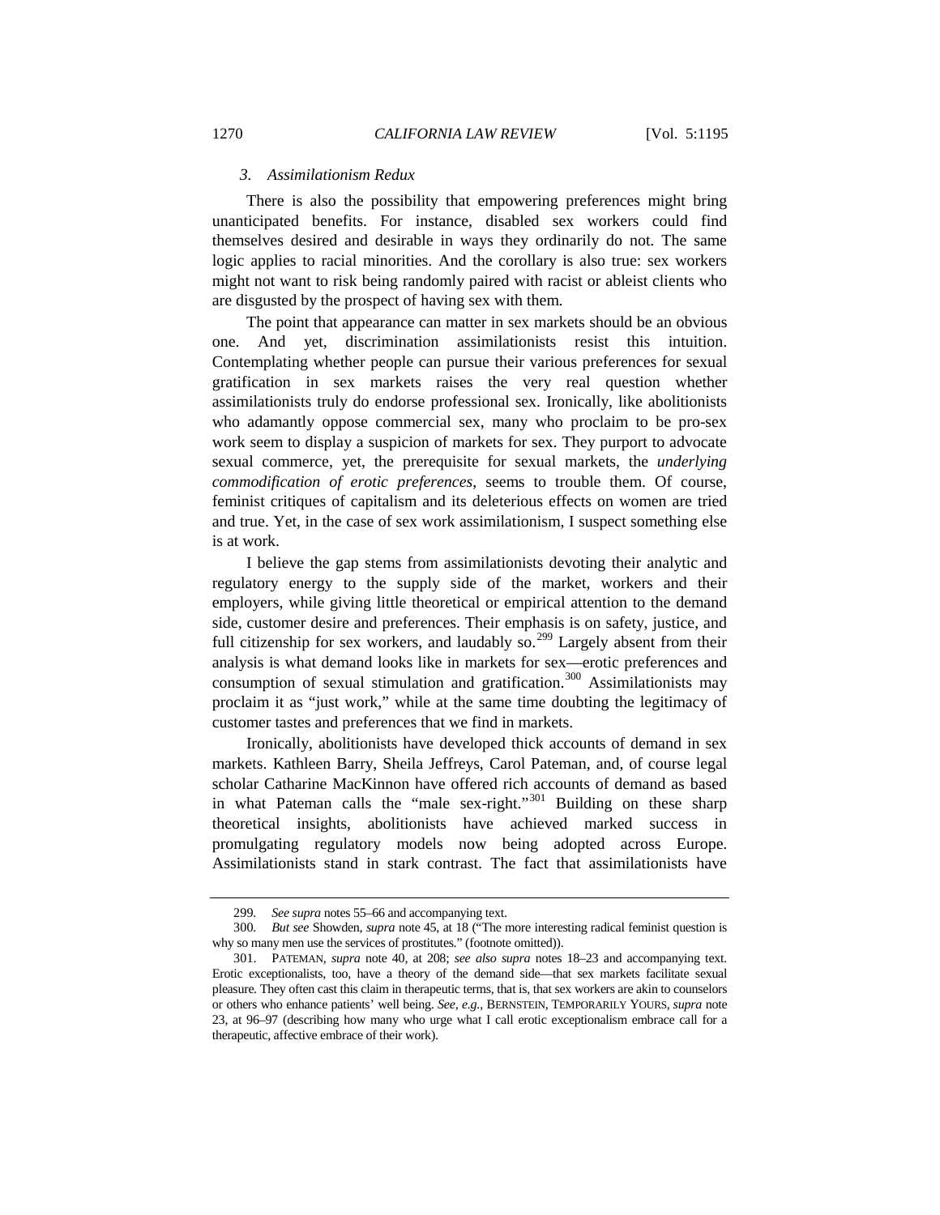### *3. Assimilationism Redux*

There is also the possibility that empowering preferences might bring unanticipated benefits. For instance, disabled sex workers could find themselves desired and desirable in ways they ordinarily do not. The same logic applies to racial minorities. And the corollary is also true: sex workers might not want to risk being randomly paired with racist or ableist clients who are disgusted by the prospect of having sex with them.

The point that appearance can matter in sex markets should be an obvious one. And yet, discrimination assimilationists resist this intuition. Contemplating whether people can pursue their various preferences for sexual gratification in sex markets raises the very real question whether assimilationists truly do endorse professional sex. Ironically, like abolitionists who adamantly oppose commercial sex, many who proclaim to be pro-sex work seem to display a suspicion of markets for sex. They purport to advocate sexual commerce, yet, the prerequisite for sexual markets, the *underlying commodification of erotic preferences*, seems to trouble them. Of course, feminist critiques of capitalism and its deleterious effects on women are tried and true. Yet, in the case of sex work assimilationism, I suspect something else is at work.

I believe the gap stems from assimilationists devoting their analytic and regulatory energy to the supply side of the market, workers and their employers, while giving little theoretical or empirical attention to the demand side, customer desire and preferences. Their emphasis is on safety, justice, and full citizenship for sex workers, and laudably so.[299] Largely absent from their analysis is what demand looks like in markets for sex—erotic preferences and consumption of sexual stimulation and gratification.[300] Assimilationists may proclaim it as "just work," while at the same time doubting the legitimacy of customer tastes and preferences that we find in markets.

Ironically, abolitionists have developed thick accounts of demand in sex markets. Kathleen Barry, Sheila Jeffreys, Carol Pateman, and, of course legal scholar Catharine MacKinnon have offered rich accounts of demand as based in what Pateman calls the "male sex-right."[301] Building on these sharp theoretical insights, abolitionists have achieved marked success in promulgating regulatory models now being adopted across Europe. Assimilationists stand in stark contrast. The fact that assimilationists have

---

299. *See supra* notes 55–66 and accompanying text.

300. *But see* Showden, *supra* note 45, at 18 ("The more interesting radical feminist question is why so many men use the services of prostitutes." (footnote omitted)).

301. PATEMAN, *supra* note 40, at 208; *see also supra* notes 18–23 and accompanying text. Erotic exceptionalists, too, have a theory of the demand side—that sex markets facilitate sexual pleasure. They often cast this claim in therapeutic terms, that is, that sex workers are akin to counselors or others who enhance patients' well being. *See, e.g.*, BERNSTEIN, TEMPORARILY YOURS, *supra* note 23, at 96–97 (describing how many who urge what I call erotic exceptionalism embrace call for a therapeutic, affective embrace of their work).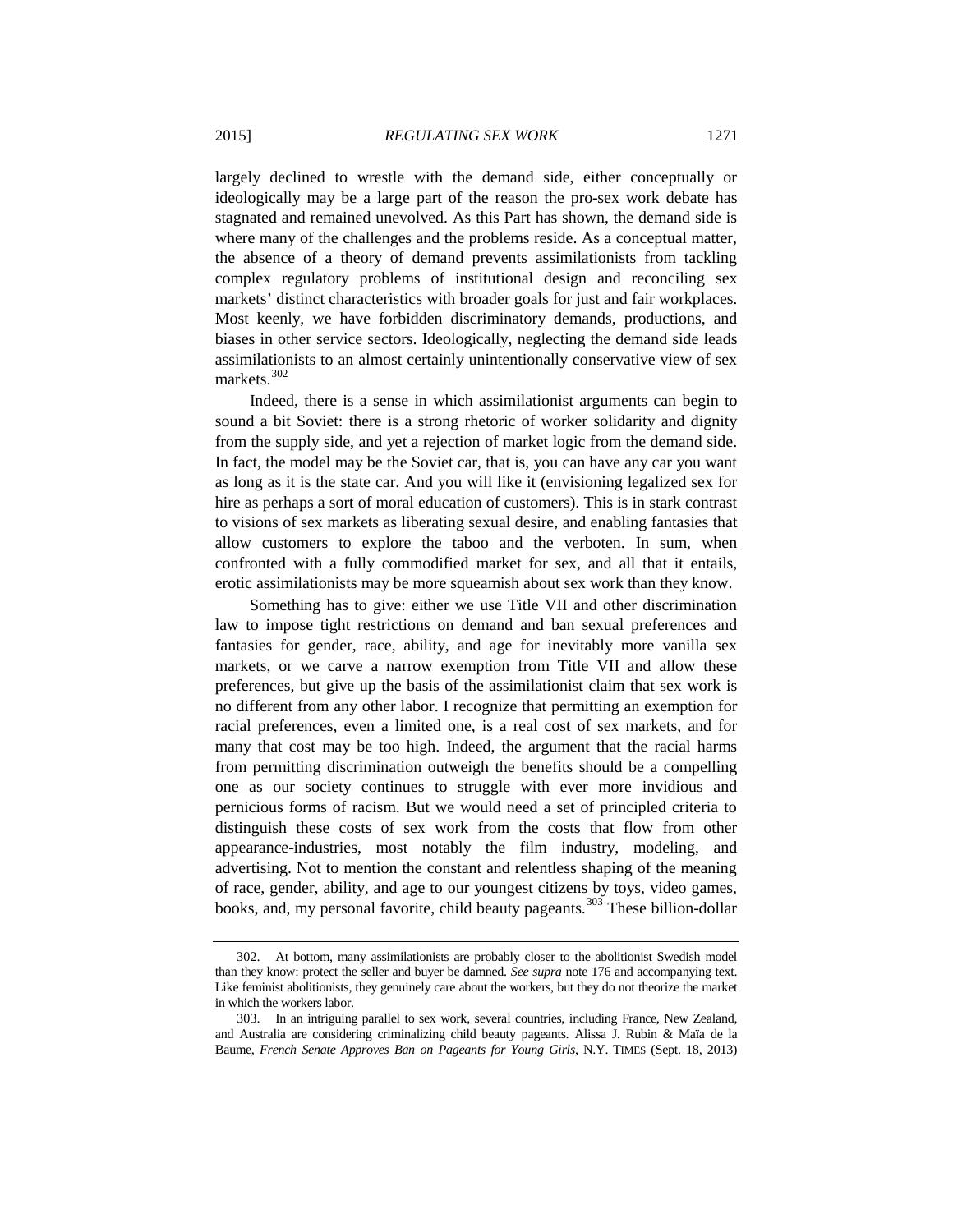largely declined to wrestle with the demand side, either conceptually or ideologically may be a large part of the reason the pro-sex work debate has stagnated and remained unevolved. As this Part has shown, the demand side is where many of the challenges and the problems reside. As a conceptual matter, the absence of a theory of demand prevents assimilationists from tackling complex regulatory problems of institutional design and reconciling sex markets' distinct characteristics with broader goals for just and fair workplaces. Most keenly, we have forbidden discriminatory demands, productions, and biases in other service sectors. Ideologically, neglecting the demand side leads assimilationists to an almost certainly unintentionally conservative view of sex markets.[302]

Indeed, there is a sense in which assimilationist arguments can begin to sound a bit Soviet: there is a strong rhetoric of worker solidarity and dignity from the supply side, and yet a rejection of market logic from the demand side. In fact, the model may be the Soviet car, that is, you can have any car you want as long as it is the state car. And you will like it (envisioning legalized sex for hire as perhaps a sort of moral education of customers). This is in stark contrast to visions of sex markets as liberating sexual desire, and enabling fantasies that allow customers to explore the taboo and the verboten. In sum, when confronted with a fully commodified market for sex, and all that it entails, erotic assimilationists may be more squeamish about sex work than they know.

Something has to give: either we use Title VII and other discrimination law to impose tight restrictions on demand and ban sexual preferences and fantasies for gender, race, ability, and age for inevitably more vanilla sex markets, or we carve a narrow exemption from Title VII and allow these preferences, but give up the basis of the assimilationist claim that sex work is no different from any other labor. I recognize that permitting an exemption for racial preferences, even a limited one, is a real cost of sex markets, and for many that cost may be too high. Indeed, the argument that the racial harms from permitting discrimination outweigh the benefits should be a compelling one as our society continues to struggle with ever more invidious and pernicious forms of racism. But we would need a set of principled criteria to distinguish these costs of sex work from the costs that flow from other appearance-industries, most notably the film industry, modeling, and advertising. Not to mention the constant and relentless shaping of the meaning of race, gender, ability, and age to our youngest citizens by toys, video games, books, and, my personal favorite, child beauty pageants.[303] These billion-dollar

---

302. At bottom, many assimilationists are probably closer to the abolitionist Swedish model than they know: protect the seller and buyer be damned. *See supra* note 176 and accompanying text. Like feminist abolitionists, they genuinely care about the workers, but they do not theorize the market in which the workers labor.

303. In an intriguing parallel to sex work, several countries, including France, New Zealand, and Australia are considering criminalizing child beauty pageants. Alissa J. Rubin & Maïa de la Baume, *French Senate Approves Ban on Pageants for Young Girls*, N.Y. TIMES (Sept. 18, 2013)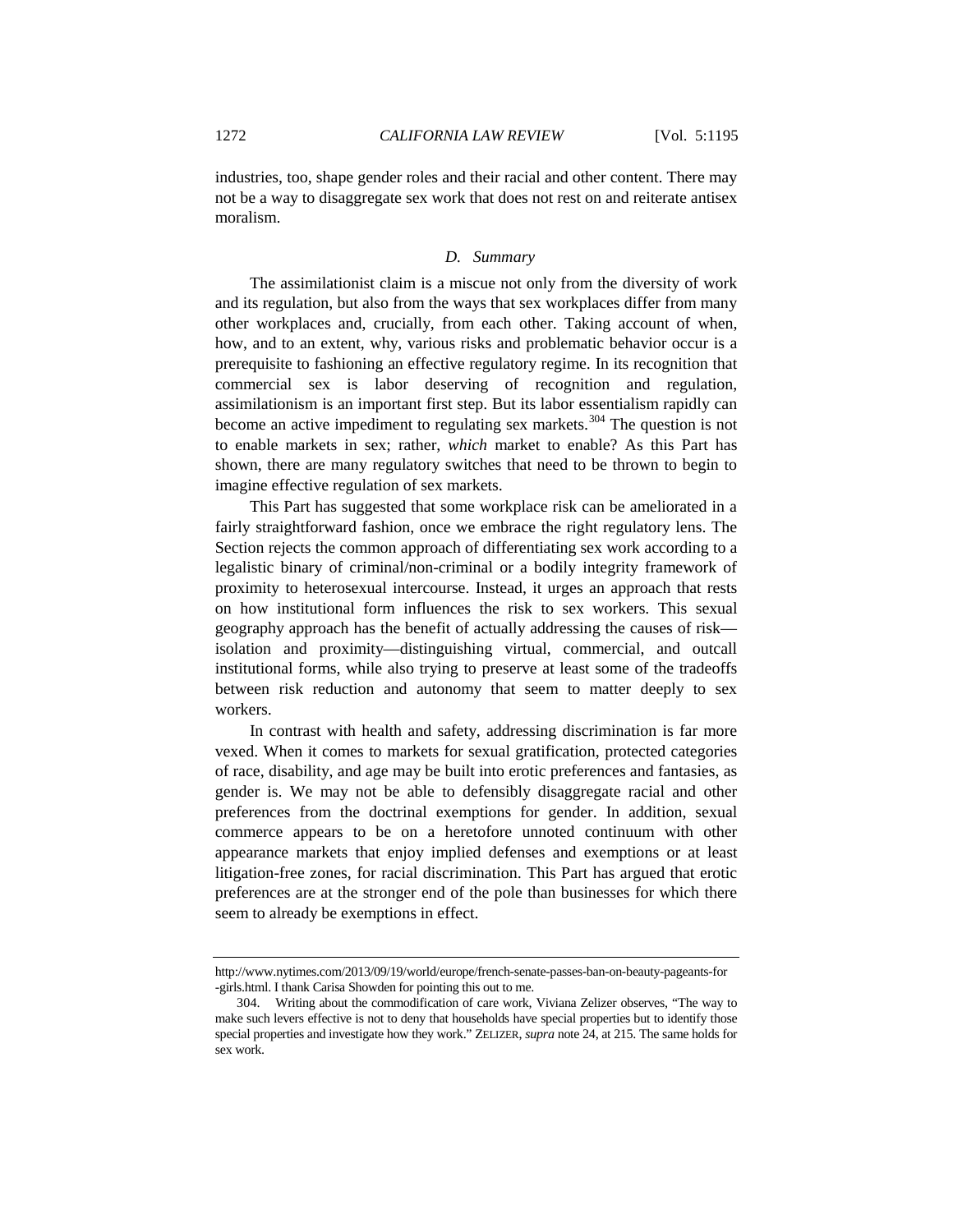industries, too, shape gender roles and their racial and other content. There may not be a way to disaggregate sex work that does not rest on and reiterate antisex moralism.

### *D. Summary*

The assimilationist claim is a miscue not only from the diversity of work and its regulation, but also from the ways that sex workplaces differ from many other workplaces and, crucially, from each other. Taking account of when, how, and to an extent, why, various risks and problematic behavior occur is a prerequisite to fashioning an effective regulatory regime. In its recognition that commercial sex is labor deserving of recognition and regulation, assimilationism is an important first step. But its labor essentialism rapidly can become an active impediment to regulating sex markets.[304] The question is not to enable markets in sex; rather, *which* market to enable? As this Part has shown, there are many regulatory switches that need to be thrown to begin to imagine effective regulation of sex markets.

This Part has suggested that some workplace risk can be ameliorated in a fairly straightforward fashion, once we embrace the right regulatory lens. The Section rejects the common approach of differentiating sex work according to a legalistic binary of criminal/non-criminal or a bodily integrity framework of proximity to heterosexual intercourse. Instead, it urges an approach that rests on how institutional form influences the risk to sex workers. This sexual geography approach has the benefit of actually addressing the causes of risk—isolation and proximity—distinguishing virtual, commercial, and outcall institutional forms, while also trying to preserve at least some of the tradeoffs between risk reduction and autonomy that seem to matter deeply to sex workers.

In contrast with health and safety, addressing discrimination is far more vexed. When it comes to markets for sexual gratification, protected categories of race, disability, and age may be built into erotic preferences and fantasies, as gender is. We may not be able to defensibly disaggregate racial and other preferences from the doctrinal exemptions for gender. In addition, sexual commerce appears to be on a heretofore unnoted continuum with other appearance markets that enjoy implied defenses and exemptions or at least litigation-free zones, for racial discrimination. This Part has argued that erotic preferences are at the stronger end of the pole than businesses for which there seem to already be exemptions in effect.

---

http://www.nytimes.com/2013/09/19/world/europe/french-senate-passes-ban-on-beauty-pageants-for-girls.html. I thank Carisa Showden for pointing this out to me.

304. Writing about the commodification of care work, Viviana Zelizer observes, "The way to make such levers effective is not to deny that households have special properties but to identify those special properties and investigate how they work." ZELIZER, *supra* note 24, at 215. The same holds for sex work.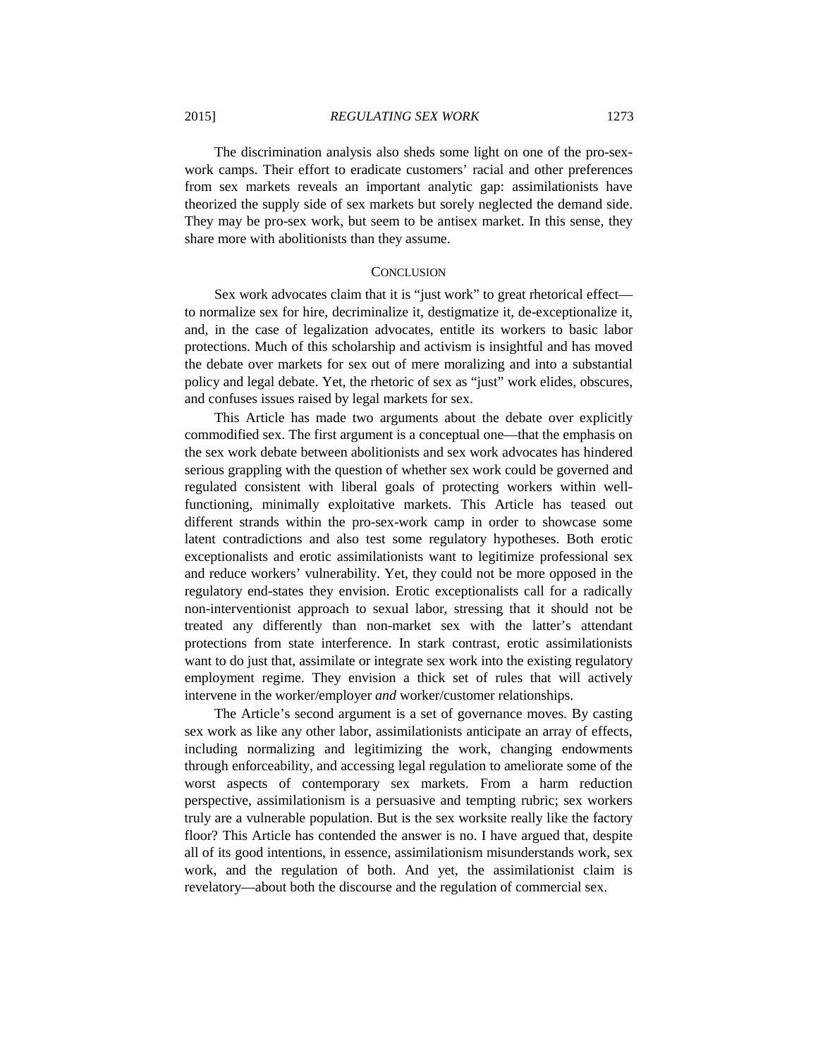The discrimination analysis also sheds some light on one of the pro-sex-work camps. Their effort to eradicate customers' racial and other preferences from sex markets reveals an important analytic gap: assimilationists have theorized the supply side of sex markets but sorely neglected the demand side. They may be pro-sex work, but seem to be antisex market. In this sense, they share more with abolitionists than they assume.

## CONCLUSION

Sex work advocates claim that it is "just work" to great rhetorical effect—to normalize sex for hire, decriminalize it, destigmatize it, de-exceptionalize it, and, in the case of legalization advocates, entitle its workers to basic labor protections. Much of this scholarship and activism is insightful and has moved the debate over markets for sex out of mere moralizing and into a substantial policy and legal debate. Yet, the rhetoric of sex as "just" work elides, obscures, and confuses issues raised by legal markets for sex.

This Article has made two arguments about the debate over explicitly commodified sex. The first argument is a conceptual one—that the emphasis on the sex work debate between abolitionists and sex work advocates has hindered serious grappling with the question of whether sex work could be governed and regulated consistent with liberal goals of protecting workers within well-functioning, minimally exploitative markets. This Article has teased out different strands within the pro-sex-work camp in order to showcase some latent contradictions and also test some regulatory hypotheses. Both erotic exceptionalists and erotic assimilationists want to legitimize professional sex and reduce workers' vulnerability. Yet, they could not be more opposed in the regulatory end-states they envision. Erotic exceptionalists call for a radically non-interventionist approach to sexual labor, stressing that it should not be treated any differently than non-market sex with the latter's attendant protections from state interference. In stark contrast, erotic assimilationists want to do just that, assimilate or integrate sex work into the existing regulatory employment regime. They envision a thick set of rules that will actively intervene in the worker/employer *and* worker/customer relationships.

The Article's second argument is a set of governance moves. By casting sex work as like any other labor, assimilationists anticipate an array of effects, including normalizing and legitimizing the work, changing endowments through enforceability, and accessing legal regulation to ameliorate some of the worst aspects of contemporary sex markets. From a harm reduction perspective, assimilationism is a persuasive and tempting rubric; sex workers truly are a vulnerable population. But is the sex worksite really like the factory floor? This Article has contended the answer is no. I have argued that, despite all of its good intentions, in essence, assimilationism misunderstands work, sex work, and the regulation of both. And yet, the assimilationist claim is revelatory—about both the discourse and the regulation of commercial sex.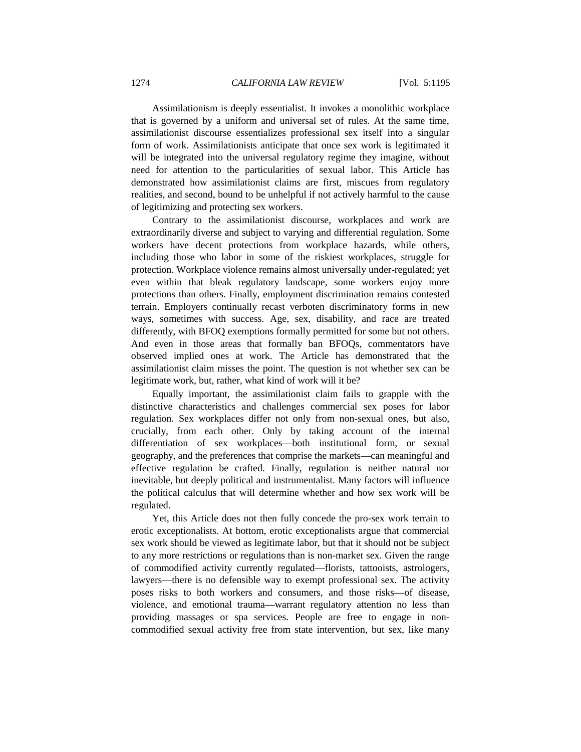Assimilationism is deeply essentialist. It invokes a monolithic workplace that is governed by a uniform and universal set of rules. At the same time, assimilationist discourse essentializes professional sex itself into a singular form of work. Assimilationists anticipate that once sex work is legitimated it will be integrated into the universal regulatory regime they imagine, without need for attention to the particularities of sexual labor. This Article has demonstrated how assimilationist claims are first, miscues from regulatory realities, and second, bound to be unhelpful if not actively harmful to the cause of legitimizing and protecting sex workers.

Contrary to the assimilationist discourse, workplaces and work are extraordinarily diverse and subject to varying and differential regulation. Some workers have decent protections from workplace hazards, while others, including those who labor in some of the riskiest workplaces, struggle for protection. Workplace violence remains almost universally under-regulated; yet even within that bleak regulatory landscape, some workers enjoy more protections than others. Finally, employment discrimination remains contested terrain. Employers continually recast verboten discriminatory forms in new ways, sometimes with success. Age, sex, disability, and race are treated differently, with BFOQ exemptions formally permitted for some but not others. And even in those areas that formally ban BFOQs, commentators have observed implied ones at work. The Article has demonstrated that the assimilationist claim misses the point. The question is not whether sex can be legitimate work, but, rather, what kind of work will it be?

Equally important, the assimilationist claim fails to grapple with the distinctive characteristics and challenges commercial sex poses for labor regulation. Sex workplaces differ not only from non-sexual ones, but also, crucially, from each other. Only by taking account of the internal differentiation of sex workplaces—both institutional form, or sexual geography, and the preferences that comprise the markets—can meaningful and effective regulation be crafted. Finally, regulation is neither natural nor inevitable, but deeply political and instrumentalist. Many factors will influence the political calculus that will determine whether and how sex work will be regulated.

Yet, this Article does not then fully concede the pro-sex work terrain to erotic exceptionalists. At bottom, erotic exceptionalists argue that commercial sex work should be viewed as legitimate labor, but that it should not be subject to any more restrictions or regulations than is non-market sex. Given the range of commodified activity currently regulated—florists, tattooists, astrologers, lawyers—there is no defensible way to exempt professional sex. The activity poses risks to both workers and consumers, and those risks—of disease, violence, and emotional trauma—warrant regulatory attention no less than providing massages or spa services. People are free to engage in non-commodified sexual activity free from state intervention, but sex, like many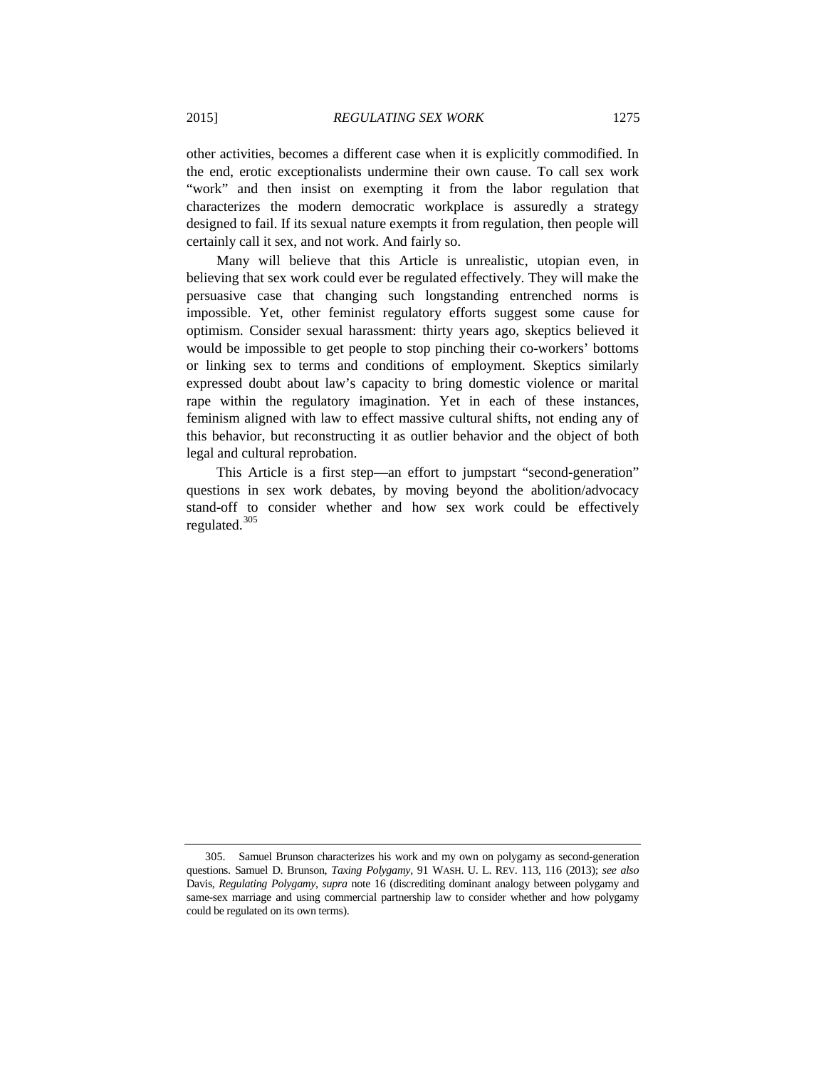other activities, becomes a different case when it is explicitly commodified. In the end, erotic exceptionalists undermine their own cause. To call sex work "work" and then insist on exempting it from the labor regulation that characterizes the modern democratic workplace is assuredly a strategy designed to fail. If its sexual nature exempts it from regulation, then people will certainly call it sex, and not work. And fairly so.

Many will believe that this Article is unrealistic, utopian even, in believing that sex work could ever be regulated effectively. They will make the persuasive case that changing such longstanding entrenched norms is impossible. Yet, other feminist regulatory efforts suggest some cause for optimism. Consider sexual harassment: thirty years ago, skeptics believed it would be impossible to get people to stop pinching their co-workers' bottoms or linking sex to terms and conditions of employment. Skeptics similarly expressed doubt about law's capacity to bring domestic violence or marital rape within the regulatory imagination. Yet in each of these instances, feminism aligned with law to effect massive cultural shifts, not ending any of this behavior, but reconstructing it as outlier behavior and the object of both legal and cultural reprobation.

This Article is a first step—an effort to jumpstart "second-generation" questions in sex work debates, by moving beyond the abolition/advocacy stand-off to consider whether and how sex work could be effectively regulated.[305]

---

305. Samuel Brunson characterizes his work and my own on polygamy as second-generation questions. Samuel D. Brunson, *Taxing Polygamy*, 91 WASH. U. L. REV. 113, 116 (2013); *see also* Davis, *Regulating Polygamy*, *supra* note 16 (discrediting dominant analogy between polygamy and same-sex marriage and using commercial partnership law to consider whether and how polygamy could be regulated on its own terms).